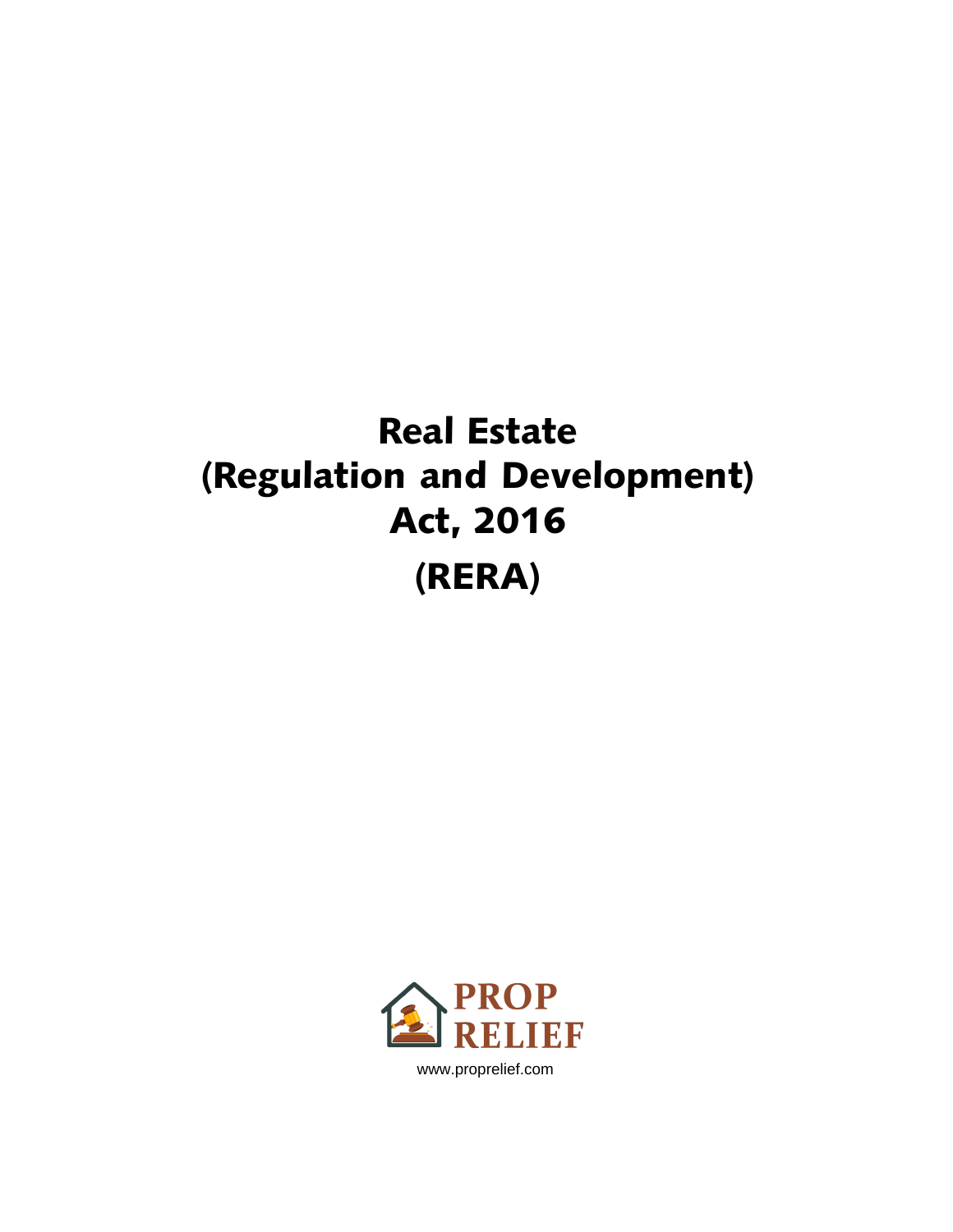# Real Estate (Regulation and Development) Act, 2016

# (RERA)

PROP RELIEF

www.proprelief.com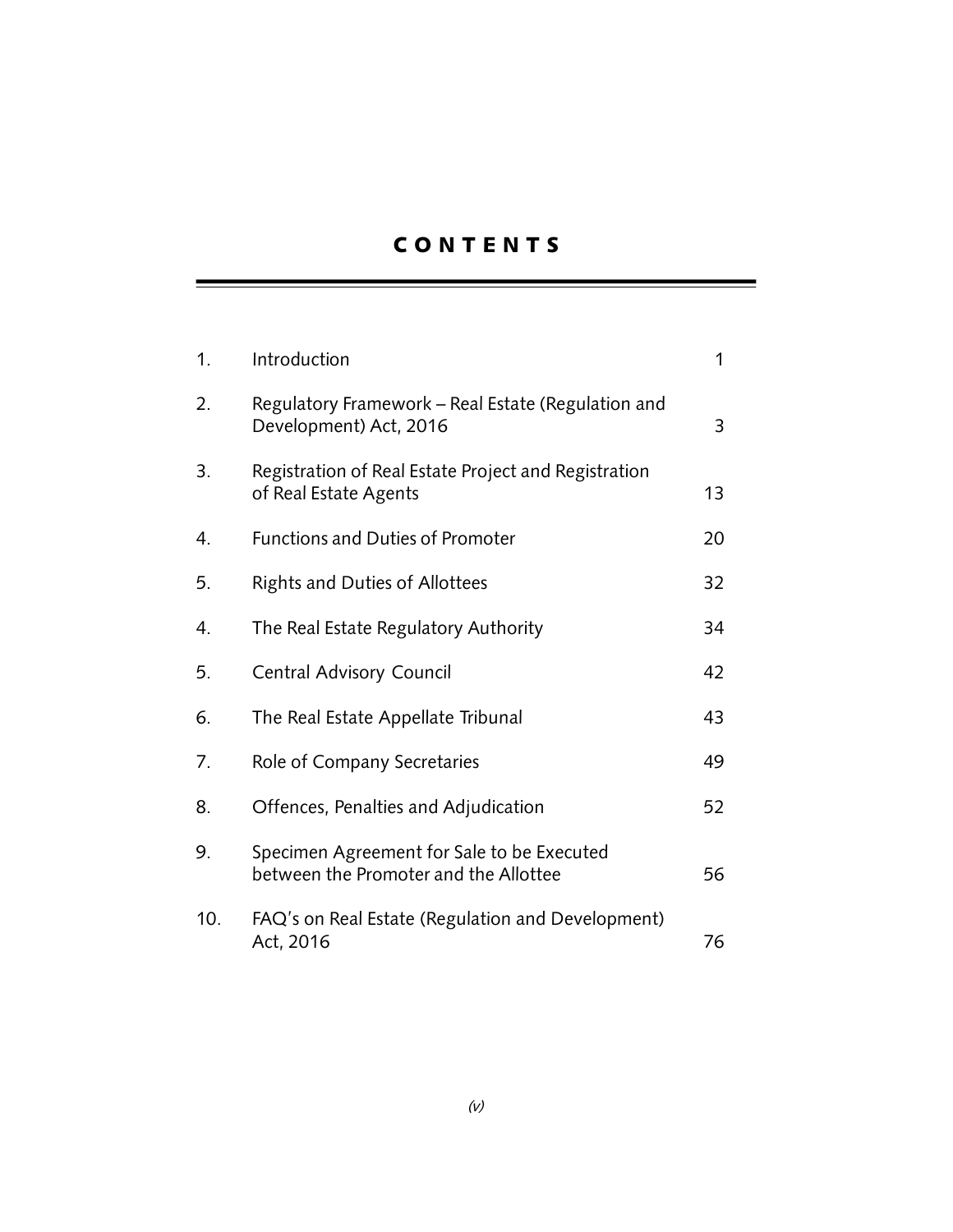# CONTENTS

| | | |
|---|---|---|
| 1. | Introduction | 1 |
| 2. | Regulatory Framework – Real Estate (Regulation and Development) Act, 2016 | 3 |
| 3. | Registration of Real Estate Project and Registration of Real Estate Agents | 13 |
| 4. | Functions and Duties of Promoter | 20 |
| 5. | Rights and Duties of Allottees | 32 |
| 4. | The Real Estate Regulatory Authority | 34 |
| 5. | Central Advisory Council | 42 |
| 6. | The Real Estate Appellate Tribunal | 43 |
| 7. | Role of Company Secretaries | 49 |
| 8. | Offences, Penalties and Adjudication | 52 |
| 9. | Specimen Agreement for Sale to be Executed between the Promoter and the Allottee | 56 |
| 10. | FAQ's on Real Estate (Regulation and Development) Act, 2016 | 76 |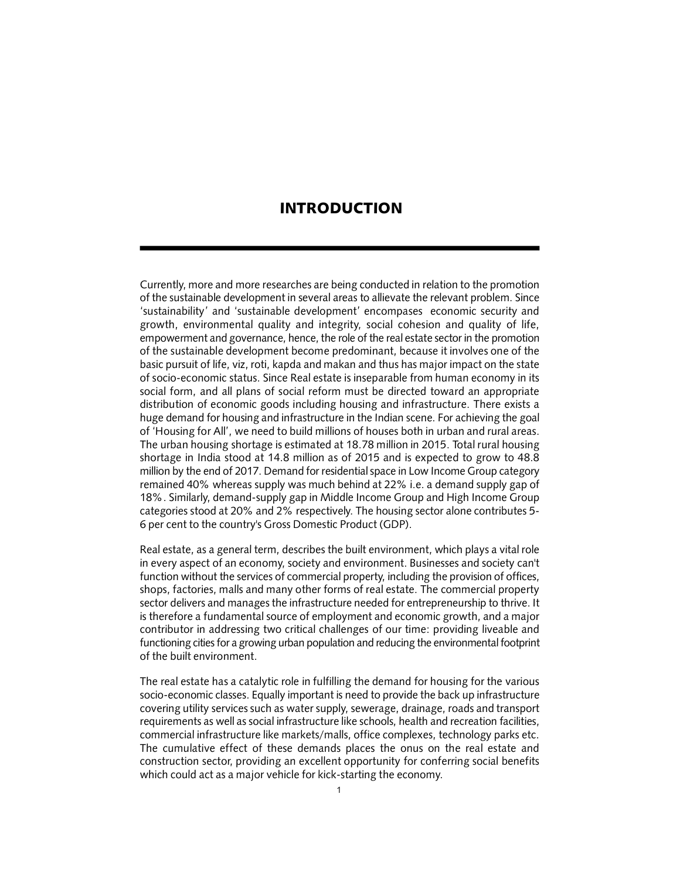# INTRODUCTION

Currently, more and more researches are being conducted in relation to the promotion of the sustainable development in several areas to allievate the relevant problem. Since 'sustainability' and 'sustainable development' encompases economic security and growth, environmental quality and integrity, social cohesion and quality of life, empowerment and governance, hence, the role of the real estate sector in the promotion of the sustainable development become predominant, because it involves one of the basic pursuit of life, viz, roti, kapda and makan and thus has major impact on the state of socio-economic status. Since Real estate is inseparable from human economy in its social form, and all plans of social reform must be directed toward an appropriate distribution of economic goods including housing and infrastructure. There exists a huge demand for housing and infrastructure in the Indian scene. For achieving the goal of 'Housing for All', we need to build millions of houses both in urban and rural areas. The urban housing shortage is estimated at 18.78 million in 2015. Total rural housing shortage in India stood at 14.8 million as of 2015 and is expected to grow to 48.8 million by the end of 2017. Demand for residential space in Low Income Group category remained 40% whereas supply was much behind at 22% i.e. a demand supply gap of 18%. Similarly, demand-supply gap in Middle Income Group and High Income Group categories stood at 20% and 2% respectively. The housing sector alone contributes 5-6 per cent to the country's Gross Domestic Product (GDP).

Real estate, as a general term, describes the built environment, which plays a vital role in every aspect of an economy, society and environment. Businesses and society can't function without the services of commercial property, including the provision of offices, shops, factories, malls and many other forms of real estate. The commercial property sector delivers and manages the infrastructure needed for entrepreneurship to thrive. It is therefore a fundamental source of employment and economic growth, and a major contributor in addressing two critical challenges of our time: providing liveable and functioning cities for a growing urban population and reducing the environmental footprint of the built environment.

The real estate has a catalytic role in fulfilling the demand for housing for the various socio-economic classes. Equally important is need to provide the back up infrastructure covering utility services such as water supply, sewerage, drainage, roads and transport requirements as well as social infrastructure like schools, health and recreation facilities, commercial infrastructure like markets/malls, office complexes, technology parks etc. The cumulative effect of these demands places the onus on the real estate and construction sector, providing an excellent opportunity for conferring social benefits which could act as a major vehicle for kick-starting the economy.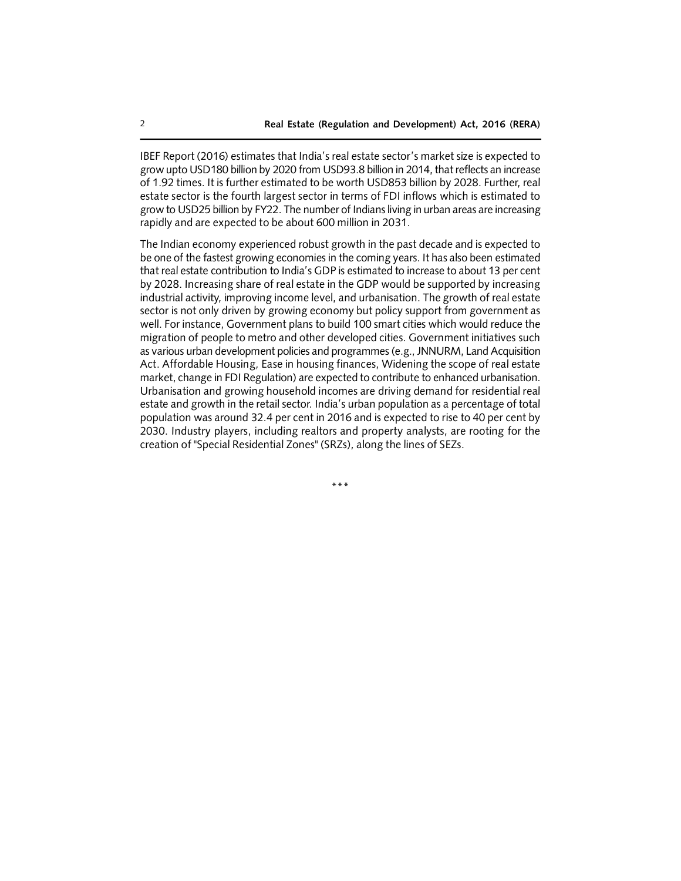IBEF Report (2016) estimates that India's real estate sector's market size is expected to grow upto USD180 billion by 2020 from USD93.8 billion in 2014, that reflects an increase of 1.92 times. It is further estimated to be worth USD853 billion by 2028. Further, real estate sector is the fourth largest sector in terms of FDI inflows which is estimated to grow to USD25 billion by FY22. The number of Indians living in urban areas are increasing rapidly and are expected to be about 600 million in 2031.

The Indian economy experienced robust growth in the past decade and is expected to be one of the fastest growing economies in the coming years. It has also been estimated that real estate contribution to India's GDP is estimated to increase to about 13 per cent by 2028. Increasing share of real estate in the GDP would be supported by increasing industrial activity, improving income level, and urbanisation. The growth of real estate sector is not only driven by growing economy but policy support from government as well. For instance, Government plans to build 100 smart cities which would reduce the migration of people to metro and other developed cities. Government initiatives such as various urban development policies and programmes (e.g., JNNURM, Land Acquisition Act. Affordable Housing, Ease in housing finances, Widening the scope of real estate market, change in FDI Regulation) are expected to contribute to enhanced urbanisation. Urbanisation and growing household incomes are driving demand for residential real estate and growth in the retail sector. India's urban population as a percentage of total population was around 32.4 per cent in 2016 and is expected to rise to 40 per cent by 2030. Industry players, including realtors and property analysts, are rooting for the creation of "Special Residential Zones" (SRZs), along the lines of SEZs.

\*\*\*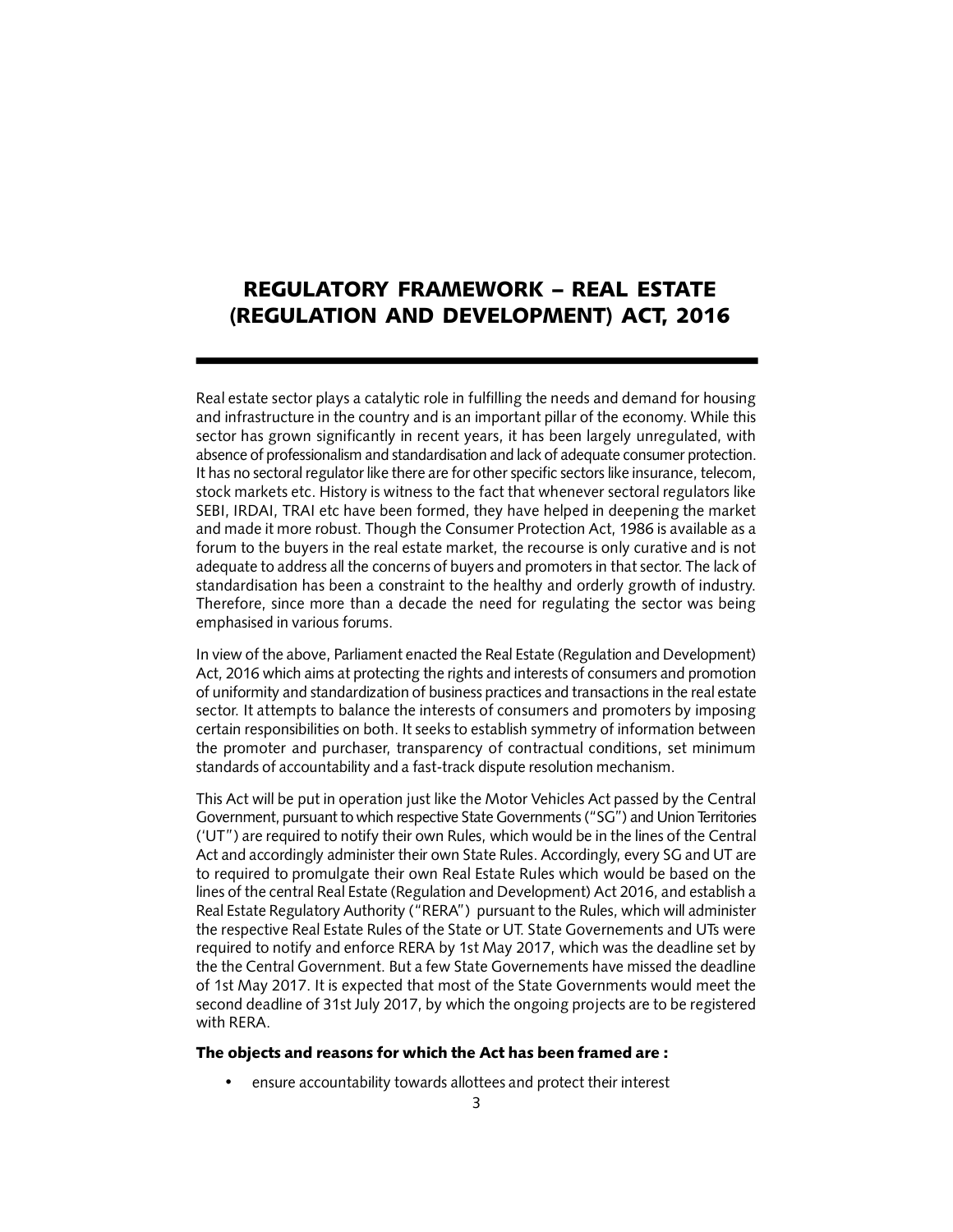# REGULATORY FRAMEWORK – REAL ESTATE (REGULATION AND DEVELOPMENT) ACT, 2016

Real estate sector plays a catalytic role in fulfilling the needs and demand for housing and infrastructure in the country and is an important pillar of the economy. While this sector has grown significantly in recent years, it has been largely unregulated, with absence of professionalism and standardisation and lack of adequate consumer protection. It has no sectoral regulator like there are for other specific sectors like insurance, telecom, stock markets etc. History is witness to the fact that whenever sectoral regulators like SEBI, IRDAI, TRAI etc have been formed, they have helped in deepening the market and made it more robust. Though the Consumer Protection Act, 1986 is available as a forum to the buyers in the real estate market, the recourse is only curative and is not adequate to address all the concerns of buyers and promoters in that sector. The lack of standardisation has been a constraint to the healthy and orderly growth of industry. Therefore, since more than a decade the need for regulating the sector was being emphasised in various forums.

In view of the above, Parliament enacted the Real Estate (Regulation and Development) Act, 2016 which aims at protecting the rights and interests of consumers and promotion of uniformity and standardization of business practices and transactions in the real estate sector. It attempts to balance the interests of consumers and promoters by imposing certain responsibilities on both. It seeks to establish symmetry of information between the promoter and purchaser, transparency of contractual conditions, set minimum standards of accountability and a fast-track dispute resolution mechanism.

This Act will be put in operation just like the Motor Vehicles Act passed by the Central Government, pursuant to which respective State Governments ("SG") and Union Territories ('UT") are required to notify their own Rules, which would be in the lines of the Central Act and accordingly administer their own State Rules. Accordingly, every SG and UT are to required to promulgate their own Real Estate Rules which would be based on the lines of the central Real Estate (Regulation and Development) Act 2016, and establish a Real Estate Regulatory Authority ("RERA") pursuant to the Rules, which will administer the respective Real Estate Rules of the State or UT. State Governements and UTs were required to notify and enforce RERA by 1st May 2017, which was the deadline set by the the Central Government. But a few State Governements have missed the deadline of 1st May 2017. It is expected that most of the State Governments would meet the second deadline of 31st July 2017, by which the ongoing projects are to be registered with RERA.

**The objects and reasons for which the Act has been framed are :**

- ensure accountability towards allottees and protect their interest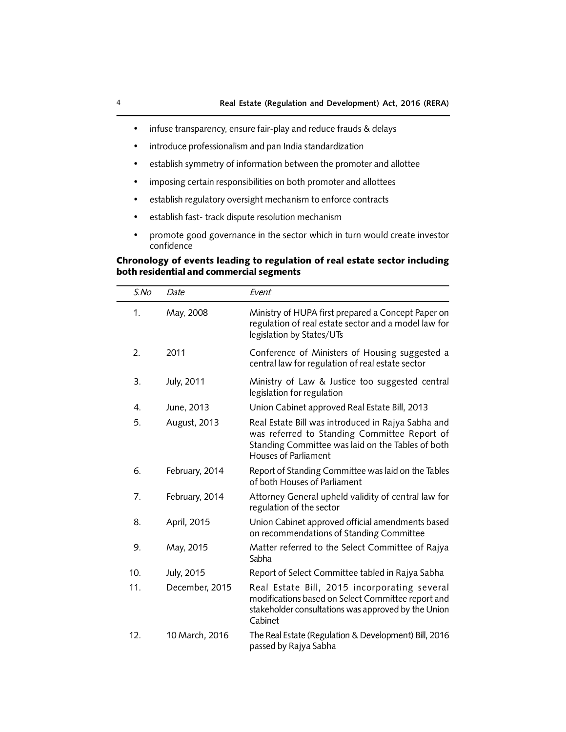- infuse transparency, ensure fair-play and reduce frauds & delays
- introduce professionalism and pan India standardization
- establish symmetry of information between the promoter and allottee
- imposing certain responsibilities on both promoter and allottees
- establish regulatory oversight mechanism to enforce contracts
- establish fast- track dispute resolution mechanism
- promote good governance in the sector which in turn would create investor confidence

**Chronology of events leading to regulation of real estate sector including both residential and commercial segments**

| *S.No* | *Date* | *Event* |
|---|---|---|
| 1. | May, 2008 | Ministry of HUPA first prepared a Concept Paper on regulation of real estate sector and a model law for legislation by States/UTs |
| 2. | 2011 | Conference of Ministers of Housing suggested a central law for regulation of real estate sector |
| 3. | July, 2011 | Ministry of Law & Justice too suggested central legislation for regulation |
| 4. | June, 2013 | Union Cabinet approved Real Estate Bill, 2013 |
| 5. | August, 2013 | Real Estate Bill was introduced in Rajya Sabha and was referred to Standing Committee Report of Standing Committee was laid on the Tables of both Houses of Parliament |
| 6. | February, 2014 | Report of Standing Committee was laid on the Tables of both Houses of Parliament |
| 7. | February, 2014 | Attorney General upheld validity of central law for regulation of the sector |
| 8. | April, 2015 | Union Cabinet approved official amendments based on recommendations of Standing Committee |
| 9. | May, 2015 | Matter referred to the Select Committee of Rajya Sabha |
| 10. | July, 2015 | Report of Select Committee tabled in Rajya Sabha |
| 11. | December, 2015 | Real Estate Bill, 2015 incorporating several modifications based on Select Committee report and stakeholder consultations was approved by the Union Cabinet |
| 12. | 10 March, 2016 | The Real Estate (Regulation & Development) Bill, 2016 passed by Rajya Sabha |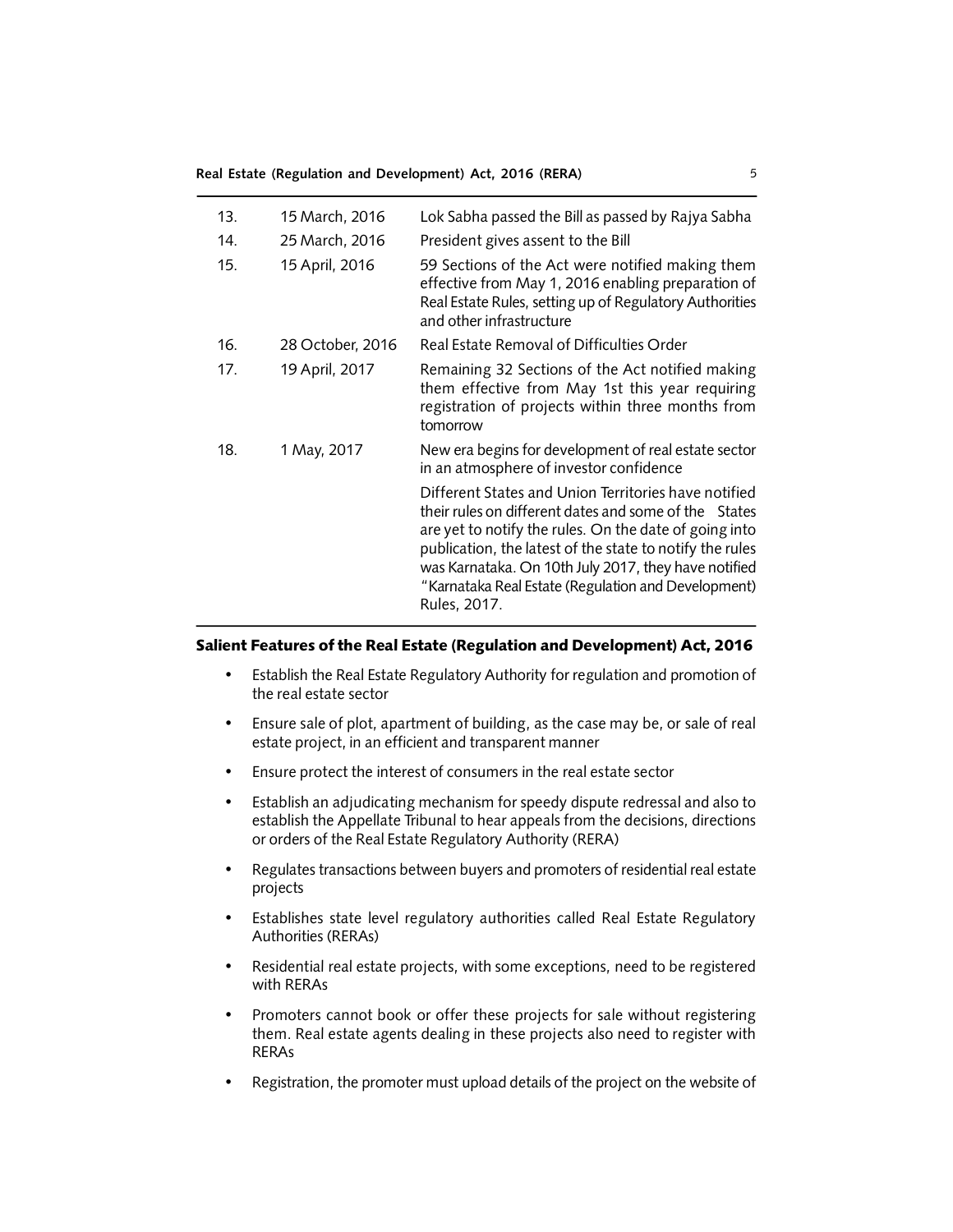| | | |
|---|---|---|
| 13. | 15 March, 2016 | Lok Sabha passed the Bill as passed by Rajya Sabha |
| 14. | 25 March, 2016 | President gives assent to the Bill |
| 15. | 15 April, 2016 | 59 Sections of the Act were notified making them effective from May 1, 2016 enabling preparation of Real Estate Rules, setting up of Regulatory Authorities and other infrastructure |
| 16. | 28 October, 2016 | Real Estate Removal of Difficulties Order |
| 17. | 19 April, 2017 | Remaining 32 Sections of the Act notified making them effective from May 1st this year requiring registration of projects within three months from tomorrow |
| 18. | 1 May, 2017 | New era begins for development of real estate sector in an atmosphere of investor confidence |
| | | Different States and Union Territories have notified their rules on different dates and some of the States are yet to notify the rules. On the date of going into publication, the latest of the state to notify the rules was Karnataka. On 10th July 2017, they have notified "Karnataka Real Estate (Regulation and Development) Rules, 2017. |

## Salient Features of the Real Estate (Regulation and Development) Act, 2016

- Establish the Real Estate Regulatory Authority for regulation and promotion of the real estate sector
- Ensure sale of plot, apartment of building, as the case may be, or sale of real estate project, in an efficient and transparent manner
- Ensure protect the interest of consumers in the real estate sector
- Establish an adjudicating mechanism for speedy dispute redressal and also to establish the Appellate Tribunal to hear appeals from the decisions, directions or orders of the Real Estate Regulatory Authority (RERA)
- Regulates transactions between buyers and promoters of residential real estate projects
- Establishes state level regulatory authorities called Real Estate Regulatory Authorities (RERAs)
- Residential real estate projects, with some exceptions, need to be registered with RERAs
- Promoters cannot book or offer these projects for sale without registering them. Real estate agents dealing in these projects also need to register with RERAs
- Registration, the promoter must upload details of the project on the website of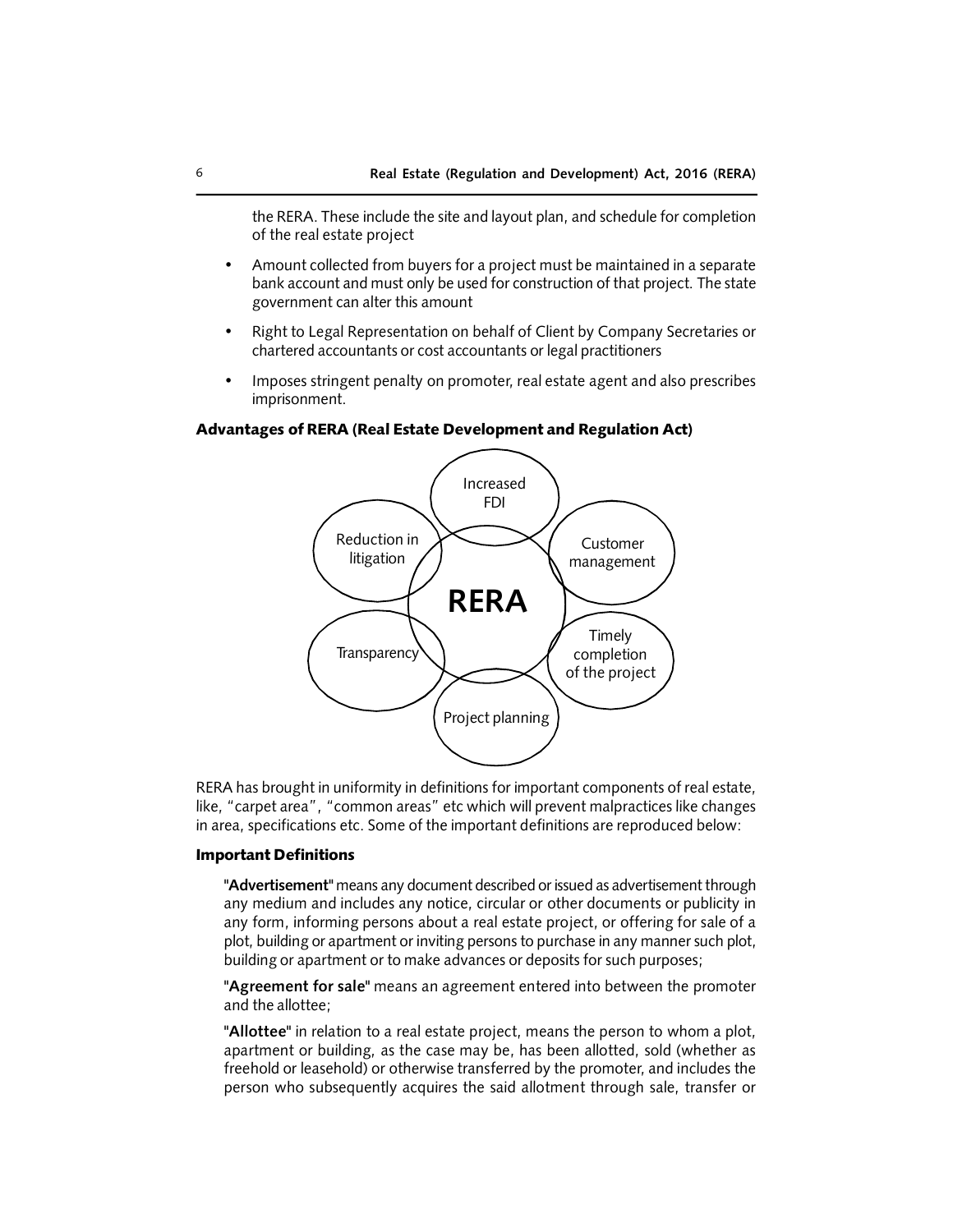the RERA. These include the site and layout plan, and schedule for completion of the real estate project

- Amount collected from buyers for a project must be maintained in a separate bank account and must only be used for construction of that project. The state government can alter this amount
- Right to Legal Representation on behalf of Client by Company Secretaries or chartered accountants or cost accountants or legal practitioners
- Imposes stringent penalty on promoter, real estate agent and also prescribes imprisonment.

**Advantages of RERA (Real Estate Development and Regulation Act)**

RERA

- Increased FDI
- Customer management
- Timely completion of the project
- Project planning
- Transparency
- Reduction in litigation

RERA has brought in uniformity in definitions for important components of real estate, like, "carpet area", "common areas" etc which will prevent malpractices like changes in area, specifications etc. Some of the important definitions are reproduced below:

**Important Definitions**

"**Advertisement**" means any document described or issued as advertisement through any medium and includes any notice, circular or other documents or publicity in any form, informing persons about a real estate project, or offering for sale of a plot, building or apartment or inviting persons to purchase in any manner such plot, building or apartment or to make advances or deposits for such purposes;

"**Agreement for sale**" means an agreement entered into between the promoter and the allottee;

"**Allottee**" in relation to a real estate project, means the person to whom a plot, apartment or building, as the case may be, has been allotted, sold (whether as freehold or leasehold) or otherwise transferred by the promoter, and includes the person who subsequently acquires the said allotment through sale, transfer or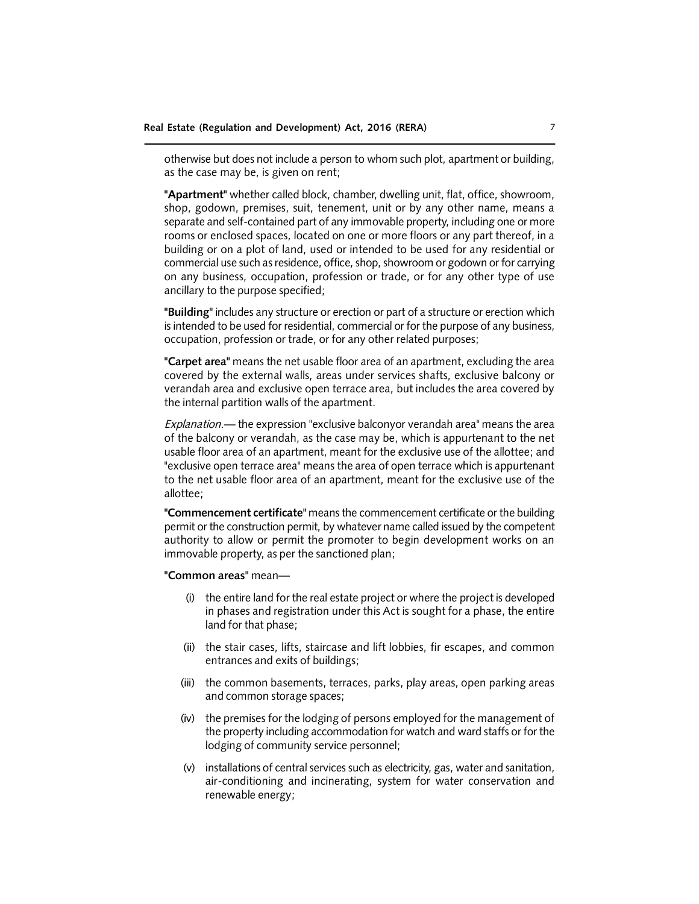otherwise but does not include a person to whom such plot, apartment or building, as the case may be, is given on rent;

"**Apartment**" whether called block, chamber, dwelling unit, flat, office, showroom, shop, godown, premises, suit, tenement, unit or by any other name, means a separate and self-contained part of any immovable property, including one or more rooms or enclosed spaces, located on one or more floors or any part thereof, in a building or on a plot of land, used or intended to be used for any residential or commercial use such as residence, office, shop, showroom or godown or for carrying on any business, occupation, profession or trade, or for any other type of use ancillary to the purpose specified;

"**Building**" includes any structure or erection or part of a structure or erection which is intended to be used for residential, commercial or for the purpose of any business, occupation, profession or trade, or for any other related purposes;

"**Carpet area**" means the net usable floor area of an apartment, excluding the area covered by the external walls, areas under services shafts, exclusive balcony or verandah area and exclusive open terrace area, but includes the area covered by the internal partition walls of the apartment.

*Explanation.*— the expression "exclusive balconyor verandah area" means the area of the balcony or verandah, as the case may be, which is appurtenant to the net usable floor area of an apartment, meant for the exclusive use of the allottee; and "exclusive open terrace area" means the area of open terrace which is appurtenant to the net usable floor area of an apartment, meant for the exclusive use of the allottee;

"**Commencement certificate**" means the commencement certificate or the building permit or the construction permit, by whatever name called issued by the competent authority to allow or permit the promoter to begin development works on an immovable property, as per the sanctioned plan;

"**Common areas**" mean—

(i) the entire land for the real estate project or where the project is developed in phases and registration under this Act is sought for a phase, the entire land for that phase;

(ii) the stair cases, lifts, staircase and lift lobbies, fir escapes, and common entrances and exits of buildings;

(iii) the common basements, terraces, parks, play areas, open parking areas and common storage spaces;

(iv) the premises for the lodging of persons employed for the management of the property including accommodation for watch and ward staffs or for the lodging of community service personnel;

(v) installations of central services such as electricity, gas, water and sanitation, air-conditioning and incinerating, system for water conservation and renewable energy;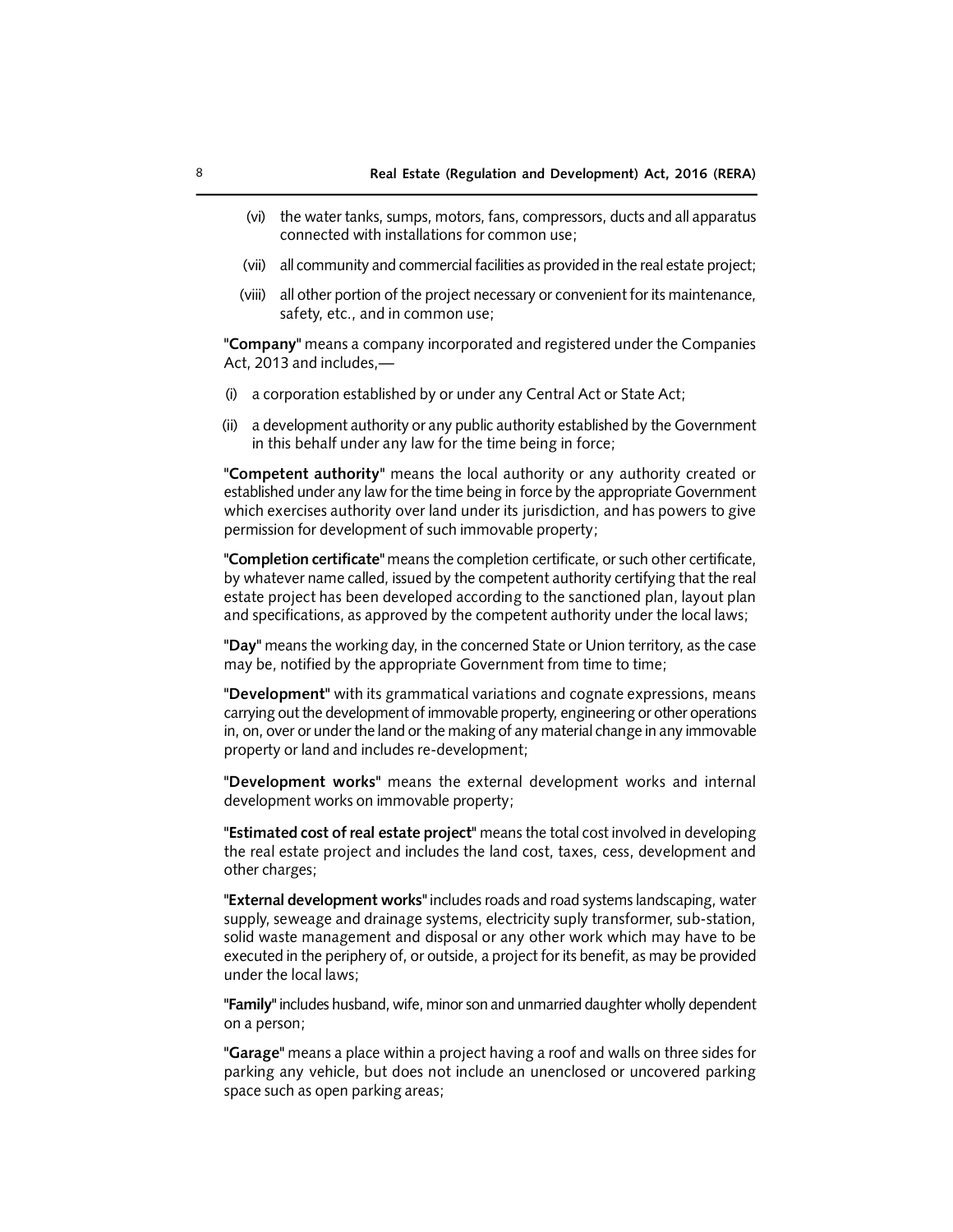(vi) the water tanks, sumps, motors, fans, compressors, ducts and all apparatus connected with installations for common use;

(vii) all community and commercial facilities as provided in the real estate project;

(viii) all other portion of the project necessary or convenient for its maintenance, safety, etc., and in common use;

"**Company**" means a company incorporated and registered under the Companies Act, 2013 and includes,—

(i) a corporation established by or under any Central Act or State Act;

(ii) a development authority or any public authority established by the Government in this behalf under any law for the time being in force;

"**Competent authority**" means the local authority or any authority created or established under any law for the time being in force by the appropriate Government which exercises authority over land under its jurisdiction, and has powers to give permission for development of such immovable property;

"**Completion certificate**" means the completion certificate, or such other certificate, by whatever name called, issued by the competent authority certifying that the real estate project has been developed according to the sanctioned plan, layout plan and specifications, as approved by the competent authority under the local laws;

"**Day**" means the working day, in the concerned State or Union territory, as the case may be, notified by the appropriate Government from time to time;

"**Development**" with its grammatical variations and cognate expressions, means carrying out the development of immovable property, engineering or other operations in, on, over or under the land or the making of any material change in any immovable property or land and includes re-development;

"**Development works**" means the external development works and internal development works on immovable property;

"**Estimated cost of real estate project**" means the total cost involved in developing the real estate project and includes the land cost, taxes, cess, development and other charges;

"**External development works**" includes roads and road systems landscaping, water supply, seweage and drainage systems, electricity suply transformer, sub-station, solid waste management and disposal or any other work which may have to be executed in the periphery of, or outside, a project for its benefit, as may be provided under the local laws;

"**Family**" includes husband, wife, minor son and unmarried daughter wholly dependent on a person;

"**Garage**" means a place within a project having a roof and walls on three sides for parking any vehicle, but does not include an unenclosed or uncovered parking space such as open parking areas;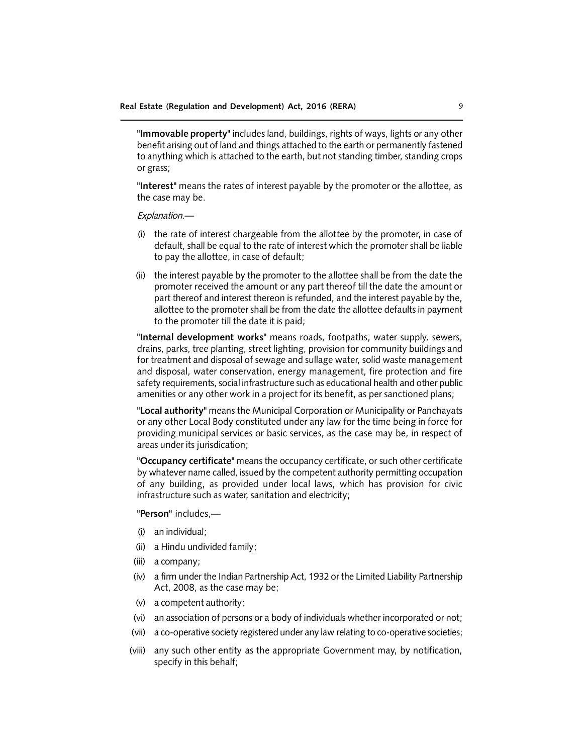"**Immovable property**" includes land, buildings, rights of ways, lights or any other benefit arising out of land and things attached to the earth or permanently fastened to anything which is attached to the earth, but not standing timber, standing crops or grass;

"**Interest**" means the rates of interest payable by the promoter or the allottee, as the case may be.

*Explanation.*—

(i) the rate of interest chargeable from the allottee by the promoter, in case of default, shall be equal to the rate of interest which the promoter shall be liable to pay the allottee, in case of default;

(ii) the interest payable by the promoter to the allottee shall be from the date the promoter received the amount or any part thereof till the date the amount or part thereof and interest thereon is refunded, and the interest payable by the, allottee to the promoter shall be from the date the allottee defaults in payment to the promoter till the date it is paid;

"**Internal development works**" means roads, footpaths, water supply, sewers, drains, parks, tree planting, street lighting, provision for community buildings and for treatment and disposal of sewage and sullage water, solid waste management and disposal, water conservation, energy management, fire protection and fire safety requirements, social infrastructure such as educational health and other public amenities or any other work in a project for its benefit, as per sanctioned plans;

"**Local authority**" means the Municipal Corporation or Municipality or Panchayats or any other Local Body constituted under any law for the time being in force for providing municipal services or basic services, as the case may be, in respect of areas under its jurisdication;

"**Occupancy certificate**" means the occupancy certificate, or such other certificate by whatever name called, issued by the competent authority permitting occupation of any building, as provided under local laws, which has provision for civic infrastructure such as water, sanitation and electricity;

"**Person**" includes,—

(i) an individual;

(ii) a Hindu undivided family;

(iii) a company;

(iv) a firm under the Indian Partnership Act, 1932 or the Limited Liability Partnership Act, 2008, as the case may be;

(v) a competent authority;

(vi) an association of persons or a body of individuals whether incorporated or not;

(vii) a co-operative society registered under any law relating to co-operative societies;

(viii) any such other entity as the appropriate Government may, by notification, specify in this behalf;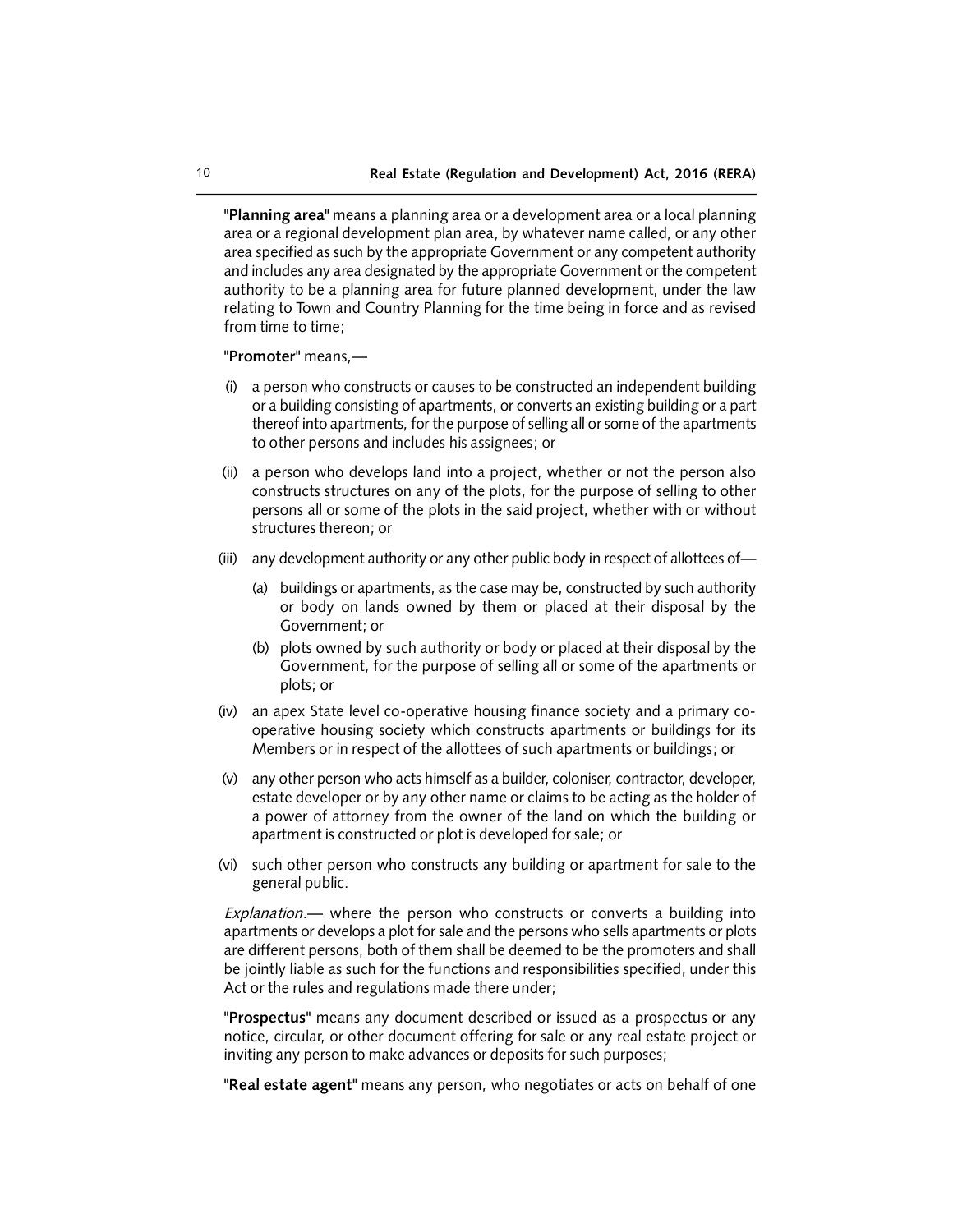"**Planning area**" means a planning area or a development area or a local planning area or a regional development plan area, by whatever name called, or any other area specified as such by the appropriate Government or any competent authority and includes any area designated by the appropriate Government or the competent authority to be a planning area for future planned development, under the law relating to Town and Country Planning for the time being in force and as revised from time to time;

"**Promoter**" means,—

(i) a person who constructs or causes to be constructed an independent building or a building consisting of apartments, or converts an existing building or a part thereof into apartments, for the purpose of selling all or some of the apartments to other persons and includes his assignees; or

(ii) a person who develops land into a project, whether or not the person also constructs structures on any of the plots, for the purpose of selling to other persons all or some of the plots in the said project, whether with or without structures thereon; or

(iii) any development authority or any other public body in respect of allottees of—

  (a) buildings or apartments, as the case may be, constructed by such authority or body on lands owned by them or placed at their disposal by the Government; or

  (b) plots owned by such authority or body or placed at their disposal by the Government, for the purpose of selling all or some of the apartments or plots; or

(iv) an apex State level co-operative housing finance society and a primary co-operative housing society which constructs apartments or buildings for its Members or in respect of the allottees of such apartments or buildings; or

(v) any other person who acts himself as a builder, coloniser, contractor, developer, estate developer or by any other name or claims to be acting as the holder of a power of attorney from the owner of the land on which the building or apartment is constructed or plot is developed for sale; or

(vi) such other person who constructs any building or apartment for sale to the general public.

*Explanation*.— where the person who constructs or converts a building into apartments or develops a plot for sale and the persons who sells apartments or plots are different persons, both of them shall be deemed to be the promoters and shall be jointly liable as such for the functions and responsibilities specified, under this Act or the rules and regulations made there under;

"**Prospectus**" means any document described or issued as a prospectus or any notice, circular, or other document offering for sale or any real estate project or inviting any person to make advances or deposits for such purposes;

"**Real estate agent**" means any person, who negotiates or acts on behalf of one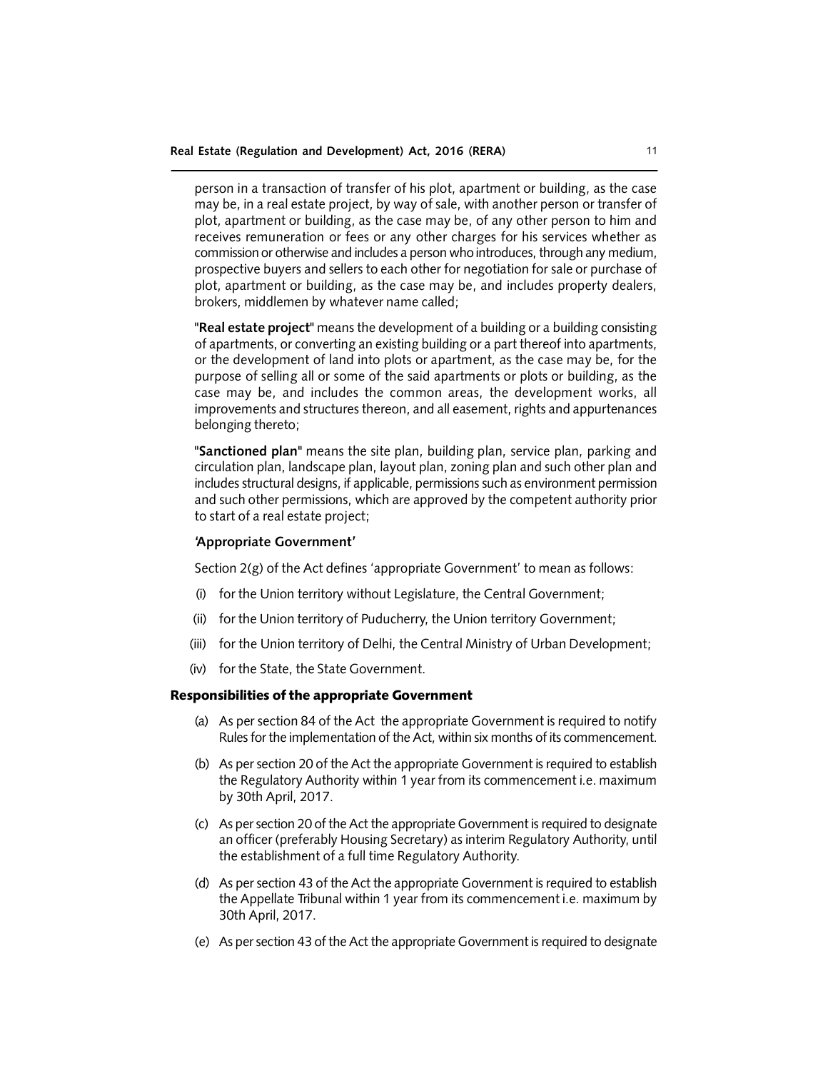person in a transaction of transfer of his plot, apartment or building, as the case may be, in a real estate project, by way of sale, with another person or transfer of plot, apartment or building, as the case may be, of any other person to him and receives remuneration or fees or any other charges for his services whether as commission or otherwise and includes a person who introduces, through any medium, prospective buyers and sellers to each other for negotiation for sale or purchase of plot, apartment or building, as the case may be, and includes property dealers, brokers, middlemen by whatever name called;

"**Real estate project**" means the development of a building or a building consisting of apartments, or converting an existing building or a part thereof into apartments, or the development of land into plots or apartment, as the case may be, for the purpose of selling all or some of the said apartments or plots or building, as the case may be, and includes the common areas, the development works, all improvements and structures thereon, and all easement, rights and appurtenances belonging thereto;

"**Sanctioned plan**" means the site plan, building plan, service plan, parking and circulation plan, landscape plan, layout plan, zoning plan and such other plan and includes structural designs, if applicable, permissions such as environment permission and such other permissions, which are approved by the competent authority prior to start of a real estate project;

**'Appropriate Government'**

Section 2(g) of the Act defines 'appropriate Government' to mean as follows:

(i) for the Union territory without Legislature, the Central Government;

(ii) for the Union territory of Puducherry, the Union territory Government;

(iii) for the Union territory of Delhi, the Central Ministry of Urban Development;

(iv) for the State, the State Government.

## Responsibilities of the appropriate Government

(a) As per section 84 of the Act the appropriate Government is required to notify Rules for the implementation of the Act, within six months of its commencement.

(b) As per section 20 of the Act the appropriate Government is required to establish the Regulatory Authority within 1 year from its commencement i.e. maximum by 30th April, 2017.

(c) As per section 20 of the Act the appropriate Government is required to designate an officer (preferably Housing Secretary) as interim Regulatory Authority, until the establishment of a full time Regulatory Authority.

(d) As per section 43 of the Act the appropriate Government is required to establish the Appellate Tribunal within 1 year from its commencement i.e. maximum by 30th April, 2017.

(e) As per section 43 of the Act the appropriate Government is required to designate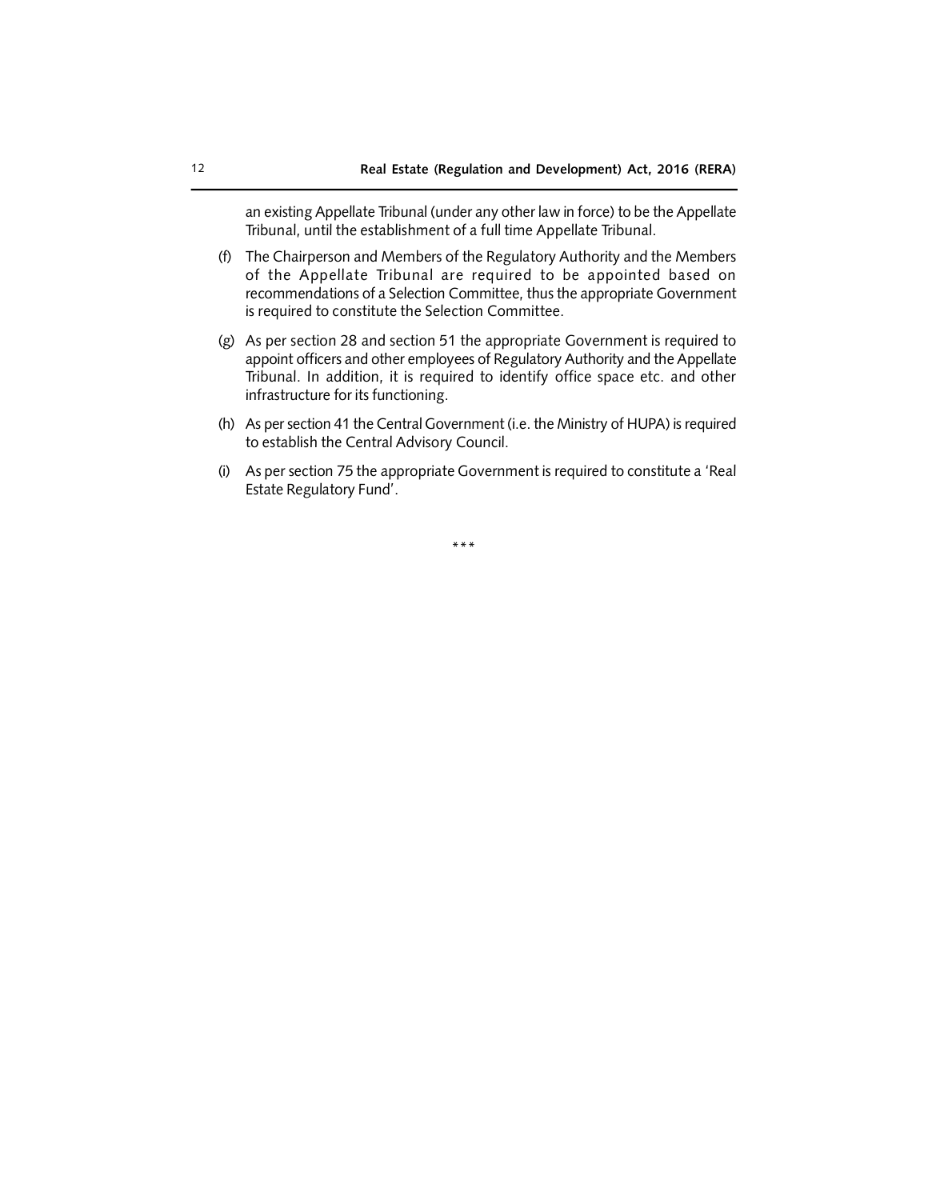an existing Appellate Tribunal (under any other law in force) to be the Appellate Tribunal, until the establishment of a full time Appellate Tribunal.

(f) The Chairperson and Members of the Regulatory Authority and the Members of the Appellate Tribunal are required to be appointed based on recommendations of a Selection Committee, thus the appropriate Government is required to constitute the Selection Committee.

(g) As per section 28 and section 51 the appropriate Government is required to appoint officers and other employees of Regulatory Authority and the Appellate Tribunal. In addition, it is required to identify office space etc. and other infrastructure for its functioning.

(h) As per section 41 the Central Government (i.e. the Ministry of HUPA) is required to establish the Central Advisory Council.

(i) As per section 75 the appropriate Government is required to constitute a 'Real Estate Regulatory Fund'.

***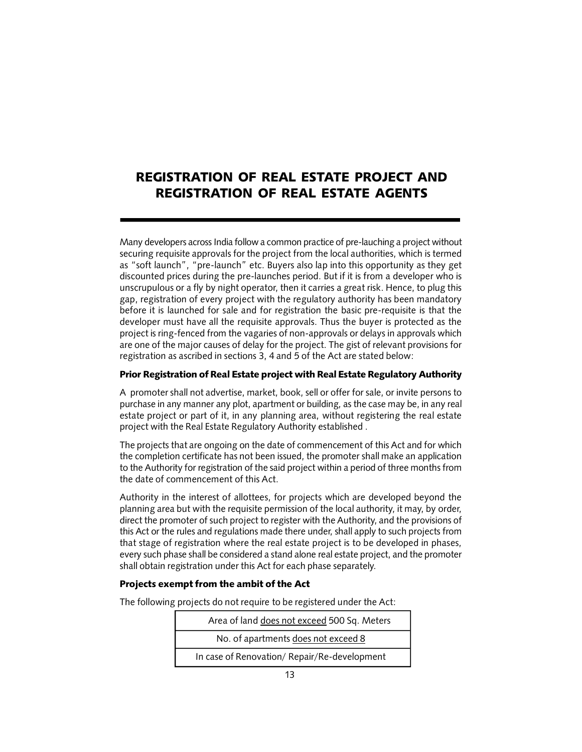# REGISTRATION OF REAL ESTATE PROJECT AND REGISTRATION OF REAL ESTATE AGENTS

Many developers across India follow a common practice of pre-lauching a project without securing requisite approvals for the project from the local authorities, which is termed as "soft launch", "pre-launch" etc. Buyers also lap into this opportunity as they get discounted prices during the pre-launches period. But if it is from a developer who is unscrupulous or a fly by night operator, then it carries a great risk. Hence, to plug this gap, registration of every project with the regulatory authority has been mandatory before it is launched for sale and for registration the basic pre-requisite is that the developer must have all the requisite approvals. Thus the buyer is protected as the project is ring-fenced from the vagaries of non-approvals or delays in approvals which are one of the major causes of delay for the project. The gist of relevant provisions for registration as ascribed in sections 3, 4 and 5 of the Act are stated below:

**Prior Registration of Real Estate project with Real Estate Regulatory Authority**

A promoter shall not advertise, market, book, sell or offer for sale, or invite persons to purchase in any manner any plot, apartment or building, as the case may be, in any real estate project or part of it, in any planning area, without registering the real estate project with the Real Estate Regulatory Authority established .

The projects that are ongoing on the date of commencement of this Act and for which the completion certificate has not been issued, the promoter shall make an application to the Authority for registration of the said project within a period of three months from the date of commencement of this Act.

Authority in the interest of allottees, for projects which are developed beyond the planning area but with the requisite permission of the local authority, it may, by order, direct the promoter of such project to register with the Authority, and the provisions of this Act or the rules and regulations made there under, shall apply to such projects from that stage of registration where the real estate project is to be developed in phases, every such phase shall be considered a stand alone real estate project, and the promoter shall obtain registration under this Act for each phase separately.

**Projects exempt from the ambit of the Act**

The following projects do not require to be registered under the Act:

| Area of land <u>does not exceed</u> 500 Sq. Meters |
|---|
| No. of apartments <u>does not exceed 8</u> |
| In case of Renovation/ Repair/Re-development |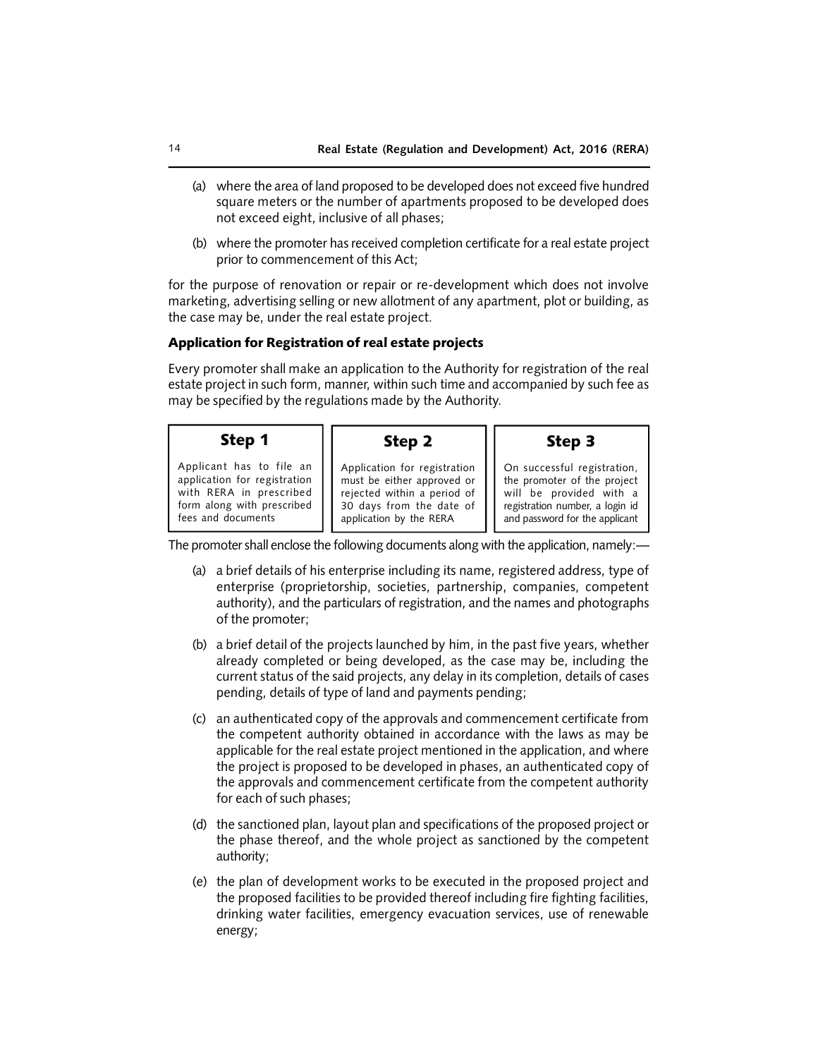(a) where the area of land proposed to be developed does not exceed five hundred square meters or the number of apartments proposed to be developed does not exceed eight, inclusive of all phases;

(b) where the promoter has received completion certificate for a real estate project prior to commencement of this Act;

for the purpose of renovation or repair or re-development which does not involve marketing, advertising selling or new allotment of any apartment, plot or building, as the case may be, under the real estate project.

**Application for Registration of real estate projects**

Every promoter shall make an application to the Authority for registration of the real estate project in such form, manner, within such time and accompanied by such fee as may be specified by the regulations made by the Authority.

| Step 1 | Step 2 | Step 3 |
|---|---|---|
| Applicant has to file an application for registration with RERA in prescribed form along with prescribed fees and documents | Application for registration must be either approved or rejected within a period of 30 days from the date of application by the RERA | On successful registration, the promoter of the project will be provided with a registration number, a login id and password for the applicant |

The promoter shall enclose the following documents along with the application, namely:—

(a) a brief details of his enterprise including its name, registered address, type of enterprise (proprietorship, societies, partnership, companies, competent authority), and the particulars of registration, and the names and photographs of the promoter;

(b) a brief detail of the projects launched by him, in the past five years, whether already completed or being developed, as the case may be, including the current status of the said projects, any delay in its completion, details of cases pending, details of type of land and payments pending;

(c) an authenticated copy of the approvals and commencement certificate from the competent authority obtained in accordance with the laws as may be applicable for the real estate project mentioned in the application, and where the project is proposed to be developed in phases, an authenticated copy of the approvals and commencement certificate from the competent authority for each of such phases;

(d) the sanctioned plan, layout plan and specifications of the proposed project or the phase thereof, and the whole project as sanctioned by the competent authority;

(e) the plan of development works to be executed in the proposed project and the proposed facilities to be provided thereof including fire fighting facilities, drinking water facilities, emergency evacuation services, use of renewable energy;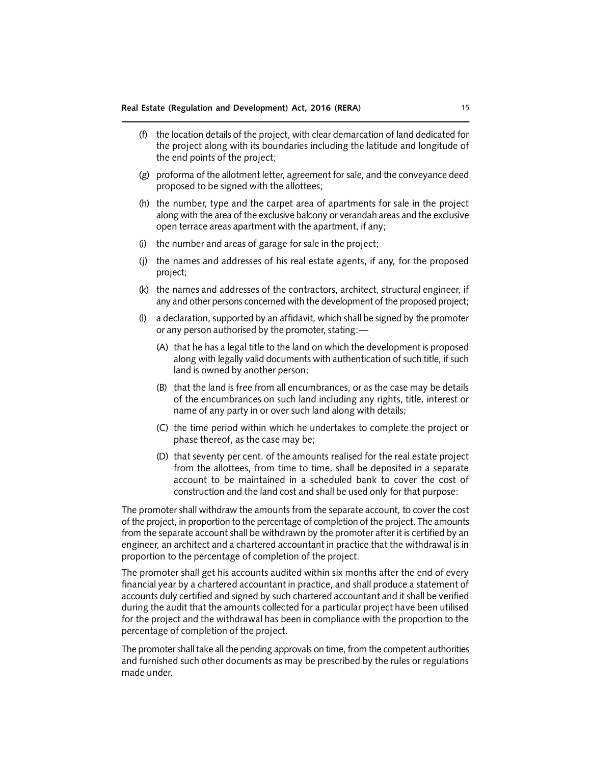(f) the location details of the project, with clear demarcation of land dedicated for the project along with its boundaries including the latitude and longitude of the end points of the project;

(g) proforma of the allotment letter, agreement for sale, and the conveyance deed proposed to be signed with the allottees;

(h) the number, type and the carpet area of apartments for sale in the project along with the area of the exclusive balcony or verandah areas and the exclusive open terrace areas apartment with the apartment, if any;

(i) the number and areas of garage for sale in the project;

(j) the names and addresses of his real estate agents, if any, for the proposed project;

(k) the names and addresses of the contractors, architect, structural engineer, if any and other persons concerned with the development of the proposed project;

(l) a declaration, supported by an affidavit, which shall be signed by the promoter or any person authorised by the promoter, stating:—

(A) that he has a legal title to the land on which the development is proposed along with legally valid documents with authentication of such title, if such land is owned by another person;

(B) that the land is free from all encumbrances, or as the case may be details of the encumbrances on such land including any rights, title, interest or name of any party in or over such land along with details;

(C) the time period within which he undertakes to complete the project or phase thereof, as the case may be;

(D) that seventy per cent. of the amounts realised for the real estate project from the allottees, from time to time, shall be deposited in a separate account to be maintained in a scheduled bank to cover the cost of construction and the land cost and shall be used only for that purpose:

The promoter shall withdraw the amounts from the separate account, to cover the cost of the project, in proportion to the percentage of completion of the project. The amounts from the separate account shall be withdrawn by the promoter after it is certified by an engineer, an architect and a chartered accountant in practice that the withdrawal is in proportion to the percentage of completion of the project.

The promoter shall get his accounts audited within six months after the end of every financial year by a chartered accountant in practice, and shall produce a statement of accounts duly certified and signed by such chartered accountant and it shall be verified during the audit that the amounts collected for a particular project have been utilised for the project and the withdrawal has been in compliance with the proportion to the percentage of completion of the project.

The promoter shall take all the pending approvals on time, from the competent authorities and furnished such other documents as may be prescribed by the rules or regulations made under.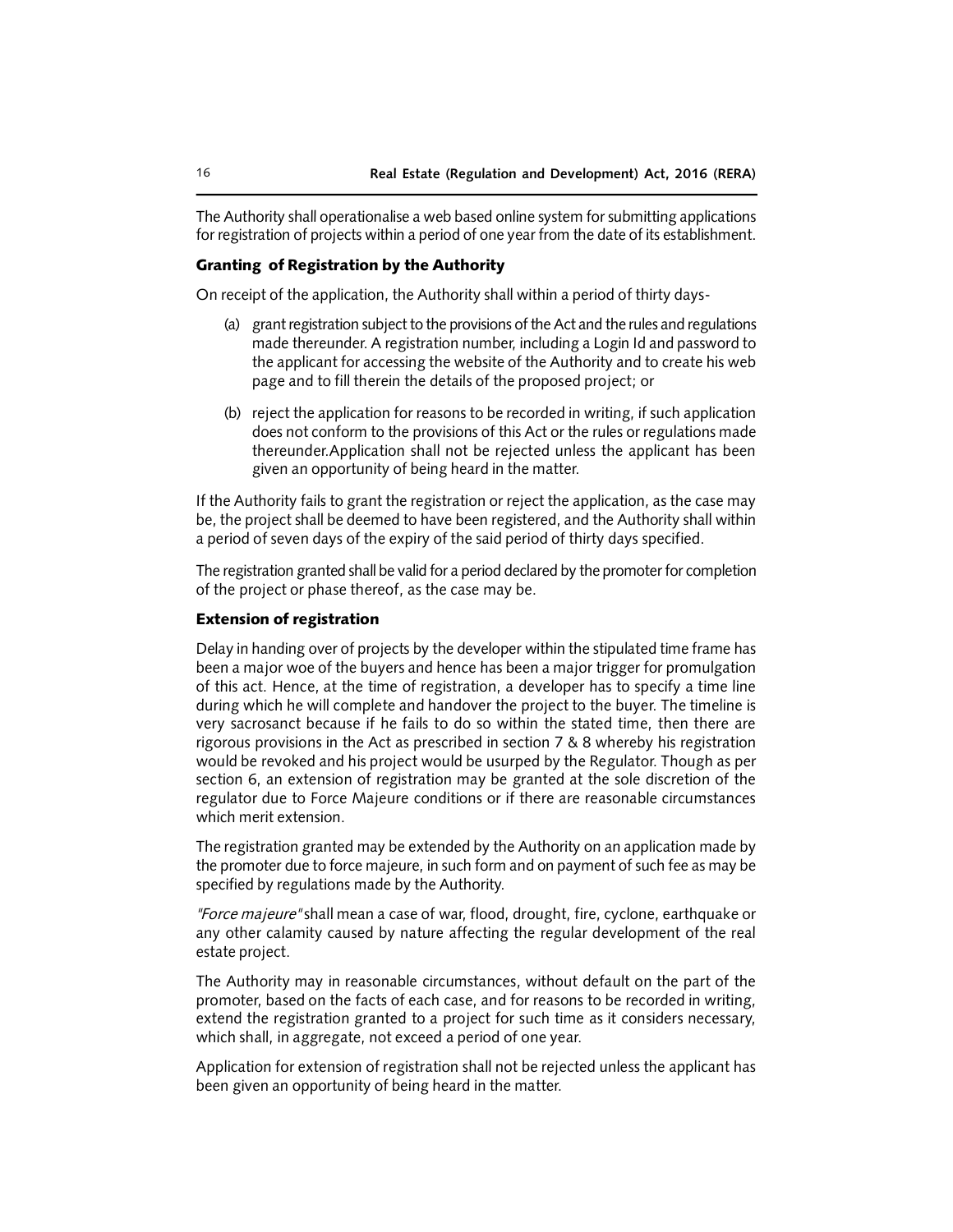The Authority shall operationalise a web based online system for submitting applications for registration of projects within a period of one year from the date of its establishment.

### Granting of Registration by the Authority

On receipt of the application, the Authority shall within a period of thirty days-

(a) grant registration subject to the provisions of the Act and the rules and regulations made thereunder. A registration number, including a Login Id and password to the applicant for accessing the website of the Authority and to create his web page and to fill therein the details of the proposed project; or

(b) reject the application for reasons to be recorded in writing, if such application does not conform to the provisions of this Act or the rules or regulations made thereunder.Application shall not be rejected unless the applicant has been given an opportunity of being heard in the matter.

If the Authority fails to grant the registration or reject the application, as the case may be, the project shall be deemed to have been registered, and the Authority shall within a period of seven days of the expiry of the said period of thirty days specified.

The registration granted shall be valid for a period declared by the promoter for completion of the project or phase thereof, as the case may be.

### Extension of registration

Delay in handing over of projects by the developer within the stipulated time frame has been a major woe of the buyers and hence has been a major trigger for promulgation of this act. Hence, at the time of registration, a developer has to specify a time line during which he will complete and handover the project to the buyer. The timeline is very sacrosanct because if he fails to do so within the stated time, then there are rigorous provisions in the Act as prescribed in section 7 & 8 whereby his registration would be revoked and his project would be usurped by the Regulator. Though as per section 6, an extension of registration may be granted at the sole discretion of the regulator due to Force Majeure conditions or if there are reasonable circumstances which merit extension.

The registration granted may be extended by the Authority on an application made by the promoter due to force majeure, in such form and on payment of such fee as may be specified by regulations made by the Authority.

*"Force majeure"* shall mean a case of war, flood, drought, fire, cyclone, earthquake or any other calamity caused by nature affecting the regular development of the real estate project.

The Authority may in reasonable circumstances, without default on the part of the promoter, based on the facts of each case, and for reasons to be recorded in writing, extend the registration granted to a project for such time as it considers necessary, which shall, in aggregate, not exceed a period of one year.

Application for extension of registration shall not be rejected unless the applicant has been given an opportunity of being heard in the matter.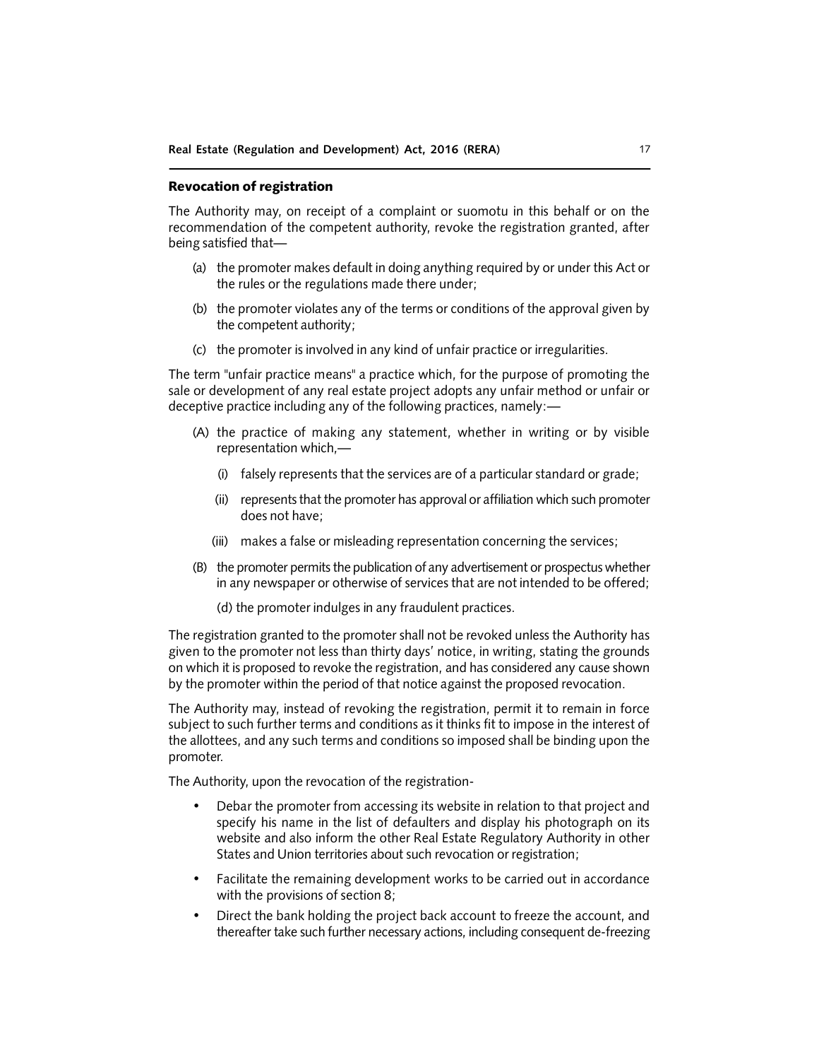### Revocation of registration

The Authority may, on receipt of a complaint or suomotu in this behalf or on the recommendation of the competent authority, revoke the registration granted, after being satisfied that—

(a) the promoter makes default in doing anything required by or under this Act or the rules or the regulations made there under;

(b) the promoter violates any of the terms or conditions of the approval given by the competent authority;

(c) the promoter is involved in any kind of unfair practice or irregularities.

The term "unfair practice means" a practice which, for the purpose of promoting the sale or development of any real estate project adopts any unfair method or unfair or deceptive practice including any of the following practices, namely:—

(A) the practice of making any statement, whether in writing or by visible representation which,—

  (i) falsely represents that the services are of a particular standard or grade;

  (ii) represents that the promoter has approval or affiliation which such promoter does not have;

  (iii) makes a false or misleading representation concerning the services;

(B) the promoter permits the publication of any advertisement or prospectus whether in any newspaper or otherwise of services that are not intended to be offered;

  (d) the promoter indulges in any fraudulent practices.

The registration granted to the promoter shall not be revoked unless the Authority has given to the promoter not less than thirty days' notice, in writing, stating the grounds on which it is proposed to revoke the registration, and has considered any cause shown by the promoter within the period of that notice against the proposed revocation.

The Authority may, instead of revoking the registration, permit it to remain in force subject to such further terms and conditions as it thinks fit to impose in the interest of the allottees, and any such terms and conditions so imposed shall be binding upon the promoter.

The Authority, upon the revocation of the registration-

- Debar the promoter from accessing its website in relation to that project and specify his name in the list of defaulters and display his photograph on its website and also inform the other Real Estate Regulatory Authority in other States and Union territories about such revocation or registration;
- Facilitate the remaining development works to be carried out in accordance with the provisions of section 8;
- Direct the bank holding the project back account to freeze the account, and thereafter take such further necessary actions, including consequent de-freezing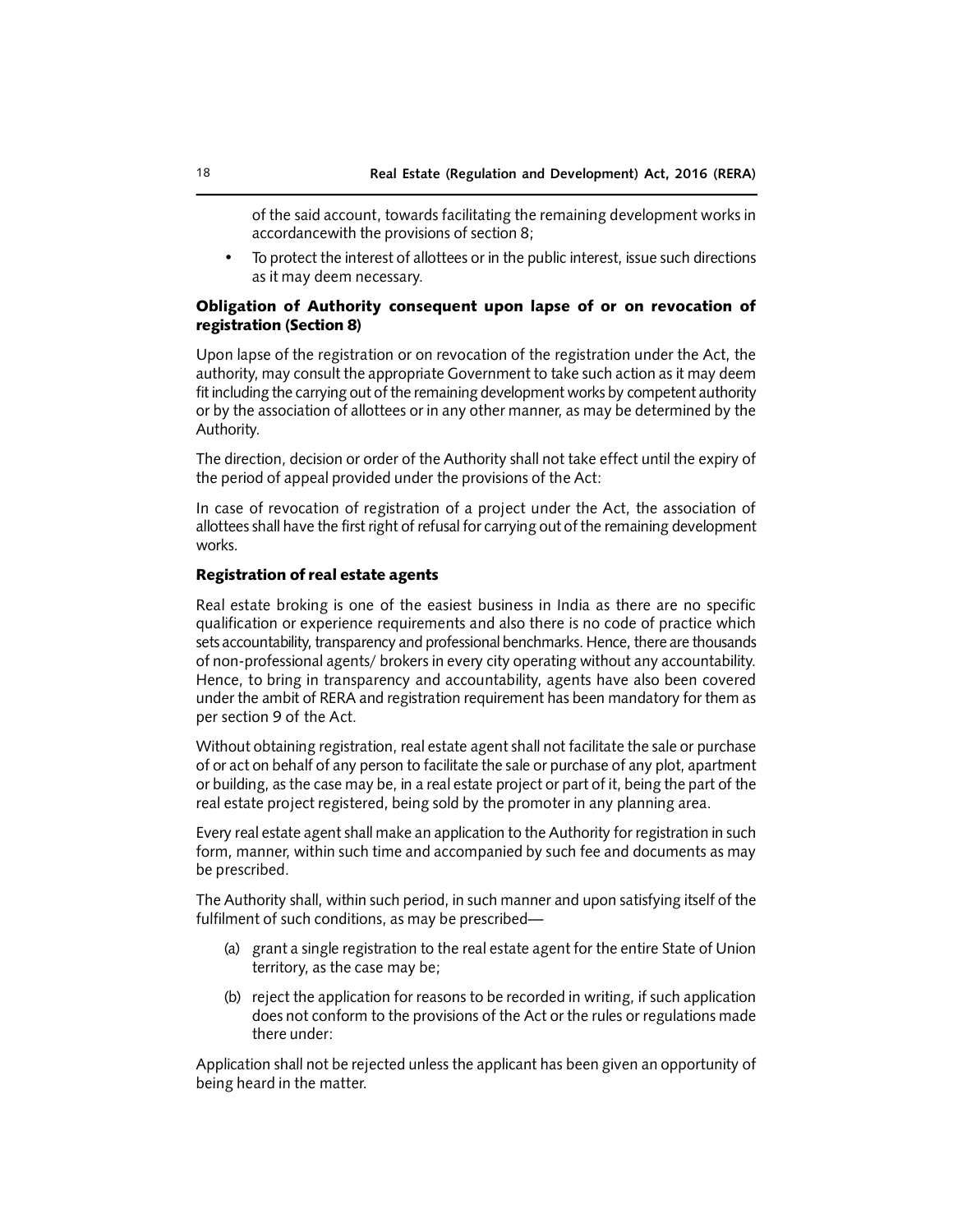of the said account, towards facilitating the remaining development works in accordancewith the provisions of section 8;

- To protect the interest of allottees or in the public interest, issue such directions as it may deem necessary.

**Obligation of Authority consequent upon lapse of or on revocation of registration (Section 8)**

Upon lapse of the registration or on revocation of the registration under the Act, the authority, may consult the appropriate Government to take such action as it may deem fit including the carrying out of the remaining development works by competent authority or by the association of allottees or in any other manner, as may be determined by the Authority.

The direction, decision or order of the Authority shall not take effect until the expiry of the period of appeal provided under the provisions of the Act:

In case of revocation of registration of a project under the Act, the association of allottees shall have the first right of refusal for carrying out of the remaining development works.

**Registration of real estate agents**

Real estate broking is one of the easiest business in India as there are no specific qualification or experience requirements and also there is no code of practice which sets accountability, transparency and professional benchmarks. Hence, there are thousands of non-professional agents/ brokers in every city operating without any accountability. Hence, to bring in transparency and accountability, agents have also been covered under the ambit of RERA and registration requirement has been mandatory for them as per section 9 of the Act.

Without obtaining registration, real estate agent shall not facilitate the sale or purchase of or act on behalf of any person to facilitate the sale or purchase of any plot, apartment or building, as the case may be, in a real estate project or part of it, being the part of the real estate project registered, being sold by the promoter in any planning area.

Every real estate agent shall make an application to the Authority for registration in such form, manner, within such time and accompanied by such fee and documents as may be prescribed.

The Authority shall, within such period, in such manner and upon satisfying itself of the fulfilment of such conditions, as may be prescribed—

(a) grant a single registration to the real estate agent for the entire State of Union territory, as the case may be;

(b) reject the application for reasons to be recorded in writing, if such application does not conform to the provisions of the Act or the rules or regulations made there under:

Application shall not be rejected unless the applicant has been given an opportunity of being heard in the matter.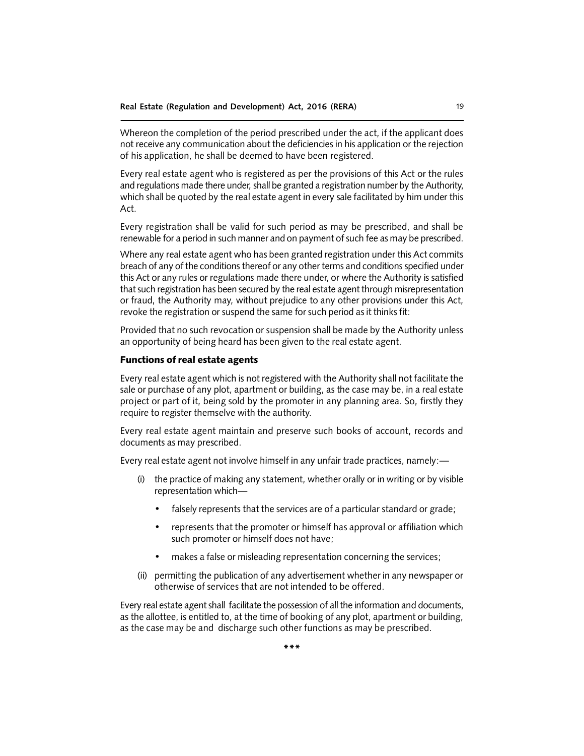Whereon the completion of the period prescribed under the act, if the applicant does not receive any communication about the deficiencies in his application or the rejection of his application, he shall be deemed to have been registered.

Every real estate agent who is registered as per the provisions of this Act or the rules and regulations made there under, shall be granted a registration number by the Authority, which shall be quoted by the real estate agent in every sale facilitated by him under this Act.

Every registration shall be valid for such period as may be prescribed, and shall be renewable for a period in such manner and on payment of such fee as may be prescribed.

Where any real estate agent who has been granted registration under this Act commits breach of any of the conditions thereof or any other terms and conditions specified under this Act or any rules or regulations made there under, or where the Authority is satisfied that such registration has been secured by the real estate agent through misrepresentation or fraud, the Authority may, without prejudice to any other provisions under this Act, revoke the registration or suspend the same for such period as it thinks fit:

Provided that no such revocation or suspension shall be made by the Authority unless an opportunity of being heard has been given to the real estate agent.

### Functions of real estate agents

Every real estate agent which is not registered with the Authority shall not facilitate the sale or purchase of any plot, apartment or building, as the case may be, in a real estate project or part of it, being sold by the promoter in any planning area. So, firstly they require to register themselve with the authority.

Every real estate agent maintain and preserve such books of account, records and documents as may prescribed.

Every real estate agent not involve himself in any unfair trade practices, namely:—

(i) the practice of making any statement, whether orally or in writing or by visible representation which—

- falsely represents that the services are of a particular standard or grade;
- represents that the promoter or himself has approval or affiliation which such promoter or himself does not have;
- makes a false or misleading representation concerning the services;

(ii) permitting the publication of any advertisement whether in any newspaper or otherwise of services that are not intended to be offered.

Every real estate agent shall facilitate the possession of all the information and documents, as the allottee, is entitled to, at the time of booking of any plot, apartment or building, as the case may be and discharge such other functions as may be prescribed.

***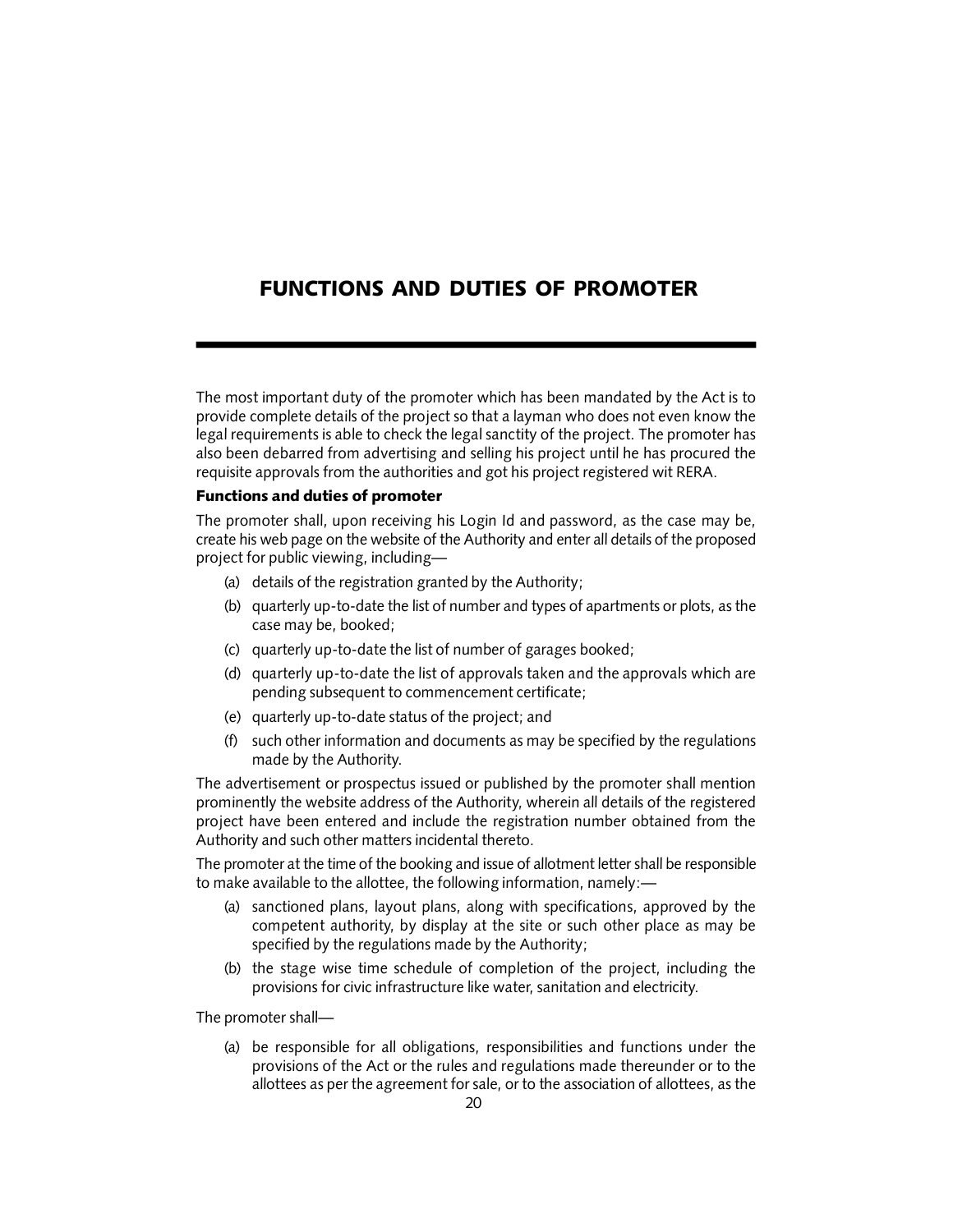# FUNCTIONS AND DUTIES OF PROMOTER

The most important duty of the promoter which has been mandated by the Act is to provide complete details of the project so that a layman who does not even know the legal requirements is able to check the legal sanctity of the project. The promoter has also been debarred from advertising and selling his project until he has procured the requisite approvals from the authorities and got his project registered wit RERA.

**Functions and duties of promoter**

The promoter shall, upon receiving his Login Id and password, as the case may be, create his web page on the website of the Authority and enter all details of the proposed project for public viewing, including—

(a) details of the registration granted by the Authority;

(b) quarterly up-to-date the list of number and types of apartments or plots, as the case may be, booked;

(c) quarterly up-to-date the list of number of garages booked;

(d) quarterly up-to-date the list of approvals taken and the approvals which are pending subsequent to commencement certificate;

(e) quarterly up-to-date status of the project; and

(f) such other information and documents as may be specified by the regulations made by the Authority.

The advertisement or prospectus issued or published by the promoter shall mention prominently the website address of the Authority, wherein all details of the registered project have been entered and include the registration number obtained from the Authority and such other matters incidental thereto.

The promoter at the time of the booking and issue of allotment letter shall be responsible to make available to the allottee, the following information, namely:—

(a) sanctioned plans, layout plans, along with specifications, approved by the competent authority, by display at the site or such other place as may be specified by the regulations made by the Authority;

(b) the stage wise time schedule of completion of the project, including the provisions for civic infrastructure like water, sanitation and electricity.

The promoter shall—

(a) be responsible for all obligations, responsibilities and functions under the provisions of the Act or the rules and regulations made thereunder or to the allottees as per the agreement for sale, or to the association of allottees, as the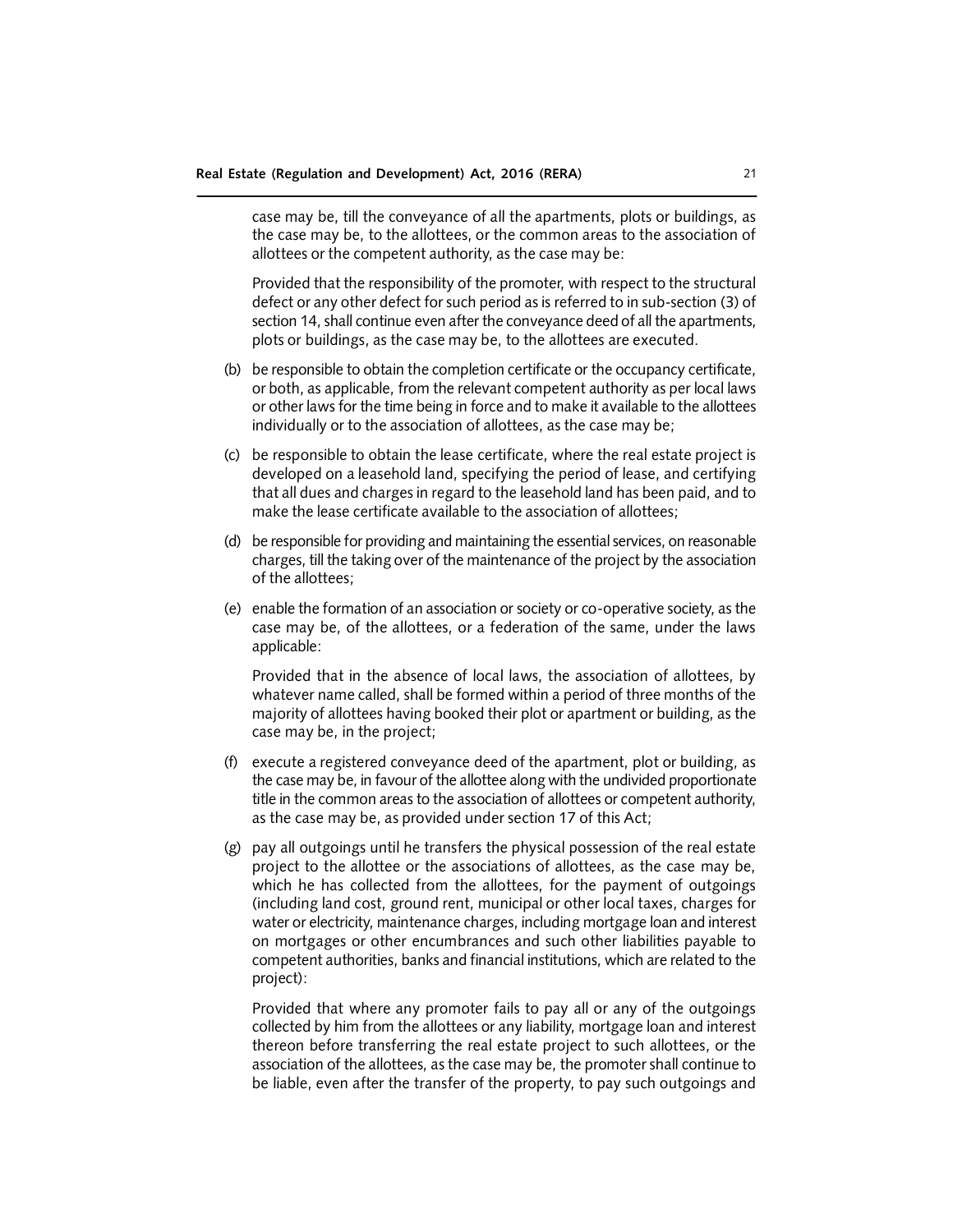case may be, till the conveyance of all the apartments, plots or buildings, as the case may be, to the allottees, or the common areas to the association of allottees or the competent authority, as the case may be:

Provided that the responsibility of the promoter, with respect to the structural defect or any other defect for such period as is referred to in sub-section (3) of section 14, shall continue even after the conveyance deed of all the apartments, plots or buildings, as the case may be, to the allottees are executed.

(b) be responsible to obtain the completion certificate or the occupancy certificate, or both, as applicable, from the relevant competent authority as per local laws or other laws for the time being in force and to make it available to the allottees individually or to the association of allottees, as the case may be;

(c) be responsible to obtain the lease certificate, where the real estate project is developed on a leasehold land, specifying the period of lease, and certifying that all dues and charges in regard to the leasehold land has been paid, and to make the lease certificate available to the association of allottees;

(d) be responsible for providing and maintaining the essential services, on reasonable charges, till the taking over of the maintenance of the project by the association of the allottees;

(e) enable the formation of an association or society or co-operative society, as the case may be, of the allottees, or a federation of the same, under the laws applicable:

Provided that in the absence of local laws, the association of allottees, by whatever name called, shall be formed within a period of three months of the majority of allottees having booked their plot or apartment or building, as the case may be, in the project;

(f) execute a registered conveyance deed of the apartment, plot or building, as the case may be, in favour of the allottee along with the undivided proportionate title in the common areas to the association of allottees or competent authority, as the case may be, as provided under section 17 of this Act;

(g) pay all outgoings until he transfers the physical possession of the real estate project to the allottee or the associations of allottees, as the case may be, which he has collected from the allottees, for the payment of outgoings (including land cost, ground rent, municipal or other local taxes, charges for water or electricity, maintenance charges, including mortgage loan and interest on mortgages or other encumbrances and such other liabilities payable to competent authorities, banks and financial institutions, which are related to the project):

Provided that where any promoter fails to pay all or any of the outgoings collected by him from the allottees or any liability, mortgage loan and interest thereon before transferring the real estate project to such allottees, or the association of the allottees, as the case may be, the promoter shall continue to be liable, even after the transfer of the property, to pay such outgoings and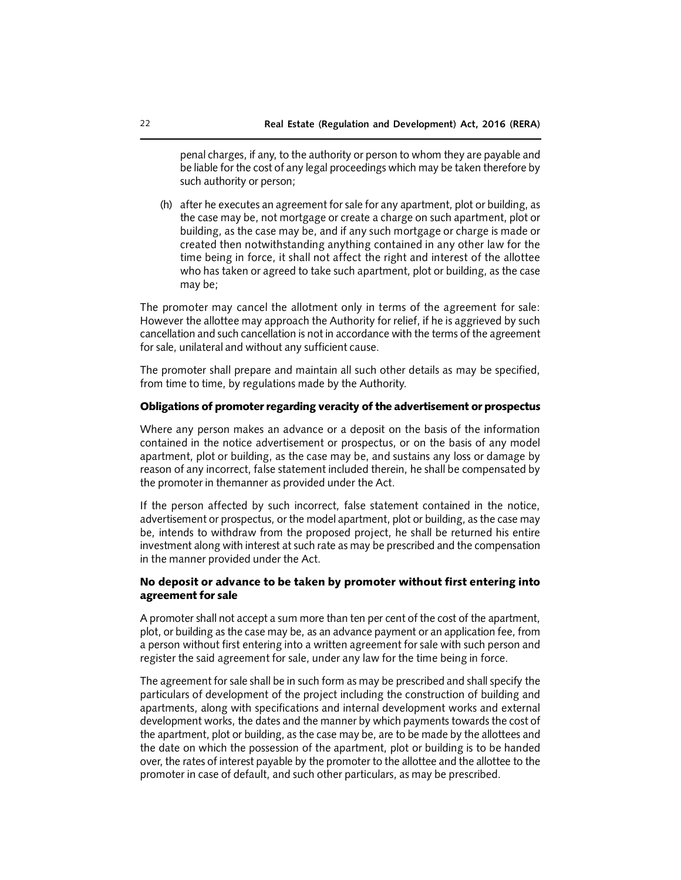penal charges, if any, to the authority or person to whom they are payable and be liable for the cost of any legal proceedings which may be taken therefore by such authority or person;

(h) after he executes an agreement for sale for any apartment, plot or building, as the case may be, not mortgage or create a charge on such apartment, plot or building, as the case may be, and if any such mortgage or charge is made or created then notwithstanding anything contained in any other law for the time being in force, it shall not affect the right and interest of the allottee who has taken or agreed to take such apartment, plot or building, as the case may be;

The promoter may cancel the allotment only in terms of the agreement for sale: However the allottee may approach the Authority for relief, if he is aggrieved by such cancellation and such cancellation is not in accordance with the terms of the agreement for sale, unilateral and without any sufficient cause.

The promoter shall prepare and maintain all such other details as may be specified, from time to time, by regulations made by the Authority.

**Obligations of promoter regarding veracity of the advertisement or prospectus**

Where any person makes an advance or a deposit on the basis of the information contained in the notice advertisement or prospectus, or on the basis of any model apartment, plot or building, as the case may be, and sustains any loss or damage by reason of any incorrect, false statement included therein, he shall be compensated by the promoter in themanner as provided under the Act.

If the person affected by such incorrect, false statement contained in the notice, advertisement or prospectus, or the model apartment, plot or building, as the case may be, intends to withdraw from the proposed project, he shall be returned his entire investment along with interest at such rate as may be prescribed and the compensation in the manner provided under the Act.

**No deposit or advance to be taken by promoter without first entering into agreement for sale**

A promoter shall not accept a sum more than ten per cent of the cost of the apartment, plot, or building as the case may be, as an advance payment or an application fee, from a person without first entering into a written agreement for sale with such person and register the said agreement for sale, under any law for the time being in force.

The agreement for sale shall be in such form as may be prescribed and shall specify the particulars of development of the project including the construction of building and apartments, along with specifications and internal development works and external development works, the dates and the manner by which payments towards the cost of the apartment, plot or building, as the case may be, are to be made by the allottees and the date on which the possession of the apartment, plot or building is to be handed over, the rates of interest payable by the promoter to the allottee and the allottee to the promoter in case of default, and such other particulars, as may be prescribed.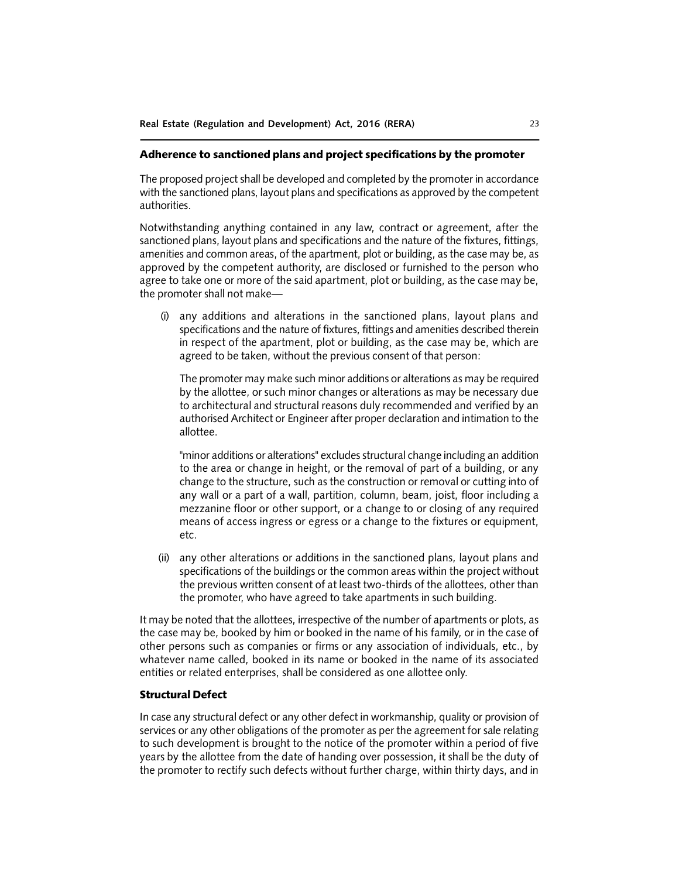## Adherence to sanctioned plans and project specifications by the promoter

The proposed project shall be developed and completed by the promoter in accordance with the sanctioned plans, layout plans and specifications as approved by the competent authorities.

Notwithstanding anything contained in any law, contract or agreement, after the sanctioned plans, layout plans and specifications and the nature of the fixtures, fittings, amenities and common areas, of the apartment, plot or building, as the case may be, as approved by the competent authority, are disclosed or furnished to the person who agree to take one or more of the said apartment, plot or building, as the case may be, the promoter shall not make—

(i) any additions and alterations in the sanctioned plans, layout plans and specifications and the nature of fixtures, fittings and amenities described therein in respect of the apartment, plot or building, as the case may be, which are agreed to be taken, without the previous consent of that person:

   The promoter may make such minor additions or alterations as may be required by the allottee, or such minor changes or alterations as may be necessary due to architectural and structural reasons duly recommended and verified by an authorised Architect or Engineer after proper declaration and intimation to the allottee.

   "minor additions or alterations" excludes structural change including an addition to the area or change in height, or the removal of part of a building, or any change to the structure, such as the construction or removal or cutting into of any wall or a part of a wall, partition, column, beam, joist, floor including a mezzanine floor or other support, or a change to or closing of any required means of access ingress or egress or a change to the fixtures or equipment, etc.

(ii) any other alterations or additions in the sanctioned plans, layout plans and specifications of the buildings or the common areas within the project without the previous written consent of at least two-thirds of the allottees, other than the promoter, who have agreed to take apartments in such building.

It may be noted that the allottees, irrespective of the number of apartments or plots, as the case may be, booked by him or booked in the name of his family, or in the case of other persons such as companies or firms or any association of individuals, etc., by whatever name called, booked in its name or booked in the name of its associated entities or related enterprises, shall be considered as one allottee only.

## Structural Defect

In case any structural defect or any other defect in workmanship, quality or provision of services or any other obligations of the promoter as per the agreement for sale relating to such development is brought to the notice of the promoter within a period of five years by the allottee from the date of handing over possession, it shall be the duty of the promoter to rectify such defects without further charge, within thirty days, and in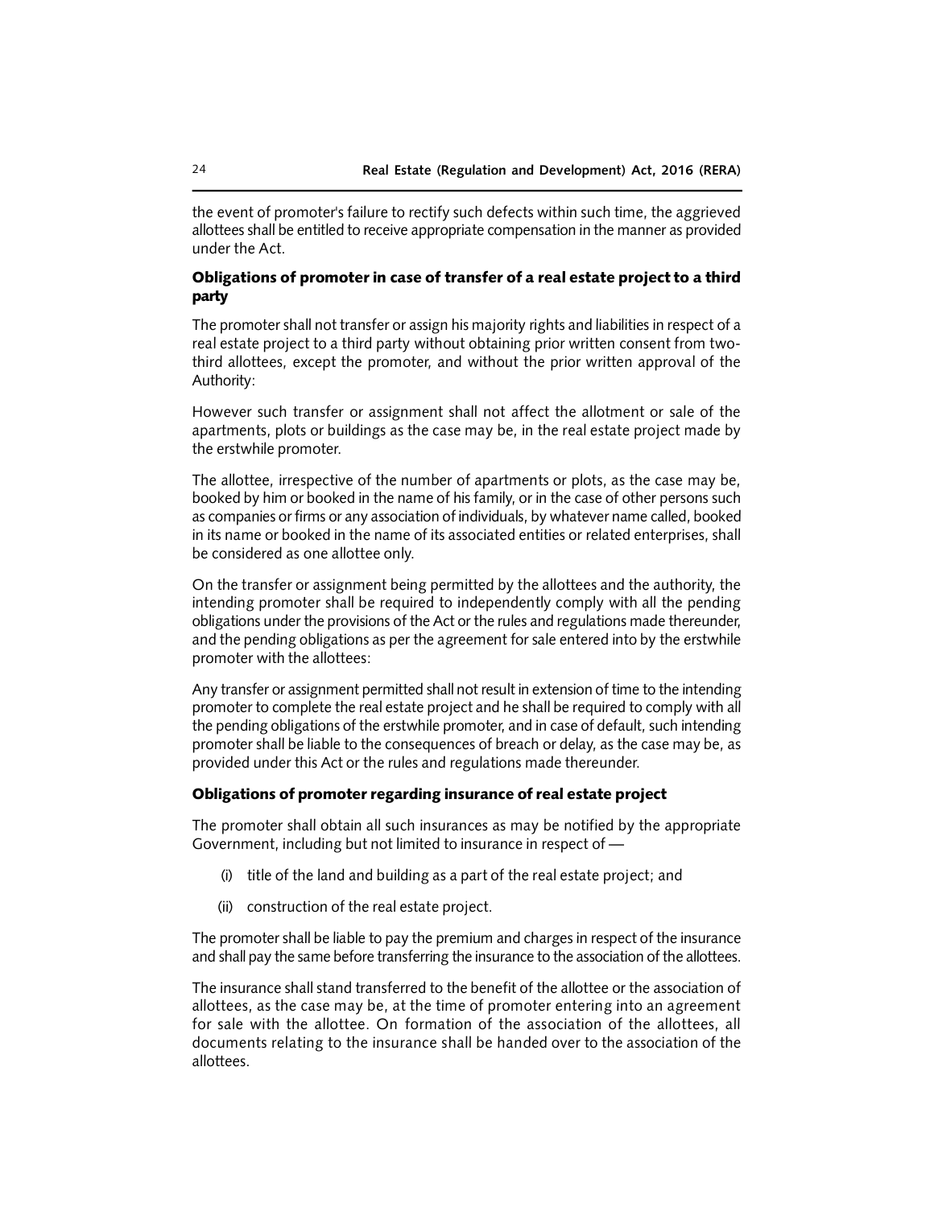the event of promoter's failure to rectify such defects within such time, the aggrieved allottees shall be entitled to receive appropriate compensation in the manner as provided under the Act.

### Obligations of promoter in case of transfer of a real estate project to a third party

The promoter shall not transfer or assign his majority rights and liabilities in respect of a real estate project to a third party without obtaining prior written consent from two-third allottees, except the promoter, and without the prior written approval of the Authority:

However such transfer or assignment shall not affect the allotment or sale of the apartments, plots or buildings as the case may be, in the real estate project made by the erstwhile promoter.

The allottee, irrespective of the number of apartments or plots, as the case may be, booked by him or booked in the name of his family, or in the case of other persons such as companies or firms or any association of individuals, by whatever name called, booked in its name or booked in the name of its associated entities or related enterprises, shall be considered as one allottee only.

On the transfer or assignment being permitted by the allottees and the authority, the intending promoter shall be required to independently comply with all the pending obligations under the provisions of the Act or the rules and regulations made thereunder, and the pending obligations as per the agreement for sale entered into by the erstwhile promoter with the allottees:

Any transfer or assignment permitted shall not result in extension of time to the intending promoter to complete the real estate project and he shall be required to comply with all the pending obligations of the erstwhile promoter, and in case of default, such intending promoter shall be liable to the consequences of breach or delay, as the case may be, as provided under this Act or the rules and regulations made thereunder.

### Obligations of promoter regarding insurance of real estate project

The promoter shall obtain all such insurances as may be notified by the appropriate Government, including but not limited to insurance in respect of —

(i) title of the land and building as a part of the real estate project; and

(ii) construction of the real estate project.

The promoter shall be liable to pay the premium and charges in respect of the insurance and shall pay the same before transferring the insurance to the association of the allottees.

The insurance shall stand transferred to the benefit of the allottee or the association of allottees, as the case may be, at the time of promoter entering into an agreement for sale with the allottee. On formation of the association of the allottees, all documents relating to the insurance shall be handed over to the association of the allottees.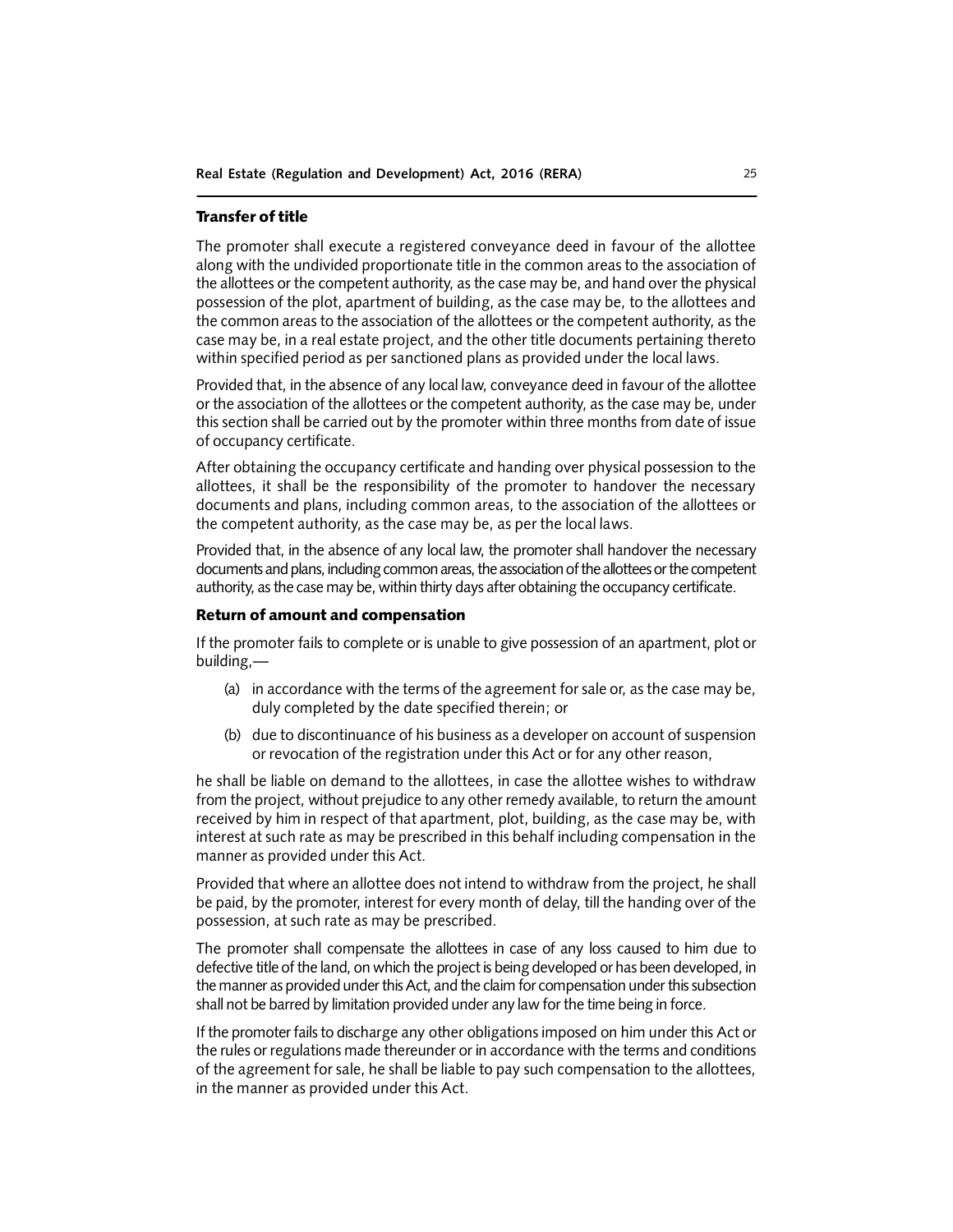## Transfer of title

The promoter shall execute a registered conveyance deed in favour of the allottee along with the undivided proportionate title in the common areas to the association of the allottees or the competent authority, as the case may be, and hand over the physical possession of the plot, apartment of building, as the case may be, to the allottees and the common areas to the association of the allottees or the competent authority, as the case may be, in a real estate project, and the other title documents pertaining thereto within specified period as per sanctioned plans as provided under the local laws.

Provided that, in the absence of any local law, conveyance deed in favour of the allottee or the association of the allottees or the competent authority, as the case may be, under this section shall be carried out by the promoter within three months from date of issue of occupancy certificate.

After obtaining the occupancy certificate and handing over physical possession to the allottees, it shall be the responsibility of the promoter to handover the necessary documents and plans, including common areas, to the association of the allottees or the competent authority, as the case may be, as per the local laws.

Provided that, in the absence of any local law, the promoter shall handover the necessary documents and plans, including common areas, the association of the allottees or the competent authority, as the case may be, within thirty days after obtaining the occupancy certificate.

## Return of amount and compensation

If the promoter fails to complete or is unable to give possession of an apartment, plot or building,—

(a) in accordance with the terms of the agreement for sale or, as the case may be, duly completed by the date specified therein; or

(b) due to discontinuance of his business as a developer on account of suspension or revocation of the registration under this Act or for any other reason,

he shall be liable on demand to the allottees, in case the allottee wishes to withdraw from the project, without prejudice to any other remedy available, to return the amount received by him in respect of that apartment, plot, building, as the case may be, with interest at such rate as may be prescribed in this behalf including compensation in the manner as provided under this Act.

Provided that where an allottee does not intend to withdraw from the project, he shall be paid, by the promoter, interest for every month of delay, till the handing over of the possession, at such rate as may be prescribed.

The promoter shall compensate the allottees in case of any loss caused to him due to defective title of the land, on which the project is being developed or has been developed, in the manner as provided under this Act, and the claim for compensation under this subsection shall not be barred by limitation provided under any law for the time being in force.

If the promoter fails to discharge any other obligations imposed on him under this Act or the rules or regulations made thereunder or in accordance with the terms and conditions of the agreement for sale, he shall be liable to pay such compensation to the allottees, in the manner as provided under this Act.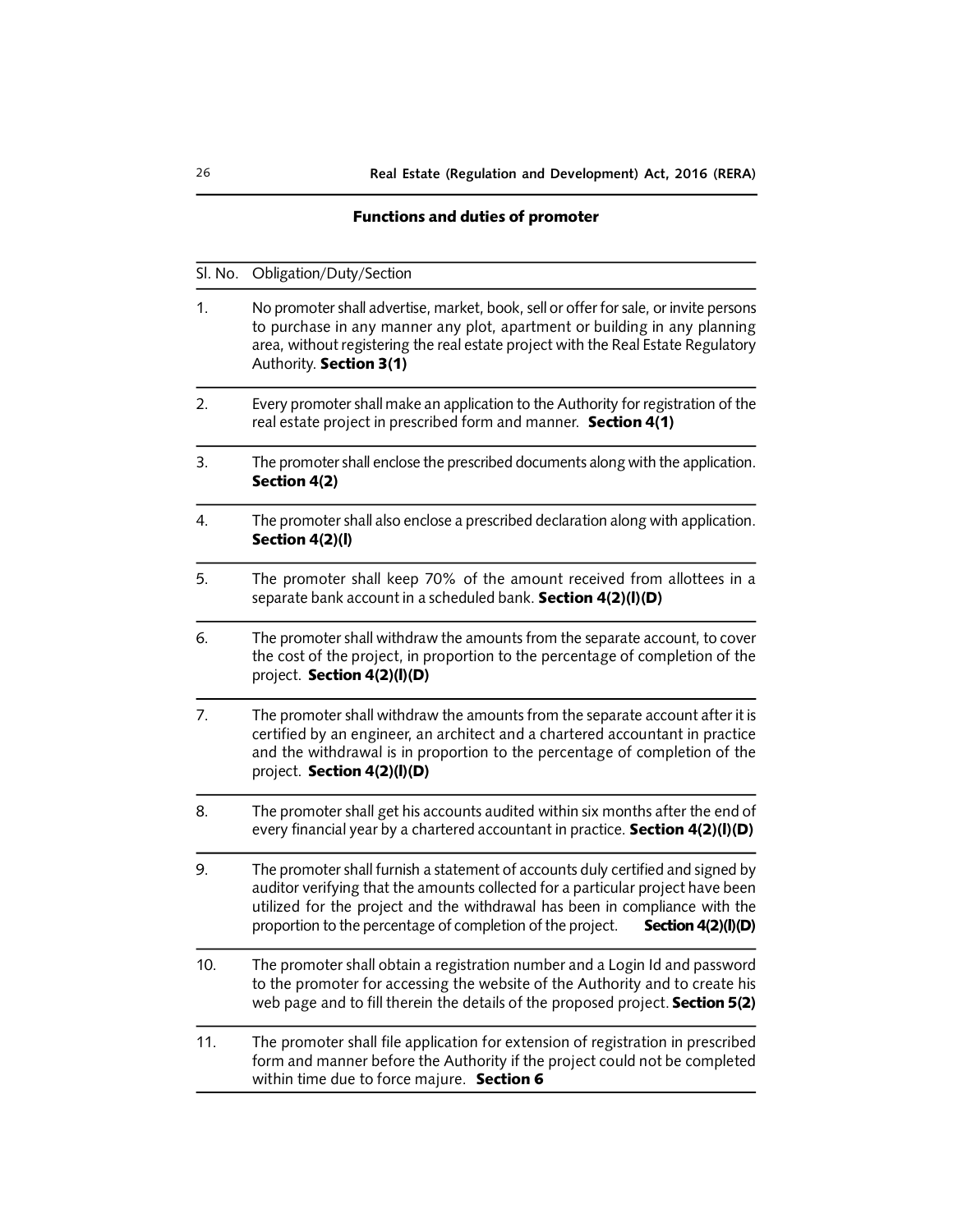## Functions and duties of promoter

| Sl. No. | Obligation/Duty/Section |
|---|---|
| 1. | No promoter shall advertise, market, book, sell or offer for sale, or invite persons to purchase in any manner any plot, apartment or building in any planning area, without registering the real estate project with the Real Estate Regulatory Authority. **Section 3(1)** |
| 2. | Every promoter shall make an application to the Authority for registration of the real estate project in prescribed form and manner. **Section 4(1)** |
| 3. | The promoter shall enclose the prescribed documents along with the application. **Section 4(2)** |
| 4. | The promoter shall also enclose a prescribed declaration along with application. **Section 4(2)(l)** |
| 5. | The promoter shall keep 70% of the amount received from allottees in a separate bank account in a scheduled bank. **Section 4(2)(l)(D)** |
| 6. | The promoter shall withdraw the amounts from the separate account, to cover the cost of the project, in proportion to the percentage of completion of the project. **Section 4(2)(l)(D)** |
| 7. | The promoter shall withdraw the amounts from the separate account after it is certified by an engineer, an architect and a chartered accountant in practice and the withdrawal is in proportion to the percentage of completion of the project. **Section 4(2)(l)(D)** |
| 8. | The promoter shall get his accounts audited within six months after the end of every financial year by a chartered accountant in practice. **Section 4(2)(l)(D)** |
| 9. | The promoter shall furnish a statement of accounts duly certified and signed by auditor verifying that the amounts collected for a particular project have been utilized for the project and the withdrawal has been in compliance with the proportion to the percentage of completion of the project. **Section 4(2)(l)(D)** |
| 10. | The promoter shall obtain a registration number and a Login Id and password to the promoter for accessing the website of the Authority and to create his web page and to fill therein the details of the proposed project. **Section 5(2)** |
| 11. | The promoter shall file application for extension of registration in prescribed form and manner before the Authority if the project could not be completed within time due to force majure. **Section 6** |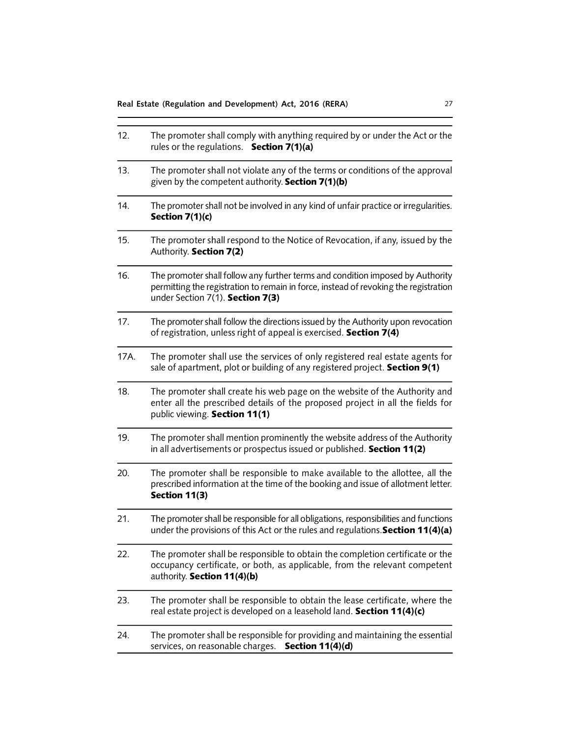| | |
|---|---|
| 12. | The promoter shall comply with anything required by or under the Act or the rules or the regulations. **Section 7(1)(a)** |
| 13. | The promoter shall not violate any of the terms or conditions of the approval given by the competent authority. **Section 7(1)(b)** |
| 14. | The promoter shall not be involved in any kind of unfair practice or irregularities. **Section 7(1)(c)** |
| 15. | The promoter shall respond to the Notice of Revocation, if any, issued by the Authority. **Section 7(2)** |
| 16. | The promoter shall follow any further terms and condition imposed by Authority permitting the registration to remain in force, instead of revoking the registration under Section 7(1). **Section 7(3)** |
| 17. | The promoter shall follow the directions issued by the Authority upon revocation of registration, unless right of appeal is exercised. **Section 7(4)** |
| 17A. | The promoter shall use the services of only registered real estate agents for sale of apartment, plot or building of any registered project. **Section 9(1)** |
| 18. | The promoter shall create his web page on the website of the Authority and enter all the prescribed details of the proposed project in all the fields for public viewing. **Section 11(1)** |
| 19. | The promoter shall mention prominently the website address of the Authority in all advertisements or prospectus issued or published. **Section 11(2)** |
| 20. | The promoter shall be responsible to make available to the allottee, all the prescribed information at the time of the booking and issue of allotment letter. **Section 11(3)** |
| 21. | The promoter shall be responsible for all obligations, responsibilities and functions under the provisions of this Act or the rules and regulations. **Section 11(4)(a)** |
| 22. | The promoter shall be responsible to obtain the completion certificate or the occupancy certificate, or both, as applicable, from the relevant competent authority. **Section 11(4)(b)** |
| 23. | The promoter shall be responsible to obtain the lease certificate, where the real estate project is developed on a leasehold land. **Section 11(4)(c)** |
| 24. | The promoter shall be responsible for providing and maintaining the essential services, on reasonable charges. **Section 11(4)(d)** |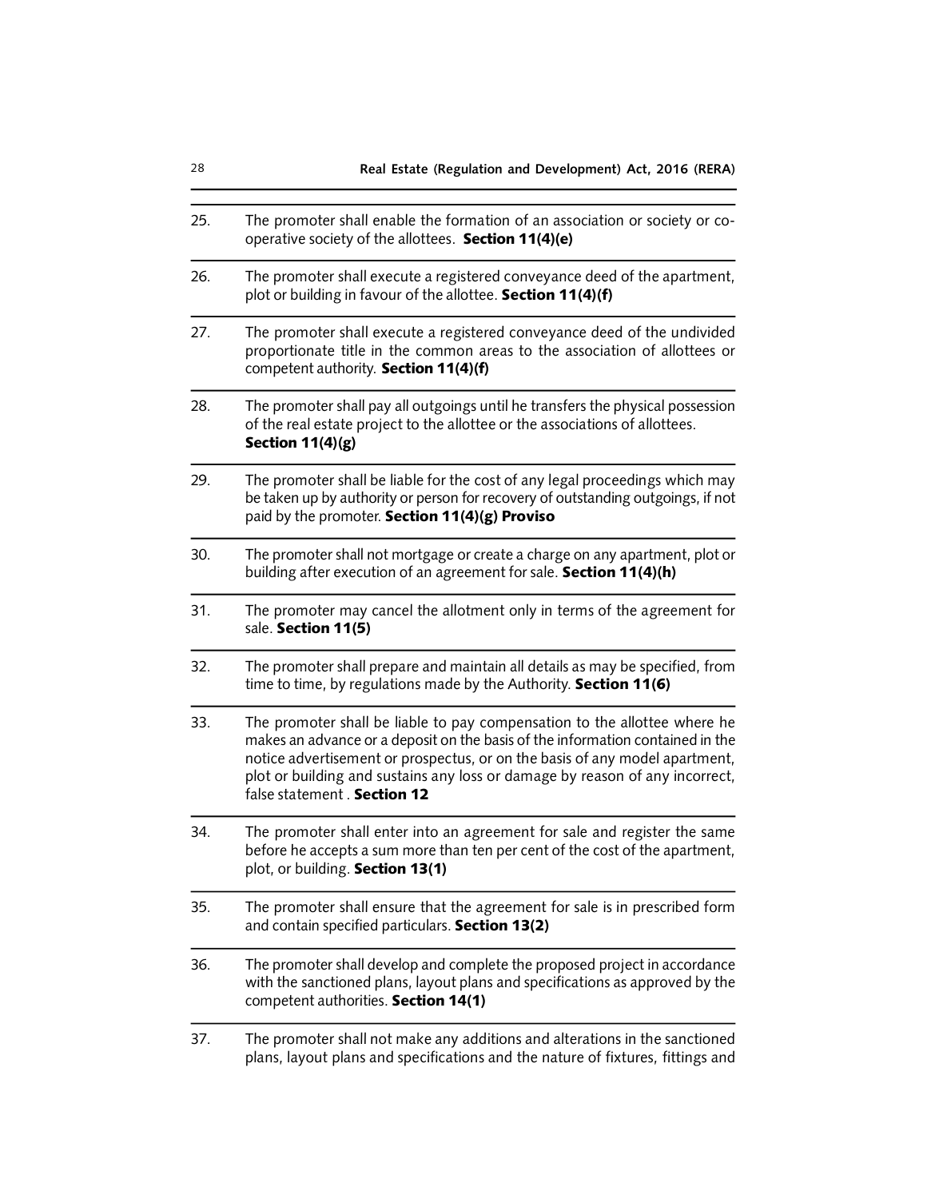| | |
|---|---|
| 25. | The promoter shall enable the formation of an association or society or co-operative society of the allottees. **Section 11(4)(e)** |
| 26. | The promoter shall execute a registered conveyance deed of the apartment, plot or building in favour of the allottee. **Section 11(4)(f)** |
| 27. | The promoter shall execute a registered conveyance deed of the undivided proportionate title in the common areas to the association of allottees or competent authority. **Section 11(4)(f)** |
| 28. | The promoter shall pay all outgoings until he transfers the physical possession of the real estate project to the allottee or the associations of allottees. **Section 11(4)(g)** |
| 29. | The promoter shall be liable for the cost of any legal proceedings which may be taken up by authority or person for recovery of outstanding outgoings, if not paid by the promoter. **Section 11(4)(g) Proviso** |
| 30. | The promoter shall not mortgage or create a charge on any apartment, plot or building after execution of an agreement for sale. **Section 11(4)(h)** |
| 31. | The promoter may cancel the allotment only in terms of the agreement for sale. **Section 11(5)** |
| 32. | The promoter shall prepare and maintain all details as may be specified, from time to time, by regulations made by the Authority. **Section 11(6)** |
| 33. | The promoter shall be liable to pay compensation to the allottee where he makes an advance or a deposit on the basis of the information contained in the notice advertisement or prospectus, or on the basis of any model apartment, plot or building and sustains any loss or damage by reason of any incorrect, false statement . **Section 12** |
| 34. | The promoter shall enter into an agreement for sale and register the same before he accepts a sum more than ten per cent of the cost of the apartment, plot, or building. **Section 13(1)** |
| 35. | The promoter shall ensure that the agreement for sale is in prescribed form and contain specified particulars. **Section 13(2)** |
| 36. | The promoter shall develop and complete the proposed project in accordance with the sanctioned plans, layout plans and specifications as approved by the competent authorities. **Section 14(1)** |
| 37. | The promoter shall not make any additions and alterations in the sanctioned plans, layout plans and specifications and the nature of fixtures, fittings and |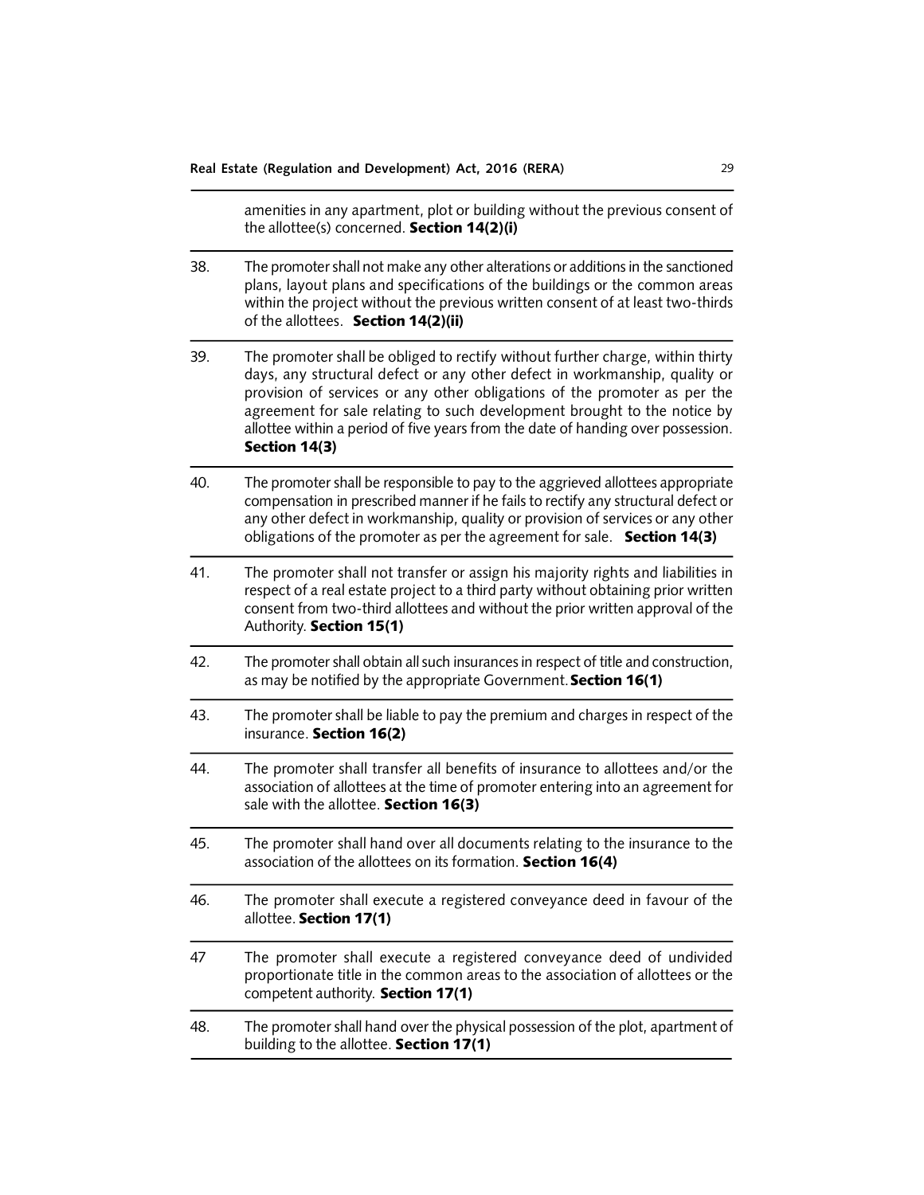amenities in any apartment, plot or building without the previous consent of the allottee(s) concerned. **Section 14(2)(i)**

38. The promoter shall not make any other alterations or additions in the sanctioned plans, layout plans and specifications of the buildings or the common areas within the project without the previous written consent of at least two-thirds of the allottees. **Section 14(2)(ii)**

39. The promoter shall be obliged to rectify without further charge, within thirty days, any structural defect or any other defect in workmanship, quality or provision of services or any other obligations of the promoter as per the agreement for sale relating to such development brought to the notice by allottee within a period of five years from the date of handing over possession. **Section 14(3)**

40. The promoter shall be responsible to pay to the aggrieved allottees appropriate compensation in prescribed manner if he fails to rectify any structural defect or any other defect in workmanship, quality or provision of services or any other obligations of the promoter as per the agreement for sale. **Section 14(3)**

41. The promoter shall not transfer or assign his majority rights and liabilities in respect of a real estate project to a third party without obtaining prior written consent from two-third allottees and without the prior written approval of the Authority. **Section 15(1)**

42. The promoter shall obtain all such insurances in respect of title and construction, as may be notified by the appropriate Government. **Section 16(1)**

43. The promoter shall be liable to pay the premium and charges in respect of the insurance. **Section 16(2)**

44. The promoter shall transfer all benefits of insurance to allottees and/or the association of allottees at the time of promoter entering into an agreement for sale with the allottee. **Section 16(3)**

45. The promoter shall hand over all documents relating to the insurance to the association of the allottees on its formation. **Section 16(4)**

46. The promoter shall execute a registered conveyance deed in favour of the allottee. **Section 17(1)**

47 The promoter shall execute a registered conveyance deed of undivided proportionate title in the common areas to the association of allottees or the competent authority. **Section 17(1)**

48. The promoter shall hand over the physical possession of the plot, apartment of building to the allottee. **Section 17(1)**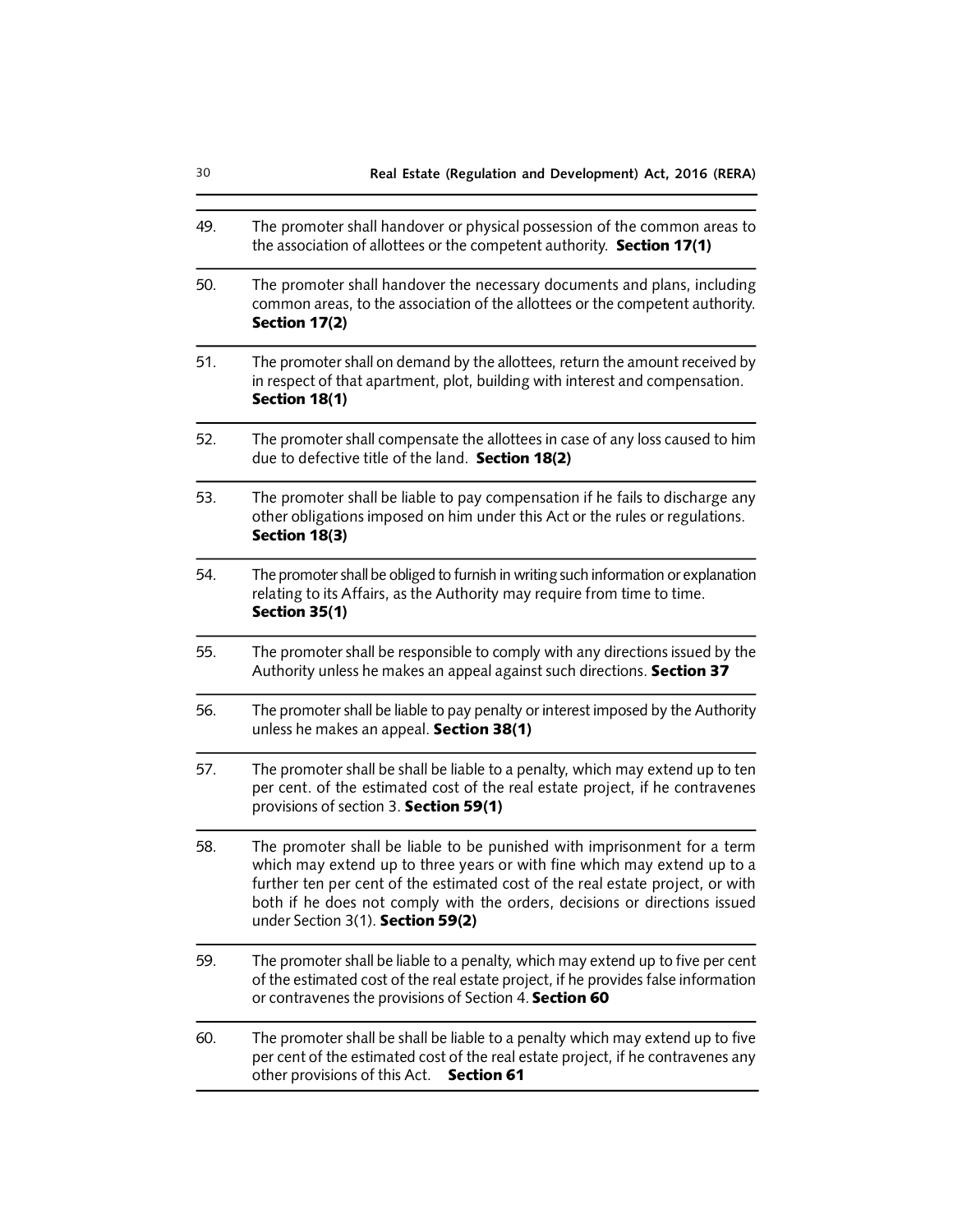| | |
|---|---|
| 49. | The promoter shall handover or physical possession of the common areas to the association of allottees or the competent authority. **Section 17(1)** |
| 50. | The promoter shall handover the necessary documents and plans, including common areas, to the association of the allottees or the competent authority. **Section 17(2)** |
| 51. | The promoter shall on demand by the allottees, return the amount received by in respect of that apartment, plot, building with interest and compensation. **Section 18(1)** |
| 52. | The promoter shall compensate the allottees in case of any loss caused to him due to defective title of the land. **Section 18(2)** |
| 53. | The promoter shall be liable to pay compensation if he fails to discharge any other obligations imposed on him under this Act or the rules or regulations. **Section 18(3)** |
| 54. | The promoter shall be obliged to furnish in writing such information or explanation relating to its Affairs, as the Authority may require from time to time. **Section 35(1)** |
| 55. | The promoter shall be responsible to comply with any directions issued by the Authority unless he makes an appeal against such directions. **Section 37** |
| 56. | The promoter shall be liable to pay penalty or interest imposed by the Authority unless he makes an appeal. **Section 38(1)** |
| 57. | The promoter shall be shall be liable to a penalty, which may extend up to ten per cent. of the estimated cost of the real estate project, if he contravenes provisions of section 3. **Section 59(1)** |
| 58. | The promoter shall be liable to be punished with imprisonment for a term which may extend up to three years or with fine which may extend up to a further ten per cent of the estimated cost of the real estate project, or with both if he does not comply with the orders, decisions or directions issued under Section 3(1). **Section 59(2)** |
| 59. | The promoter shall be liable to a penalty, which may extend up to five per cent of the estimated cost of the real estate project, if he provides false information or contravenes the provisions of Section 4. **Section 60** |
| 60. | The promoter shall be shall be liable to a penalty which may extend up to five per cent of the estimated cost of the real estate project, if he contravenes any other provisions of this Act. **Section 61** |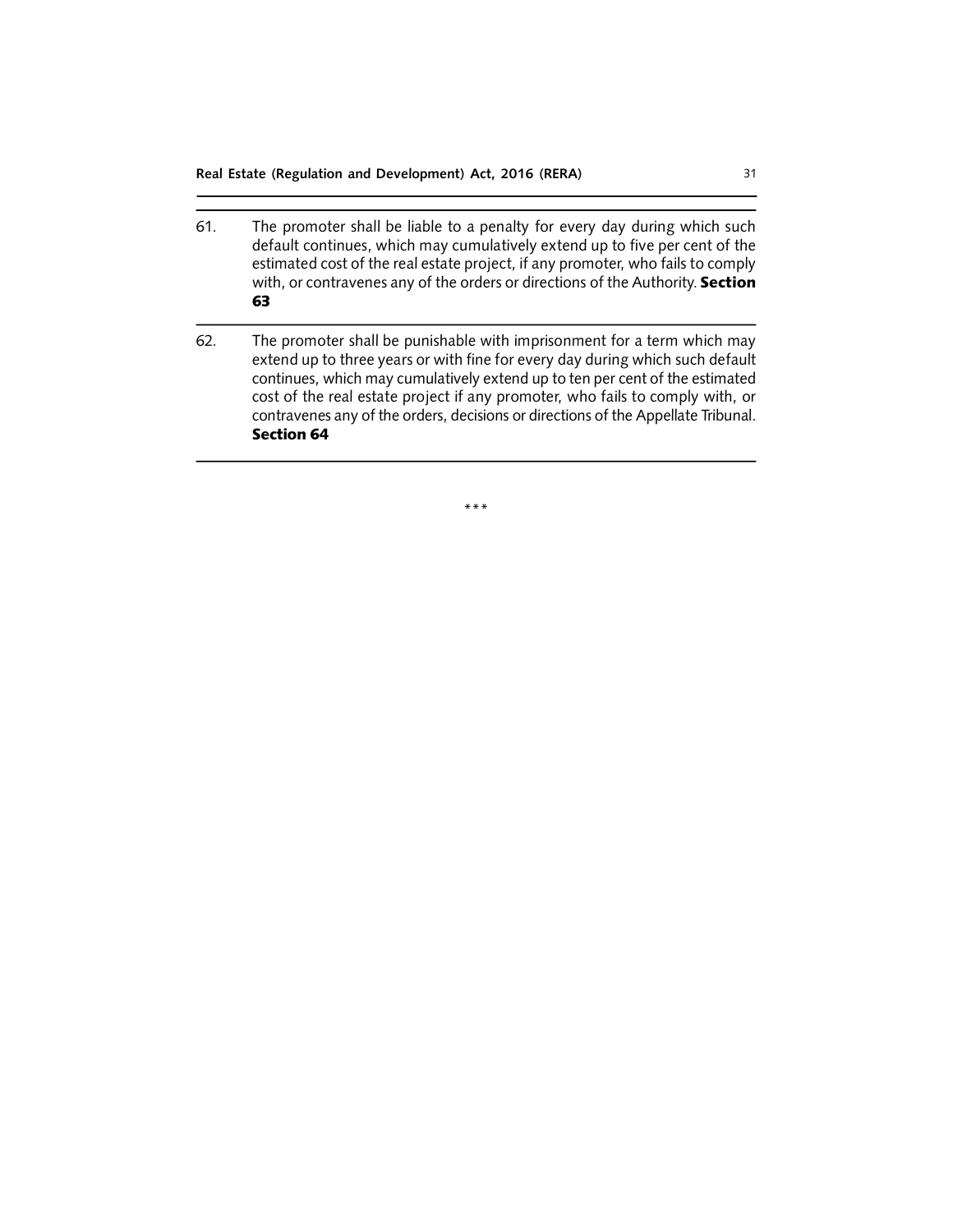61. The promoter shall be liable to a penalty for every day during which such default continues, which may cumulatively extend up to five per cent of the estimated cost of the real estate project, if any promoter, who fails to comply with, or contravenes any of the orders or directions of the Authority. **Section 63**

62. The promoter shall be punishable with imprisonment for a term which may extend up to three years or with fine for every day during which such default continues, which may cumulatively extend up to ten per cent of the estimated cost of the real estate project if any promoter, who fails to comply with, or contravenes any of the orders, decisions or directions of the Appellate Tribunal. **Section 64**

***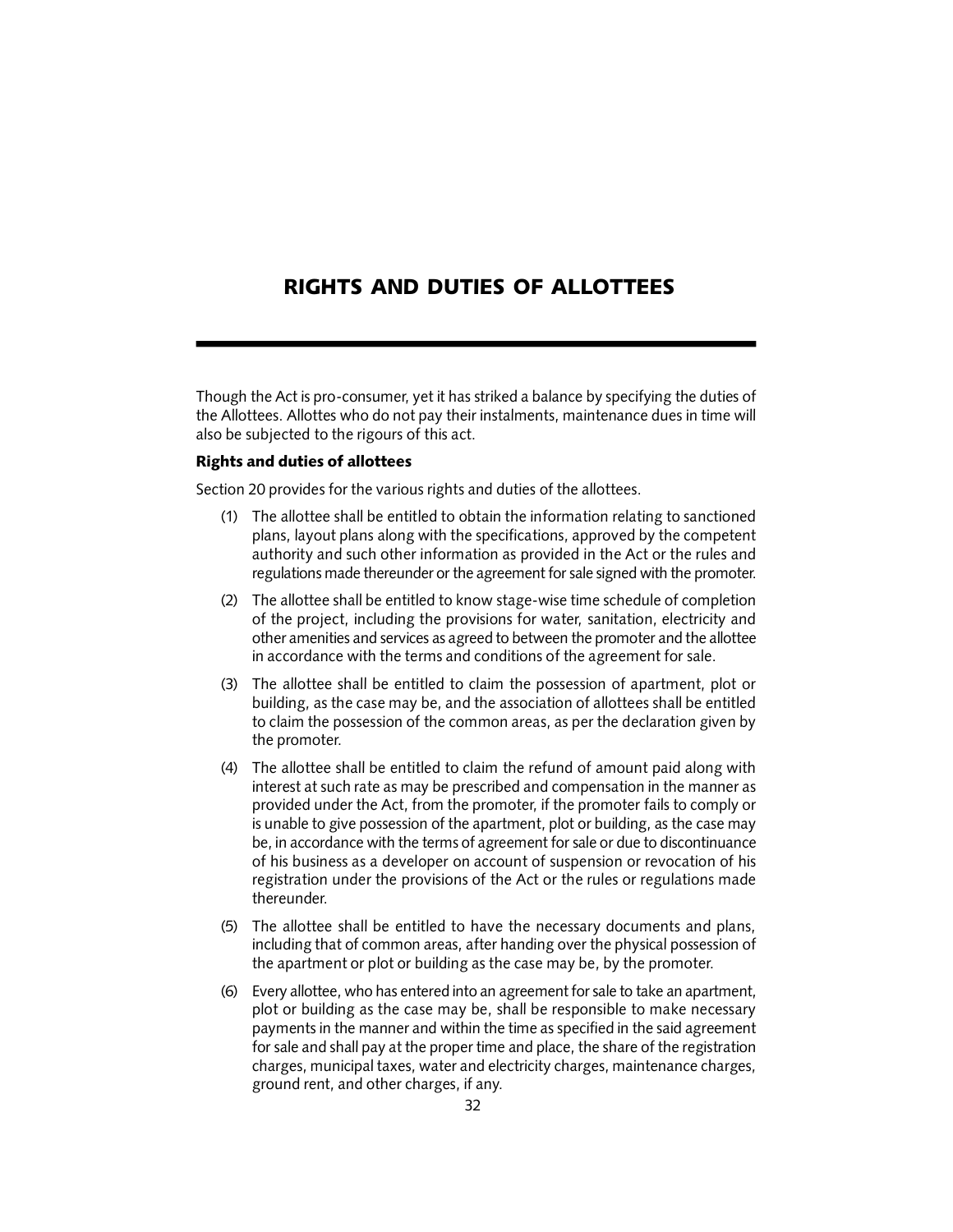# RIGHTS AND DUTIES OF ALLOTTEES

Though the Act is pro-consumer, yet it has striked a balance by specifying the duties of the Allottees. Allottes who do not pay their instalments, maintenance dues in time will also be subjected to the rigours of this act.

**Rights and duties of allottees**

Section 20 provides for the various rights and duties of the allottees.

(1) The allottee shall be entitled to obtain the information relating to sanctioned plans, layout plans along with the specifications, approved by the competent authority and such other information as provided in the Act or the rules and regulations made thereunder or the agreement for sale signed with the promoter.

(2) The allottee shall be entitled to know stage-wise time schedule of completion of the project, including the provisions for water, sanitation, electricity and other amenities and services as agreed to between the promoter and the allottee in accordance with the terms and conditions of the agreement for sale.

(3) The allottee shall be entitled to claim the possession of apartment, plot or building, as the case may be, and the association of allottees shall be entitled to claim the possession of the common areas, as per the declaration given by the promoter.

(4) The allottee shall be entitled to claim the refund of amount paid along with interest at such rate as may be prescribed and compensation in the manner as provided under the Act, from the promoter, if the promoter fails to comply or is unable to give possession of the apartment, plot or building, as the case may be, in accordance with the terms of agreement for sale or due to discontinuance of his business as a developer on account of suspension or revocation of his registration under the provisions of the Act or the rules or regulations made thereunder.

(5) The allottee shall be entitled to have the necessary documents and plans, including that of common areas, after handing over the physical possession of the apartment or plot or building as the case may be, by the promoter.

(6) Every allottee, who has entered into an agreement for sale to take an apartment, plot or building as the case may be, shall be responsible to make necessary payments in the manner and within the time as specified in the said agreement for sale and shall pay at the proper time and place, the share of the registration charges, municipal taxes, water and electricity charges, maintenance charges, ground rent, and other charges, if any.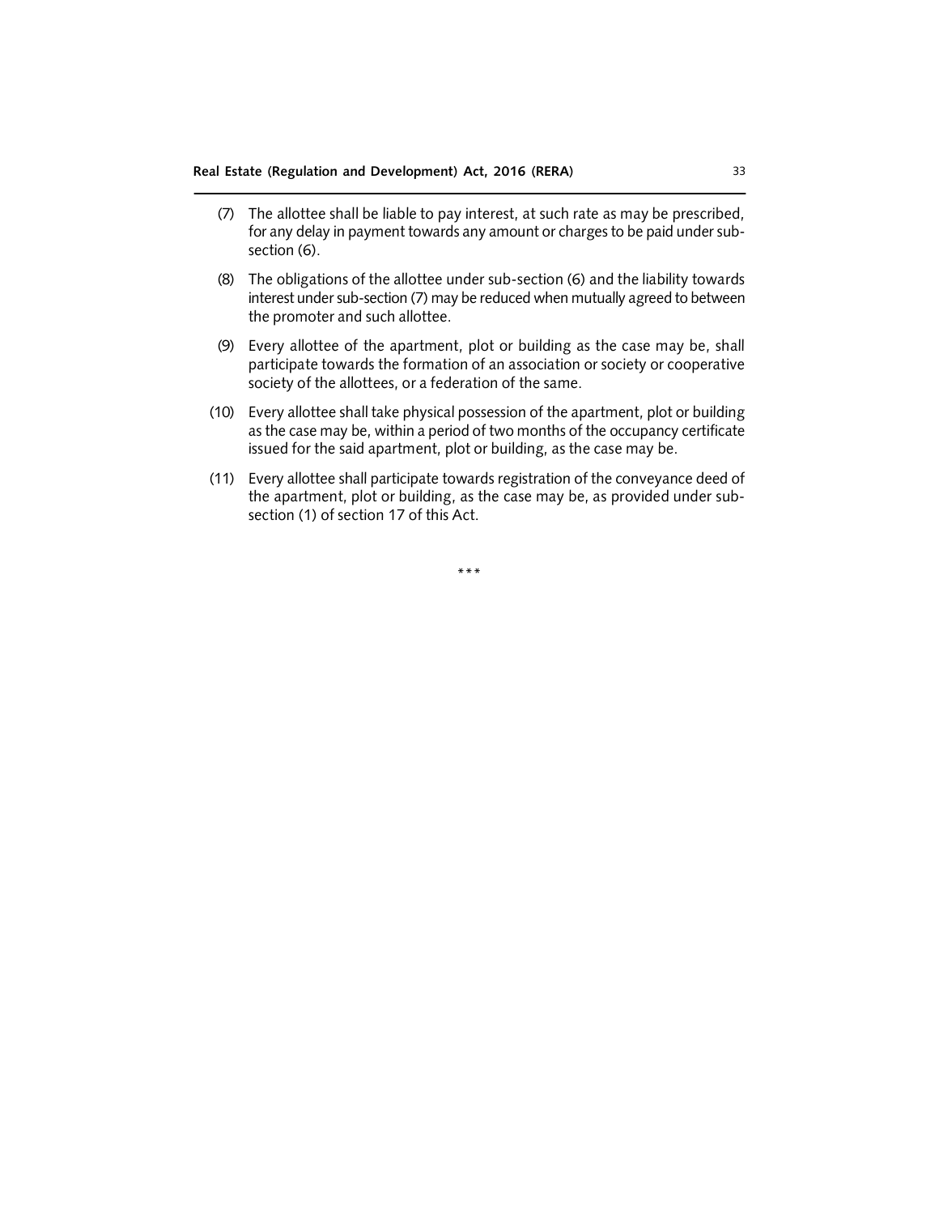(7) The allottee shall be liable to pay interest, at such rate as may be prescribed, for any delay in payment towards any amount or charges to be paid under sub-section (6).

(8) The obligations of the allottee under sub-section (6) and the liability towards interest under sub-section (7) may be reduced when mutually agreed to between the promoter and such allottee.

(9) Every allottee of the apartment, plot or building as the case may be, shall participate towards the formation of an association or society or cooperative society of the allottees, or a federation of the same.

(10) Every allottee shall take physical possession of the apartment, plot or building as the case may be, within a period of two months of the occupancy certificate issued for the said apartment, plot or building, as the case may be.

(11) Every allottee shall participate towards registration of the conveyance deed of the apartment, plot or building, as the case may be, as provided under sub-section (1) of section 17 of this Act.

***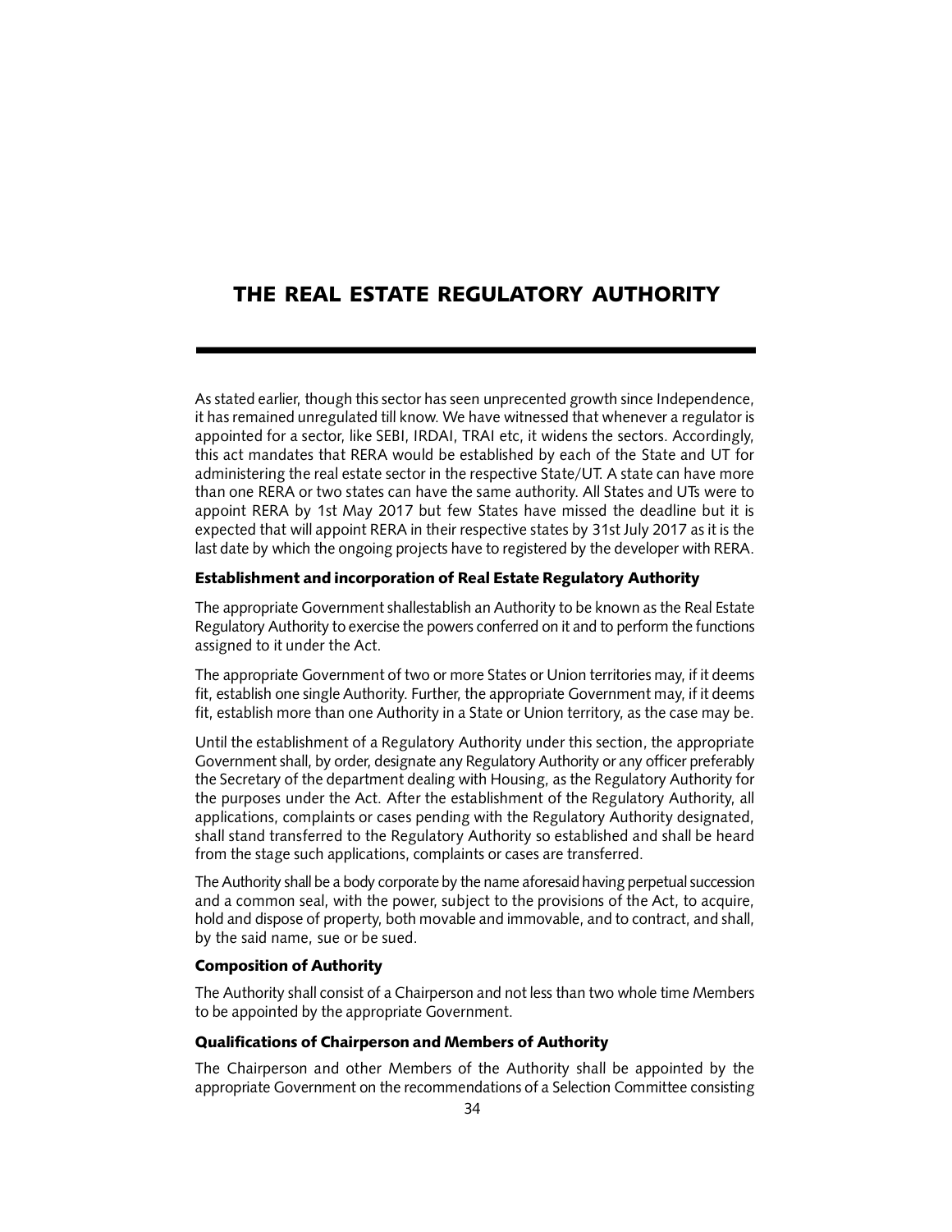# THE REAL ESTATE REGULATORY AUTHORITY

As stated earlier, though this sector has seen unprecented growth since Independence, it has remained unregulated till know. We have witnessed that whenever a regulator is appointed for a sector, like SEBI, IRDAI, TRAI etc, it widens the sectors. Accordingly, this act mandates that RERA would be established by each of the State and UT for administering the real estate sector in the respective State/UT. A state can have more than one RERA or two states can have the same authority. All States and UTs were to appoint RERA by 1st May 2017 but few States have missed the deadline but it is expected that will appoint RERA in their respective states by 31st July 2017 as it is the last date by which the ongoing projects have to registered by the developer with RERA.

### Establishment and incorporation of Real Estate Regulatory Authority

The appropriate Government shallestablish an Authority to be known as the Real Estate Regulatory Authority to exercise the powers conferred on it and to perform the functions assigned to it under the Act.

The appropriate Government of two or more States or Union territories may, if it deems fit, establish one single Authority. Further, the appropriate Government may, if it deems fit, establish more than one Authority in a State or Union territory, as the case may be.

Until the establishment of a Regulatory Authority under this section, the appropriate Government shall, by order, designate any Regulatory Authority or any officer preferably the Secretary of the department dealing with Housing, as the Regulatory Authority for the purposes under the Act. After the establishment of the Regulatory Authority, all applications, complaints or cases pending with the Regulatory Authority designated, shall stand transferred to the Regulatory Authority so established and shall be heard from the stage such applications, complaints or cases are transferred.

The Authority shall be a body corporate by the name aforesaid having perpetual succession and a common seal, with the power, subject to the provisions of the Act, to acquire, hold and dispose of property, both movable and immovable, and to contract, and shall, by the said name, sue or be sued.

### Composition of Authority

The Authority shall consist of a Chairperson and not less than two whole time Members to be appointed by the appropriate Government.

### Qualifications of Chairperson and Members of Authority

The Chairperson and other Members of the Authority shall be appointed by the appropriate Government on the recommendations of a Selection Committee consisting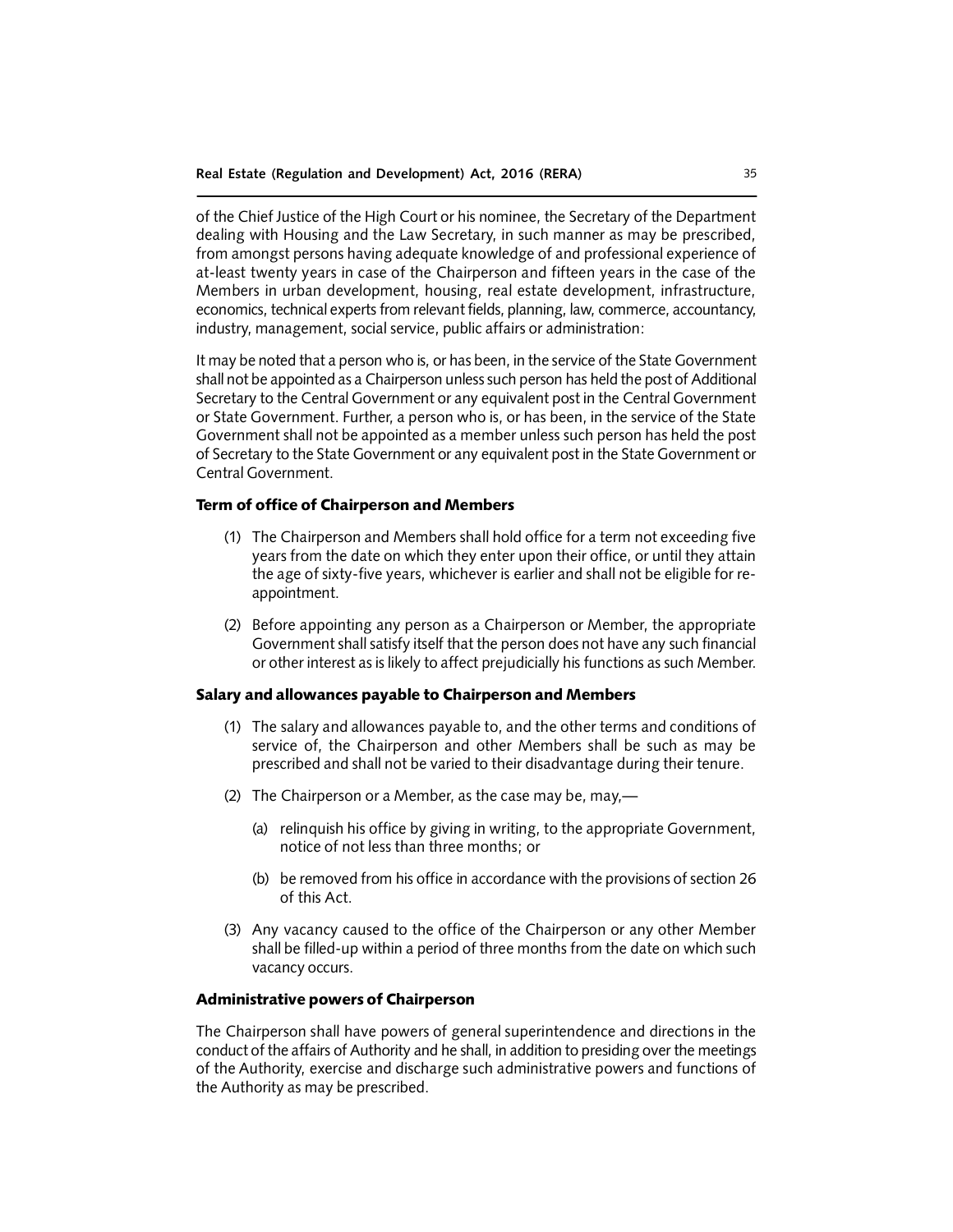of the Chief Justice of the High Court or his nominee, the Secretary of the Department dealing with Housing and the Law Secretary, in such manner as may be prescribed, from amongst persons having adequate knowledge of and professional experience of at-least twenty years in case of the Chairperson and fifteen years in the case of the Members in urban development, housing, real estate development, infrastructure, economics, technical experts from relevant fields, planning, law, commerce, accountancy, industry, management, social service, public affairs or administration:

It may be noted that a person who is, or has been, in the service of the State Government shall not be appointed as a Chairperson unless such person has held the post of Additional Secretary to the Central Government or any equivalent post in the Central Government or State Government. Further, a person who is, or has been, in the service of the State Government shall not be appointed as a member unless such person has held the post of Secretary to the State Government or any equivalent post in the State Government or Central Government.

### Term of office of Chairperson and Members

(1) The Chairperson and Members shall hold office for a term not exceeding five years from the date on which they enter upon their office, or until they attain the age of sixty-five years, whichever is earlier and shall not be eligible for re-appointment.

(2) Before appointing any person as a Chairperson or Member, the appropriate Government shall satisfy itself that the person does not have any such financial or other interest as is likely to affect prejudicially his functions as such Member.

### Salary and allowances payable to Chairperson and Members

(1) The salary and allowances payable to, and the other terms and conditions of service of, the Chairperson and other Members shall be such as may be prescribed and shall not be varied to their disadvantage during their tenure.

(2) The Chairperson or a Member, as the case may be, may,—

   (a) relinquish his office by giving in writing, to the appropriate Government, notice of not less than three months; or

   (b) be removed from his office in accordance with the provisions of section 26 of this Act.

(3) Any vacancy caused to the office of the Chairperson or any other Member shall be filled-up within a period of three months from the date on which such vacancy occurs.

### Administrative powers of Chairperson

The Chairperson shall have powers of general superintendence and directions in the conduct of the affairs of Authority and he shall, in addition to presiding over the meetings of the Authority, exercise and discharge such administrative powers and functions of the Authority as may be prescribed.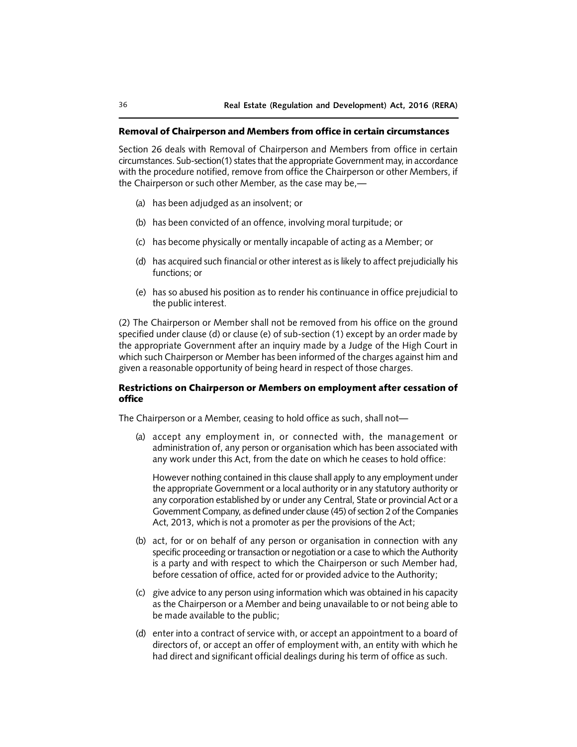## Removal of Chairperson and Members from office in certain circumstances

Section 26 deals with Removal of Chairperson and Members from office in certain circumstances. Sub-section(1) states that the appropriate Government may, in accordance with the procedure notified, remove from office the Chairperson or other Members, if the Chairperson or such other Member, as the case may be,—

(a) has been adjudged as an insolvent; or

(b) has been convicted of an offence, involving moral turpitude; or

(c) has become physically or mentally incapable of acting as a Member; or

(d) has acquired such financial or other interest as is likely to affect prejudicially his functions; or

(e) has so abused his position as to render his continuance in office prejudicial to the public interest.

(2) The Chairperson or Member shall not be removed from his office on the ground specified under clause (d) or clause (e) of sub-section (1) except by an order made by the appropriate Government after an inquiry made by a Judge of the High Court in which such Chairperson or Member has been informed of the charges against him and given a reasonable opportunity of being heard in respect of those charges.

## Restrictions on Chairperson or Members on employment after cessation of office

The Chairperson or a Member, ceasing to hold office as such, shall not—

(a) accept any employment in, or connected with, the management or administration of, any person or organisation which has been associated with any work under this Act, from the date on which he ceases to hold office:

However nothing contained in this clause shall apply to any employment under the appropriate Government or a local authority or in any statutory authority or any corporation established by or under any Central, State or provincial Act or a Government Company, as defined under clause (45) of section 2 of the Companies Act, 2013, which is not a promoter as per the provisions of the Act;

(b) act, for or on behalf of any person or organisation in connection with any specific proceeding or transaction or negotiation or a case to which the Authority is a party and with respect to which the Chairperson or such Member had, before cessation of office, acted for or provided advice to the Authority;

(c) give advice to any person using information which was obtained in his capacity as the Chairperson or a Member and being unavailable to or not being able to be made available to the public;

(d) enter into a contract of service with, or accept an appointment to a board of directors of, or accept an offer of employment with, an entity with which he had direct and significant official dealings during his term of office as such.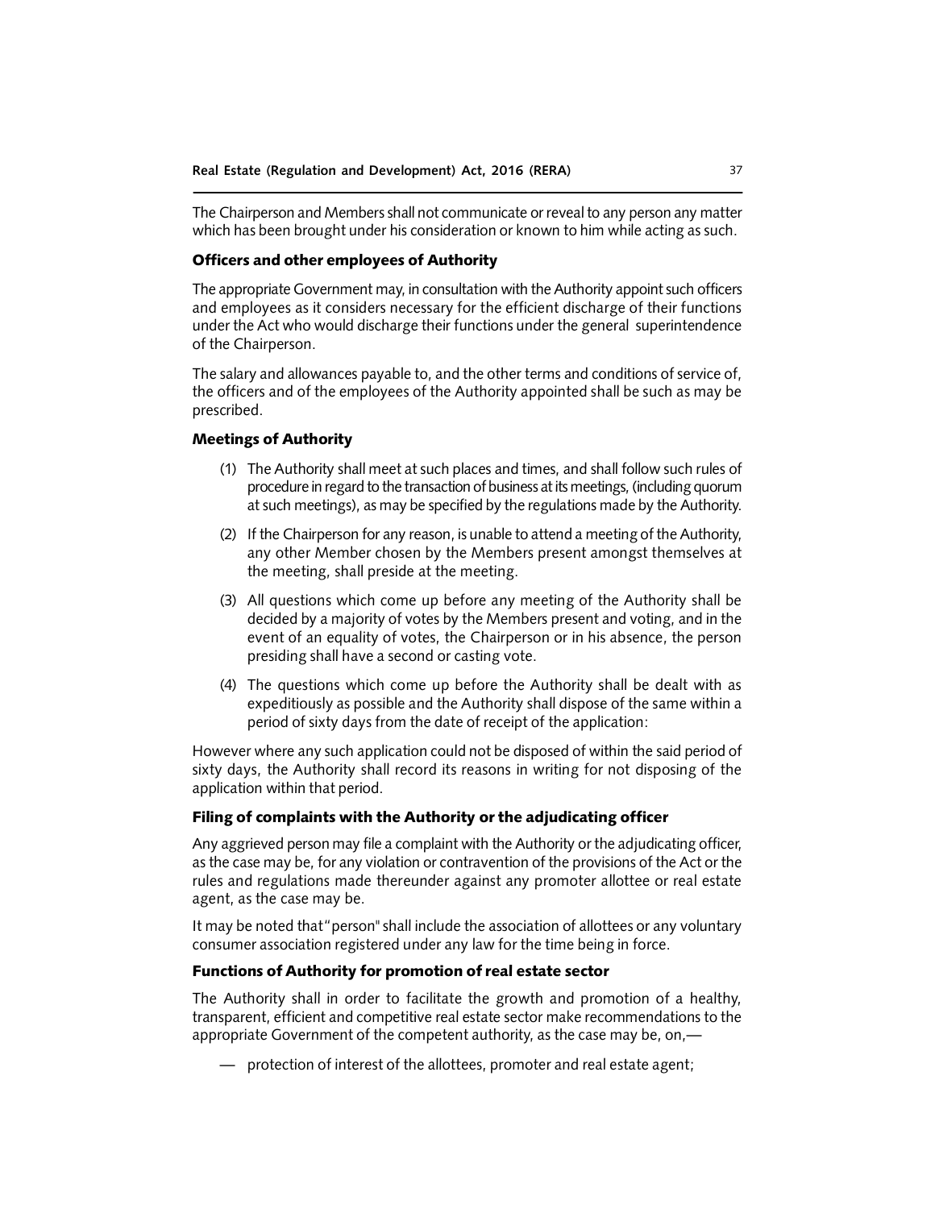The Chairperson and Members shall not communicate or reveal to any person any matter which has been brought under his consideration or known to him while acting as such.

### Officers and other employees of Authority

The appropriate Government may, in consultation with the Authority appoint such officers and employees as it considers necessary for the efficient discharge of their functions under the Act who would discharge their functions under the general superintendence of the Chairperson.

The salary and allowances payable to, and the other terms and conditions of service of, the officers and of the employees of the Authority appointed shall be such as may be prescribed.

### Meetings of Authority

(1) The Authority shall meet at such places and times, and shall follow such rules of procedure in regard to the transaction of business at its meetings, (including quorum at such meetings), as may be specified by the regulations made by the Authority.

(2) If the Chairperson for any reason, is unable to attend a meeting of the Authority, any other Member chosen by the Members present amongst themselves at the meeting, shall preside at the meeting.

(3) All questions which come up before any meeting of the Authority shall be decided by a majority of votes by the Members present and voting, and in the event of an equality of votes, the Chairperson or in his absence, the person presiding shall have a second or casting vote.

(4) The questions which come up before the Authority shall be dealt with as expeditiously as possible and the Authority shall dispose of the same within a period of sixty days from the date of receipt of the application:

However where any such application could not be disposed of within the said period of sixty days, the Authority shall record its reasons in writing for not disposing of the application within that period.

### Filing of complaints with the Authority or the adjudicating officer

Any aggrieved person may file a complaint with the Authority or the adjudicating officer, as the case may be, for any violation or contravention of the provisions of the Act or the rules and regulations made thereunder against any promoter allottee or real estate agent, as the case may be.

It may be noted that "person" shall include the association of allottees or any voluntary consumer association registered under any law for the time being in force.

### Functions of Authority for promotion of real estate sector

The Authority shall in order to facilitate the growth and promotion of a healthy, transparent, efficient and competitive real estate sector make recommendations to the appropriate Government of the competent authority, as the case may be, on,—

— protection of interest of the allottees, promoter and real estate agent;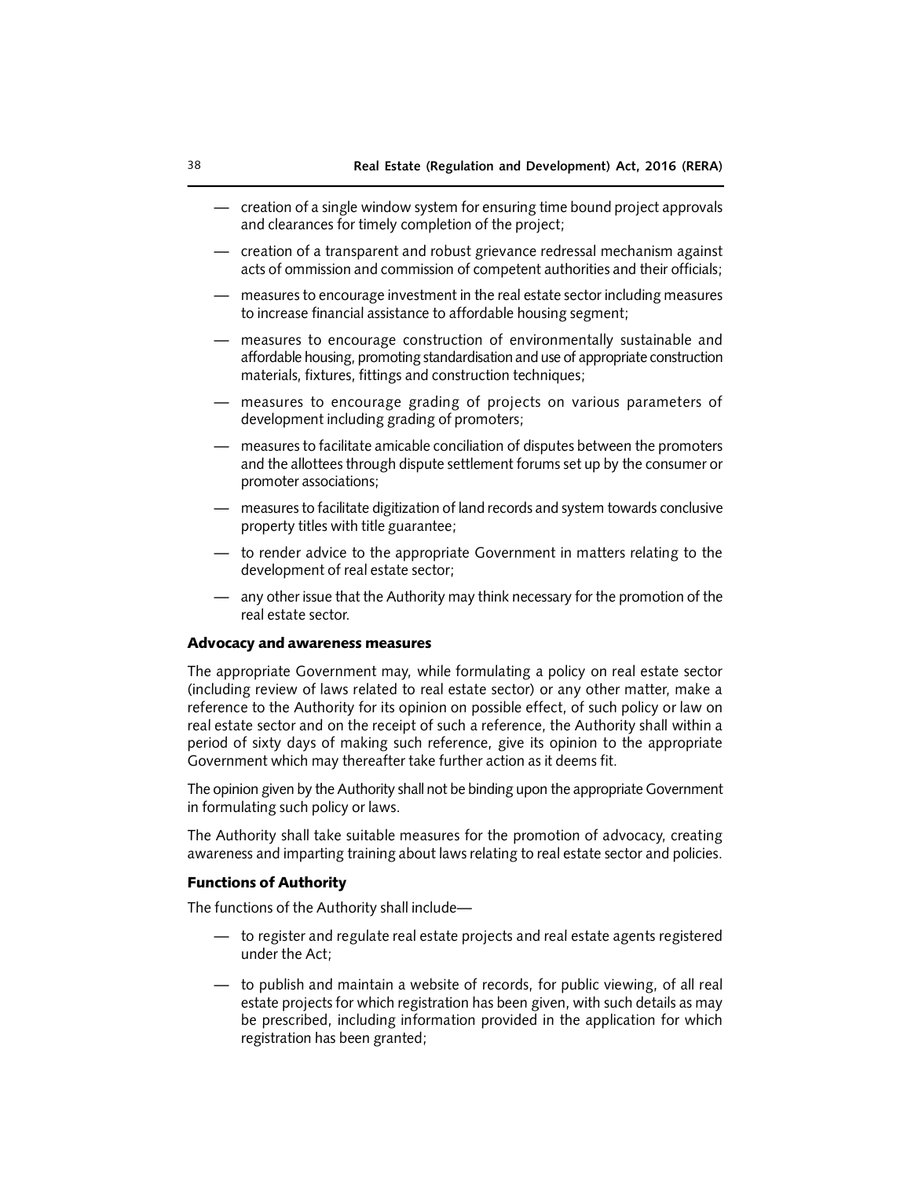- creation of a single window system for ensuring time bound project approvals and clearances for timely completion of the project;
- creation of a transparent and robust grievance redressal mechanism against acts of ommission and commission of competent authorities and their officials;
- measures to encourage investment in the real estate sector including measures to increase financial assistance to affordable housing segment;
- measures to encourage construction of environmentally sustainable and affordable housing, promoting standardisation and use of appropriate construction materials, fixtures, fittings and construction techniques;
- measures to encourage grading of projects on various parameters of development including grading of promoters;
- measures to facilitate amicable conciliation of disputes between the promoters and the allottees through dispute settlement forums set up by the consumer or promoter associations;
- measures to facilitate digitization of land records and system towards conclusive property titles with title guarantee;
- to render advice to the appropriate Government in matters relating to the development of real estate sector;
- any other issue that the Authority may think necessary for the promotion of the real estate sector.

**Advocacy and awareness measures**

The appropriate Government may, while formulating a policy on real estate sector (including review of laws related to real estate sector) or any other matter, make a reference to the Authority for its opinion on possible effect, of such policy or law on real estate sector and on the receipt of such a reference, the Authority shall within a period of sixty days of making such reference, give its opinion to the appropriate Government which may thereafter take further action as it deems fit.

The opinion given by the Authority shall not be binding upon the appropriate Government in formulating such policy or laws.

The Authority shall take suitable measures for the promotion of advocacy, creating awareness and imparting training about laws relating to real estate sector and policies.

**Functions of Authority**

The functions of the Authority shall include—

- to register and regulate real estate projects and real estate agents registered under the Act;
- to publish and maintain a website of records, for public viewing, of all real estate projects for which registration has been given, with such details as may be prescribed, including information provided in the application for which registration has been granted;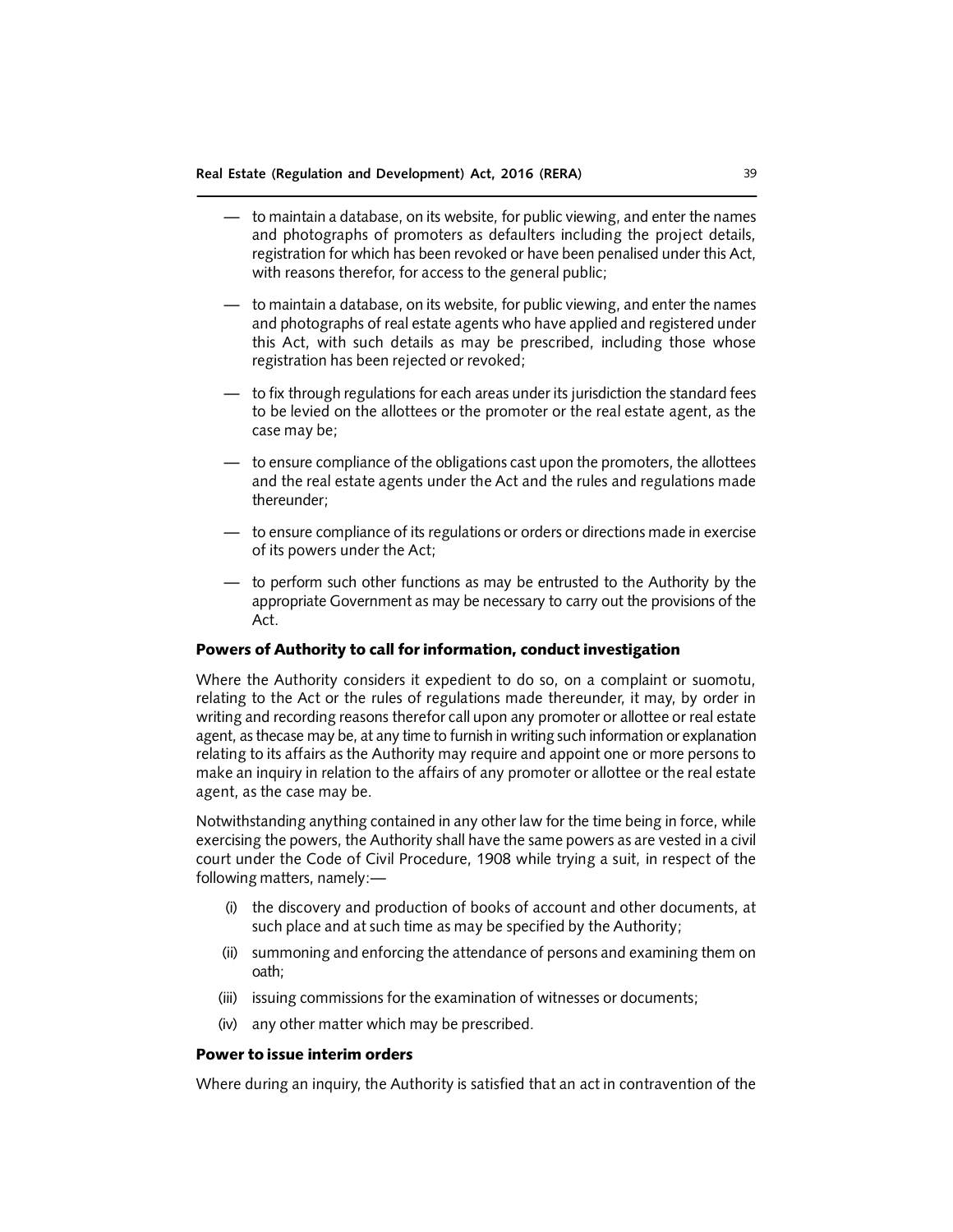— to maintain a database, on its website, for public viewing, and enter the names and photographs of promoters as defaulters including the project details, registration for which has been revoked or have been penalised under this Act, with reasons therefor, for access to the general public;

— to maintain a database, on its website, for public viewing, and enter the names and photographs of real estate agents who have applied and registered under this Act, with such details as may be prescribed, including those whose registration has been rejected or revoked;

— to fix through regulations for each areas under its jurisdiction the standard fees to be levied on the allottees or the promoter or the real estate agent, as the case may be;

— to ensure compliance of the obligations cast upon the promoters, the allottees and the real estate agents under the Act and the rules and regulations made thereunder;

— to ensure compliance of its regulations or orders or directions made in exercise of its powers under the Act;

— to perform such other functions as may be entrusted to the Authority by the appropriate Government as may be necessary to carry out the provisions of the Act.

**Powers of Authority to call for information, conduct investigation**

Where the Authority considers it expedient to do so, on a complaint or suomotu, relating to the Act or the rules of regulations made thereunder, it may, by order in writing and recording reasons therefor call upon any promoter or allottee or real estate agent, as thecase may be, at any time to furnish in writing such information or explanation relating to its affairs as the Authority may require and appoint one or more persons to make an inquiry in relation to the affairs of any promoter or allottee or the real estate agent, as the case may be.

Notwithstanding anything contained in any other law for the time being in force, while exercising the powers, the Authority shall have the same powers as are vested in a civil court under the Code of Civil Procedure, 1908 while trying a suit, in respect of the following matters, namely:—

(i) the discovery and production of books of account and other documents, at such place and at such time as may be specified by the Authority;

(ii) summoning and enforcing the attendance of persons and examining them on oath;

(iii) issuing commissions for the examination of witnesses or documents;

(iv) any other matter which may be prescribed.

**Power to issue interim orders**

Where during an inquiry, the Authority is satisfied that an act in contravention of the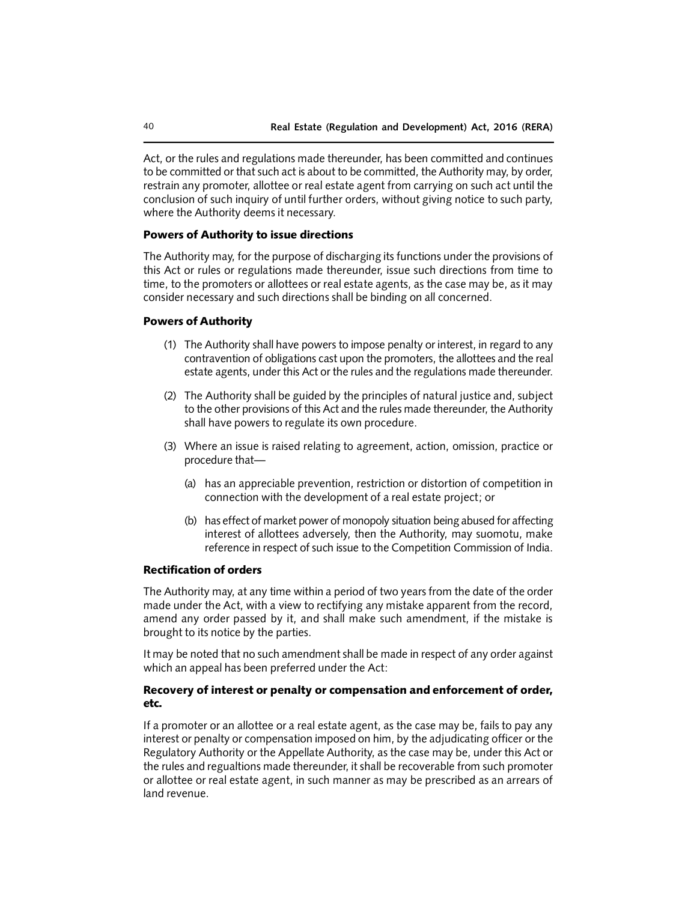Act, or the rules and regulations made thereunder, has been committed and continues to be committed or that such act is about to be committed, the Authority may, by order, restrain any promoter, allottee or real estate agent from carrying on such act until the conclusion of such inquiry of until further orders, without giving notice to such party, where the Authority deems it necessary.

### Powers of Authority to issue directions

The Authority may, for the purpose of discharging its functions under the provisions of this Act or rules or regulations made thereunder, issue such directions from time to time, to the promoters or allottees or real estate agents, as the case may be, as it may consider necessary and such directions shall be binding on all concerned.

### Powers of Authority

(1) The Authority shall have powers to impose penalty or interest, in regard to any contravention of obligations cast upon the promoters, the allottees and the real estate agents, under this Act or the rules and the regulations made thereunder.

(2) The Authority shall be guided by the principles of natural justice and, subject to the other provisions of this Act and the rules made thereunder, the Authority shall have powers to regulate its own procedure.

(3) Where an issue is raised relating to agreement, action, omission, practice or procedure that—

   (a) has an appreciable prevention, restriction or distortion of competition in connection with the development of a real estate project; or

   (b) has effect of market power of monopoly situation being abused for affecting interest of allottees adversely, then the Authority, may suomotu, make reference in respect of such issue to the Competition Commission of India.

### Rectification of orders

The Authority may, at any time within a period of two years from the date of the order made under the Act, with a view to rectifying any mistake apparent from the record, amend any order passed by it, and shall make such amendment, if the mistake is brought to its notice by the parties.

It may be noted that no such amendment shall be made in respect of any order against which an appeal has been preferred under the Act:

### Recovery of interest or penalty or compensation and enforcement of order, etc.

If a promoter or an allottee or a real estate agent, as the case may be, fails to pay any interest or penalty or compensation imposed on him, by the adjudicating officer or the Regulatory Authority or the Appellate Authority, as the case may be, under this Act or the rules and regualtions made thereunder, it shall be recoverable from such promoter or allottee or real estate agent, in such manner as may be prescribed as an arrears of land revenue.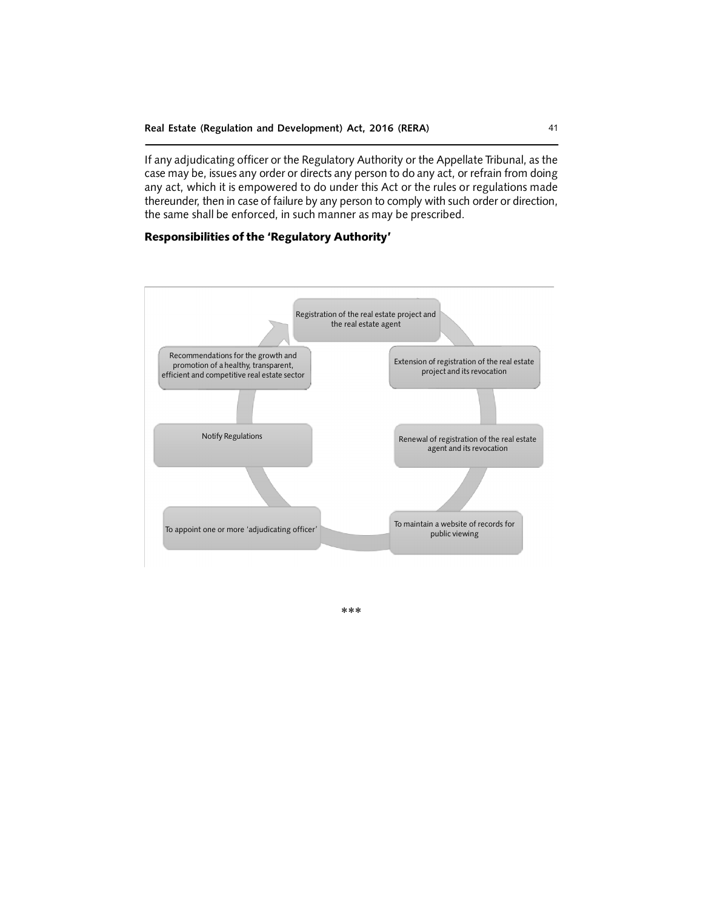If any adjudicating officer or the Regulatory Authority or the Appellate Tribunal, as the case may be, issues any order or directs any person to do any act, or refrain from doing any act, which it is empowered to do under this Act or the rules or regulations made thereunder, then in case of failure by any person to comply with such order or direction, the same shall be enforced, in such manner as may be prescribed.

### Responsibilities of the 'Regulatory Authority'

- Registration of the real estate project and the real estate agent
- Extension of registration of the real estate project and its revocation
- Renewal of registration of the real estate agent and its revocation
- To maintain a website of records for public viewing
- To appoint one or more 'adjudicating officer'
- Notify Regulations
- Recommendations for the growth and promotion of a healthy, transparent, efficient and competitive real estate sector

***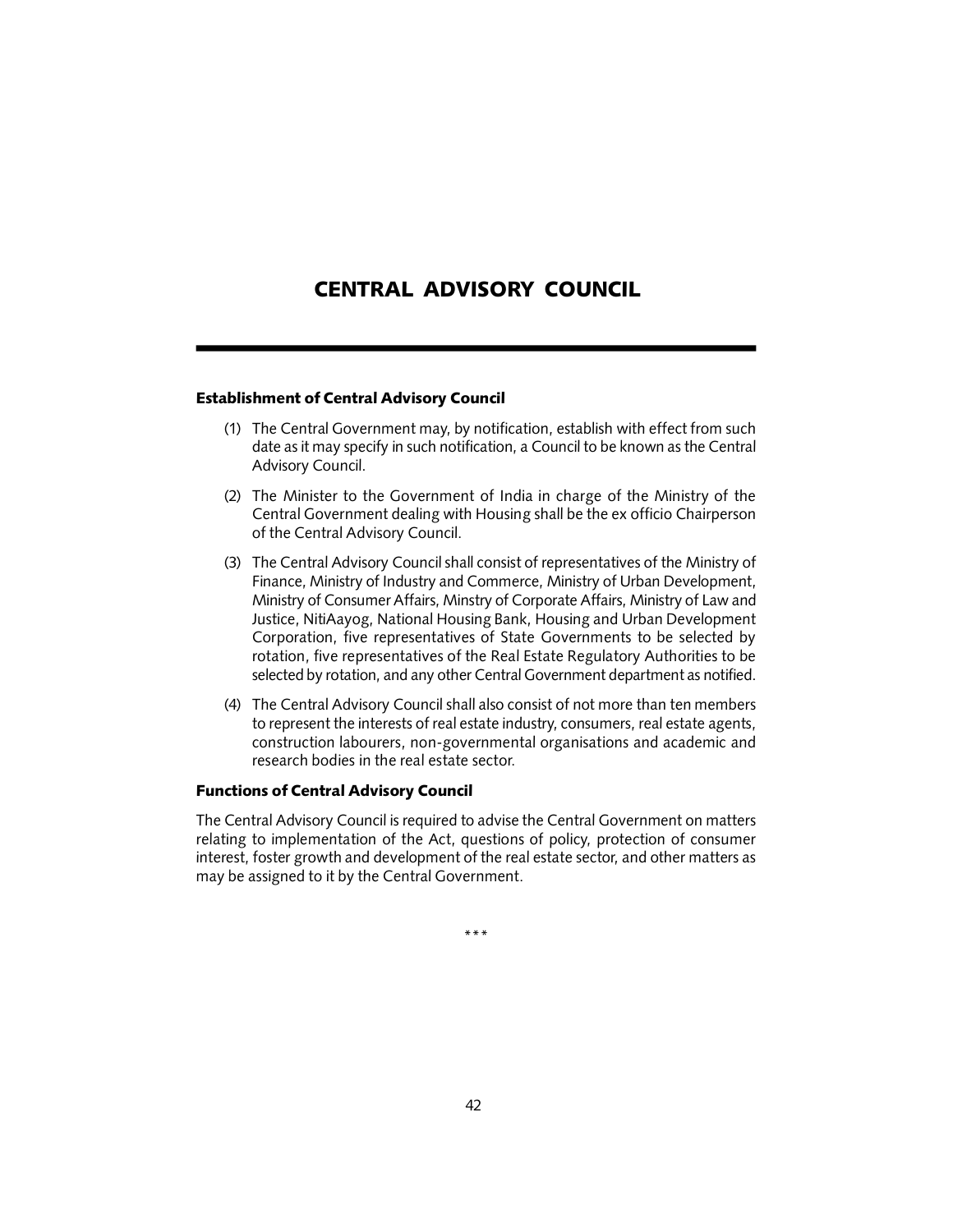# CENTRAL ADVISORY COUNCIL

### Establishment of Central Advisory Council

(1) The Central Government may, by notification, establish with effect from such date as it may specify in such notification, a Council to be known as the Central Advisory Council.

(2) The Minister to the Government of India in charge of the Ministry of the Central Government dealing with Housing shall be the ex officio Chairperson of the Central Advisory Council.

(3) The Central Advisory Council shall consist of representatives of the Ministry of Finance, Ministry of Industry and Commerce, Ministry of Urban Development, Ministry of Consumer Affairs, Minstry of Corporate Affairs, Ministry of Law and Justice, NitiAayog, National Housing Bank, Housing and Urban Development Corporation, five representatives of State Governments to be selected by rotation, five representatives of the Real Estate Regulatory Authorities to be selected by rotation, and any other Central Government department as notified.

(4) The Central Advisory Council shall also consist of not more than ten members to represent the interests of real estate industry, consumers, real estate agents, construction labourers, non-governmental organisations and academic and research bodies in the real estate sector.

### Functions of Central Advisory Council

The Central Advisory Council is required to advise the Central Government on matters relating to implementation of the Act, questions of policy, protection of consumer interest, foster growth and development of the real estate sector, and other matters as may be assigned to it by the Central Government.

***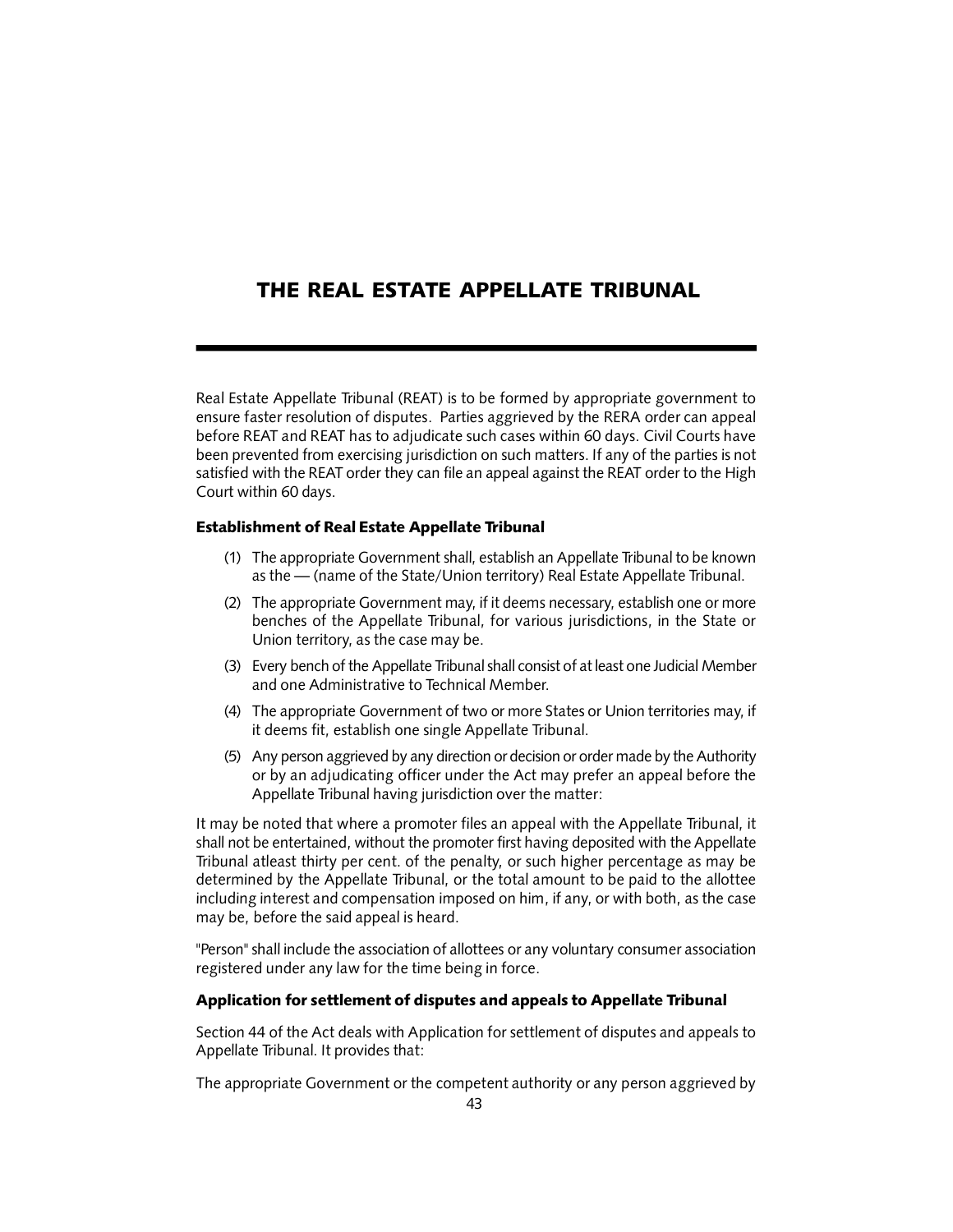# THE REAL ESTATE APPELLATE TRIBUNAL

Real Estate Appellate Tribunal (REAT) is to be formed by appropriate government to ensure faster resolution of disputes. Parties aggrieved by the RERA order can appeal before REAT and REAT has to adjudicate such cases within 60 days. Civil Courts have been prevented from exercising jurisdiction on such matters. If any of the parties is not satisfied with the REAT order they can file an appeal against the REAT order to the High Court within 60 days.

### Establishment of Real Estate Appellate Tribunal

(1) The appropriate Government shall, establish an Appellate Tribunal to be known as the — (name of the State/Union territory) Real Estate Appellate Tribunal.

(2) The appropriate Government may, if it deems necessary, establish one or more benches of the Appellate Tribunal, for various jurisdictions, in the State or Union territory, as the case may be.

(3) Every bench of the Appellate Tribunal shall consist of at least one Judicial Member and one Administrative to Technical Member.

(4) The appropriate Government of two or more States or Union territories may, if it deems fit, establish one single Appellate Tribunal.

(5) Any person aggrieved by any direction or decision or order made by the Authority or by an adjudicating officer under the Act may prefer an appeal before the Appellate Tribunal having jurisdiction over the matter:

It may be noted that where a promoter files an appeal with the Appellate Tribunal, it shall not be entertained, without the promoter first having deposited with the Appellate Tribunal atleast thirty per cent. of the penalty, or such higher percentage as may be determined by the Appellate Tribunal, or the total amount to be paid to the allottee including interest and compensation imposed on him, if any, or with both, as the case may be, before the said appeal is heard.

"Person" shall include the association of allottees or any voluntary consumer association registered under any law for the time being in force.

### Application for settlement of disputes and appeals to Appellate Tribunal

Section 44 of the Act deals with Application for settlement of disputes and appeals to Appellate Tribunal. It provides that:

The appropriate Government or the competent authority or any person aggrieved by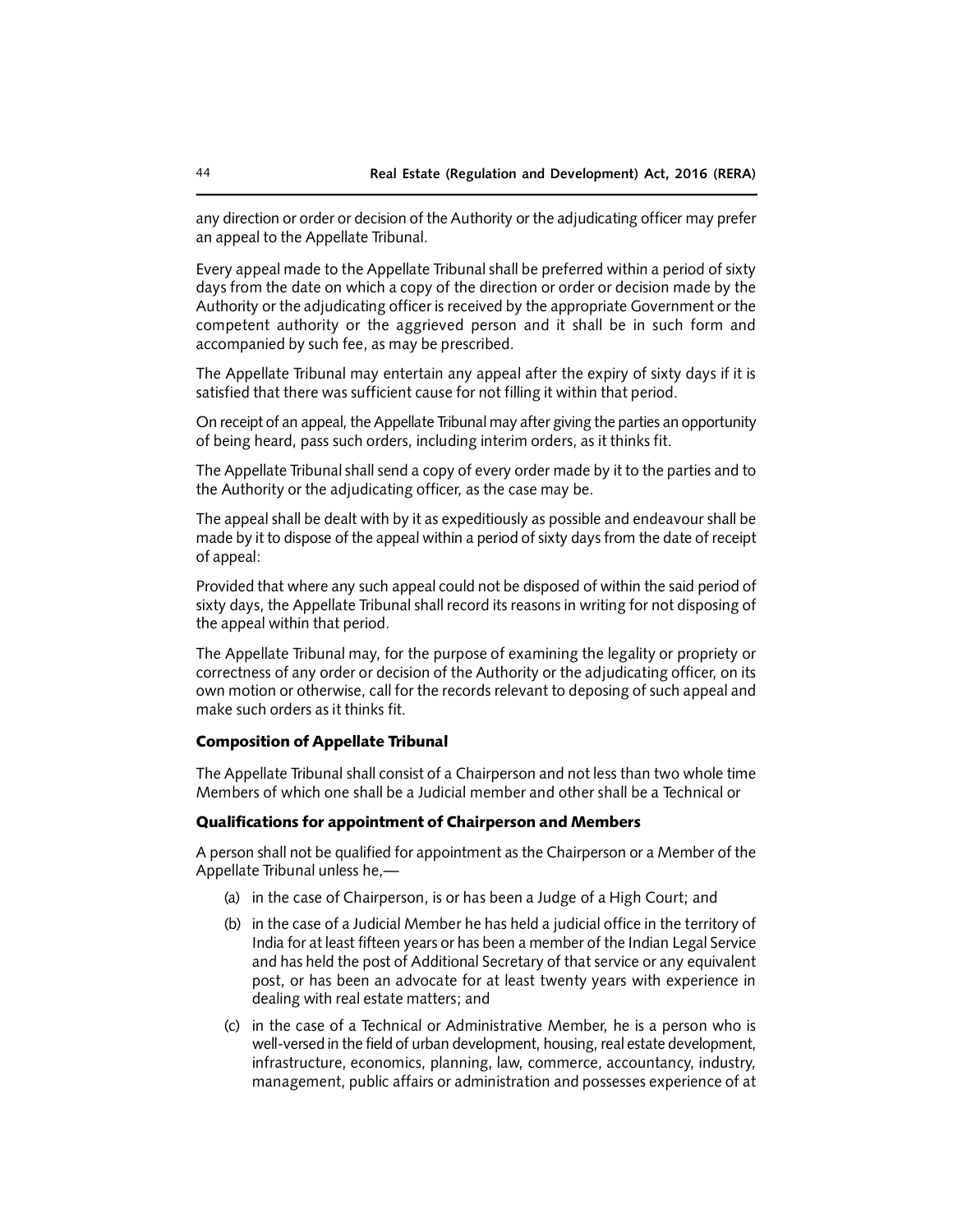any direction or order or decision of the Authority or the adjudicating officer may prefer an appeal to the Appellate Tribunal.

Every appeal made to the Appellate Tribunal shall be preferred within a period of sixty days from the date on which a copy of the direction or order or decision made by the Authority or the adjudicating officer is received by the appropriate Government or the competent authority or the aggrieved person and it shall be in such form and accompanied by such fee, as may be prescribed.

The Appellate Tribunal may entertain any appeal after the expiry of sixty days if it is satisfied that there was sufficient cause for not filling it within that period.

On receipt of an appeal, the Appellate Tribunal may after giving the parties an opportunity of being heard, pass such orders, including interim orders, as it thinks fit.

The Appellate Tribunal shall send a copy of every order made by it to the parties and to the Authority or the adjudicating officer, as the case may be.

The appeal shall be dealt with by it as expeditiously as possible and endeavour shall be made by it to dispose of the appeal within a period of sixty days from the date of receipt of appeal:

Provided that where any such appeal could not be disposed of within the said period of sixty days, the Appellate Tribunal shall record its reasons in writing for not disposing of the appeal within that period.

The Appellate Tribunal may, for the purpose of examining the legality or propriety or correctness of any order or decision of the Authority or the adjudicating officer, on its own motion or otherwise, call for the records relevant to deposing of such appeal and make such orders as it thinks fit.

### Composition of Appellate Tribunal

The Appellate Tribunal shall consist of a Chairperson and not less than two whole time Members of which one shall be a Judicial member and other shall be a Technical or

### Qualifications for appointment of Chairperson and Members

A person shall not be qualified for appointment as the Chairperson or a Member of the Appellate Tribunal unless he,—

(a) in the case of Chairperson, is or has been a Judge of a High Court; and

(b) in the case of a Judicial Member he has held a judicial office in the territory of India for at least fifteen years or has been a member of the Indian Legal Service and has held the post of Additional Secretary of that service or any equivalent post, or has been an advocate for at least twenty years with experience in dealing with real estate matters; and

(c) in the case of a Technical or Administrative Member, he is a person who is well-versed in the field of urban development, housing, real estate development, infrastructure, economics, planning, law, commerce, accountancy, industry, management, public affairs or administration and possesses experience of at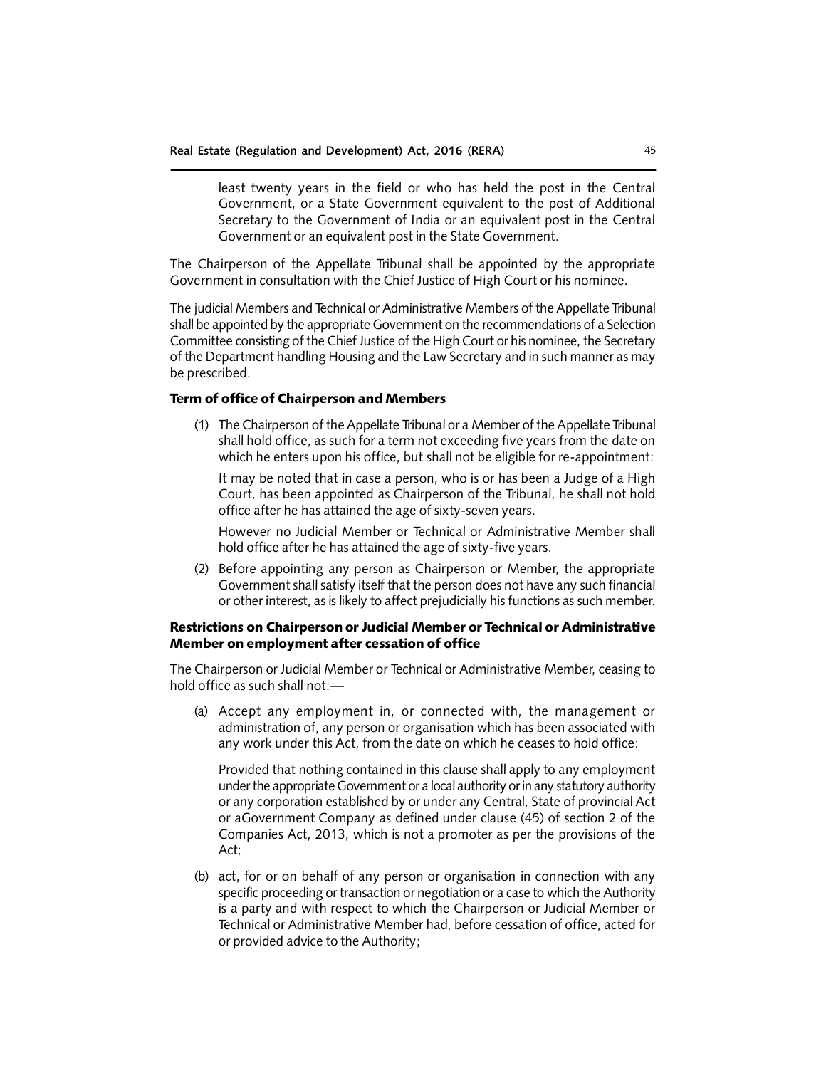least twenty years in the field or who has held the post in the Central Government, or a State Government equivalent to the post of Additional Secretary to the Government of India or an equivalent post in the Central Government or an equivalent post in the State Government.

The Chairperson of the Appellate Tribunal shall be appointed by the appropriate Government in consultation with the Chief Justice of High Court or his nominee.

The judicial Members and Technical or Administrative Members of the Appellate Tribunal shall be appointed by the appropriate Government on the recommendations of a Selection Committee consisting of the Chief Justice of the High Court or his nominee, the Secretary of the Department handling Housing and the Law Secretary and in such manner as may be prescribed.

### Term of office of Chairperson and Members

(1) The Chairperson of the Appellate Tribunal or a Member of the Appellate Tribunal shall hold office, as such for a term not exceeding five years from the date on which he enters upon his office, but shall not be eligible for re-appointment:

It may be noted that in case a person, who is or has been a Judge of a High Court, has been appointed as Chairperson of the Tribunal, he shall not hold office after he has attained the age of sixty-seven years.

However no Judicial Member or Technical or Administrative Member shall hold office after he has attained the age of sixty-five years.

(2) Before appointing any person as Chairperson or Member, the appropriate Government shall satisfy itself that the person does not have any such financial or other interest, as is likely to affect prejudicially his functions as such member.

### Restrictions on Chairperson or Judicial Member or Technical or Administrative Member on employment after cessation of office

The Chairperson or Judicial Member or Technical or Administrative Member, ceasing to hold office as such shall not:—

(a) Accept any employment in, or connected with, the management or administration of, any person or organisation which has been associated with any work under this Act, from the date on which he ceases to hold office:

Provided that nothing contained in this clause shall apply to any employment under the appropriate Government or a local authority or in any statutory authority or any corporation established by or under any Central, State of provincial Act or aGovernment Company as defined under clause (45) of section 2 of the Companies Act, 2013, which is not a promoter as per the provisions of the Act;

(b) act, for or on behalf of any person or organisation in connection with any specific proceeding or transaction or negotiation or a case to which the Authority is a party and with respect to which the Chairperson or Judicial Member or Technical or Administrative Member had, before cessation of office, acted for or provided advice to the Authority;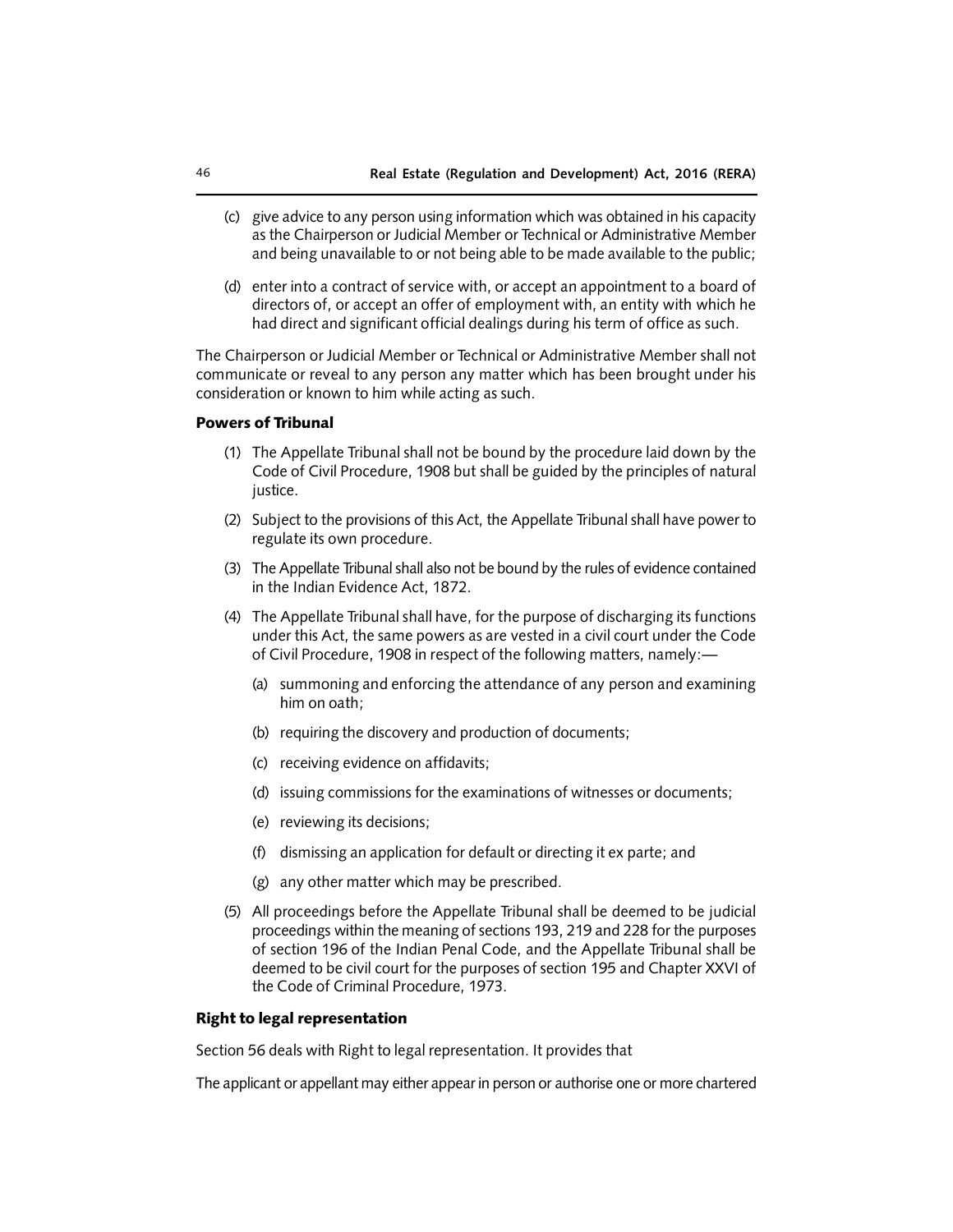(c) give advice to any person using information which was obtained in his capacity as the Chairperson or Judicial Member or Technical or Administrative Member and being unavailable to or not being able to be made available to the public;

(d) enter into a contract of service with, or accept an appointment to a board of directors of, or accept an offer of employment with, an entity with which he had direct and significant official dealings during his term of office as such.

The Chairperson or Judicial Member or Technical or Administrative Member shall not communicate or reveal to any person any matter which has been brought under his consideration or known to him while acting as such.

**Powers of Tribunal**

(1) The Appellate Tribunal shall not be bound by the procedure laid down by the Code of Civil Procedure, 1908 but shall be guided by the principles of natural justice.

(2) Subject to the provisions of this Act, the Appellate Tribunal shall have power to regulate its own procedure.

(3) The Appellate Tribunal shall also not be bound by the rules of evidence contained in the Indian Evidence Act, 1872.

(4) The Appellate Tribunal shall have, for the purpose of discharging its functions under this Act, the same powers as are vested in a civil court under the Code of Civil Procedure, 1908 in respect of the following matters, namely:—

   (a) summoning and enforcing the attendance of any person and examining him on oath;

   (b) requiring the discovery and production of documents;

   (c) receiving evidence on affidavits;

   (d) issuing commissions for the examinations of witnesses or documents;

   (e) reviewing its decisions;

   (f) dismissing an application for default or directing it ex parte; and

   (g) any other matter which may be prescribed.

(5) All proceedings before the Appellate Tribunal shall be deemed to be judicial proceedings within the meaning of sections 193, 219 and 228 for the purposes of section 196 of the Indian Penal Code, and the Appellate Tribunal shall be deemed to be civil court for the purposes of section 195 and Chapter XXVI of the Code of Criminal Procedure, 1973.

**Right to legal representation**

Section 56 deals with Right to legal representation. It provides that

The applicant or appellant may either appear in person or authorise one or more chartered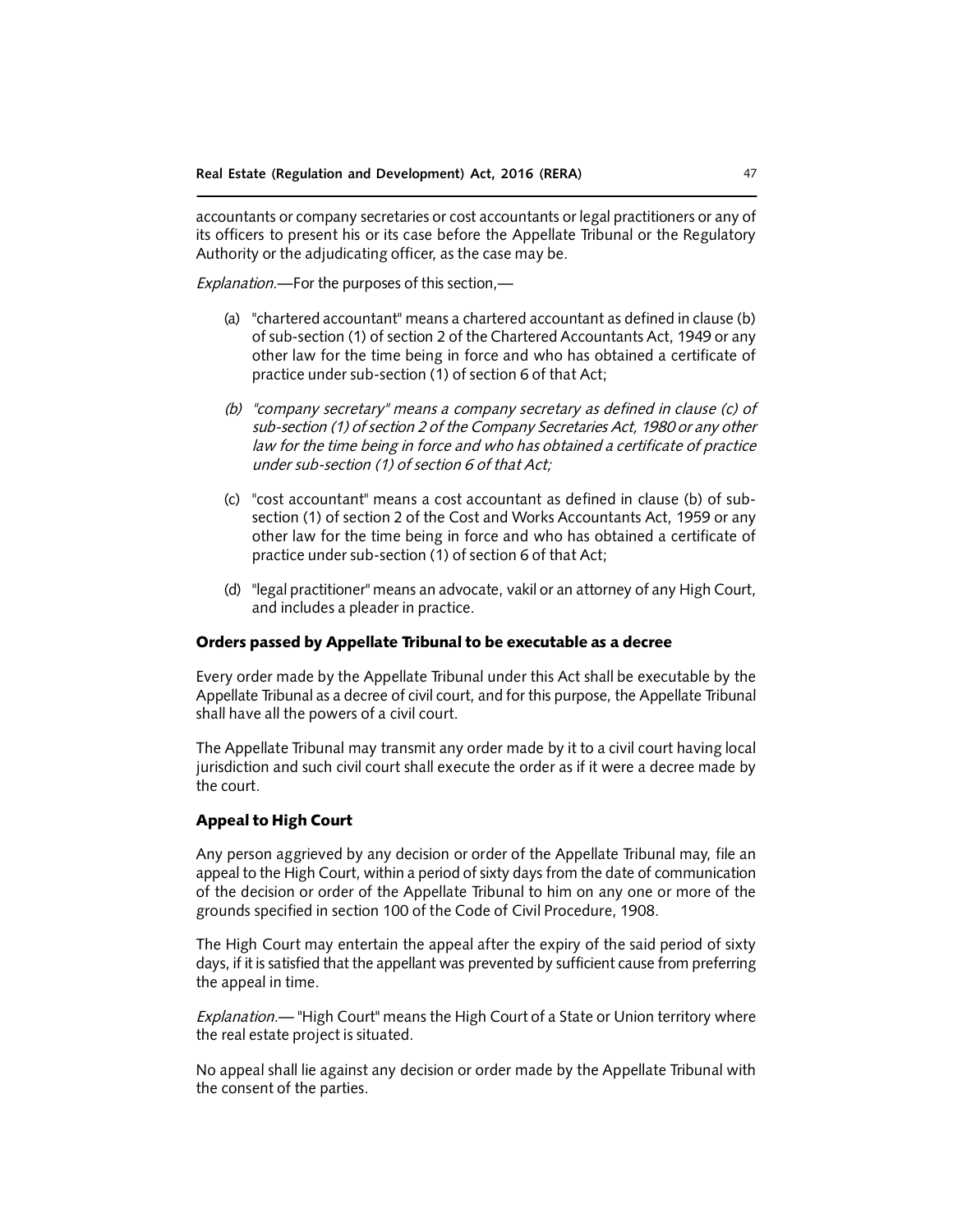accountants or company secretaries or cost accountants or legal practitioners or any of its officers to present his or its case before the Appellate Tribunal or the Regulatory Authority or the adjudicating officer, as the case may be.

*Explanation*.—For the purposes of this section,—

(a) "chartered accountant" means a chartered accountant as defined in clause (b) of sub-section (1) of section 2 of the Chartered Accountants Act, 1949 or any other law for the time being in force and who has obtained a certificate of practice under sub-section (1) of section 6 of that Act;

*(b) "company secretary" means a company secretary as defined in clause (c) of sub-section (1) of section 2 of the Company Secretaries Act, 1980 or any other law for the time being in force and who has obtained a certificate of practice under sub-section (1) of section 6 of that Act;*

(c) "cost accountant" means a cost accountant as defined in clause (b) of sub-section (1) of section 2 of the Cost and Works Accountants Act, 1959 or any other law for the time being in force and who has obtained a certificate of practice under sub-section (1) of section 6 of that Act;

(d) "legal practitioner" means an advocate, vakil or an attorney of any High Court, and includes a pleader in practice.

### Orders passed by Appellate Tribunal to be executable as a decree

Every order made by the Appellate Tribunal under this Act shall be executable by the Appellate Tribunal as a decree of civil court, and for this purpose, the Appellate Tribunal shall have all the powers of a civil court.

The Appellate Tribunal may transmit any order made by it to a civil court having local jurisdiction and such civil court shall execute the order as if it were a decree made by the court.

### Appeal to High Court

Any person aggrieved by any decision or order of the Appellate Tribunal may, file an appeal to the High Court, within a period of sixty days from the date of communication of the decision or order of the Appellate Tribunal to him on any one or more of the grounds specified in section 100 of the Code of Civil Procedure, 1908.

The High Court may entertain the appeal after the expiry of the said period of sixty days, if it is satisfied that the appellant was prevented by sufficient cause from preferring the appeal in time.

*Explanation*.— "High Court" means the High Court of a State or Union territory where the real estate project is situated.

No appeal shall lie against any decision or order made by the Appellate Tribunal with the consent of the parties.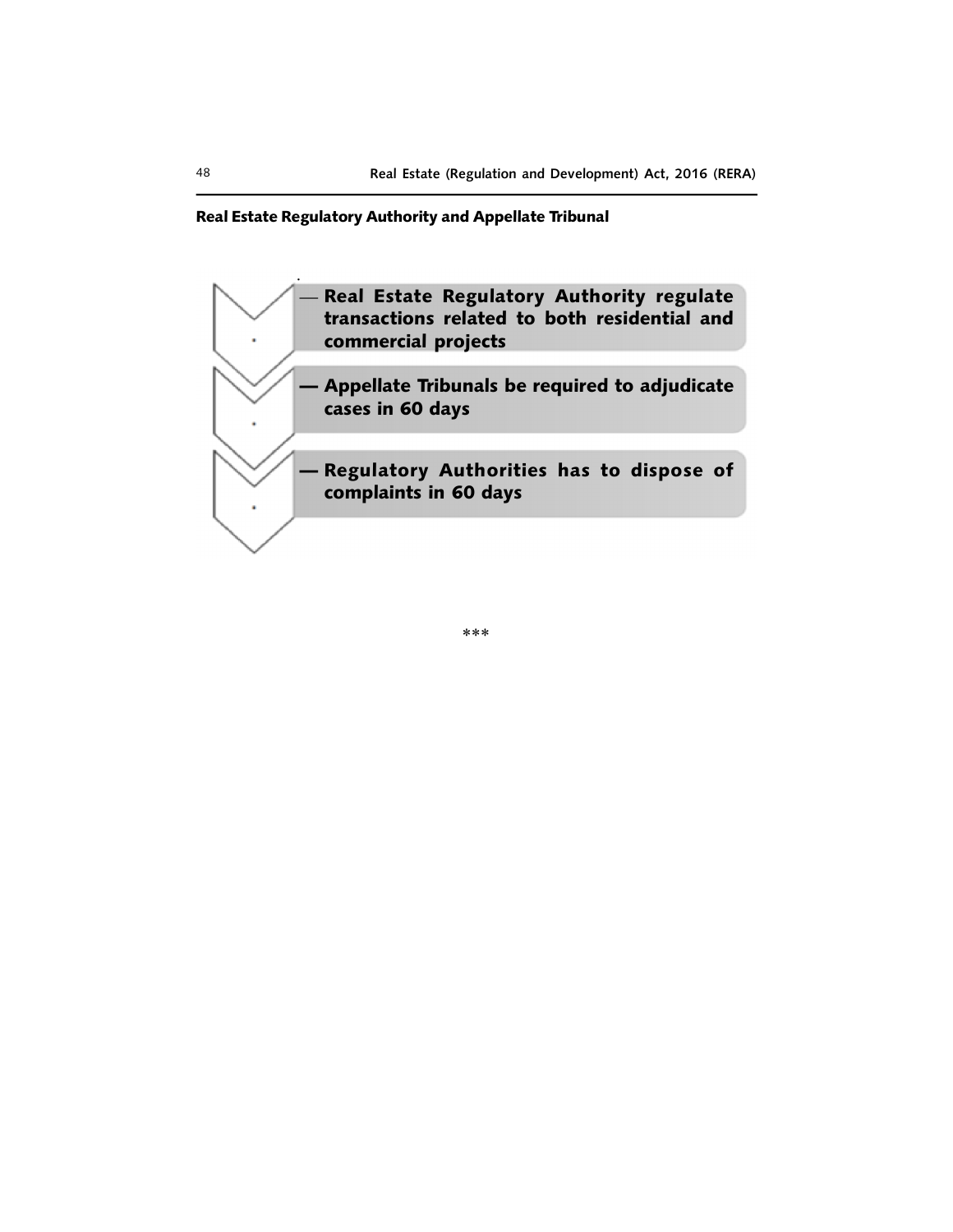## Real Estate Regulatory Authority and Appellate Tribunal

- — Real Estate Regulatory Authority regulate transactions related to both residential and commercial projects
- — Appellate Tribunals be required to adjudicate cases in 60 days
- — Regulatory Authorities has to dispose of complaints in 60 days

***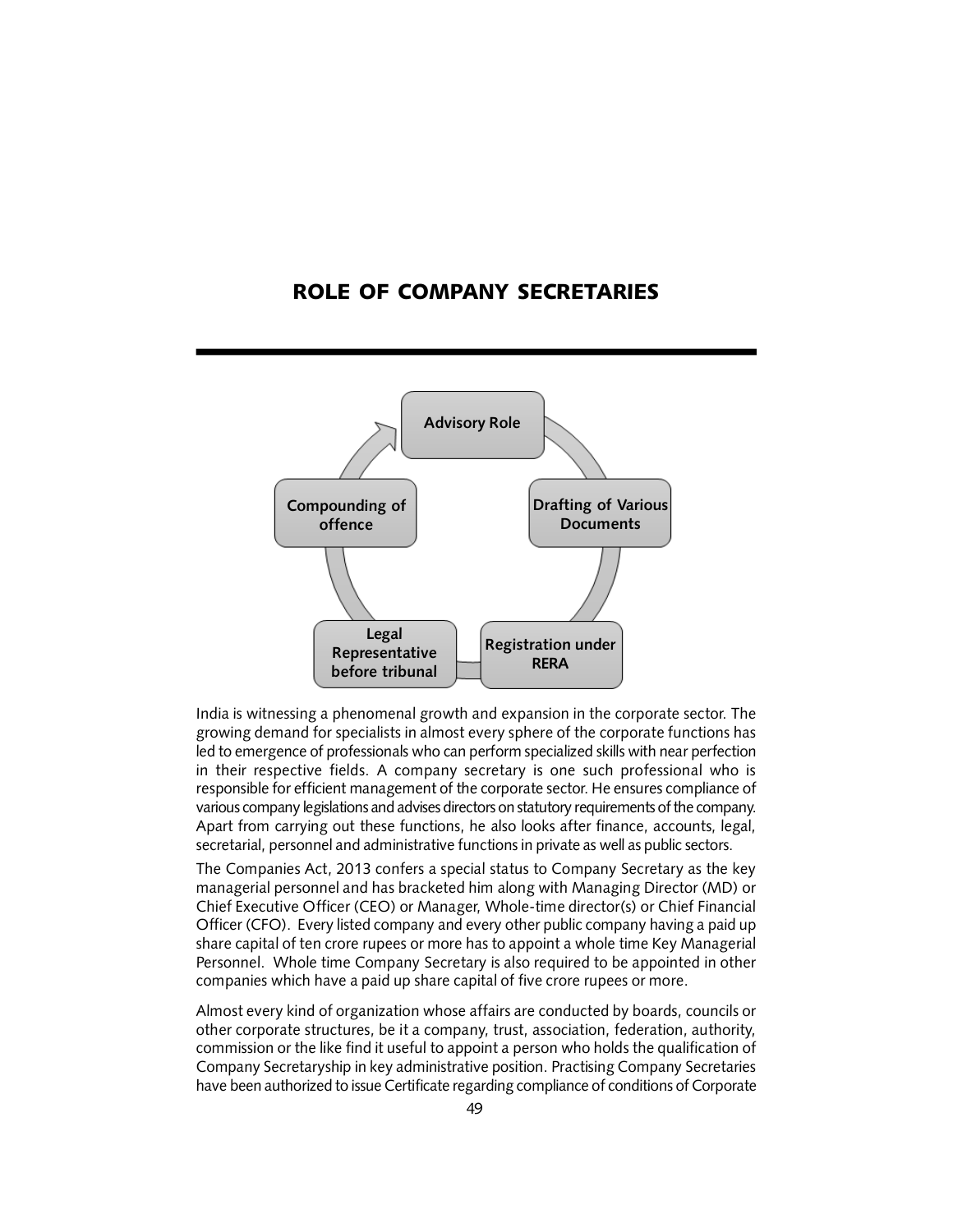# ROLE OF COMPANY SECRETARIES

Advisory Role

Drafting of Various Documents

Registration under RERA

Legal Representative before tribunal

Compounding of offence

India is witnessing a phenomenal growth and expansion in the corporate sector. The growing demand for specialists in almost every sphere of the corporate functions has led to emergence of professionals who can perform specialized skills with near perfection in their respective fields. A company secretary is one such professional who is responsible for efficient management of the corporate sector. He ensures compliance of various company legislations and advises directors on statutory requirements of the company. Apart from carrying out these functions, he also looks after finance, accounts, legal, secretarial, personnel and administrative functions in private as well as public sectors.

The Companies Act, 2013 confers a special status to Company Secretary as the key managerial personnel and has bracketed him along with Managing Director (MD) or Chief Executive Officer (CEO) or Manager, Whole-time director(s) or Chief Financial Officer (CFO). Every listed company and every other public company having a paid up share capital of ten crore rupees or more has to appoint a whole time Key Managerial Personnel. Whole time Company Secretary is also required to be appointed in other companies which have a paid up share capital of five crore rupees or more.

Almost every kind of organization whose affairs are conducted by boards, councils or other corporate structures, be it a company, trust, association, federation, authority, commission or the like find it useful to appoint a person who holds the qualification of Company Secretaryship in key administrative position. Practising Company Secretaries have been authorized to issue Certificate regarding compliance of conditions of Corporate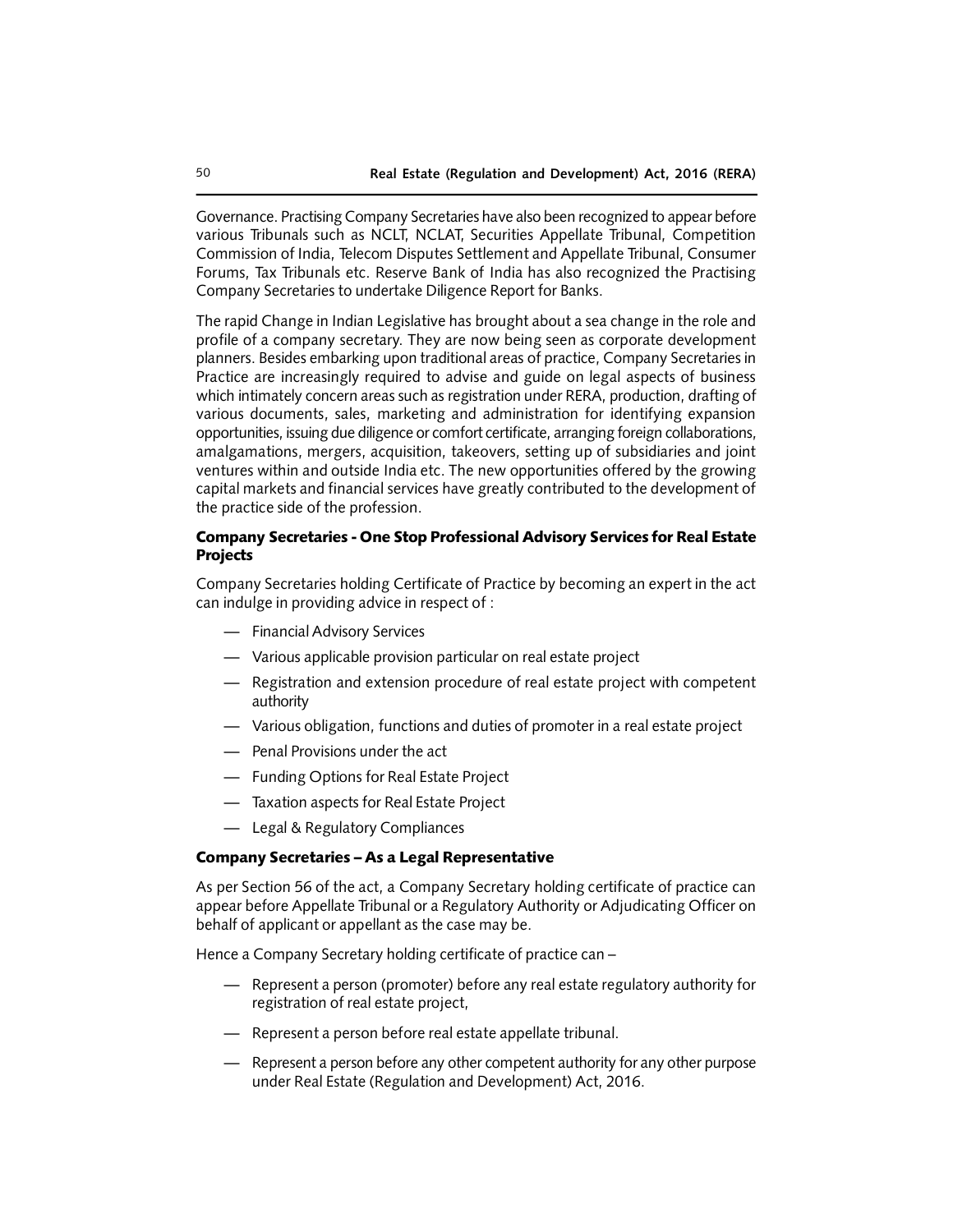Governance. Practising Company Secretaries have also been recognized to appear before various Tribunals such as NCLT, NCLAT, Securities Appellate Tribunal, Competition Commission of India, Telecom Disputes Settlement and Appellate Tribunal, Consumer Forums, Tax Tribunals etc. Reserve Bank of India has also recognized the Practising Company Secretaries to undertake Diligence Report for Banks.

The rapid Change in Indian Legislative has brought about a sea change in the role and profile of a company secretary. They are now being seen as corporate development planners. Besides embarking upon traditional areas of practice, Company Secretaries in Practice are increasingly required to advise and guide on legal aspects of business which intimately concern areas such as registration under RERA, production, drafting of various documents, sales, marketing and administration for identifying expansion opportunities, issuing due diligence or comfort certificate, arranging foreign collaborations, amalgamations, mergers, acquisition, takeovers, setting up of subsidiaries and joint ventures within and outside India etc. The new opportunities offered by the growing capital markets and financial services have greatly contributed to the development of the practice side of the profession.

**Company Secretaries - One Stop Professional Advisory Services for Real Estate Projects**

Company Secretaries holding Certificate of Practice by becoming an expert in the act can indulge in providing advice in respect of :

— Financial Advisory Services

— Various applicable provision particular on real estate project

— Registration and extension procedure of real estate project with competent authority

— Various obligation, functions and duties of promoter in a real estate project

— Penal Provisions under the act

— Funding Options for Real Estate Project

— Taxation aspects for Real Estate Project

— Legal & Regulatory Compliances

**Company Secretaries – As a Legal Representative**

As per Section 56 of the act, a Company Secretary holding certificate of practice can appear before Appellate Tribunal or a Regulatory Authority or Adjudicating Officer on behalf of applicant or appellant as the case may be.

Hence a Company Secretary holding certificate of practice can –

— Represent a person (promoter) before any real estate regulatory authority for registration of real estate project,

— Represent a person before real estate appellate tribunal.

— Represent a person before any other competent authority for any other purpose under Real Estate (Regulation and Development) Act, 2016.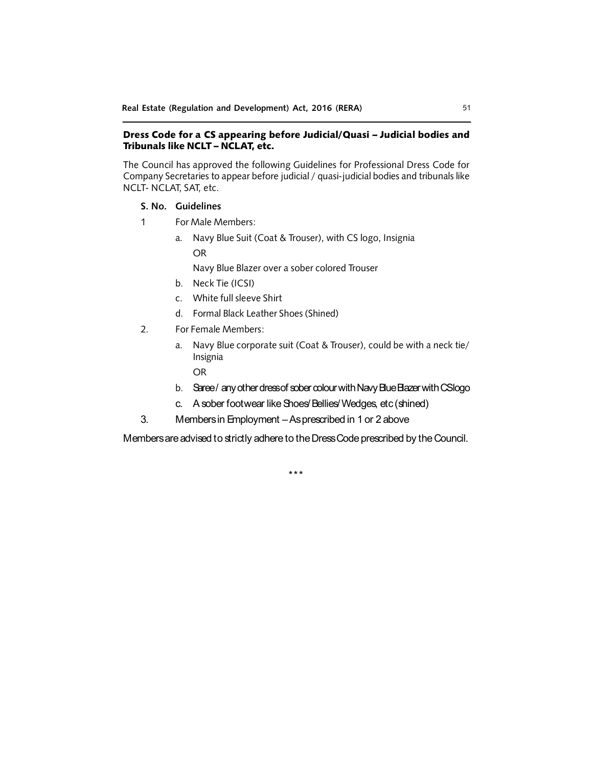## Dress Code for a CS appearing before Judicial/Quasi – Judicial bodies and Tribunals like NCLT – NCLAT, etc.

The Council has approved the following Guidelines for Professional Dress Code for Company Secretaries to appear before judicial / quasi-judicial bodies and tribunals like NCLT- NCLAT, SAT, etc.

| S. No. | Guidelines |
|---|---|
| 1 | For Male Members:<br>a. Navy Blue Suit (Coat & Trouser), with CS logo, Insignia<br>OR<br>Navy Blue Blazer over a sober colored Trouser<br>b. Neck Tie (ICSI)<br>c. White full sleeve Shirt<br>d. Formal Black Leather Shoes (Shined) |
| 2. | For Female Members:<br>a. Navy Blue corporate suit (Coat & Trouser), could be with a neck tie/ Insignia<br>OR<br>b. Saree / any other dress of sober colour with Navy Blue Blazer with CS logo<br>c. A sober footwear like Shoes/ Bellies/ Wedges, etc (shined) |
| 3. | Members in Employment – As prescribed in 1 or 2 above |

Members are advised to strictly adhere to the Dress Code prescribed by the Council.

\*\*\*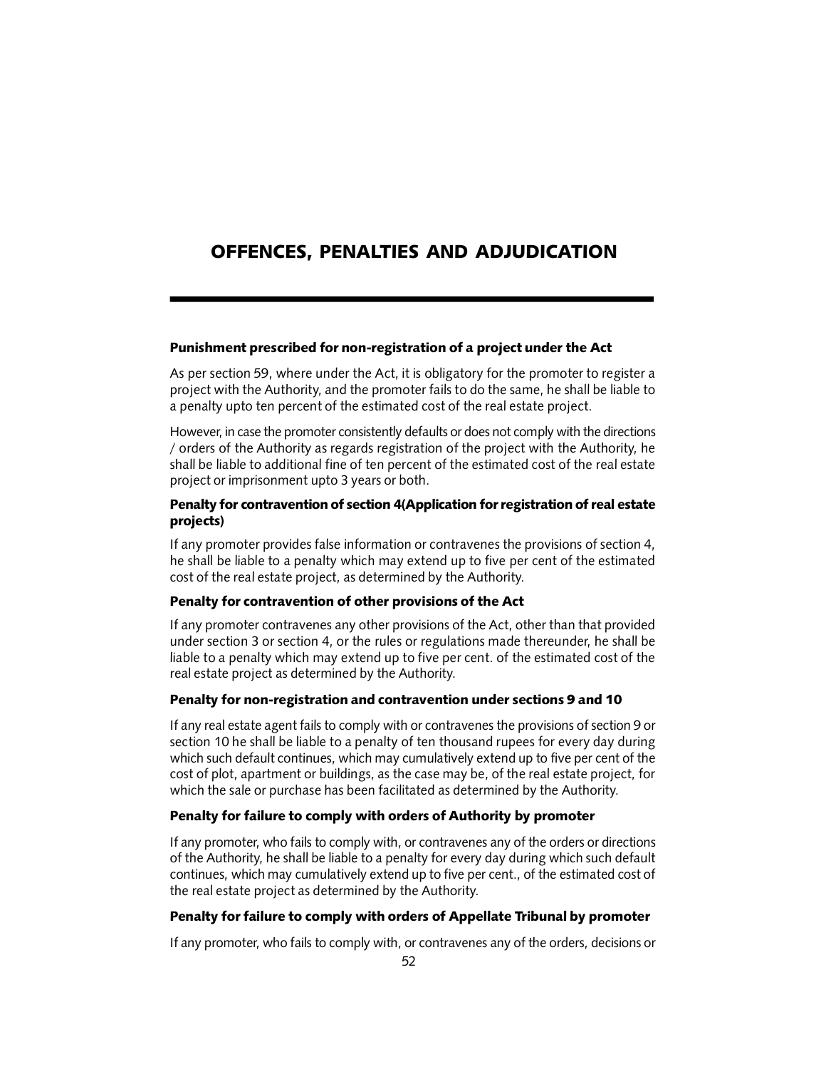# OFFENCES, PENALTIES AND ADJUDICATION

### Punishment prescribed for non-registration of a project under the Act

As per section 59, where under the Act, it is obligatory for the promoter to register a project with the Authority, and the promoter fails to do the same, he shall be liable to a penalty upto ten percent of the estimated cost of the real estate project.

However, in case the promoter consistently defaults or does not comply with the directions / orders of the Authority as regards registration of the project with the Authority, he shall be liable to additional fine of ten percent of the estimated cost of the real estate project or imprisonment upto 3 years or both.

### Penalty for contravention of section 4(Application for registration of real estate projects)

If any promoter provides false information or contravenes the provisions of section 4, he shall be liable to a penalty which may extend up to five per cent of the estimated cost of the real estate project, as determined by the Authority.

### Penalty for contravention of other provisions of the Act

If any promoter contravenes any other provisions of the Act, other than that provided under section 3 or section 4, or the rules or regulations made thereunder, he shall be liable to a penalty which may extend up to five per cent. of the estimated cost of the real estate project as determined by the Authority.

### Penalty for non-registration and contravention under sections 9 and 10

If any real estate agent fails to comply with or contravenes the provisions of section 9 or section 10 he shall be liable to a penalty of ten thousand rupees for every day during which such default continues, which may cumulatively extend up to five per cent of the cost of plot, apartment or buildings, as the case may be, of the real estate project, for which the sale or purchase has been facilitated as determined by the Authority.

### Penalty for failure to comply with orders of Authority by promoter

If any promoter, who fails to comply with, or contravenes any of the orders or directions of the Authority, he shall be liable to a penalty for every day during which such default continues, which may cumulatively extend up to five per cent., of the estimated cost of the real estate project as determined by the Authority.

### Penalty for failure to comply with orders of Appellate Tribunal by promoter

If any promoter, who fails to comply with, or contravenes any of the orders, decisions or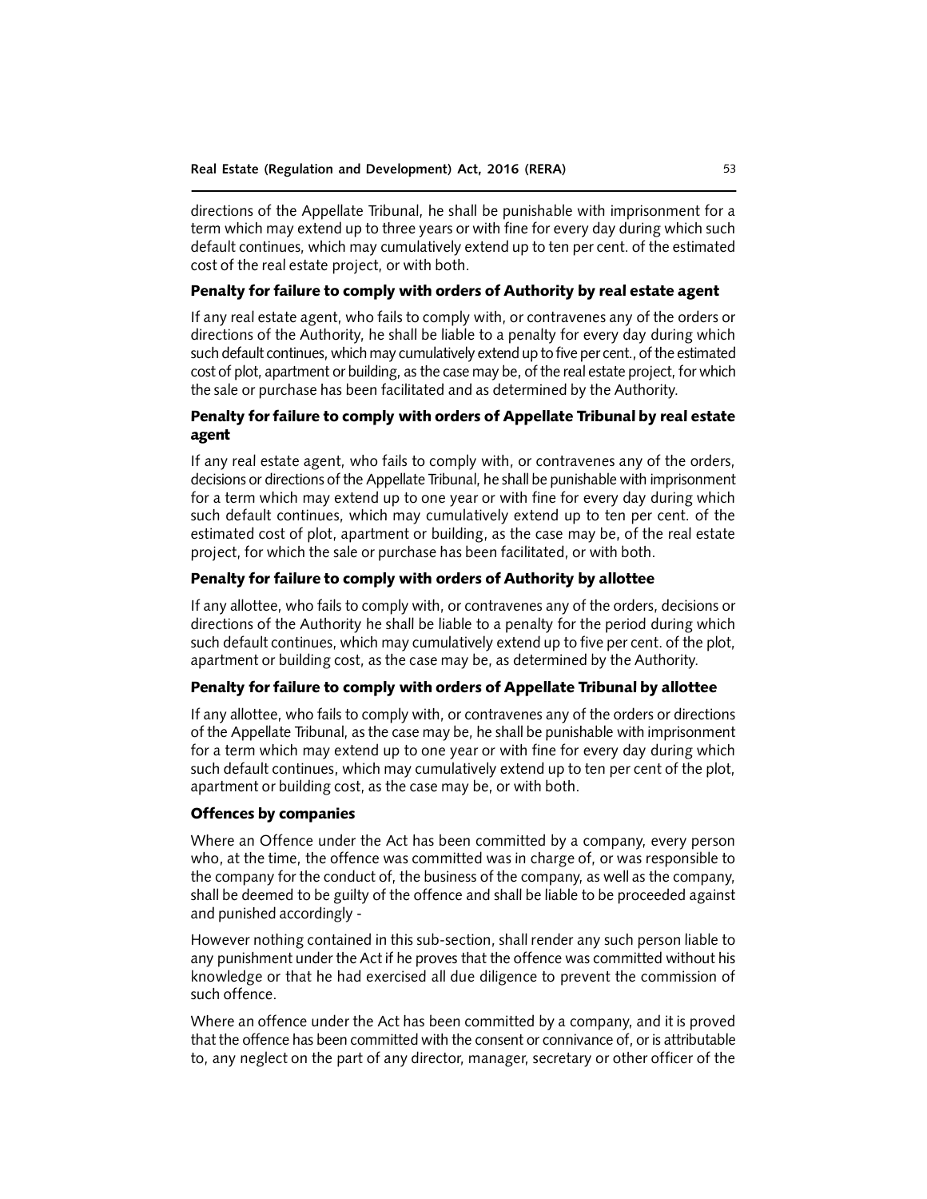directions of the Appellate Tribunal, he shall be punishable with imprisonment for a term which may extend up to three years or with fine for every day during which such default continues, which may cumulatively extend up to ten per cent. of the estimated cost of the real estate project, or with both.

### Penalty for failure to comply with orders of Authority by real estate agent

If any real estate agent, who fails to comply with, or contravenes any of the orders or directions of the Authority, he shall be liable to a penalty for every day during which such default continues, which may cumulatively extend up to five per cent., of the estimated cost of plot, apartment or building, as the case may be, of the real estate project, for which the sale or purchase has been facilitated and as determined by the Authority.

### Penalty for failure to comply with orders of Appellate Tribunal by real estate agent

If any real estate agent, who fails to comply with, or contravenes any of the orders, decisions or directions of the Appellate Tribunal, he shall be punishable with imprisonment for a term which may extend up to one year or with fine for every day during which such default continues, which may cumulatively extend up to ten per cent. of the estimated cost of plot, apartment or building, as the case may be, of the real estate project, for which the sale or purchase has been facilitated, or with both.

### Penalty for failure to comply with orders of Authority by allottee

If any allottee, who fails to comply with, or contravenes any of the orders, decisions or directions of the Authority he shall be liable to a penalty for the period during which such default continues, which may cumulatively extend up to five per cent. of the plot, apartment or building cost, as the case may be, as determined by the Authority.

### Penalty for failure to comply with orders of Appellate Tribunal by allottee

If any allottee, who fails to comply with, or contravenes any of the orders or directions of the Appellate Tribunal, as the case may be, he shall be punishable with imprisonment for a term which may extend up to one year or with fine for every day during which such default continues, which may cumulatively extend up to ten per cent of the plot, apartment or building cost, as the case may be, or with both.

### Offences by companies

Where an Offence under the Act has been committed by a company, every person who, at the time, the offence was committed was in charge of, or was responsible to the company for the conduct of, the business of the company, as well as the company, shall be deemed to be guilty of the offence and shall be liable to be proceeded against and punished accordingly -

However nothing contained in this sub-section, shall render any such person liable to any punishment under the Act if he proves that the offence was committed without his knowledge or that he had exercised all due diligence to prevent the commission of such offence.

Where an offence under the Act has been committed by a company, and it is proved that the offence has been committed with the consent or connivance of, or is attributable to, any neglect on the part of any director, manager, secretary or other officer of the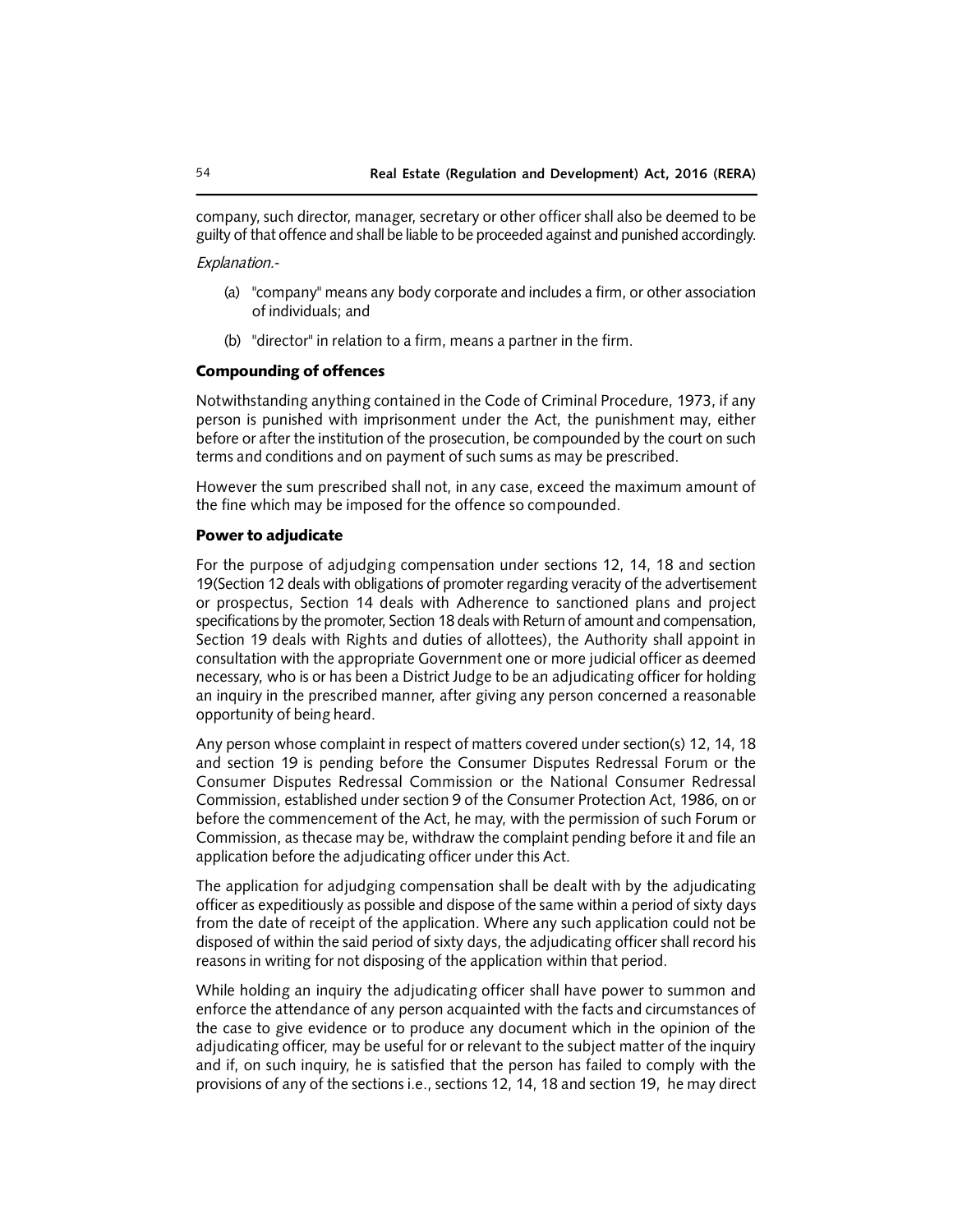company, such director, manager, secretary or other officer shall also be deemed to be guilty of that offence and shall be liable to be proceeded against and punished accordingly.

*Explanation.-*

(a) "company" means any body corporate and includes a firm, or other association of individuals; and

(b) "director" in relation to a firm, means a partner in the firm.

### Compounding of offences

Notwithstanding anything contained in the Code of Criminal Procedure, 1973, if any person is punished with imprisonment under the Act, the punishment may, either before or after the institution of the prosecution, be compounded by the court on such terms and conditions and on payment of such sums as may be prescribed.

However the sum prescribed shall not, in any case, exceed the maximum amount of the fine which may be imposed for the offence so compounded.

### Power to adjudicate

For the purpose of adjudging compensation under sections 12, 14, 18 and section 19(Section 12 deals with obligations of promoter regarding veracity of the advertisement or prospectus, Section 14 deals with Adherence to sanctioned plans and project specifications by the promoter, Section 18 deals with Return of amount and compensation, Section 19 deals with Rights and duties of allottees), the Authority shall appoint in consultation with the appropriate Government one or more judicial officer as deemed necessary, who is or has been a District Judge to be an adjudicating officer for holding an inquiry in the prescribed manner, after giving any person concerned a reasonable opportunity of being heard.

Any person whose complaint in respect of matters covered under section(s) 12, 14, 18 and section 19 is pending before the Consumer Disputes Redressal Forum or the Consumer Disputes Redressal Commission or the National Consumer Redressal Commission, established under section 9 of the Consumer Protection Act, 1986, on or before the commencement of the Act, he may, with the permission of such Forum or Commission, as thecase may be, withdraw the complaint pending before it and file an application before the adjudicating officer under this Act.

The application for adjudging compensation shall be dealt with by the adjudicating officer as expeditiously as possible and dispose of the same within a period of sixty days from the date of receipt of the application. Where any such application could not be disposed of within the said period of sixty days, the adjudicating officer shall record his reasons in writing for not disposing of the application within that period.

While holding an inquiry the adjudicating officer shall have power to summon and enforce the attendance of any person acquainted with the facts and circumstances of the case to give evidence or to produce any document which in the opinion of the adjudicating officer, may be useful for or relevant to the subject matter of the inquiry and if, on such inquiry, he is satisfied that the person has failed to comply with the provisions of any of the sections i.e., sections 12, 14, 18 and section 19, he may direct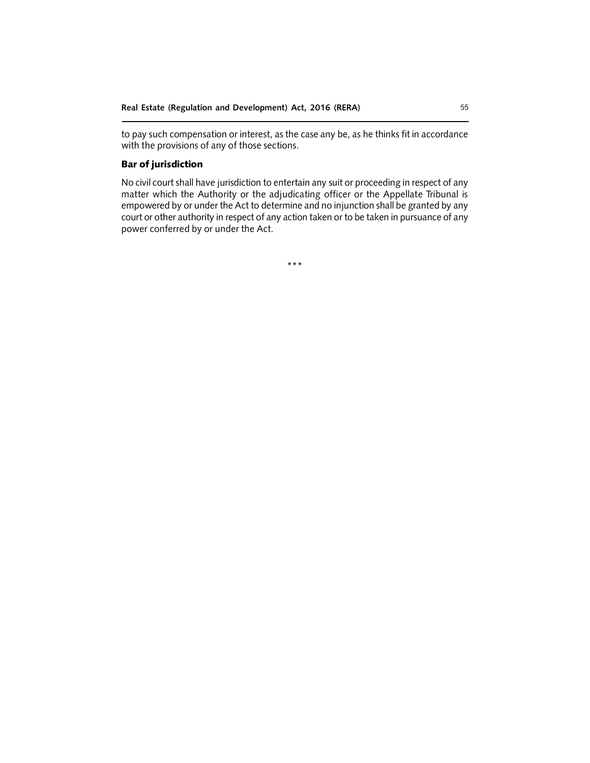to pay such compensation or interest, as the case any be, as he thinks fit in accordance with the provisions of any of those sections.

### Bar of jurisdiction

No civil court shall have jurisdiction to entertain any suit or proceeding in respect of any matter which the Authority or the adjudicating officer or the Appellate Tribunal is empowered by or under the Act to determine and no injunction shall be granted by any court or other authority in respect of any action taken or to be taken in pursuance of any power conferred by or under the Act.

***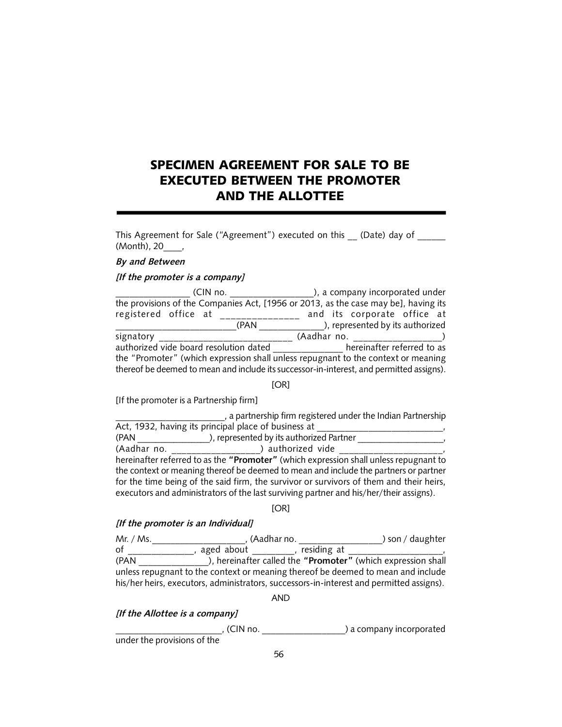# SPECIMEN AGREEMENT FOR SALE TO BE EXECUTED BETWEEN THE PROMOTER AND THE ALLOTTEE

This Agreement for Sale ("Agreement") executed on this __ (Date) day of ______ (Month), 20____,

***By and Between***

***[If the promoter is a company]***

_______________ (CIN no. _________________), a company incorporated under the provisions of the Companies Act, [1956 or 2013, as the case may be], having its registered office at _______________ and its corporate office at _________________________(PAN _____________), represented by its authorized signatory __________________________ (Aadhar no. __________________) authorized vide board resolution dated ______________ hereinafter referred to as the "Promoter" (which expression shall unless repugnant to the context or meaning thereof be deemed to mean and include its successor-in-interest, and permitted assigns).

[OR]

[If the promoter is a Partnership firm]

_______________________, a partnership firm registered under the Indian Partnership Act, 1932, having its principal place of business at __________________________, (PAN _______________), represented by its authorized Partner __________________, (Aadhar no. __________________) authorized vide _____________________, hereinafter referred to as the **"Promoter"** (which expression shall unless repugnant to the context or meaning thereof be deemed to mean and include the partners or partner for the time being of the said firm, the survivor or survivors of them and their heirs, executors and administrators of the last surviving partner and his/her/their assigns).

[OR]

***[If the promoter is an Individual]***

Mr. / Ms.___________________, (Aadhar no. _________________) son / daughter of _____________, aged about ________, residing at ___________________, (PAN ______________), hereinafter called the **"Promoter"** (which expression shall unless repugnant to the context or meaning thereof be deemed to mean and include his/her heirs, executors, administrators, successors-in-interest and permitted assigns).

AND

***[If the Allottee is a company]***

______________________, (CIN no. _________________) a company incorporated under the provisions of the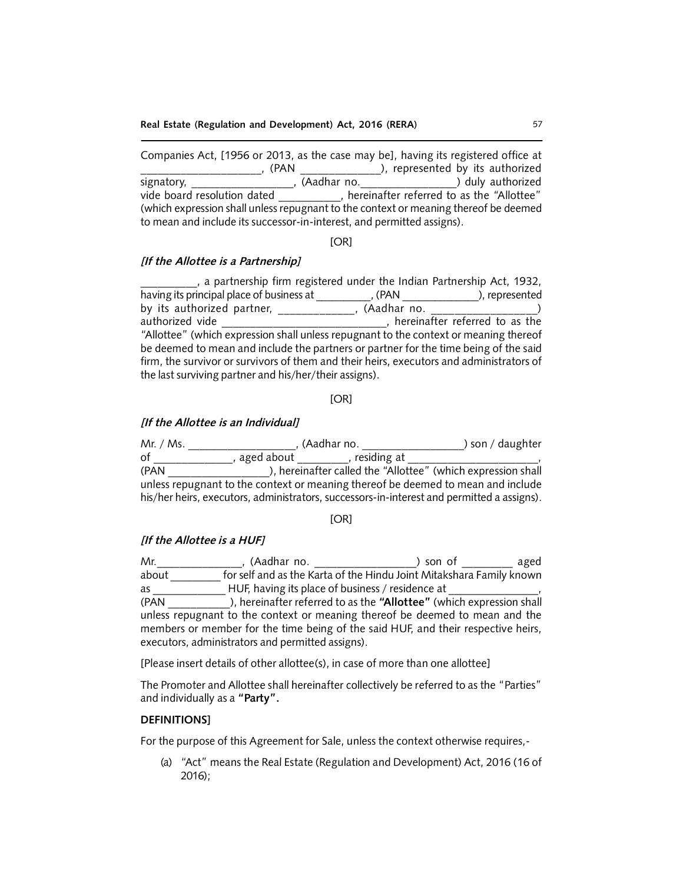Companies Act, [1956 or 2013, as the case may be], having its registered office at ____________________, (PAN _____________), represented by its authorized signatory, _________________, (Aadhar no.________________) duly authorized vide board resolution dated __________, hereinafter referred to as the "Allottee" (which expression shall unless repugnant to the context or meaning thereof be deemed to mean and include its successor-in-interest, and permitted assigns).

[OR]

***[If the Allottee is a Partnership]***

_________, a partnership firm registered under the Indian Partnership Act, 1932, having its principal place of business at _________, (PAN _____________), represented by its authorized partner, ____________, (Aadhar no. _________________) authorized vide ___________________________, hereinafter referred to as the "Allottee" (which expression shall unless repugnant to the context or meaning thereof be deemed to mean and include the partners or partner for the time being of the said firm, the survivor or survivors of them and their heirs, executors and administrators of the last surviving partner and his/her/their assigns).

[OR]

***[If the Allottee is an Individual]***

Mr. / Ms. __________________, (Aadhar no. ________________) son / daughter of _____________, aged about ________, residing at _____________________, (PAN _________________), hereinafter called the "Allottee" (which expression shall unless repugnant to the context or meaning thereof be deemed to mean and include his/her heirs, executors, administrators, successors-in-interest and permitted a assigns).

[OR]

***[If the Allottee is a HUF]***

Mr.______________, (Aadhar no. ________________) son of ________ aged about ________ for self and as the Karta of the Hindu Joint Mitakshara Family known as ____________ HUF, having its place of business / residence at _______________, (PAN __________), hereinafter referred to as the **"Allottee"** (which expression shall unless repugnant to the context or meaning thereof be deemed to mean and the members or member for the time being of the said HUF, and their respective heirs, executors, administrators and permitted assigns).

[Please insert details of other allottee(s), in case of more than one allottee]

The Promoter and Allottee shall hereinafter collectively be referred to as the "Parties" and individually as a **"Party".**

**DEFINITIONS]**

For the purpose of this Agreement for Sale, unless the context otherwise requires,-

(a) "Act" means the Real Estate (Regulation and Development) Act, 2016 (16 of 2016);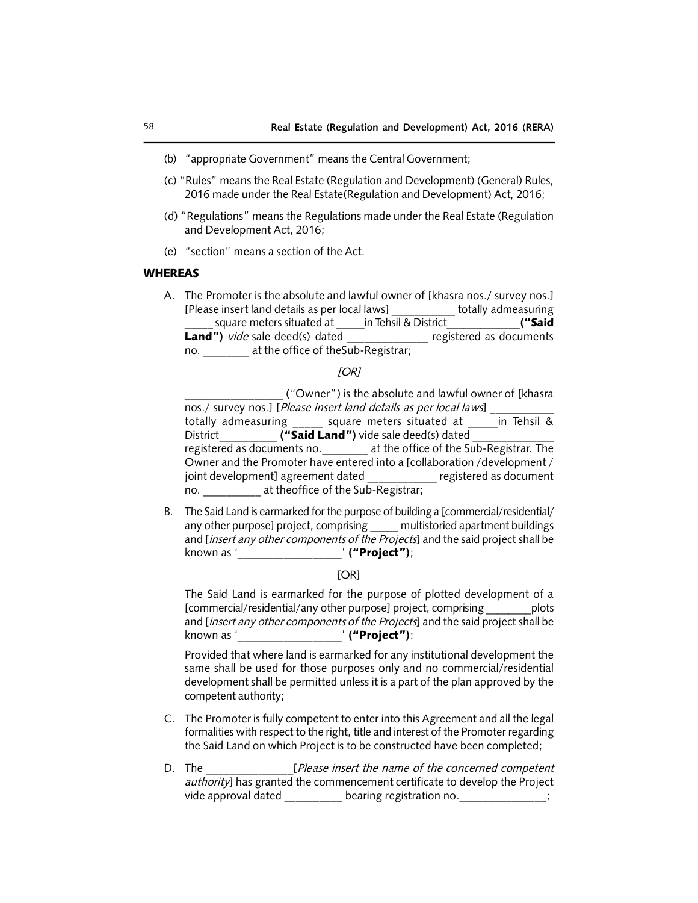(b) "appropriate Government" means the Central Government;

(c) "Rules" means the Real Estate (Regulation and Development) (General) Rules, 2016 made under the Real Estate(Regulation and Development) Act, 2016;

(d) "Regulations" means the Regulations made under the Real Estate (Regulation and Development Act, 2016;

(e) "section" means a section of the Act.

**WHEREAS**

A. The Promoter is the absolute and lawful owner of [khasra nos./ survey nos.] [Please insert land details as per local laws] ___________ totally admeasuring _____ square meters situated at _____in Tehsil & District____________**("Said Land")** *vide* sale deed(s) dated _____________ registered as documents no. ________ at the office of theSub-Registrar;

*[OR]*

________________ ("Owner") is the absolute and lawful owner of [khasra nos./ survey nos.] [*Please insert land details as per local laws*] ___________ totally admeasuring _____ square meters situated at _____in Tehsil & District__________ **("Said Land")** vide sale deed(s) dated _____________ registered as documents no.________ at the office of the Sub-Registrar. The Owner and the Promoter have entered into a [collaboration /development / joint development] agreement dated ___________ registered as document no. __________ at theoffice of the Sub-Registrar;

B. The Said Land is earmarked for the purpose of building a [commercial/residential/ any other purpose] project, comprising _____ multistoried apartment buildings and [*insert any other components of the Projects*] and the said project shall be known as '_________________' **("Project")**;

[OR]

The Said Land is earmarked for the purpose of plotted development of a [commercial/residential/any other purpose] project, comprising ________plots and [*insert any other components of the Projects*] and the said project shall be known as '_________________' **("Project")**:

Provided that where land is earmarked for any institutional development the same shall be used for those purposes only and no commercial/residential development shall be permitted unless it is a part of the plan approved by the competent authority;

C. The Promoter is fully competent to enter into this Agreement and all the legal formalities with respect to the right, title and interest of the Promoter regarding the Said Land on which Project is to be constructed have been completed;

D. The ______________[*Please insert the name of the concerned competent authority*] has granted the commencement certificate to develop the Project vide approval dated __________ bearing registration no.______________;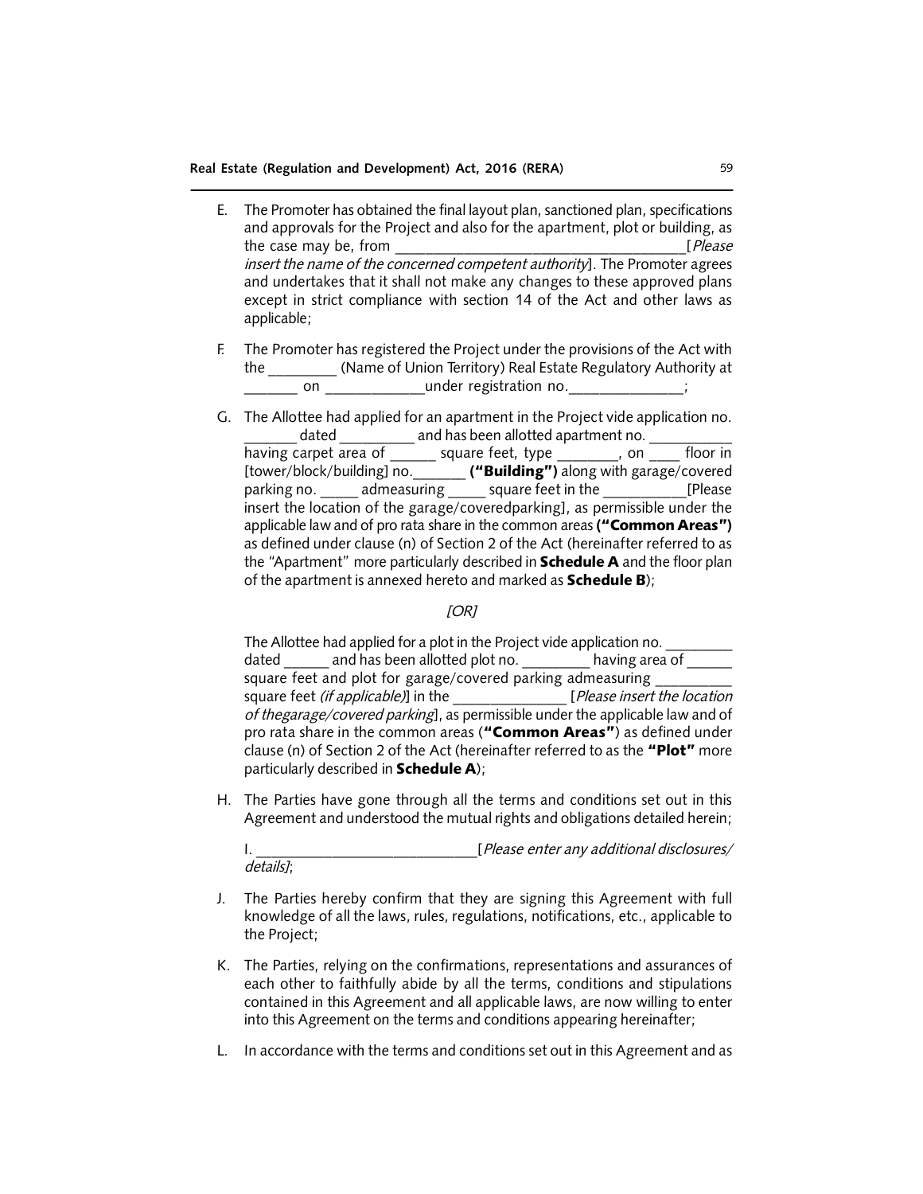E. The Promoter has obtained the final layout plan, sanctioned plan, specifications and approvals for the Project and also for the apartment, plot or building, as the case may be, from ____________________________________[*Please insert the name of the concerned competent authority*]. The Promoter agrees and undertakes that it shall not make any changes to these approved plans except in strict compliance with section 14 of the Act and other laws as applicable;

F. The Promoter has registered the Project under the provisions of the Act with the _________ (Name of Union Territory) Real Estate Regulatory Authority at _______ on ____________under registration no.______________;

G. The Allottee had applied for an apartment in the Project vide application no. _______ dated _________ and has been allotted apartment no. __________ having carpet area of ______ square feet, type ________, on ____ floor in [tower/block/building] no._______ **("Building")** along with garage/covered parking no. _____ admeasuring _____ square feet in the __________[Please insert the location of the garage/coveredparking], as permissible under the applicable law and of pro rata share in the common areas **("Common Areas")** as defined under clause (n) of Section 2 of the Act (hereinafter referred to as the "Apartment" more particularly described in **Schedule A** and the floor plan of the apartment is annexed hereto and marked as **Schedule B**);

*[OR]*

The Allottee had applied for a plot in the Project vide application no. _________ dated ______ and has been allotted plot no. _________ having area of ______ square feet and plot for garage/covered parking admeasuring __________ square feet *(if applicable)*] in the ______________ [*Please insert the location of thegarage/covered parking*], as permissible under the applicable law and of pro rata share in the common areas (**"Common Areas"**) as defined under clause (n) of Section 2 of the Act (hereinafter referred to as the **"Plot"** more particularly described in **Schedule A**);

H. The Parties have gone through all the terms and conditions set out in this Agreement and understood the mutual rights and obligations detailed herein;

I. ___________________________[*Please enter any additional disclosures/ details]*;

J. The Parties hereby confirm that they are signing this Agreement with full knowledge of all the laws, rules, regulations, notifications, etc., applicable to the Project;

K. The Parties, relying on the confirmations, representations and assurances of each other to faithfully abide by all the terms, conditions and stipulations contained in this Agreement and all applicable laws, are now willing to enter into this Agreement on the terms and conditions appearing hereinafter;

L. In accordance with the terms and conditions set out in this Agreement and as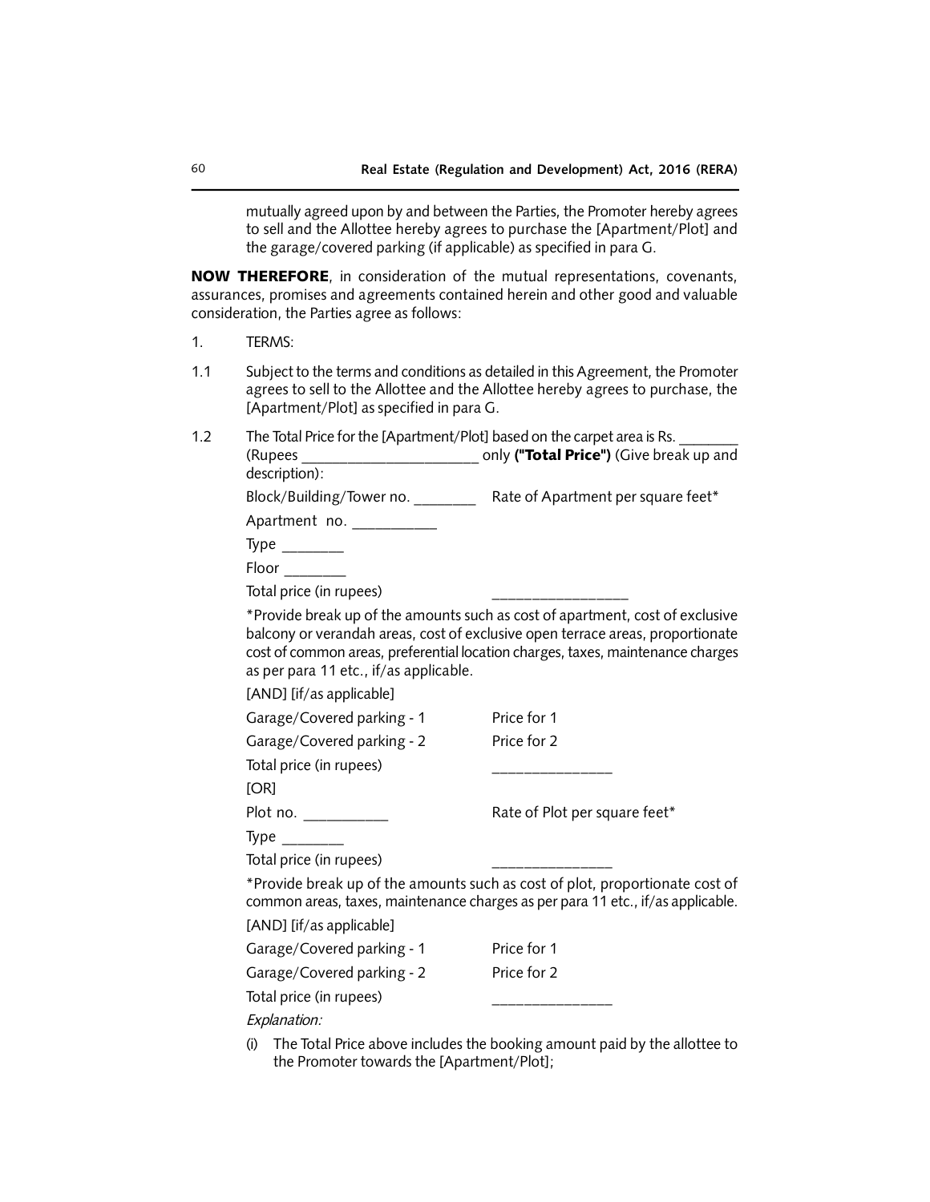mutually agreed upon by and between the Parties, the Promoter hereby agrees to sell and the Allottee hereby agrees to purchase the [Apartment/Plot] and the garage/covered parking (if applicable) as specified in para G.

**NOW THEREFORE**, in consideration of the mutual representations, covenants, assurances, promises and agreements contained herein and other good and valuable consideration, the Parties agree as follows:

1. TERMS:

1.1 Subject to the terms and conditions as detailed in this Agreement, the Promoter agrees to sell to the Allottee and the Allottee hereby agrees to purchase, the [Apartment/Plot] as specified in para G.

1.2 The Total Price for the [Apartment/Plot] based on the carpet area is Rs. ________ (Rupees ________________________ only **("Total Price")** (Give break up and description):

Block/Building/Tower no. ________ Rate of Apartment per square feet*

Apartment no. ___________

Type ________

Floor ________

Total price (in rupees) __________________

*Provide break up of the amounts such as cost of apartment, cost of exclusive balcony or verandah areas, cost of exclusive open terrace areas, proportionate cost of common areas, preferential location charges, taxes, maintenance charges as per para 11 etc., if/as applicable.

[AND] [if/as applicable]

Garage/Covered parking - 1 Price for 1

Garage/Covered parking - 2 Price for 2

Total price (in rupees) ________________

[OR]

Plot no. ___________ Rate of Plot per square feet*

Type ________

Total price (in rupees) ________________

*Provide break up of the amounts such as cost of plot, proportionate cost of common areas, taxes, maintenance charges as per para 11 etc., if/as applicable.

[AND] [if/as applicable]

Garage/Covered parking - 1 Price for 1

Garage/Covered parking - 2 Price for 2

Total price (in rupees) ________________

*Explanation:*

(i) The Total Price above includes the booking amount paid by the allottee to the Promoter towards the [Apartment/Plot];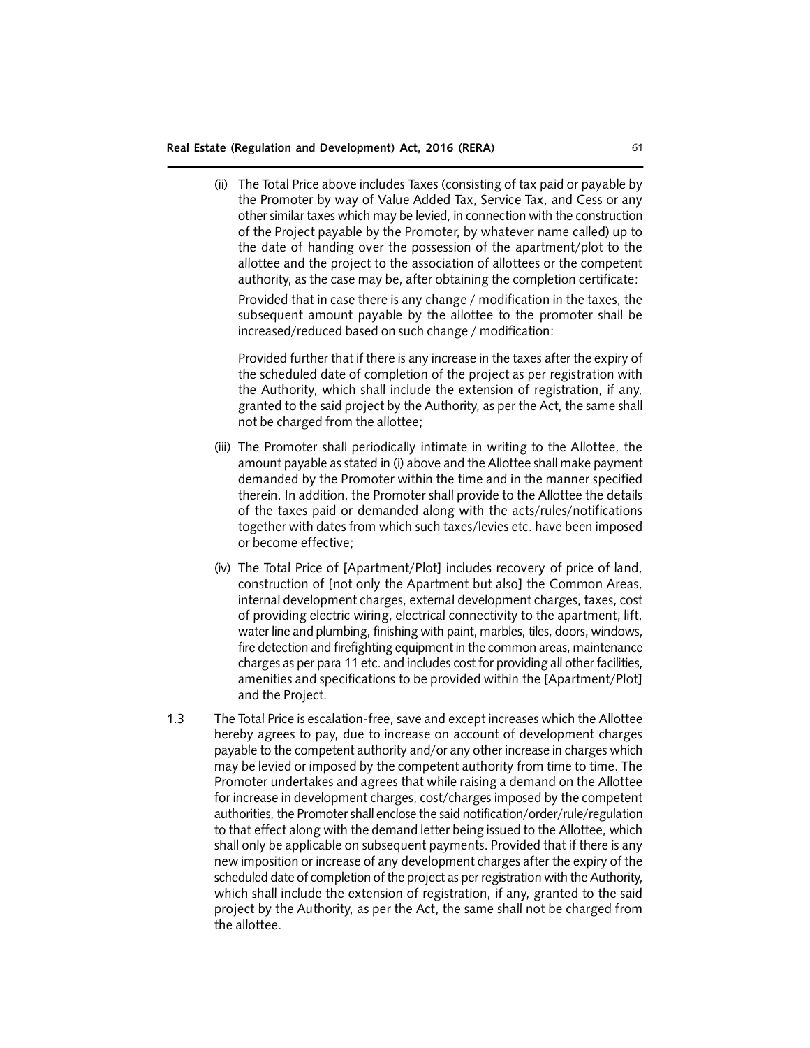(ii) The Total Price above includes Taxes (consisting of tax paid or payable by the Promoter by way of Value Added Tax, Service Tax, and Cess or any other similar taxes which may be levied, in connection with the construction of the Project payable by the Promoter, by whatever name called) up to the date of handing over the possession of the apartment/plot to the allottee and the project to the association of allottees or the competent authority, as the case may be, after obtaining the completion certificate:

Provided that in case there is any change / modification in the taxes, the subsequent amount payable by the allottee to the promoter shall be increased/reduced based on such change / modification:

Provided further that if there is any increase in the taxes after the expiry of the scheduled date of completion of the project as per registration with the Authority, which shall include the extension of registration, if any, granted to the said project by the Authority, as per the Act, the same shall not be charged from the allottee;

(iii) The Promoter shall periodically intimate in writing to the Allottee, the amount payable as stated in (i) above and the Allottee shall make payment demanded by the Promoter within the time and in the manner specified therein. In addition, the Promoter shall provide to the Allottee the details of the taxes paid or demanded along with the acts/rules/notifications together with dates from which such taxes/levies etc. have been imposed or become effective;

(iv) The Total Price of [Apartment/Plot] includes recovery of price of land, construction of [not only the Apartment but also] the Common Areas, internal development charges, external development charges, taxes, cost of providing electric wiring, electrical connectivity to the apartment, lift, water line and plumbing, finishing with paint, marbles, tiles, doors, windows, fire detection and firefighting equipment in the common areas, maintenance charges as per para 11 etc. and includes cost for providing all other facilities, amenities and specifications to be provided within the [Apartment/Plot] and the Project.

1.3 The Total Price is escalation-free, save and except increases which the Allottee hereby agrees to pay, due to increase on account of development charges payable to the competent authority and/or any other increase in charges which may be levied or imposed by the competent authority from time to time. The Promoter undertakes and agrees that while raising a demand on the Allottee for increase in development charges, cost/charges imposed by the competent authorities, the Promoter shall enclose the said notification/order/rule/regulation to that effect along with the demand letter being issued to the Allottee, which shall only be applicable on subsequent payments. Provided that if there is any new imposition or increase of any development charges after the expiry of the scheduled date of completion of the project as per registration with the Authority, which shall include the extension of registration, if any, granted to the said project by the Authority, as per the Act, the same shall not be charged from the allottee.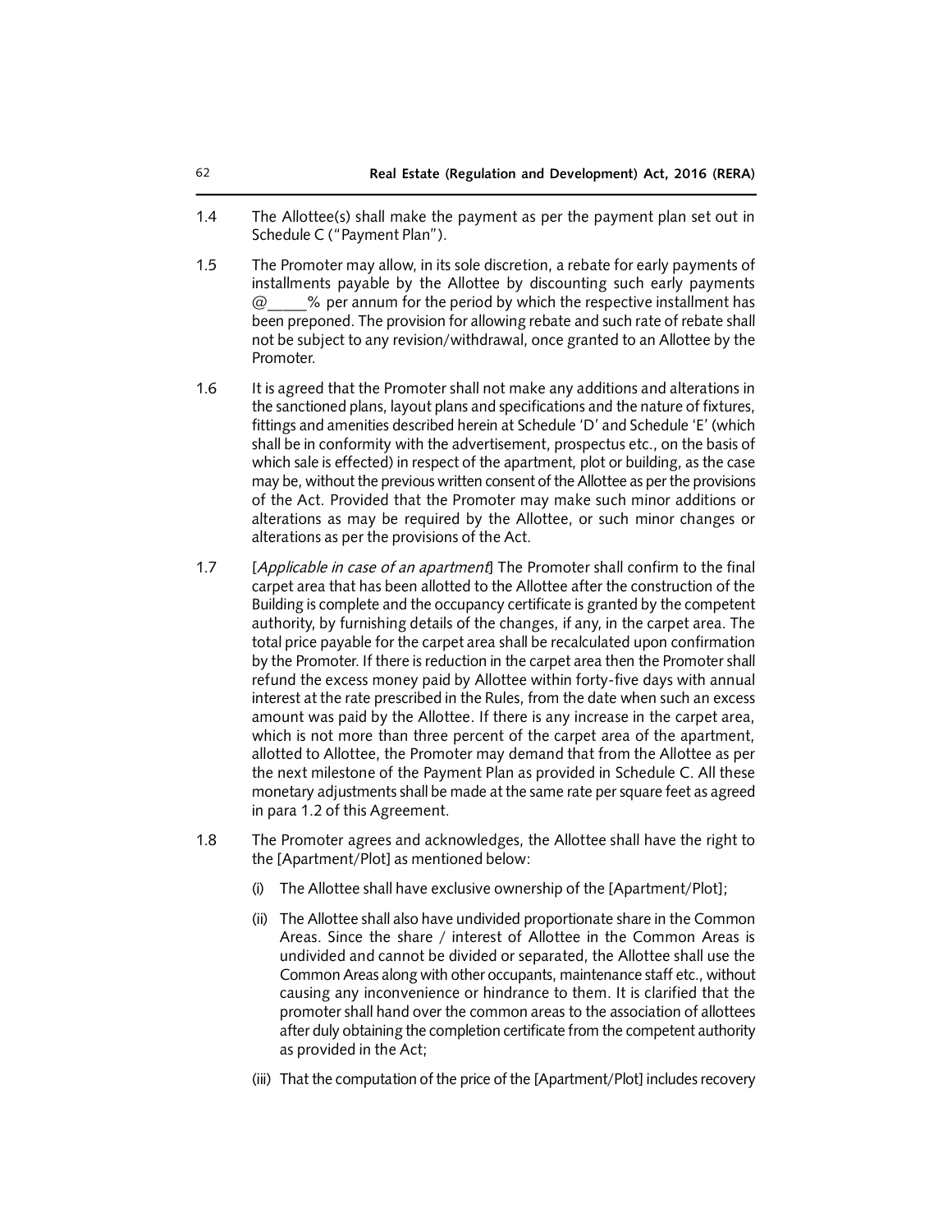1.4 The Allottee(s) shall make the payment as per the payment plan set out in Schedule C ("Payment Plan").

1.5 The Promoter may allow, in its sole discretion, a rebate for early payments of installments payable by the Allottee by discounting such early payments @_____% per annum for the period by which the respective installment has been preponed. The provision for allowing rebate and such rate of rebate shall not be subject to any revision/withdrawal, once granted to an Allottee by the Promoter.

1.6 It is agreed that the Promoter shall not make any additions and alterations in the sanctioned plans, layout plans and specifications and the nature of fixtures, fittings and amenities described herein at Schedule 'D' and Schedule 'E' (which shall be in conformity with the advertisement, prospectus etc., on the basis of which sale is effected) in respect of the apartment, plot or building, as the case may be, without the previous written consent of the Allottee as per the provisions of the Act. Provided that the Promoter may make such minor additions or alterations as may be required by the Allottee, or such minor changes or alterations as per the provisions of the Act.

1.7 [*Applicable in case of an apartment*] The Promoter shall confirm to the final carpet area that has been allotted to the Allottee after the construction of the Building is complete and the occupancy certificate is granted by the competent authority, by furnishing details of the changes, if any, in the carpet area. The total price payable for the carpet area shall be recalculated upon confirmation by the Promoter. If there is reduction in the carpet area then the Promoter shall refund the excess money paid by Allottee within forty-five days with annual interest at the rate prescribed in the Rules, from the date when such an excess amount was paid by the Allottee. If there is any increase in the carpet area, which is not more than three percent of the carpet area of the apartment, allotted to Allottee, the Promoter may demand that from the Allottee as per the next milestone of the Payment Plan as provided in Schedule C. All these monetary adjustments shall be made at the same rate per square feet as agreed in para 1.2 of this Agreement.

1.8 The Promoter agrees and acknowledges, the Allottee shall have the right to the [Apartment/Plot] as mentioned below:

(i) The Allottee shall have exclusive ownership of the [Apartment/Plot];

(ii) The Allottee shall also have undivided proportionate share in the Common Areas. Since the share / interest of Allottee in the Common Areas is undivided and cannot be divided or separated, the Allottee shall use the Common Areas along with other occupants, maintenance staff etc., without causing any inconvenience or hindrance to them. It is clarified that the promoter shall hand over the common areas to the association of allottees after duly obtaining the completion certificate from the competent authority as provided in the Act;

(iii) That the computation of the price of the [Apartment/Plot] includes recovery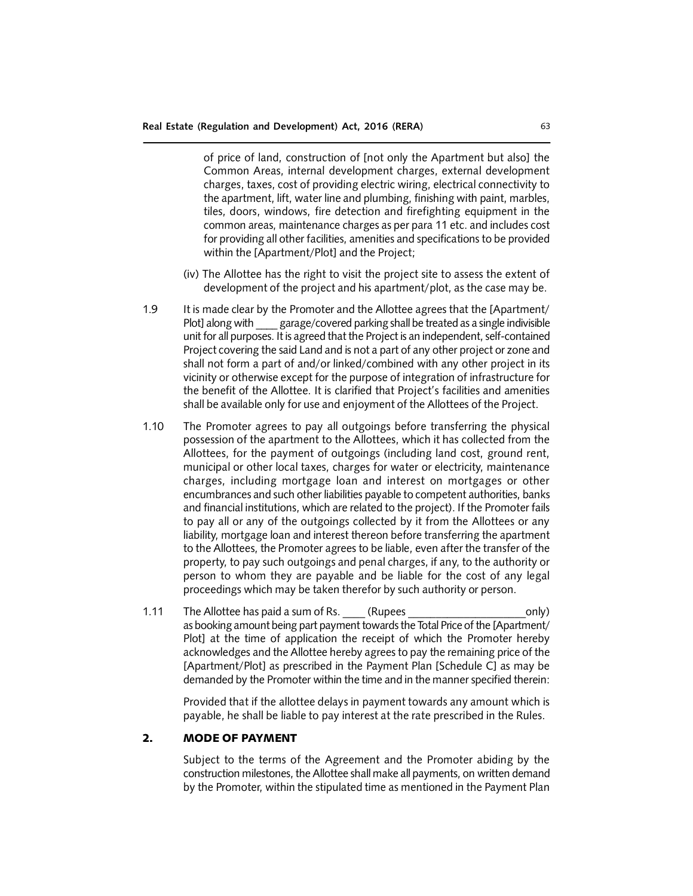of price of land, construction of [not only the Apartment but also] the Common Areas, internal development charges, external development charges, taxes, cost of providing electric wiring, electrical connectivity to the apartment, lift, water line and plumbing, finishing with paint, marbles, tiles, doors, windows, fire detection and firefighting equipment in the common areas, maintenance charges as per para 11 etc. and includes cost for providing all other facilities, amenities and specifications to be provided within the [Apartment/Plot] and the Project;

(iv) The Allottee has the right to visit the project site to assess the extent of development of the project and his apartment/plot, as the case may be.

1.9 It is made clear by the Promoter and the Allottee agrees that the [Apartment/Plot] along with ____ garage/covered parking shall be treated as a single indivisible unit for all purposes. It is agreed that the Project is an independent, self-contained Project covering the said Land and is not a part of any other project or zone and shall not form a part of and/or linked/combined with any other project in its vicinity or otherwise except for the purpose of integration of infrastructure for the benefit of the Allottee. It is clarified that Project's facilities and amenities shall be available only for use and enjoyment of the Allottees of the Project.

1.10 The Promoter agrees to pay all outgoings before transferring the physical possession of the apartment to the Allottees, which it has collected from the Allottees, for the payment of outgoings (including land cost, ground rent, municipal or other local taxes, charges for water or electricity, maintenance charges, including mortgage loan and interest on mortgages or other encumbrances and such other liabilities payable to competent authorities, banks and financial institutions, which are related to the project). If the Promoter fails to pay all or any of the outgoings collected by it from the Allottees or any liability, mortgage loan and interest thereon before transferring the apartment to the Allottees, the Promoter agrees to be liable, even after the transfer of the property, to pay such outgoings and penal charges, if any, to the authority or person to whom they are payable and be liable for the cost of any legal proceedings which may be taken therefor by such authority or person.

1.11 The Allottee has paid a sum of Rs. ____ (Rupees ____________________only) as booking amount being part payment towards the Total Price of the [Apartment/Plot] at the time of application the receipt of which the Promoter hereby acknowledges and the Allottee hereby agrees to pay the remaining price of the [Apartment/Plot] as prescribed in the Payment Plan [Schedule C] as may be demanded by the Promoter within the time and in the manner specified therein:

Provided that if the allottee delays in payment towards any amount which is payable, he shall be liable to pay interest at the rate prescribed in the Rules.

## 2. MODE OF PAYMENT

Subject to the terms of the Agreement and the Promoter abiding by the construction milestones, the Allottee shall make all payments, on written demand by the Promoter, within the stipulated time as mentioned in the Payment Plan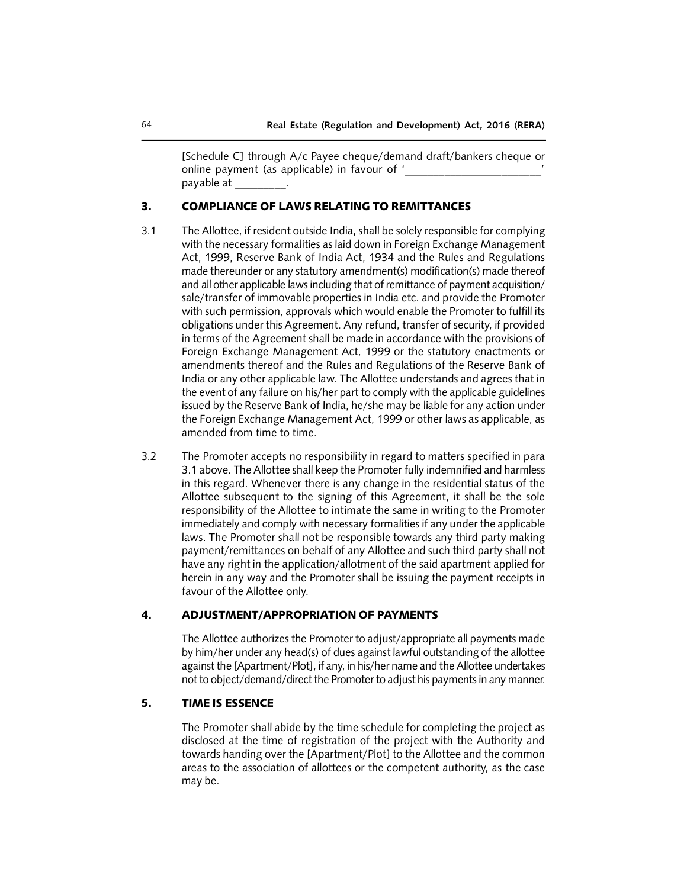[Schedule C] through A/c Payee cheque/demand draft/bankers cheque or online payment (as applicable) in favour of '_______________________' payable at _________.

## 3. COMPLIANCE OF LAWS RELATING TO REMITTANCES

3.1 The Allottee, if resident outside India, shall be solely responsible for complying with the necessary formalities as laid down in Foreign Exchange Management Act, 1999, Reserve Bank of India Act, 1934 and the Rules and Regulations made thereunder or any statutory amendment(s) modification(s) made thereof and all other applicable laws including that of remittance of payment acquisition/sale/transfer of immovable properties in India etc. and provide the Promoter with such permission, approvals which would enable the Promoter to fulfill its obligations under this Agreement. Any refund, transfer of security, if provided in terms of the Agreement shall be made in accordance with the provisions of Foreign Exchange Management Act, 1999 or the statutory enactments or amendments thereof and the Rules and Regulations of the Reserve Bank of India or any other applicable law. The Allottee understands and agrees that in the event of any failure on his/her part to comply with the applicable guidelines issued by the Reserve Bank of India, he/she may be liable for any action under the Foreign Exchange Management Act, 1999 or other laws as applicable, as amended from time to time.

3.2 The Promoter accepts no responsibility in regard to matters specified in para 3.1 above. The Allottee shall keep the Promoter fully indemnified and harmless in this regard. Whenever there is any change in the residential status of the Allottee subsequent to the signing of this Agreement, it shall be the sole responsibility of the Allottee to intimate the same in writing to the Promoter immediately and comply with necessary formalities if any under the applicable laws. The Promoter shall not be responsible towards any third party making payment/remittances on behalf of any Allottee and such third party shall not have any right in the application/allotment of the said apartment applied for herein in any way and the Promoter shall be issuing the payment receipts in favour of the Allottee only.

## 4. ADJUSTMENT/APPROPRIATION OF PAYMENTS

The Allottee authorizes the Promoter to adjust/appropriate all payments made by him/her under any head(s) of dues against lawful outstanding of the allottee against the [Apartment/Plot], if any, in his/her name and the Allottee undertakes not to object/demand/direct the Promoter to adjust his payments in any manner.

## 5. TIME IS ESSENCE

The Promoter shall abide by the time schedule for completing the project as disclosed at the time of registration of the project with the Authority and towards handing over the [Apartment/Plot] to the Allottee and the common areas to the association of allottees or the competent authority, as the case may be.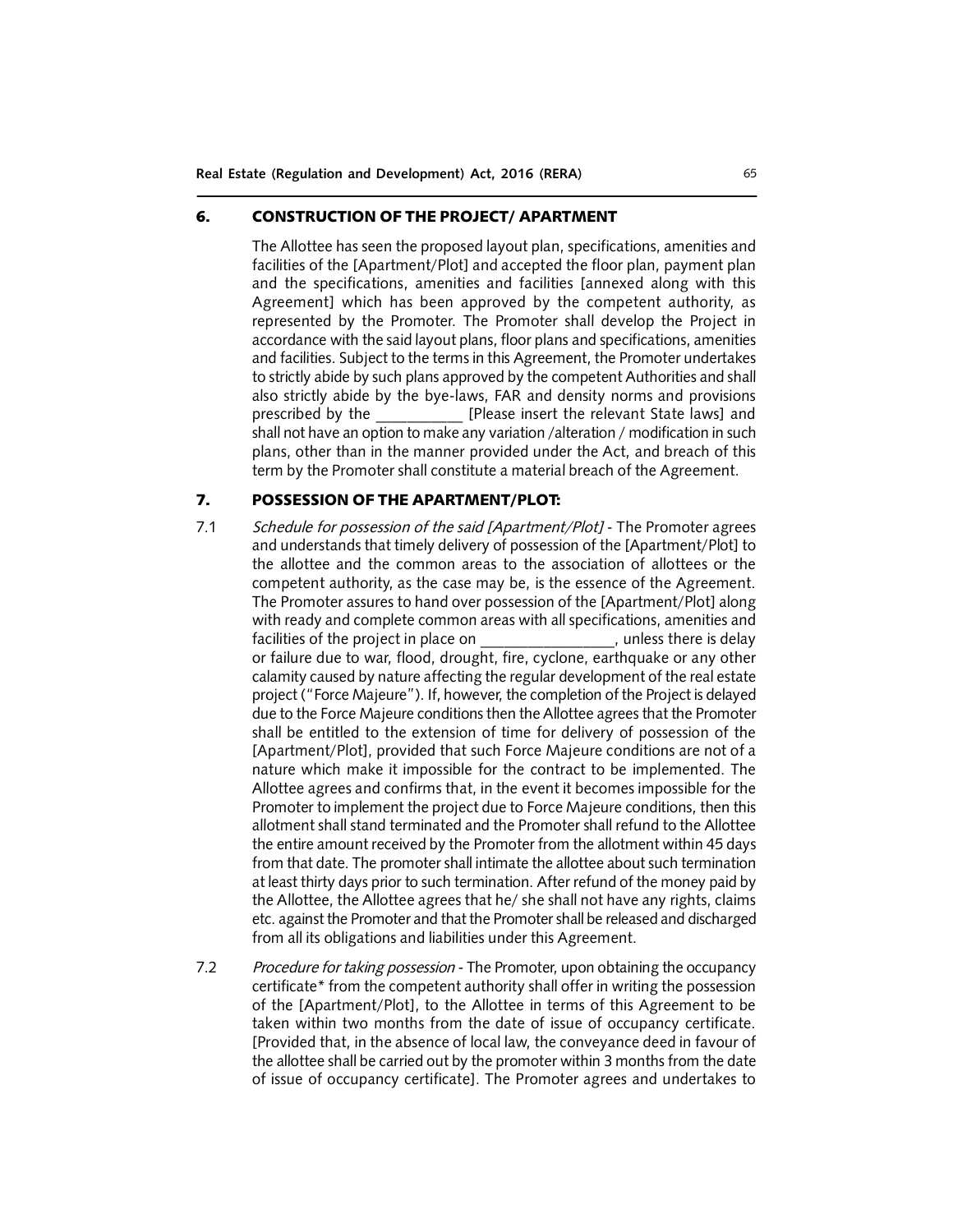## 6. CONSTRUCTION OF THE PROJECT/ APARTMENT

The Allottee has seen the proposed layout plan, specifications, amenities and facilities of the [Apartment/Plot] and accepted the floor plan, payment plan and the specifications, amenities and facilities [annexed along with this Agreement] which has been approved by the competent authority, as represented by the Promoter. The Promoter shall develop the Project in accordance with the said layout plans, floor plans and specifications, amenities and facilities. Subject to the terms in this Agreement, the Promoter undertakes to strictly abide by such plans approved by the competent Authorities and shall also strictly abide by the bye-laws, FAR and density norms and provisions prescribed by the ___________ [Please insert the relevant State laws] and shall not have an option to make any variation /alteration / modification in such plans, other than in the manner provided under the Act, and breach of this term by the Promoter shall constitute a material breach of the Agreement.

## 7. POSSESSION OF THE APARTMENT/PLOT:

7.1 *Schedule for possession of the said [Apartment/Plot]* - The Promoter agrees and understands that timely delivery of possession of the [Apartment/Plot] to the allottee and the common areas to the association of allottees or the competent authority, as the case may be, is the essence of the Agreement. The Promoter assures to hand over possession of the [Apartment/Plot] along with ready and complete common areas with all specifications, amenities and facilities of the project in place on _________________, unless there is delay or failure due to war, flood, drought, fire, cyclone, earthquake or any other calamity caused by nature affecting the regular development of the real estate project ("Force Majeure"). If, however, the completion of the Project is delayed due to the Force Majeure conditions then the Allottee agrees that the Promoter shall be entitled to the extension of time for delivery of possession of the [Apartment/Plot], provided that such Force Majeure conditions are not of a nature which make it impossible for the contract to be implemented. The Allottee agrees and confirms that, in the event it becomes impossible for the Promoter to implement the project due to Force Majeure conditions, then this allotment shall stand terminated and the Promoter shall refund to the Allottee the entire amount received by the Promoter from the allotment within 45 days from that date. The promoter shall intimate the allottee about such termination at least thirty days prior to such termination. After refund of the money paid by the Allottee, the Allottee agrees that he/ she shall not have any rights, claims etc. against the Promoter and that the Promoter shall be released and discharged from all its obligations and liabilities under this Agreement.

7.2 *Procedure for taking possession* - The Promoter, upon obtaining the occupancy certificate* from the competent authority shall offer in writing the possession of the [Apartment/Plot], to the Allottee in terms of this Agreement to be taken within two months from the date of issue of occupancy certificate. [Provided that, in the absence of local law, the conveyance deed in favour of the allottee shall be carried out by the promoter within 3 months from the date of issue of occupancy certificate]. The Promoter agrees and undertakes to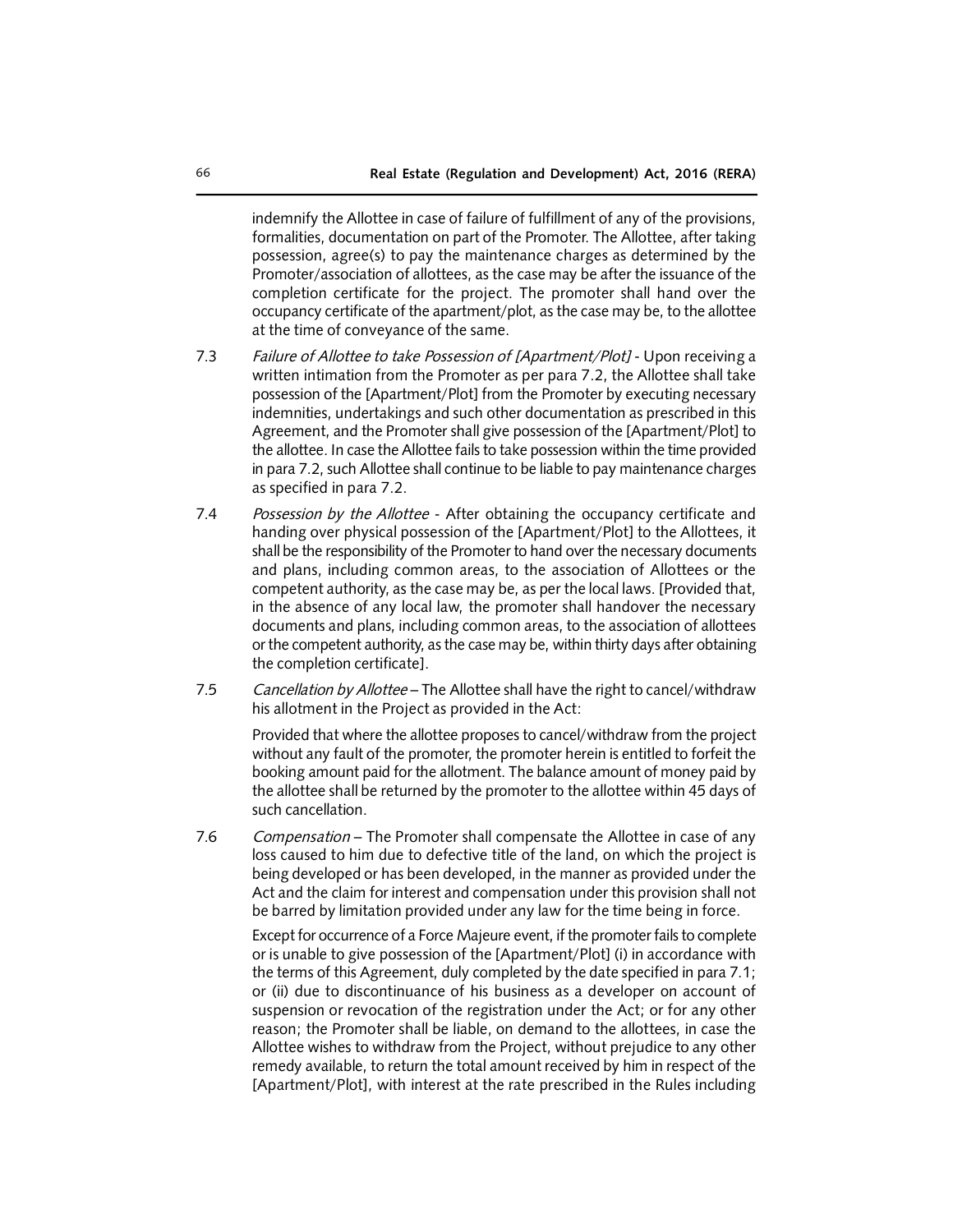indemnify the Allottee in case of failure of fulfillment of any of the provisions, formalities, documentation on part of the Promoter. The Allottee, after taking possession, agree(s) to pay the maintenance charges as determined by the Promoter/association of allottees, as the case may be after the issuance of the completion certificate for the project. The promoter shall hand over the occupancy certificate of the apartment/plot, as the case may be, to the allottee at the time of conveyance of the same.

7.3 *Failure of Allottee to take Possession of [Apartment/Plot]* - Upon receiving a written intimation from the Promoter as per para 7.2, the Allottee shall take possession of the [Apartment/Plot] from the Promoter by executing necessary indemnities, undertakings and such other documentation as prescribed in this Agreement, and the Promoter shall give possession of the [Apartment/Plot] to the allottee. In case the Allottee fails to take possession within the time provided in para 7.2, such Allottee shall continue to be liable to pay maintenance charges as specified in para 7.2.

7.4 *Possession by the Allottee* - After obtaining the occupancy certificate and handing over physical possession of the [Apartment/Plot] to the Allottees, it shall be the responsibility of the Promoter to hand over the necessary documents and plans, including common areas, to the association of Allottees or the competent authority, as the case may be, as per the local laws. [Provided that, in the absence of any local law, the promoter shall handover the necessary documents and plans, including common areas, to the association of allottees or the competent authority, as the case may be, within thirty days after obtaining the completion certificate].

7.5 *Cancellation by Allottee* – The Allottee shall have the right to cancel/withdraw his allotment in the Project as provided in the Act:

Provided that where the allottee proposes to cancel/withdraw from the project without any fault of the promoter, the promoter herein is entitled to forfeit the booking amount paid for the allotment. The balance amount of money paid by the allottee shall be returned by the promoter to the allottee within 45 days of such cancellation.

7.6 *Compensation* – The Promoter shall compensate the Allottee in case of any loss caused to him due to defective title of the land, on which the project is being developed or has been developed, in the manner as provided under the Act and the claim for interest and compensation under this provision shall not be barred by limitation provided under any law for the time being in force.

Except for occurrence of a Force Majeure event, if the promoter fails to complete or is unable to give possession of the [Apartment/Plot] (i) in accordance with the terms of this Agreement, duly completed by the date specified in para 7.1; or (ii) due to discontinuance of his business as a developer on account of suspension or revocation of the registration under the Act; or for any other reason; the Promoter shall be liable, on demand to the allottees, in case the Allottee wishes to withdraw from the Project, without prejudice to any other remedy available, to return the total amount received by him in respect of the [Apartment/Plot], with interest at the rate prescribed in the Rules including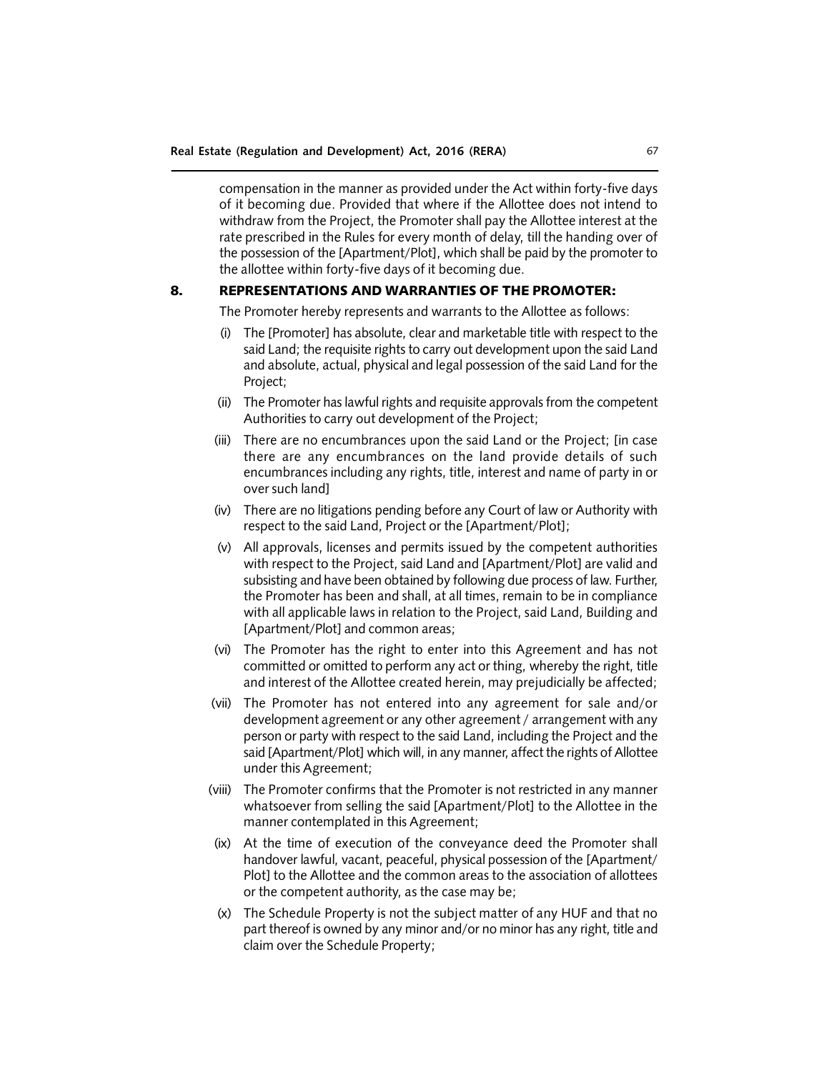compensation in the manner as provided under the Act within forty-five days of it becoming due. Provided that where if the Allottee does not intend to withdraw from the Project, the Promoter shall pay the Allottee interest at the rate prescribed in the Rules for every month of delay, till the handing over of the possession of the [Apartment/Plot], which shall be paid by the promoter to the allottee within forty-five days of it becoming due.

## 8. REPRESENTATIONS AND WARRANTIES OF THE PROMOTER:

The Promoter hereby represents and warrants to the Allottee as follows:

(i) The [Promoter] has absolute, clear and marketable title with respect to the said Land; the requisite rights to carry out development upon the said Land and absolute, actual, physical and legal possession of the said Land for the Project;

(ii) The Promoter has lawful rights and requisite approvals from the competent Authorities to carry out development of the Project;

(iii) There are no encumbrances upon the said Land or the Project; [in case there are any encumbrances on the land provide details of such encumbrances including any rights, title, interest and name of party in or over such land]

(iv) There are no litigations pending before any Court of law or Authority with respect to the said Land, Project or the [Apartment/Plot];

(v) All approvals, licenses and permits issued by the competent authorities with respect to the Project, said Land and [Apartment/Plot] are valid and subsisting and have been obtained by following due process of law. Further, the Promoter has been and shall, at all times, remain to be in compliance with all applicable laws in relation to the Project, said Land, Building and [Apartment/Plot] and common areas;

(vi) The Promoter has the right to enter into this Agreement and has not committed or omitted to perform any act or thing, whereby the right, title and interest of the Allottee created herein, may prejudicially be affected;

(vii) The Promoter has not entered into any agreement for sale and/or development agreement or any other agreement / arrangement with any person or party with respect to the said Land, including the Project and the said [Apartment/Plot] which will, in any manner, affect the rights of Allottee under this Agreement;

(viii) The Promoter confirms that the Promoter is not restricted in any manner whatsoever from selling the said [Apartment/Plot] to the Allottee in the manner contemplated in this Agreement;

(ix) At the time of execution of the conveyance deed the Promoter shall handover lawful, vacant, peaceful, physical possession of the [Apartment/Plot] to the Allottee and the common areas to the association of allottees or the competent authority, as the case may be;

(x) The Schedule Property is not the subject matter of any HUF and that no part thereof is owned by any minor and/or no minor has any right, title and claim over the Schedule Property;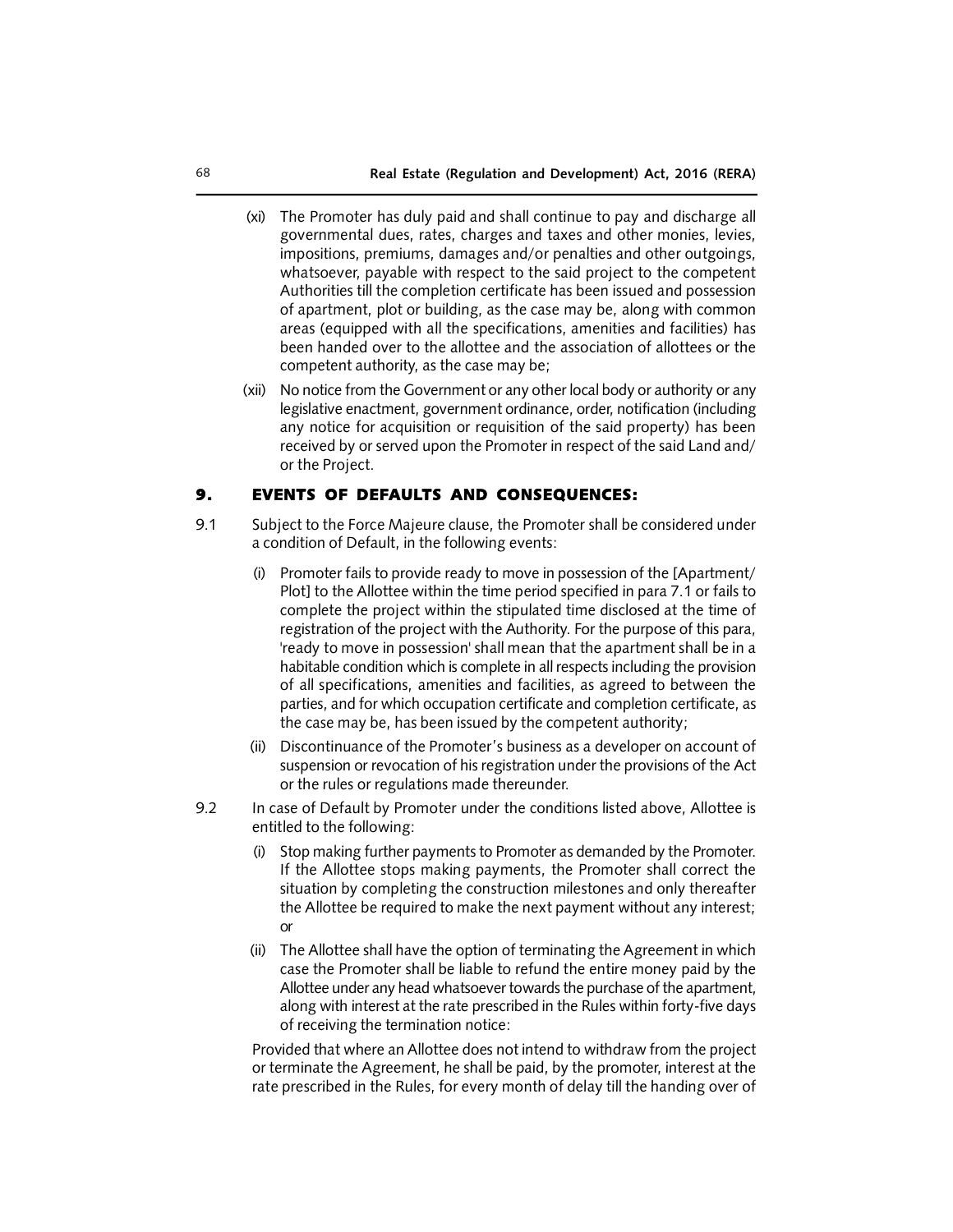(xi) The Promoter has duly paid and shall continue to pay and discharge all governmental dues, rates, charges and taxes and other monies, levies, impositions, premiums, damages and/or penalties and other outgoings, whatsoever, payable with respect to the said project to the competent Authorities till the completion certificate has been issued and possession of apartment, plot or building, as the case may be, along with common areas (equipped with all the specifications, amenities and facilities) has been handed over to the allottee and the association of allottees or the competent authority, as the case may be;

(xii) No notice from the Government or any other local body or authority or any legislative enactment, government ordinance, order, notification (including any notice for acquisition or requisition of the said property) has been received by or served upon the Promoter in respect of the said Land and/ or the Project.

## 9. EVENTS OF DEFAULTS AND CONSEQUENCES:

9.1 Subject to the Force Majeure clause, the Promoter shall be considered under a condition of Default, in the following events:

(i) Promoter fails to provide ready to move in possession of the [Apartment/ Plot] to the Allottee within the time period specified in para 7.1 or fails to complete the project within the stipulated time disclosed at the time of registration of the project with the Authority. For the purpose of this para, 'ready to move in possession' shall mean that the apartment shall be in a habitable condition which is complete in all respects including the provision of all specifications, amenities and facilities, as agreed to between the parties, and for which occupation certificate and completion certificate, as the case may be, has been issued by the competent authority;

(ii) Discontinuance of the Promoter's business as a developer on account of suspension or revocation of his registration under the provisions of the Act or the rules or regulations made thereunder.

9.2 In case of Default by Promoter under the conditions listed above, Allottee is entitled to the following:

(i) Stop making further payments to Promoter as demanded by the Promoter. If the Allottee stops making payments, the Promoter shall correct the situation by completing the construction milestones and only thereafter the Allottee be required to make the next payment without any interest; or

(ii) The Allottee shall have the option of terminating the Agreement in which case the Promoter shall be liable to refund the entire money paid by the Allottee under any head whatsoever towards the purchase of the apartment, along with interest at the rate prescribed in the Rules within forty-five days of receiving the termination notice:

Provided that where an Allottee does not intend to withdraw from the project or terminate the Agreement, he shall be paid, by the promoter, interest at the rate prescribed in the Rules, for every month of delay till the handing over of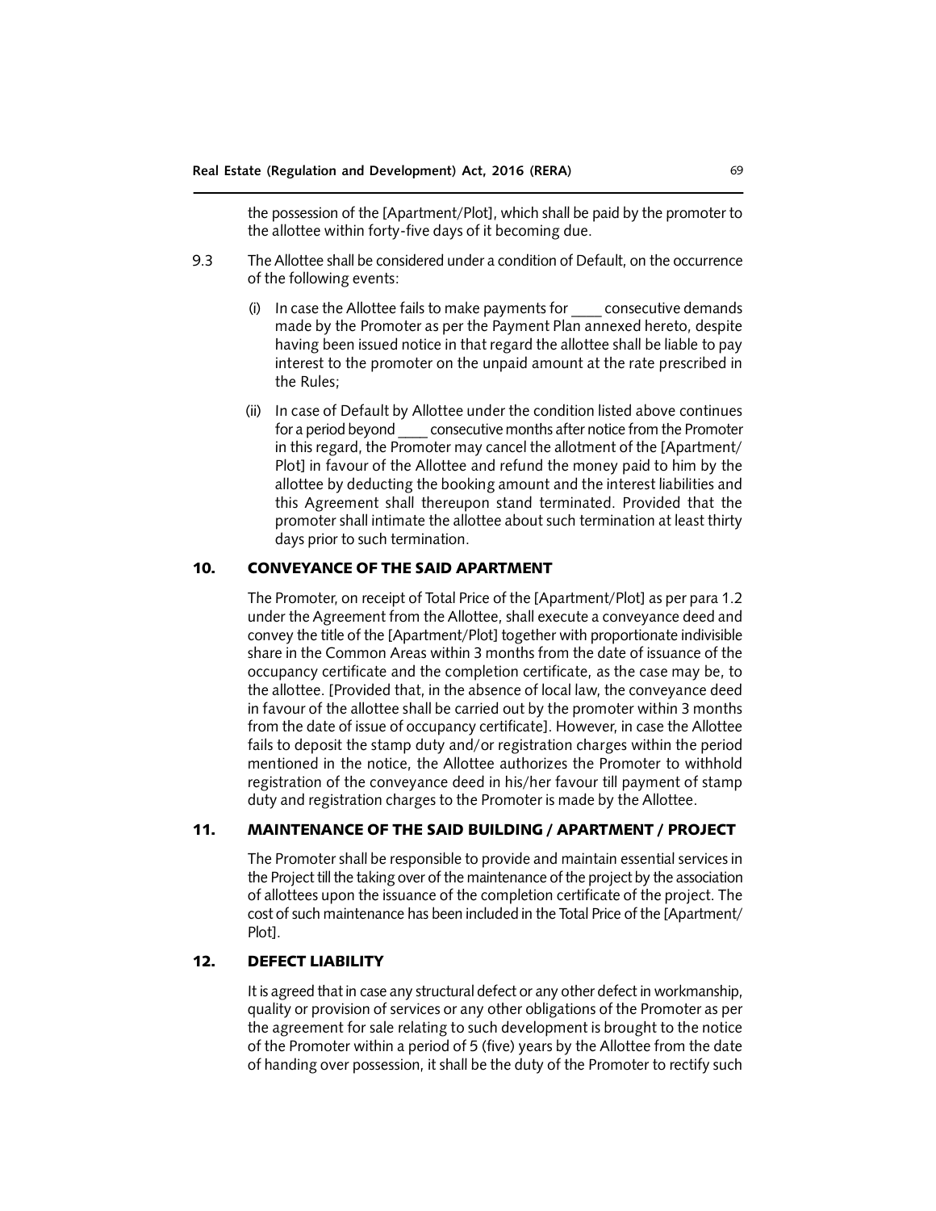the possession of the [Apartment/Plot], which shall be paid by the promoter to the allottee within forty-five days of it becoming due.

9.3 The Allottee shall be considered under a condition of Default, on the occurrence of the following events:

(i) In case the Allottee fails to make payments for ____ consecutive demands made by the Promoter as per the Payment Plan annexed hereto, despite having been issued notice in that regard the allottee shall be liable to pay interest to the promoter on the unpaid amount at the rate prescribed in the Rules;

(ii) In case of Default by Allottee under the condition listed above continues for a period beyond ____ consecutive months after notice from the Promoter in this regard, the Promoter may cancel the allotment of the [Apartment/ Plot] in favour of the Allottee and refund the money paid to him by the allottee by deducting the booking amount and the interest liabilities and this Agreement shall thereupon stand terminated. Provided that the promoter shall intimate the allottee about such termination at least thirty days prior to such termination.

## 10. CONVEYANCE OF THE SAID APARTMENT

The Promoter, on receipt of Total Price of the [Apartment/Plot] as per para 1.2 under the Agreement from the Allottee, shall execute a conveyance deed and convey the title of the [Apartment/Plot] together with proportionate indivisible share in the Common Areas within 3 months from the date of issuance of the occupancy certificate and the completion certificate, as the case may be, to the allottee. [Provided that, in the absence of local law, the conveyance deed in favour of the allottee shall be carried out by the promoter within 3 months from the date of issue of occupancy certificate]. However, in case the Allottee fails to deposit the stamp duty and/or registration charges within the period mentioned in the notice, the Allottee authorizes the Promoter to withhold registration of the conveyance deed in his/her favour till payment of stamp duty and registration charges to the Promoter is made by the Allottee.

## 11. MAINTENANCE OF THE SAID BUILDING / APARTMENT / PROJECT

The Promoter shall be responsible to provide and maintain essential services in the Project till the taking over of the maintenance of the project by the association of allottees upon the issuance of the completion certificate of the project. The cost of such maintenance has been included in the Total Price of the [Apartment/ Plot].

## 12. DEFECT LIABILITY

It is agreed that in case any structural defect or any other defect in workmanship, quality or provision of services or any other obligations of the Promoter as per the agreement for sale relating to such development is brought to the notice of the Promoter within a period of 5 (five) years by the Allottee from the date of handing over possession, it shall be the duty of the Promoter to rectify such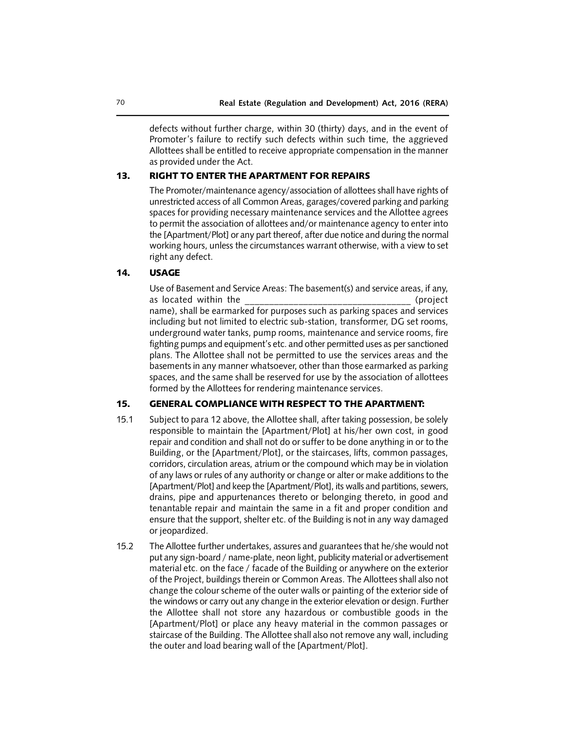defects without further charge, within 30 (thirty) days, and in the event of Promoter's failure to rectify such defects within such time, the aggrieved Allottees shall be entitled to receive appropriate compensation in the manner as provided under the Act.

## 13. RIGHT TO ENTER THE APARTMENT FOR REPAIRS

The Promoter/maintenance agency/association of allottees shall have rights of unrestricted access of all Common Areas, garages/covered parking and parking spaces for providing necessary maintenance services and the Allottee agrees to permit the association of allottees and/or maintenance agency to enter into the [Apartment/Plot] or any part thereof, after due notice and during the normal working hours, unless the circumstances warrant otherwise, with a view to set right any defect.

## 14. USAGE

Use of Basement and Service Areas: The basement(s) and service areas, if any, as located within the ________________________________ (project name), shall be earmarked for purposes such as parking spaces and services including but not limited to electric sub-station, transformer, DG set rooms, underground water tanks, pump rooms, maintenance and service rooms, fire fighting pumps and equipment's etc. and other permitted uses as per sanctioned plans. The Allottee shall not be permitted to use the services areas and the basements in any manner whatsoever, other than those earmarked as parking spaces, and the same shall be reserved for use by the association of allottees formed by the Allottees for rendering maintenance services.

## 15. GENERAL COMPLIANCE WITH RESPECT TO THE APARTMENT:

15.1 Subject to para 12 above, the Allottee shall, after taking possession, be solely responsible to maintain the [Apartment/Plot] at his/her own cost, in good repair and condition and shall not do or suffer to be done anything in or to the Building, or the [Apartment/Plot], or the staircases, lifts, common passages, corridors, circulation areas, atrium or the compound which may be in violation of any laws or rules of any authority or change or alter or make additions to the [Apartment/Plot] and keep the [Apartment/Plot], its walls and partitions, sewers, drains, pipe and appurtenances thereto or belonging thereto, in good and tenantable repair and maintain the same in a fit and proper condition and ensure that the support, shelter etc. of the Building is not in any way damaged or jeopardized.

15.2 The Allottee further undertakes, assures and guarantees that he/she would not put any sign-board / name-plate, neon light, publicity material or advertisement material etc. on the face / facade of the Building or anywhere on the exterior of the Project, buildings therein or Common Areas. The Allottees shall also not change the colour scheme of the outer walls or painting of the exterior side of the windows or carry out any change in the exterior elevation or design. Further the Allottee shall not store any hazardous or combustible goods in the [Apartment/Plot] or place any heavy material in the common passages or staircase of the Building. The Allottee shall also not remove any wall, including the outer and load bearing wall of the [Apartment/Plot].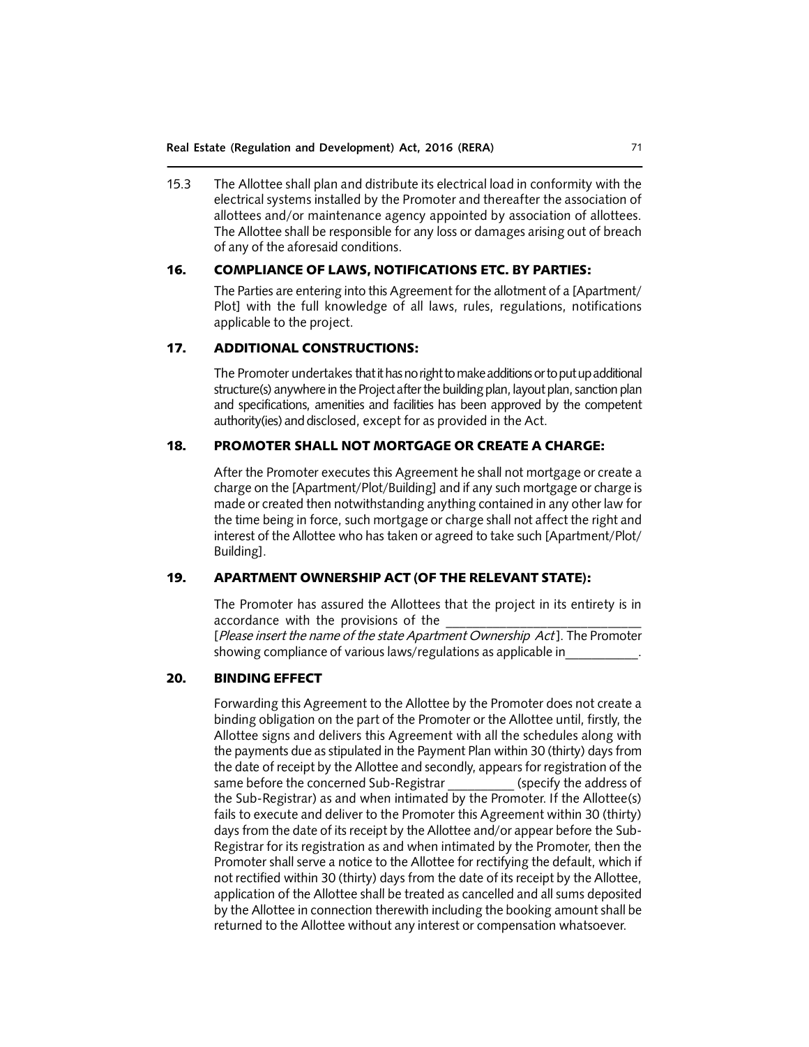15.3 The Allottee shall plan and distribute its electrical load in conformity with the electrical systems installed by the Promoter and thereafter the association of allottees and/or maintenance agency appointed by association of allottees. The Allottee shall be responsible for any loss or damages arising out of breach of any of the aforesaid conditions.

## 16. COMPLIANCE OF LAWS, NOTIFICATIONS ETC. BY PARTIES:

The Parties are entering into this Agreement for the allotment of a [Apartment/ Plot] with the full knowledge of all laws, rules, regulations, notifications applicable to the project.

## 17. ADDITIONAL CONSTRUCTIONS:

The Promoter undertakes that it has no right to make additions or to put up additional structure(s) anywhere in the Project after the building plan, layout plan, sanction plan and specifications, amenities and facilities has been approved by the competent authority(ies) and disclosed, except for as provided in the Act.

## 18. PROMOTER SHALL NOT MORTGAGE OR CREATE A CHARGE:

After the Promoter executes this Agreement he shall not mortgage or create a charge on the [Apartment/Plot/Building] and if any such mortgage or charge is made or created then notwithstanding anything contained in any other law for the time being in force, such mortgage or charge shall not affect the right and interest of the Allottee who has taken or agreed to take such [Apartment/Plot/ Building].

## 19. APARTMENT OWNERSHIP ACT (OF THE RELEVANT STATE):

The Promoter has assured the Allottees that the project in its entirety is in accordance with the provisions of the ____________________________ [*Please insert the name of the state Apartment Ownership Act*]. The Promoter showing compliance of various laws/regulations as applicable in__________.

## 20. BINDING EFFECT

Forwarding this Agreement to the Allottee by the Promoter does not create a binding obligation on the part of the Promoter or the Allottee until, firstly, the Allottee signs and delivers this Agreement with all the schedules along with the payments due as stipulated in the Payment Plan within 30 (thirty) days from the date of receipt by the Allottee and secondly, appears for registration of the same before the concerned Sub-Registrar _________ (specify the address of the Sub-Registrar) as and when intimated by the Promoter. If the Allottee(s) fails to execute and deliver to the Promoter this Agreement within 30 (thirty) days from the date of its receipt by the Allottee and/or appear before the Sub-Registrar for its registration as and when intimated by the Promoter, then the Promoter shall serve a notice to the Allottee for rectifying the default, which if not rectified within 30 (thirty) days from the date of its receipt by the Allottee, application of the Allottee shall be treated as cancelled and all sums deposited by the Allottee in connection therewith including the booking amount shall be returned to the Allottee without any interest or compensation whatsoever.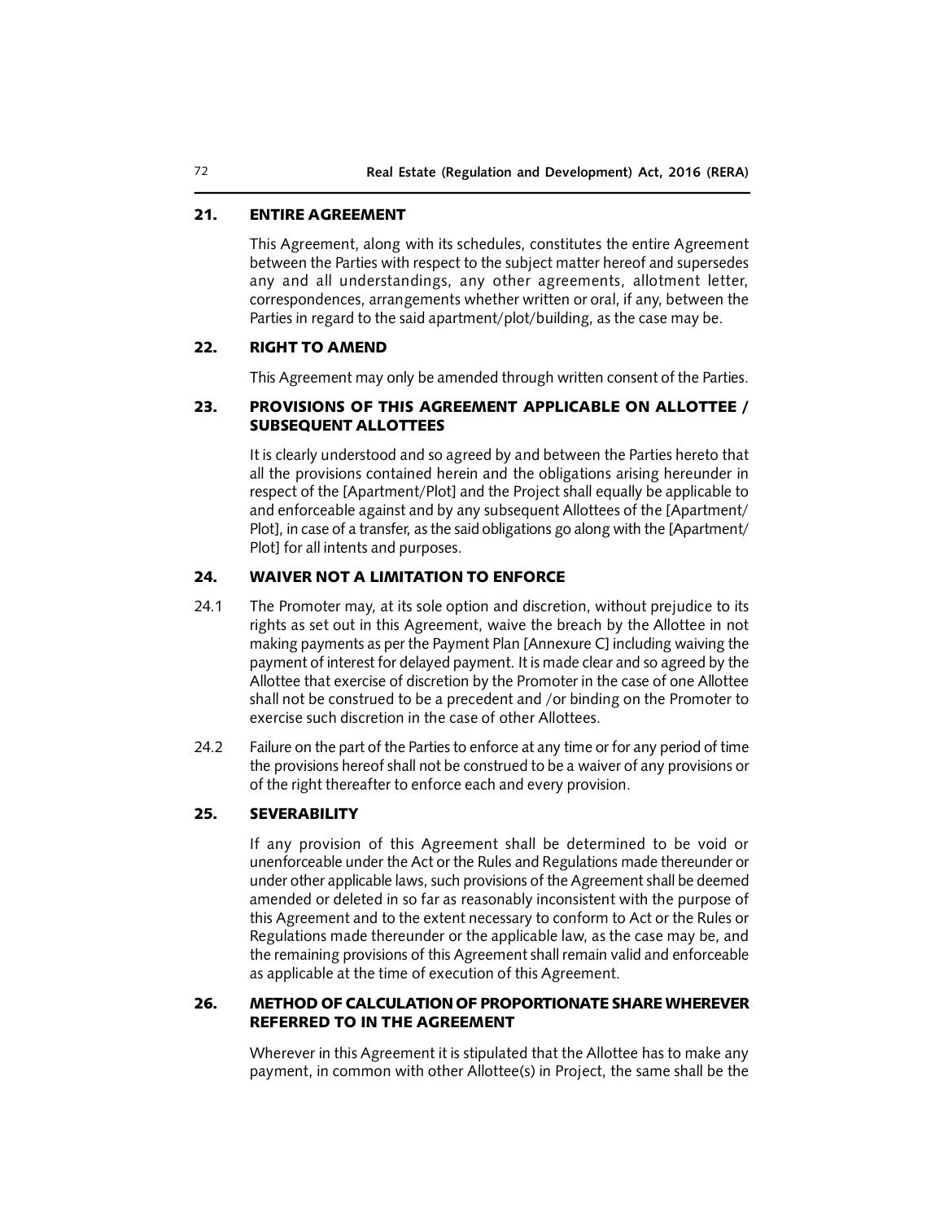## 21. ENTIRE AGREEMENT

This Agreement, along with its schedules, constitutes the entire Agreement between the Parties with respect to the subject matter hereof and supersedes any and all understandings, any other agreements, allotment letter, correspondences, arrangements whether written or oral, if any, between the Parties in regard to the said apartment/plot/building, as the case may be.

## 22. RIGHT TO AMEND

This Agreement may only be amended through written consent of the Parties.

## 23. PROVISIONS OF THIS AGREEMENT APPLICABLE ON ALLOTTEE / SUBSEQUENT ALLOTTEES

It is clearly understood and so agreed by and between the Parties hereto that all the provisions contained herein and the obligations arising hereunder in respect of the [Apartment/Plot] and the Project shall equally be applicable to and enforceable against and by any subsequent Allottees of the [Apartment/ Plot], in case of a transfer, as the said obligations go along with the [Apartment/ Plot] for all intents and purposes.

## 24. WAIVER NOT A LIMITATION TO ENFORCE

24.1 The Promoter may, at its sole option and discretion, without prejudice to its rights as set out in this Agreement, waive the breach by the Allottee in not making payments as per the Payment Plan [Annexure C] including waiving the payment of interest for delayed payment. It is made clear and so agreed by the Allottee that exercise of discretion by the Promoter in the case of one Allottee shall not be construed to be a precedent and /or binding on the Promoter to exercise such discretion in the case of other Allottees.

24.2 Failure on the part of the Parties to enforce at any time or for any period of time the provisions hereof shall not be construed to be a waiver of any provisions or of the right thereafter to enforce each and every provision.

## 25. SEVERABILITY

If any provision of this Agreement shall be determined to be void or unenforceable under the Act or the Rules and Regulations made thereunder or under other applicable laws, such provisions of the Agreement shall be deemed amended or deleted in so far as reasonably inconsistent with the purpose of this Agreement and to the extent necessary to conform to Act or the Rules or Regulations made thereunder or the applicable law, as the case may be, and the remaining provisions of this Agreement shall remain valid and enforceable as applicable at the time of execution of this Agreement.

## 26. METHOD OF CALCULATION OF PROPORTIONATE SHARE WHEREVER REFERRED TO IN THE AGREEMENT

Wherever in this Agreement it is stipulated that the Allottee has to make any payment, in common with other Allottee(s) in Project, the same shall be the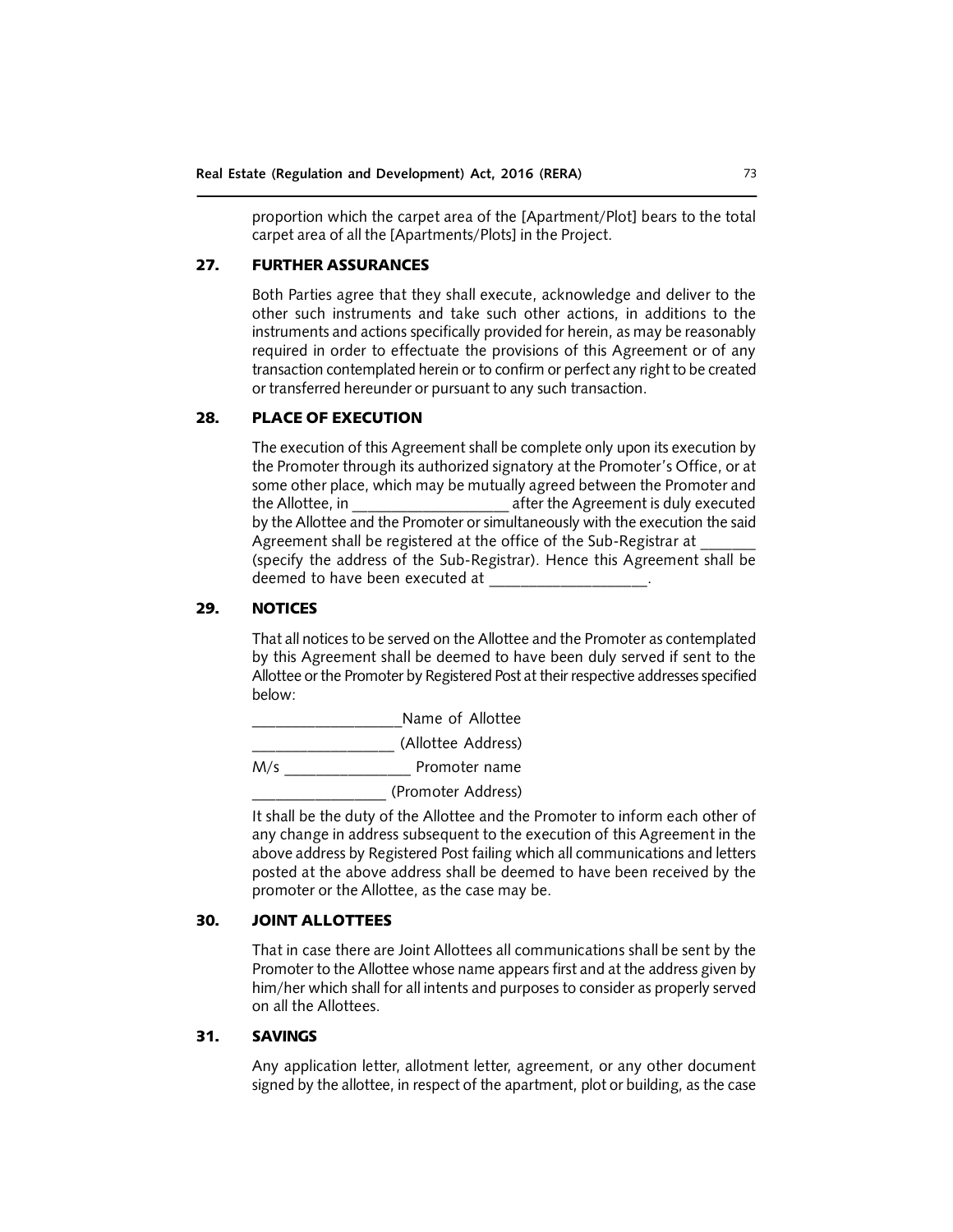proportion which the carpet area of the [Apartment/Plot] bears to the total carpet area of all the [Apartments/Plots] in the Project.

## 27. FURTHER ASSURANCES

Both Parties agree that they shall execute, acknowledge and deliver to the other such instruments and take such other actions, in additions to the instruments and actions specifically provided for herein, as may be reasonably required in order to effectuate the provisions of this Agreement or of any transaction contemplated herein or to confirm or perfect any right to be created or transferred hereunder or pursuant to any such transaction.

## 28. PLACE OF EXECUTION

The execution of this Agreement shall be complete only upon its execution by the Promoter through its authorized signatory at the Promoter's Office, or at some other place, which may be mutually agreed between the Promoter and the Allottee, in ___________________ after the Agreement is duly executed by the Allottee and the Promoter or simultaneously with the execution the said Agreement shall be registered at the office of the Sub-Registrar at _______ (specify the address of the Sub-Registrar). Hence this Agreement shall be deemed to have been executed at ___________________.

## 29. NOTICES

That all notices to be served on the Allottee and the Promoter as contemplated by this Agreement shall be deemed to have been duly served if sent to the Allottee or the Promoter by Registered Post at their respective addresses specified below:

__________________Name of Allottee

_________________ (Allottee Address)

M/s ________________ Promoter name

________________ (Promoter Address)

It shall be the duty of the Allottee and the Promoter to inform each other of any change in address subsequent to the execution of this Agreement in the above address by Registered Post failing which all communications and letters posted at the above address shall be deemed to have been received by the promoter or the Allottee, as the case may be.

## 30. JOINT ALLOTTEES

That in case there are Joint Allottees all communications shall be sent by the Promoter to the Allottee whose name appears first and at the address given by him/her which shall for all intents and purposes to consider as properly served on all the Allottees.

## 31. SAVINGS

Any application letter, allotment letter, agreement, or any other document signed by the allottee, in respect of the apartment, plot or building, as the case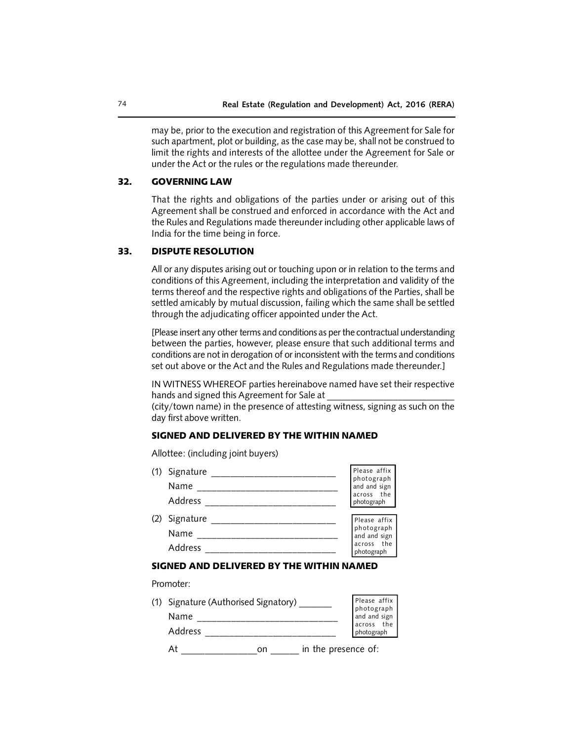may be, prior to the execution and registration of this Agreement for Sale for such apartment, plot or building, as the case may be, shall not be construed to limit the rights and interests of the allottee under the Agreement for Sale or under the Act or the rules or the regulations made thereunder.

## 32. GOVERNING LAW

That the rights and obligations of the parties under or arising out of this Agreement shall be construed and enforced in accordance with the Act and the Rules and Regulations made thereunder including other applicable laws of India for the time being in force.

## 33. DISPUTE RESOLUTION

All or any disputes arising out or touching upon or in relation to the terms and conditions of this Agreement, including the interpretation and validity of the terms thereof and the respective rights and obligations of the Parties, shall be settled amicably by mutual discussion, failing which the same shall be settled through the adjudicating officer appointed under the Act.

[Please insert any other terms and conditions as per the contractual understanding between the parties, however, please ensure that such additional terms and conditions are not in derogation of or inconsistent with the terms and conditions set out above or the Act and the Rules and Regulations made thereunder.]

IN WITNESS WHEREOF parties hereinabove named have set their respective hands and signed this Agreement for Sale at ________________________ (city/town name) in the presence of attesting witness, signing as such on the day first above written.

**SIGNED AND DELIVERED BY THE WITHIN NAMED**

Allottee: (including joint buyers)

(1) Signature ________________________ [Please affix photograph and and sign across the photograph]
Name ____________________________
Address __________________________

(2) Signature ________________________ [Please affix photograph and and sign across the photograph]
Name ____________________________
Address __________________________

**SIGNED AND DELIVERED BY THE WITHIN NAMED**

Promoter:

(1) Signature (Authorised Signatory) _______ [Please affix photograph and and sign across the photograph]
Name ____________________________
Address __________________________

At _______________on ______ in the presence of: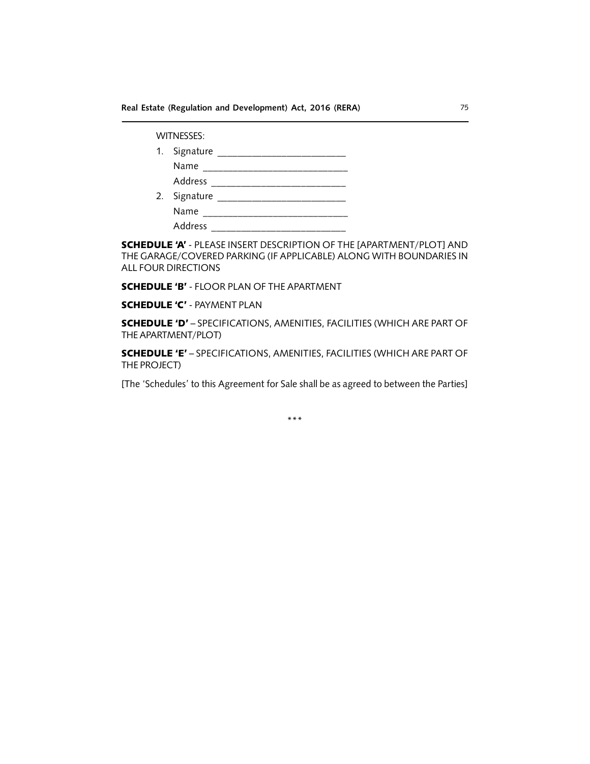WITNESSES:

1. Signature ________________________

   Name ___________________________

   Address _________________________

2. Signature ________________________

   Name ___________________________

   Address _________________________

**SCHEDULE 'A'** - PLEASE INSERT DESCRIPTION OF THE [APARTMENT/PLOT] AND THE GARAGE/COVERED PARKING (IF APPLICABLE) ALONG WITH BOUNDARIES IN ALL FOUR DIRECTIONS

**SCHEDULE 'B'** - FLOOR PLAN OF THE APARTMENT

**SCHEDULE 'C'** - PAYMENT PLAN

**SCHEDULE 'D'** – SPECIFICATIONS, AMENITIES, FACILITIES (WHICH ARE PART OF THE APARTMENT/PLOT)

**SCHEDULE 'E'** – SPECIFICATIONS, AMENITIES, FACILITIES (WHICH ARE PART OF THE PROJECT)

[The 'Schedules' to this Agreement for Sale shall be as agreed to between the Parties]

***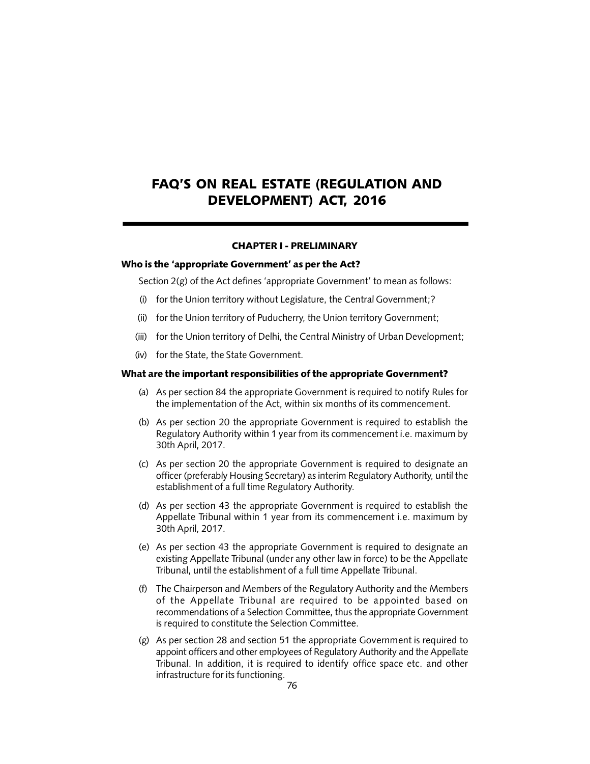# FAQ'S ON REAL ESTATE (REGULATION AND DEVELOPMENT) ACT, 2016

## CHAPTER I - PRELIMINARY

### Who is the 'appropriate Government' as per the Act?

Section 2(g) of the Act defines 'appropriate Government' to mean as follows:

(i) for the Union territory without Legislature, the Central Government;?

(ii) for the Union territory of Puducherry, the Union territory Government;

(iii) for the Union territory of Delhi, the Central Ministry of Urban Development;

(iv) for the State, the State Government.

### What are the important responsibilities of the appropriate Government?

(a) As per section 84 the appropriate Government is required to notify Rules for the implementation of the Act, within six months of its commencement.

(b) As per section 20 the appropriate Government is required to establish the Regulatory Authority within 1 year from its commencement i.e. maximum by 30th April, 2017.

(c) As per section 20 the appropriate Government is required to designate an officer (preferably Housing Secretary) as interim Regulatory Authority, until the establishment of a full time Regulatory Authority.

(d) As per section 43 the appropriate Government is required to establish the Appellate Tribunal within 1 year from its commencement i.e. maximum by 30th April, 2017.

(e) As per section 43 the appropriate Government is required to designate an existing Appellate Tribunal (under any other law in force) to be the Appellate Tribunal, until the establishment of a full time Appellate Tribunal.

(f) The Chairperson and Members of the Regulatory Authority and the Members of the Appellate Tribunal are required to be appointed based on recommendations of a Selection Committee, thus the appropriate Government is required to constitute the Selection Committee.

(g) As per section 28 and section 51 the appropriate Government is required to appoint officers and other employees of Regulatory Authority and the Appellate Tribunal. In addition, it is required to identify office space etc. and other infrastructure for its functioning.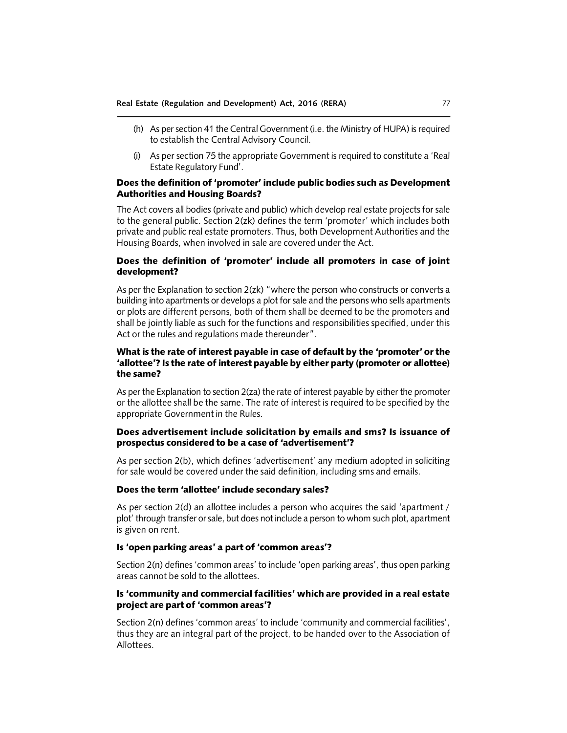(h) As per section 41 the Central Government (i.e. the Ministry of HUPA) is required to establish the Central Advisory Council.

(i) As per section 75 the appropriate Government is required to constitute a 'Real Estate Regulatory Fund'.

### Does the definition of 'promoter' include public bodies such as Development Authorities and Housing Boards?

The Act covers all bodies (private and public) which develop real estate projects for sale to the general public. Section 2(zk) defines the term 'promoter' which includes both private and public real estate promoters. Thus, both Development Authorities and the Housing Boards, when involved in sale are covered under the Act.

### Does the definition of 'promoter' include all promoters in case of joint development?

As per the Explanation to section 2(zk) "where the person who constructs or converts a building into apartments or develops a plot for sale and the persons who sells apartments or plots are different persons, both of them shall be deemed to be the promoters and shall be jointly liable as such for the functions and responsibilities specified, under this Act or the rules and regulations made thereunder".

### What is the rate of interest payable in case of default by the 'promoter' or the 'allottee'? Is the rate of interest payable by either party (promoter or allottee) the same?

As per the Explanation to section 2(za) the rate of interest payable by either the promoter or the allottee shall be the same. The rate of interest is required to be specified by the appropriate Government in the Rules.

### Does advertisement include solicitation by emails and sms? Is issuance of prospectus considered to be a case of 'advertisement'?

As per section 2(b), which defines 'advertisement' any medium adopted in soliciting for sale would be covered under the said definition, including sms and emails.

### Does the term 'allottee' include secondary sales?

As per section 2(d) an allottee includes a person who acquires the said 'apartment / plot' through transfer or sale, but does not include a person to whom such plot, apartment is given on rent.

### Is 'open parking areas' a part of 'common areas'?

Section 2(n) defines 'common areas' to include 'open parking areas', thus open parking areas cannot be sold to the allottees.

### Is 'community and commercial facilities' which are provided in a real estate project are part of 'common areas'?

Section 2(n) defines 'common areas' to include 'community and commercial facilities', thus they are an integral part of the project, to be handed over to the Association of Allottees.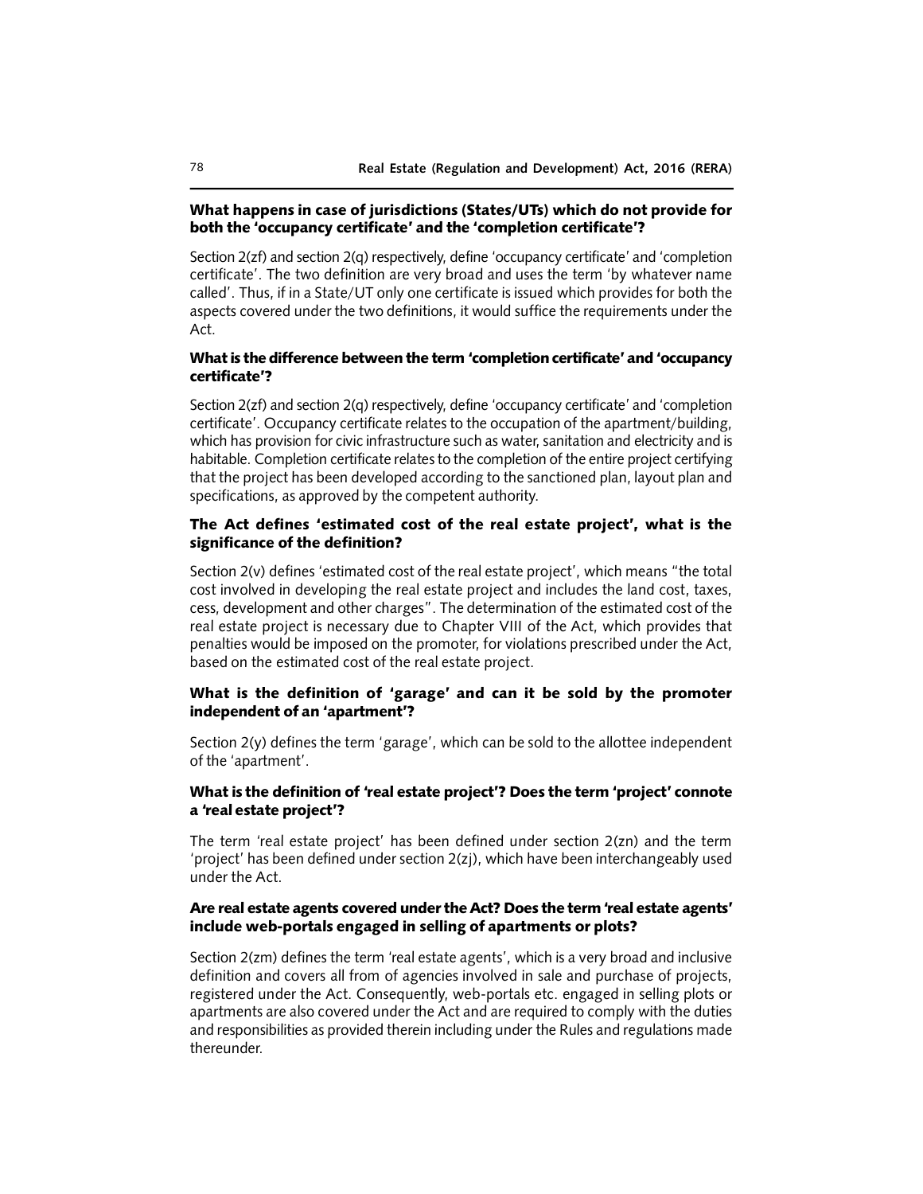**What happens in case of jurisdictions (States/UTs) which do not provide for both the 'occupancy certificate' and the 'completion certificate'?**

Section 2(zf) and section 2(q) respectively, define 'occupancy certificate' and 'completion certificate'. The two definition are very broad and uses the term 'by whatever name called'. Thus, if in a State/UT only one certificate is issued which provides for both the aspects covered under the two definitions, it would suffice the requirements under the Act.

**What is the difference between the term 'completion certificate' and 'occupancy certificate'?**

Section 2(zf) and section 2(q) respectively, define 'occupancy certificate' and 'completion certificate'. Occupancy certificate relates to the occupation of the apartment/building, which has provision for civic infrastructure such as water, sanitation and electricity and is habitable. Completion certificate relates to the completion of the entire project certifying that the project has been developed according to the sanctioned plan, layout plan and specifications, as approved by the competent authority.

**The Act defines 'estimated cost of the real estate project', what is the significance of the definition?**

Section 2(v) defines 'estimated cost of the real estate project', which means "the total cost involved in developing the real estate project and includes the land cost, taxes, cess, development and other charges". The determination of the estimated cost of the real estate project is necessary due to Chapter VIII of the Act, which provides that penalties would be imposed on the promoter, for violations prescribed under the Act, based on the estimated cost of the real estate project.

**What is the definition of 'garage' and can it be sold by the promoter independent of an 'apartment'?**

Section 2(y) defines the term 'garage', which can be sold to the allottee independent of the 'apartment'.

**What is the definition of 'real estate project'? Does the term 'project' connote a 'real estate project'?**

The term 'real estate project' has been defined under section 2(zn) and the term 'project' has been defined under section 2(zj), which have been interchangeably used under the Act.

**Are real estate agents covered under the Act? Does the term 'real estate agents' include web-portals engaged in selling of apartments or plots?**

Section 2(zm) defines the term 'real estate agents', which is a very broad and inclusive definition and covers all from of agencies involved in sale and purchase of projects, registered under the Act. Consequently, web-portals etc. engaged in selling plots or apartments are also covered under the Act and are required to comply with the duties and responsibilities as provided therein including under the Rules and regulations made thereunder.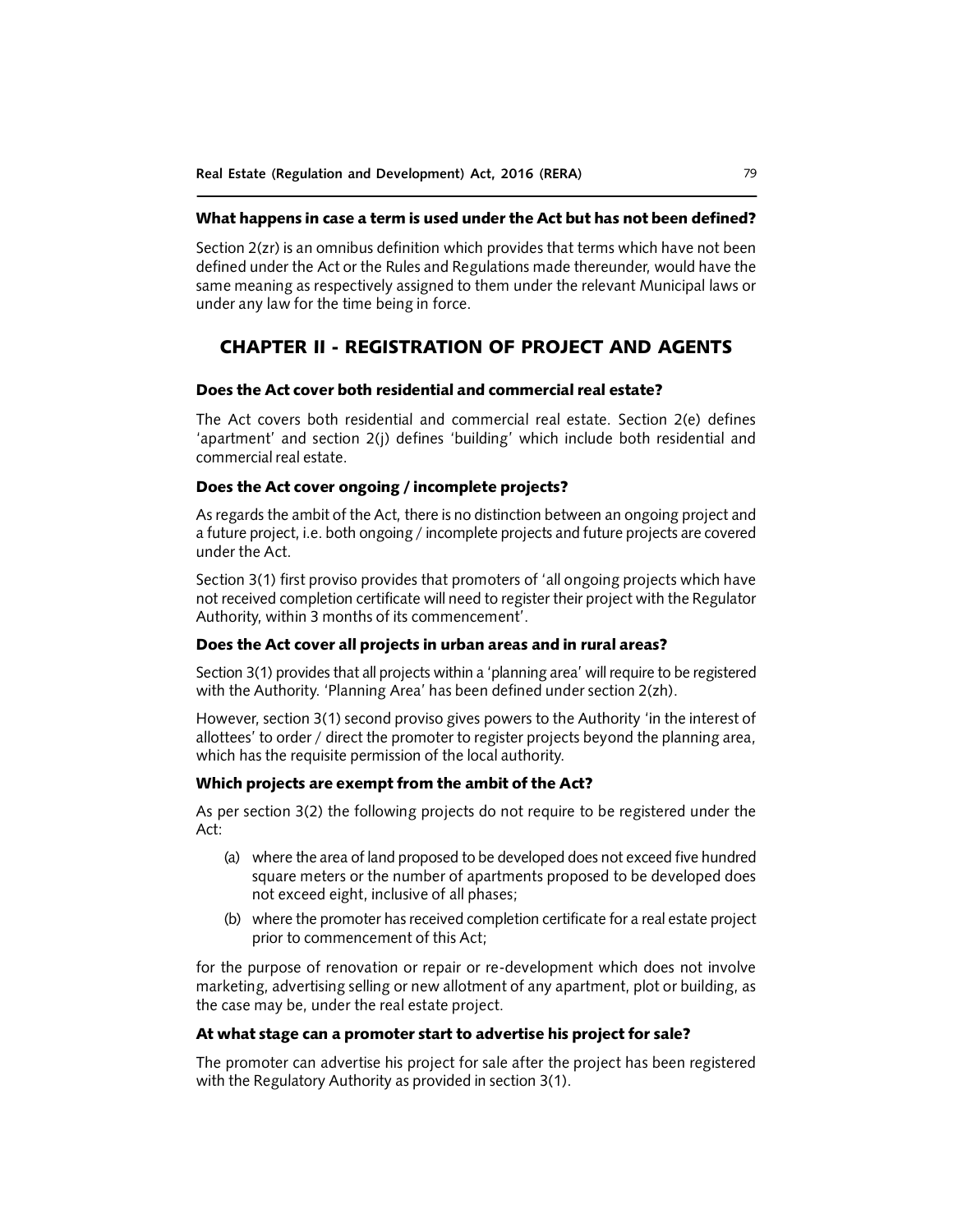### What happens in case a term is used under the Act but has not been defined?

Section 2(zr) is an omnibus definition which provides that terms which have not been defined under the Act or the Rules and Regulations made thereunder, would have the same meaning as respectively assigned to them under the relevant Municipal laws or under any law for the time being in force.

## CHAPTER II - REGISTRATION OF PROJECT AND AGENTS

### Does the Act cover both residential and commercial real estate?

The Act covers both residential and commercial real estate. Section 2(e) defines 'apartment' and section 2(j) defines 'building' which include both residential and commercial real estate.

### Does the Act cover ongoing / incomplete projects?

As regards the ambit of the Act, there is no distinction between an ongoing project and a future project, i.e. both ongoing / incomplete projects and future projects are covered under the Act.

Section 3(1) first proviso provides that promoters of 'all ongoing projects which have not received completion certificate will need to register their project with the Regulator Authority, within 3 months of its commencement'.

### Does the Act cover all projects in urban areas and in rural areas?

Section 3(1) provides that all projects within a 'planning area' will require to be registered with the Authority. 'Planning Area' has been defined under section 2(zh).

However, section 3(1) second proviso gives powers to the Authority 'in the interest of allottees' to order / direct the promoter to register projects beyond the planning area, which has the requisite permission of the local authority.

### Which projects are exempt from the ambit of the Act?

As per section 3(2) the following projects do not require to be registered under the Act:

(a) where the area of land proposed to be developed does not exceed five hundred square meters or the number of apartments proposed to be developed does not exceed eight, inclusive of all phases;

(b) where the promoter has received completion certificate for a real estate project prior to commencement of this Act;

for the purpose of renovation or repair or re-development which does not involve marketing, advertising selling or new allotment of any apartment, plot or building, as the case may be, under the real estate project.

### At what stage can a promoter start to advertise his project for sale?

The promoter can advertise his project for sale after the project has been registered with the Regulatory Authority as provided in section 3(1).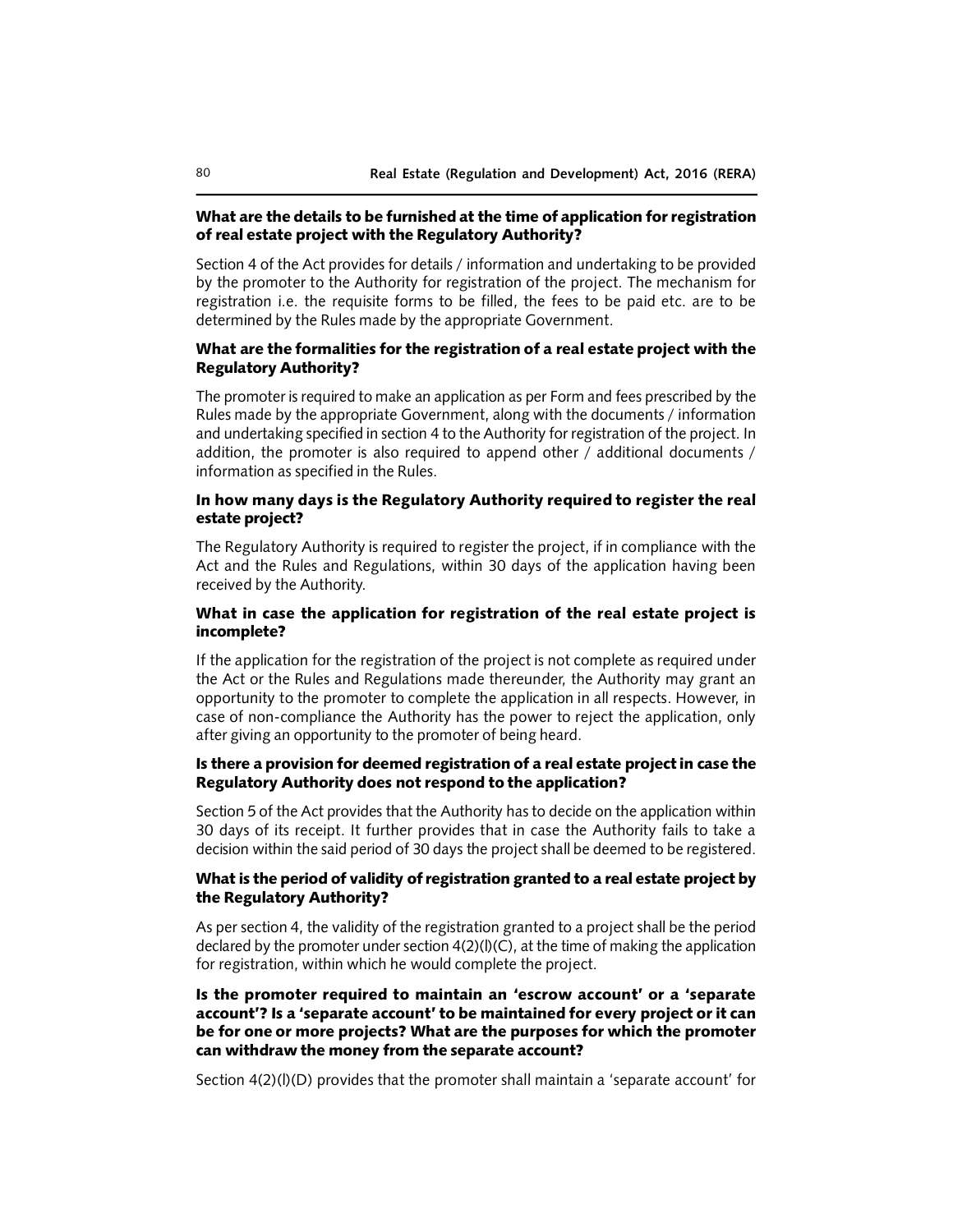**What are the details to be furnished at the time of application for registration of real estate project with the Regulatory Authority?**

Section 4 of the Act provides for details / information and undertaking to be provided by the promoter to the Authority for registration of the project. The mechanism for registration i.e. the requisite forms to be filled, the fees to be paid etc. are to be determined by the Rules made by the appropriate Government.

**What are the formalities for the registration of a real estate project with the Regulatory Authority?**

The promoter is required to make an application as per Form and fees prescribed by the Rules made by the appropriate Government, along with the documents / information and undertaking specified in section 4 to the Authority for registration of the project. In addition, the promoter is also required to append other / additional documents / information as specified in the Rules.

**In how many days is the Regulatory Authority required to register the real estate project?**

The Regulatory Authority is required to register the project, if in compliance with the Act and the Rules and Regulations, within 30 days of the application having been received by the Authority.

**What in case the application for registration of the real estate project is incomplete?**

If the application for the registration of the project is not complete as required under the Act or the Rules and Regulations made thereunder, the Authority may grant an opportunity to the promoter to complete the application in all respects. However, in case of non-compliance the Authority has the power to reject the application, only after giving an opportunity to the promoter of being heard.

**Is there a provision for deemed registration of a real estate project in case the Regulatory Authority does not respond to the application?**

Section 5 of the Act provides that the Authority has to decide on the application within 30 days of its receipt. It further provides that in case the Authority fails to take a decision within the said period of 30 days the project shall be deemed to be registered.

**What is the period of validity of registration granted to a real estate project by the Regulatory Authority?**

As per section 4, the validity of the registration granted to a project shall be the period declared by the promoter under section 4(2)(l)(C), at the time of making the application for registration, within which he would complete the project.

**Is the promoter required to maintain an 'escrow account' or a 'separate account'? Is a 'separate account' to be maintained for every project or it can be for one or more projects? What are the purposes for which the promoter can withdraw the money from the separate account?**

Section 4(2)(l)(D) provides that the promoter shall maintain a 'separate account' for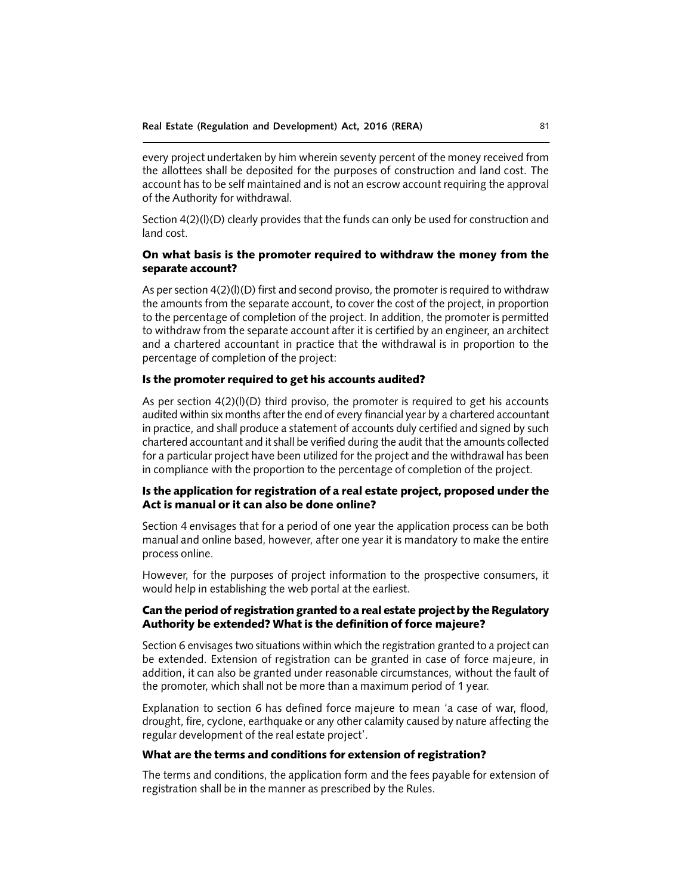every project undertaken by him wherein seventy percent of the money received from the allottees shall be deposited for the purposes of construction and land cost. The account has to be self maintained and is not an escrow account requiring the approval of the Authority for withdrawal.

Section 4(2)(l)(D) clearly provides that the funds can only be used for construction and land cost.

### On what basis is the promoter required to withdraw the money from the separate account?

As per section 4(2)(l)(D) first and second proviso, the promoter is required to withdraw the amounts from the separate account, to cover the cost of the project, in proportion to the percentage of completion of the project. In addition, the promoter is permitted to withdraw from the separate account after it is certified by an engineer, an architect and a chartered accountant in practice that the withdrawal is in proportion to the percentage of completion of the project:

### Is the promoter required to get his accounts audited?

As per section 4(2)(l)(D) third proviso, the promoter is required to get his accounts audited within six months after the end of every financial year by a chartered accountant in practice, and shall produce a statement of accounts duly certified and signed by such chartered accountant and it shall be verified during the audit that the amounts collected for a particular project have been utilized for the project and the withdrawal has been in compliance with the proportion to the percentage of completion of the project.

### Is the application for registration of a real estate project, proposed under the Act is manual or it can also be done online?

Section 4 envisages that for a period of one year the application process can be both manual and online based, however, after one year it is mandatory to make the entire process online.

However, for the purposes of project information to the prospective consumers, it would help in establishing the web portal at the earliest.

### Can the period of registration granted to a real estate project by the Regulatory Authority be extended? What is the definition of force majeure?

Section 6 envisages two situations within which the registration granted to a project can be extended. Extension of registration can be granted in case of force majeure, in addition, it can also be granted under reasonable circumstances, without the fault of the promoter, which shall not be more than a maximum period of 1 year.

Explanation to section 6 has defined force majeure to mean 'a case of war, flood, drought, fire, cyclone, earthquake or any other calamity caused by nature affecting the regular development of the real estate project'.

### What are the terms and conditions for extension of registration?

The terms and conditions, the application form and the fees payable for extension of registration shall be in the manner as prescribed by the Rules.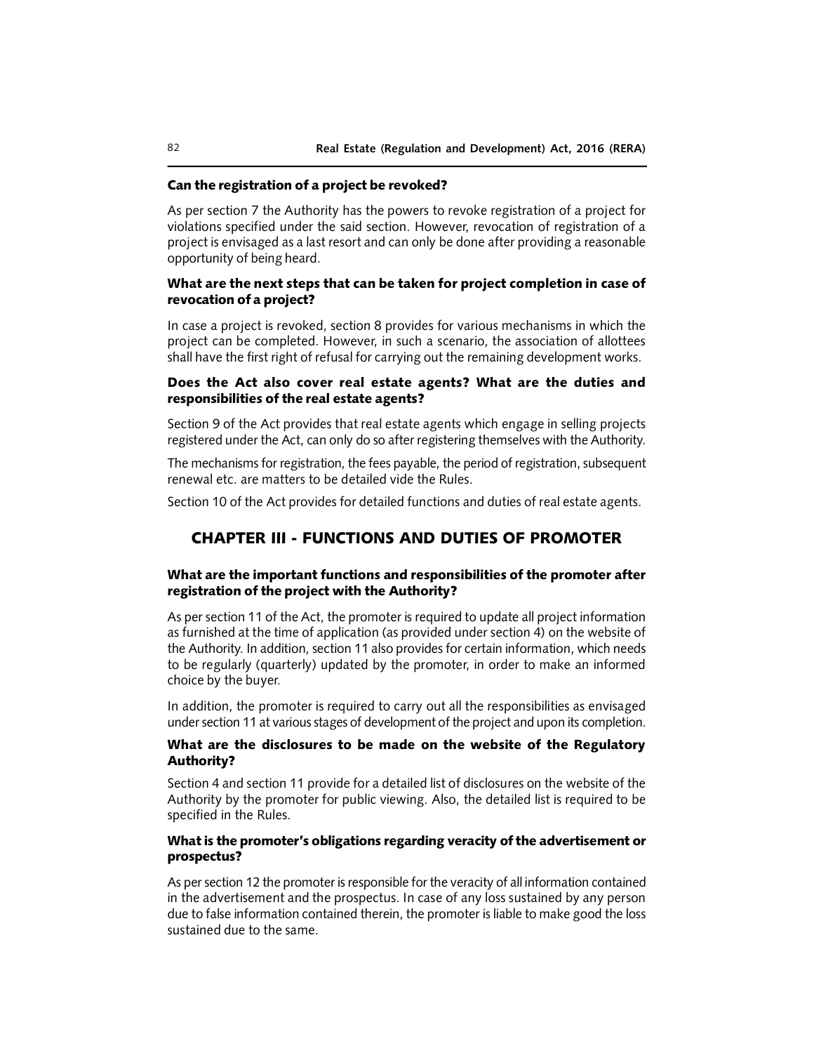**Can the registration of a project be revoked?**

As per section 7 the Authority has the powers to revoke registration of a project for violations specified under the said section. However, revocation of registration of a project is envisaged as a last resort and can only be done after providing a reasonable opportunity of being heard.

**What are the next steps that can be taken for project completion in case of revocation of a project?**

In case a project is revoked, section 8 provides for various mechanisms in which the project can be completed. However, in such a scenario, the association of allottees shall have the first right of refusal for carrying out the remaining development works.

**Does the Act also cover real estate agents? What are the duties and responsibilities of the real estate agents?**

Section 9 of the Act provides that real estate agents which engage in selling projects registered under the Act, can only do so after registering themselves with the Authority.

The mechanisms for registration, the fees payable, the period of registration, subsequent renewal etc. are matters to be detailed vide the Rules.

Section 10 of the Act provides for detailed functions and duties of real estate agents.

## CHAPTER III - FUNCTIONS AND DUTIES OF PROMOTER

**What are the important functions and responsibilities of the promoter after registration of the project with the Authority?**

As per section 11 of the Act, the promoter is required to update all project information as furnished at the time of application (as provided under section 4) on the website of the Authority. In addition, section 11 also provides for certain information, which needs to be regularly (quarterly) updated by the promoter, in order to make an informed choice by the buyer.

In addition, the promoter is required to carry out all the responsibilities as envisaged under section 11 at various stages of development of the project and upon its completion.

**What are the disclosures to be made on the website of the Regulatory Authority?**

Section 4 and section 11 provide for a detailed list of disclosures on the website of the Authority by the promoter for public viewing. Also, the detailed list is required to be specified in the Rules.

**What is the promoter's obligations regarding veracity of the advertisement or prospectus?**

As per section 12 the promoter is responsible for the veracity of all information contained in the advertisement and the prospectus. In case of any loss sustained by any person due to false information contained therein, the promoter is liable to make good the loss sustained due to the same.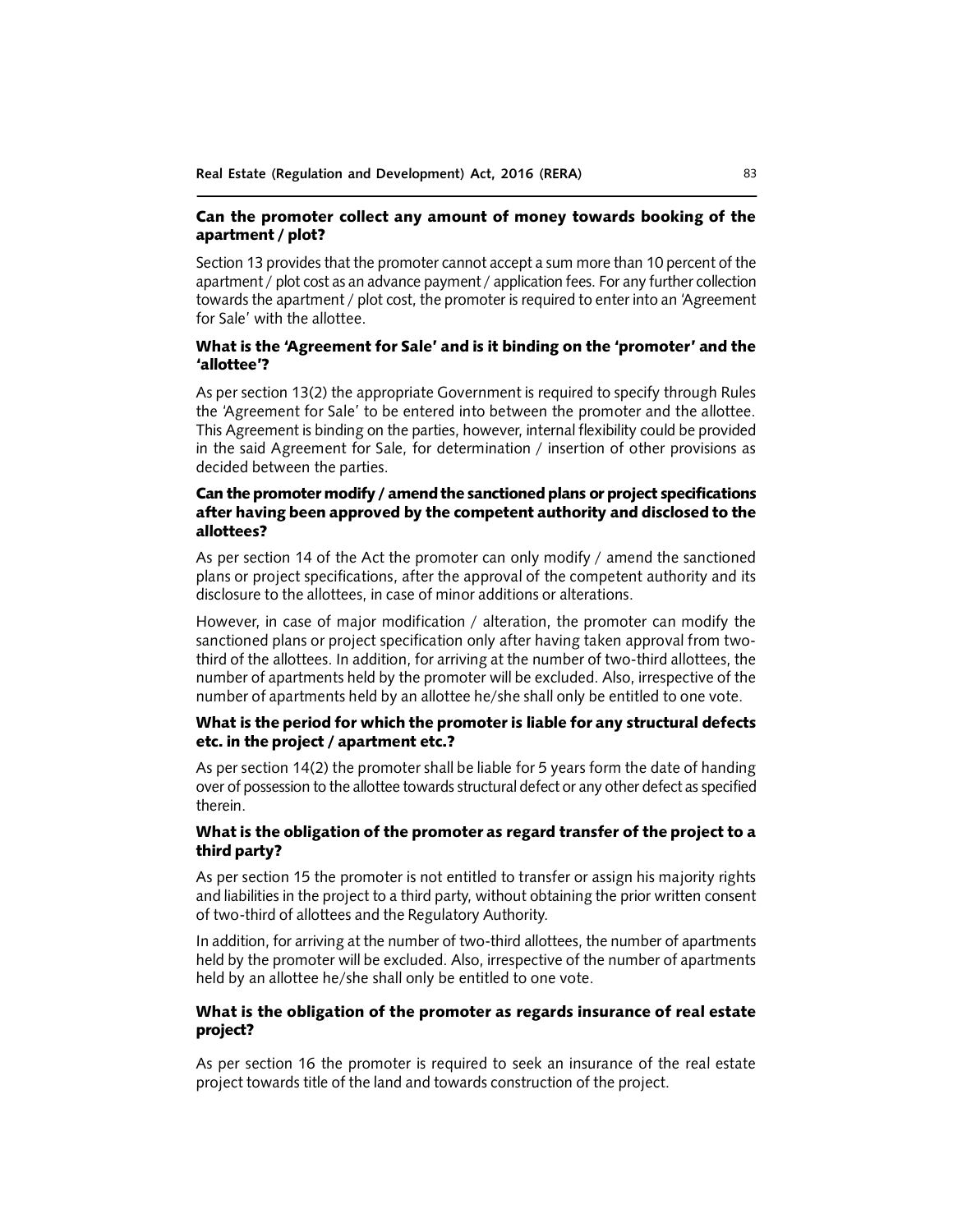### Can the promoter collect any amount of money towards booking of the apartment / plot?

Section 13 provides that the promoter cannot accept a sum more than 10 percent of the apartment / plot cost as an advance payment / application fees. For any further collection towards the apartment / plot cost, the promoter is required to enter into an 'Agreement for Sale' with the allottee.

### What is the 'Agreement for Sale' and is it binding on the 'promoter' and the 'allottee'?

As per section 13(2) the appropriate Government is required to specify through Rules the 'Agreement for Sale' to be entered into between the promoter and the allottee. This Agreement is binding on the parties, however, internal flexibility could be provided in the said Agreement for Sale, for determination / insertion of other provisions as decided between the parties.

### Can the promoter modify / amend the sanctioned plans or project specifications after having been approved by the competent authority and disclosed to the allottees?

As per section 14 of the Act the promoter can only modify / amend the sanctioned plans or project specifications, after the approval of the competent authority and its disclosure to the allottees, in case of minor additions or alterations.

However, in case of major modification / alteration, the promoter can modify the sanctioned plans or project specification only after having taken approval from two-third of the allottees. In addition, for arriving at the number of two-third allottees, the number of apartments held by the promoter will be excluded. Also, irrespective of the number of apartments held by an allottee he/she shall only be entitled to one vote.

### What is the period for which the promoter is liable for any structural defects etc. in the project / apartment etc.?

As per section 14(2) the promoter shall be liable for 5 years form the date of handing over of possession to the allottee towards structural defect or any other defect as specified therein.

### What is the obligation of the promoter as regard transfer of the project to a third party?

As per section 15 the promoter is not entitled to transfer or assign his majority rights and liabilities in the project to a third party, without obtaining the prior written consent of two-third of allottees and the Regulatory Authority.

In addition, for arriving at the number of two-third allottees, the number of apartments held by the promoter will be excluded. Also, irrespective of the number of apartments held by an allottee he/she shall only be entitled to one vote.

### What is the obligation of the promoter as regards insurance of real estate project?

As per section 16 the promoter is required to seek an insurance of the real estate project towards title of the land and towards construction of the project.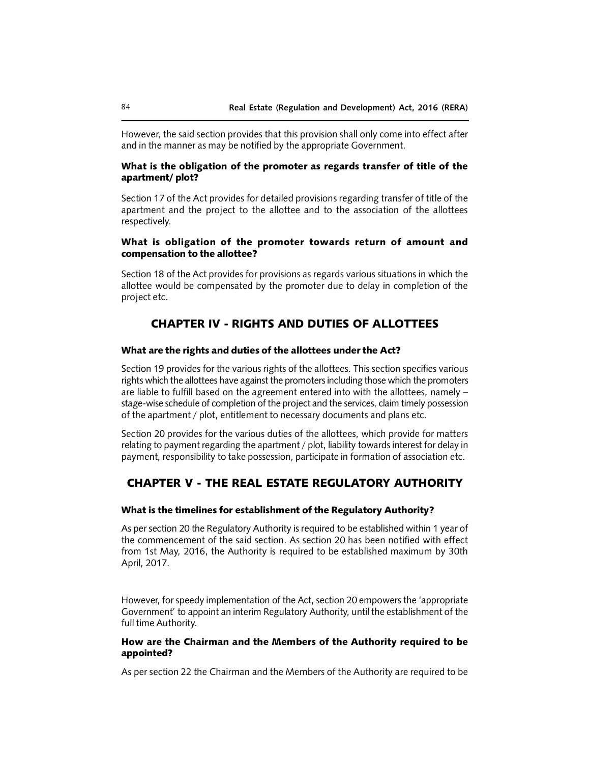However, the said section provides that this provision shall only come into effect after and in the manner as may be notified by the appropriate Government.

### What is the obligation of the promoter as regards transfer of title of the apartment/ plot?

Section 17 of the Act provides for detailed provisions regarding transfer of title of the apartment and the project to the allottee and to the association of the allottees respectively.

### What is obligation of the promoter towards return of amount and compensation to the allottee?

Section 18 of the Act provides for provisions as regards various situations in which the allottee would be compensated by the promoter due to delay in completion of the project etc.

## CHAPTER IV - RIGHTS AND DUTIES OF ALLOTTEES

### What are the rights and duties of the allottees under the Act?

Section 19 provides for the various rights of the allottees. This section specifies various rights which the allottees have against the promoters including those which the promoters are liable to fulfill based on the agreement entered into with the allottees, namely – stage-wise schedule of completion of the project and the services, claim timely possession of the apartment / plot, entitlement to necessary documents and plans etc.

Section 20 provides for the various duties of the allottees, which provide for matters relating to payment regarding the apartment / plot, liability towards interest for delay in payment, responsibility to take possession, participate in formation of association etc.

## CHAPTER V - THE REAL ESTATE REGULATORY AUTHORITY

### What is the timelines for establishment of the Regulatory Authority?

As per section 20 the Regulatory Authority is required to be established within 1 year of the commencement of the said section. As section 20 has been notified with effect from 1st May, 2016, the Authority is required to be established maximum by 30th April, 2017.

However, for speedy implementation of the Act, section 20 empowers the 'appropriate Government' to appoint an interim Regulatory Authority, until the establishment of the full time Authority.

### How are the Chairman and the Members of the Authority required to be appointed?

As per section 22 the Chairman and the Members of the Authority are required to be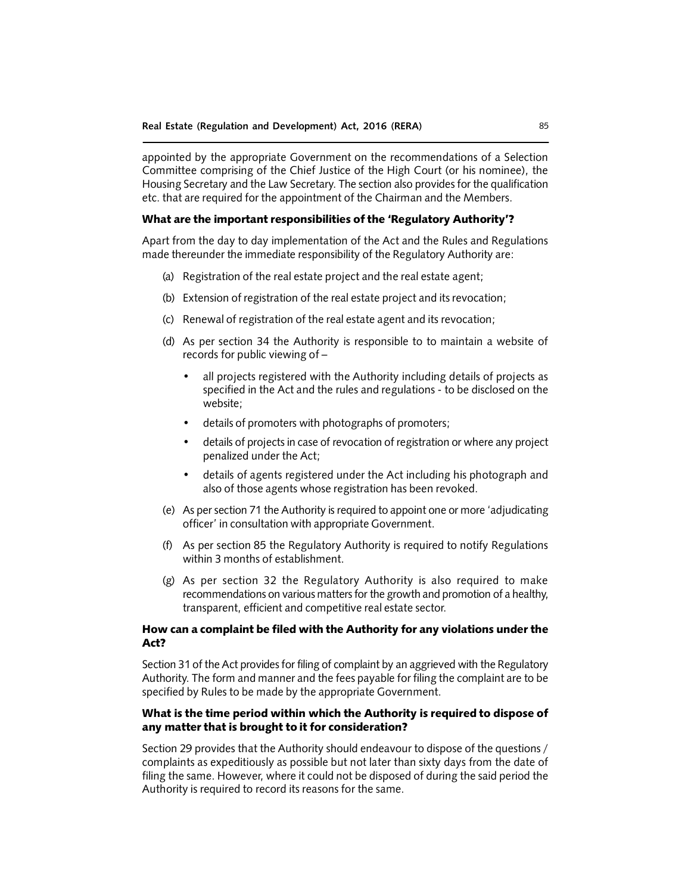appointed by the appropriate Government on the recommendations of a Selection Committee comprising of the Chief Justice of the High Court (or his nominee), the Housing Secretary and the Law Secretary. The section also provides for the qualification etc. that are required for the appointment of the Chairman and the Members.

**What are the important responsibilities of the 'Regulatory Authority'?**

Apart from the day to day implementation of the Act and the Rules and Regulations made thereunder the immediate responsibility of the Regulatory Authority are:

(a) Registration of the real estate project and the real estate agent;

(b) Extension of registration of the real estate project and its revocation;

(c) Renewal of registration of the real estate agent and its revocation;

(d) As per section 34 the Authority is responsible to to maintain a website of records for public viewing of –

- all projects registered with the Authority including details of projects as specified in the Act and the rules and regulations - to be disclosed on the website;
- details of promoters with photographs of promoters;
- details of projects in case of revocation of registration or where any project penalized under the Act;
- details of agents registered under the Act including his photograph and also of those agents whose registration has been revoked.

(e) As per section 71 the Authority is required to appoint one or more 'adjudicating officer' in consultation with appropriate Government.

(f) As per section 85 the Regulatory Authority is required to notify Regulations within 3 months of establishment.

(g) As per section 32 the Regulatory Authority is also required to make recommendations on various matters for the growth and promotion of a healthy, transparent, efficient and competitive real estate sector.

**How can a complaint be filed with the Authority for any violations under the Act?**

Section 31 of the Act provides for filing of complaint by an aggrieved with the Regulatory Authority. The form and manner and the fees payable for filing the complaint are to be specified by Rules to be made by the appropriate Government.

**What is the time period within which the Authority is required to dispose of any matter that is brought to it for consideration?**

Section 29 provides that the Authority should endeavour to dispose of the questions / complaints as expeditiously as possible but not later than sixty days from the date of filing the same. However, where it could not be disposed of during the said period the Authority is required to record its reasons for the same.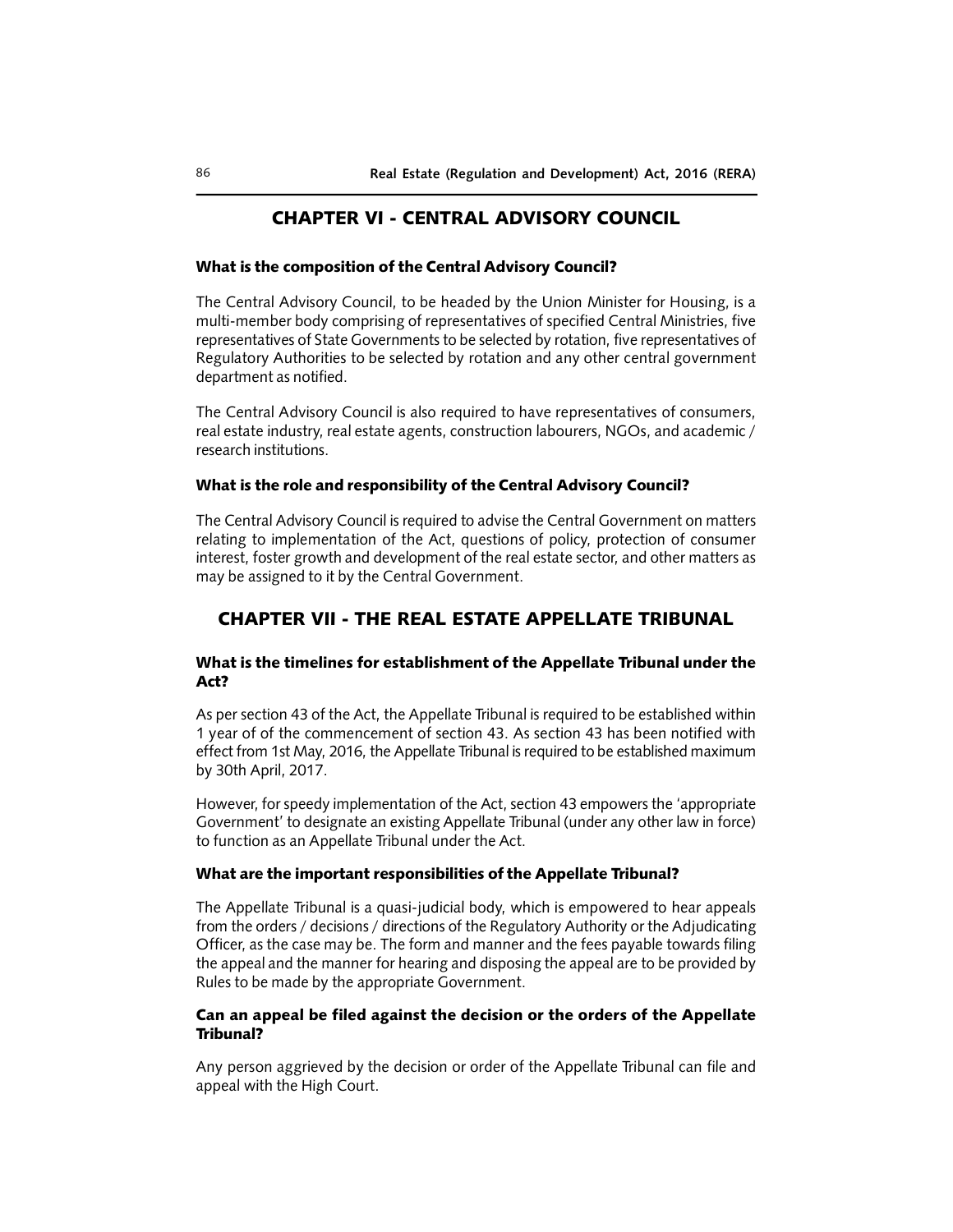## CHAPTER VI - CENTRAL ADVISORY COUNCIL

### What is the composition of the Central Advisory Council?

The Central Advisory Council, to be headed by the Union Minister for Housing, is a multi-member body comprising of representatives of specified Central Ministries, five representatives of State Governments to be selected by rotation, five representatives of Regulatory Authorities to be selected by rotation and any other central government department as notified.

The Central Advisory Council is also required to have representatives of consumers, real estate industry, real estate agents, construction labourers, NGOs, and academic / research institutions.

### What is the role and responsibility of the Central Advisory Council?

The Central Advisory Council is required to advise the Central Government on matters relating to implementation of the Act, questions of policy, protection of consumer interest, foster growth and development of the real estate sector, and other matters as may be assigned to it by the Central Government.

## CHAPTER VII - THE REAL ESTATE APPELLATE TRIBUNAL

### What is the timelines for establishment of the Appellate Tribunal under the Act?

As per section 43 of the Act, the Appellate Tribunal is required to be established within 1 year of of the commencement of section 43. As section 43 has been notified with effect from 1st May, 2016, the Appellate Tribunal is required to be established maximum by 30th April, 2017.

However, for speedy implementation of the Act, section 43 empowers the 'appropriate Government' to designate an existing Appellate Tribunal (under any other law in force) to function as an Appellate Tribunal under the Act.

### What are the important responsibilities of the Appellate Tribunal?

The Appellate Tribunal is a quasi-judicial body, which is empowered to hear appeals from the orders / decisions / directions of the Regulatory Authority or the Adjudicating Officer, as the case may be. The form and manner and the fees payable towards filing the appeal and the manner for hearing and disposing the appeal are to be provided by Rules to be made by the appropriate Government.

### Can an appeal be filed against the decision or the orders of the Appellate Tribunal?

Any person aggrieved by the decision or order of the Appellate Tribunal can file and appeal with the High Court.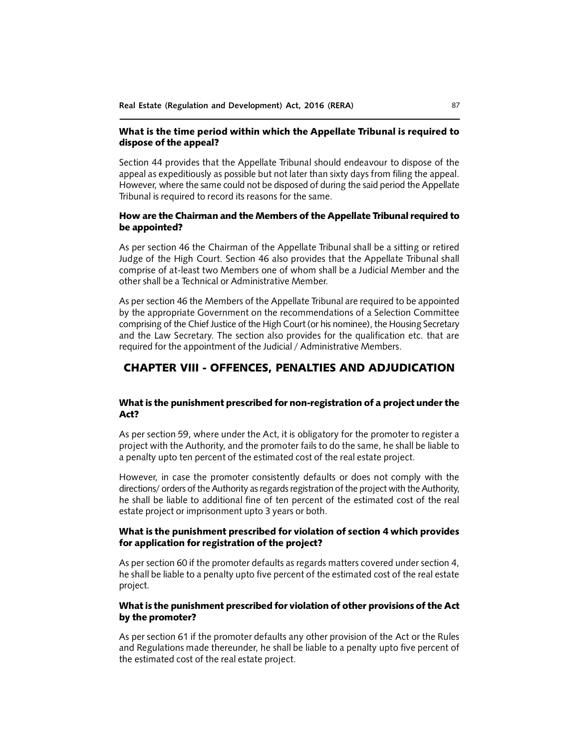**What is the time period within which the Appellate Tribunal is required to dispose of the appeal?**

Section 44 provides that the Appellate Tribunal should endeavour to dispose of the appeal as expeditiously as possible but not later than sixty days from filing the appeal. However, where the same could not be disposed of during the said period the Appellate Tribunal is required to record its reasons for the same.

**How are the Chairman and the Members of the Appellate Tribunal required to be appointed?**

As per section 46 the Chairman of the Appellate Tribunal shall be a sitting or retired Judge of the High Court. Section 46 also provides that the Appellate Tribunal shall comprise of at-least two Members one of whom shall be a Judicial Member and the other shall be a Technical or Administrative Member.

As per section 46 the Members of the Appellate Tribunal are required to be appointed by the appropriate Government on the recommendations of a Selection Committee comprising of the Chief Justice of the High Court (or his nominee), the Housing Secretary and the Law Secretary. The section also provides for the qualification etc. that are required for the appointment of the Judicial / Administrative Members.

## CHAPTER VIII - OFFENCES, PENALTIES AND ADJUDICATION

**What is the punishment prescribed for non-registration of a project under the Act?**

As per section 59, where under the Act, it is obligatory for the promoter to register a project with the Authority, and the promoter fails to do the same, he shall be liable to a penalty upto ten percent of the estimated cost of the real estate project.

However, in case the promoter consistently defaults or does not comply with the directions/ orders of the Authority as regards registration of the project with the Authority, he shall be liable to additional fine of ten percent of the estimated cost of the real estate project or imprisonment upto 3 years or both.

**What is the punishment prescribed for violation of section 4 which provides for application for registration of the project?**

As per section 60 if the promoter defaults as regards matters covered under section 4, he shall be liable to a penalty upto five percent of the estimated cost of the real estate project.

**What is the punishment prescribed for violation of other provisions of the Act by the promoter?**

As per section 61 if the promoter defaults any other provision of the Act or the Rules and Regulations made thereunder, he shall be liable to a penalty upto five percent of the estimated cost of the real estate project.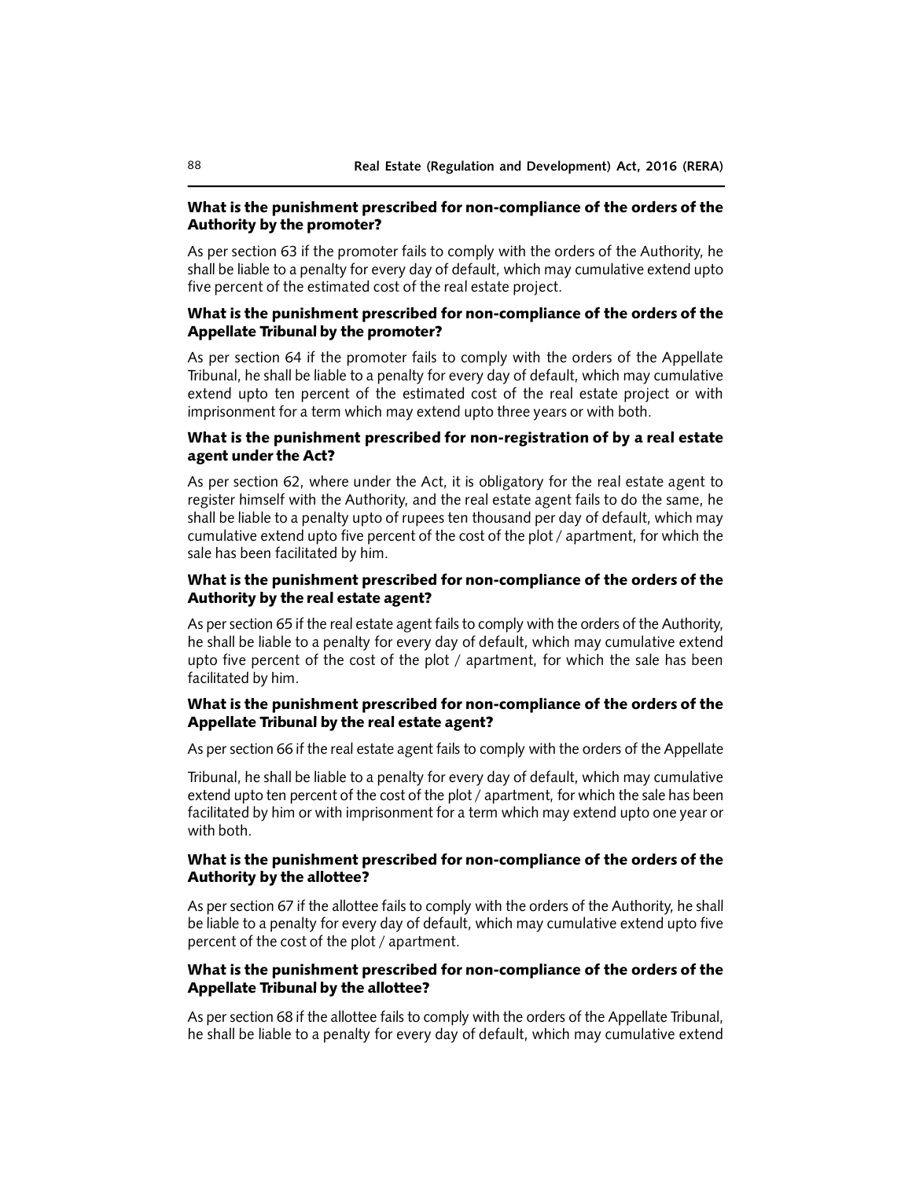**What is the punishment prescribed for non-compliance of the orders of the Authority by the promoter?**

As per section 63 if the promoter fails to comply with the orders of the Authority, he shall be liable to a penalty for every day of default, which may cumulative extend upto five percent of the estimated cost of the real estate project.

**What is the punishment prescribed for non-compliance of the orders of the Appellate Tribunal by the promoter?**

As per section 64 if the promoter fails to comply with the orders of the Appellate Tribunal, he shall be liable to a penalty for every day of default, which may cumulative extend upto ten percent of the estimated cost of the real estate project or with imprisonment for a term which may extend upto three years or with both.

**What is the punishment prescribed for non-registration of by a real estate agent under the Act?**

As per section 62, where under the Act, it is obligatory for the real estate agent to register himself with the Authority, and the real estate agent fails to do the same, he shall be liable to a penalty upto of rupees ten thousand per day of default, which may cumulative extend upto five percent of the cost of the plot / apartment, for which the sale has been facilitated by him.

**What is the punishment prescribed for non-compliance of the orders of the Authority by the real estate agent?**

As per section 65 if the real estate agent fails to comply with the orders of the Authority, he shall be liable to a penalty for every day of default, which may cumulative extend upto five percent of the cost of the plot / apartment, for which the sale has been facilitated by him.

**What is the punishment prescribed for non-compliance of the orders of the Appellate Tribunal by the real estate agent?**

As per section 66 if the real estate agent fails to comply with the orders of the Appellate Tribunal, he shall be liable to a penalty for every day of default, which may cumulative extend upto ten percent of the cost of the plot / apartment, for which the sale has been facilitated by him or with imprisonment for a term which may extend upto one year or with both.

**What is the punishment prescribed for non-compliance of the orders of the Authority by the allottee?**

As per section 67 if the allottee fails to comply with the orders of the Authority, he shall be liable to a penalty for every day of default, which may cumulative extend upto five percent of the cost of the plot / apartment.

**What is the punishment prescribed for non-compliance of the orders of the Appellate Tribunal by the allottee?**

As per section 68 if the allottee fails to comply with the orders of the Appellate Tribunal, he shall be liable to a penalty for every day of default, which may cumulative extend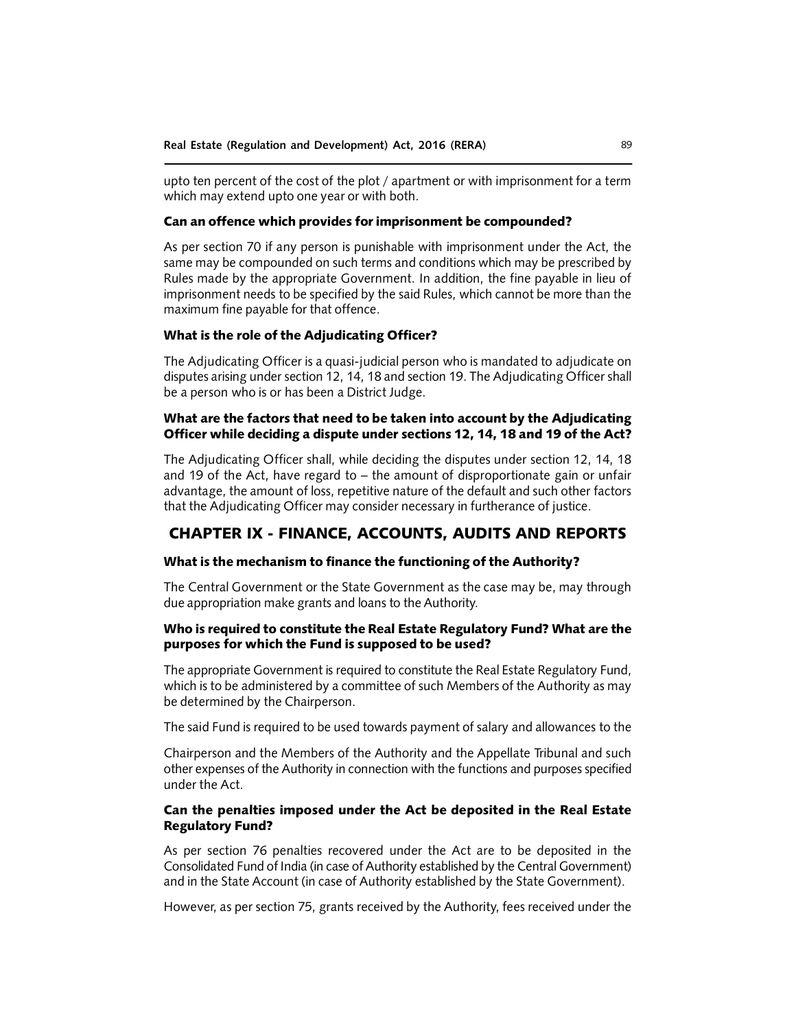upto ten percent of the cost of the plot / apartment or with imprisonment for a term which may extend upto one year or with both.

### Can an offence which provides for imprisonment be compounded?

As per section 70 if any person is punishable with imprisonment under the Act, the same may be compounded on such terms and conditions which may be prescribed by Rules made by the appropriate Government. In addition, the fine payable in lieu of imprisonment needs to be specified by the said Rules, which cannot be more than the maximum fine payable for that offence.

### What is the role of the Adjudicating Officer?

The Adjudicating Officer is a quasi-judicial person who is mandated to adjudicate on disputes arising under section 12, 14, 18 and section 19. The Adjudicating Officer shall be a person who is or has been a District Judge.

### What are the factors that need to be taken into account by the Adjudicating Officer while deciding a dispute under sections 12, 14, 18 and 19 of the Act?

The Adjudicating Officer shall, while deciding the disputes under section 12, 14, 18 and 19 of the Act, have regard to – the amount of disproportionate gain or unfair advantage, the amount of loss, repetitive nature of the default and such other factors that the Adjudicating Officer may consider necessary in furtherance of justice.

## CHAPTER IX - FINANCE, ACCOUNTS, AUDITS AND REPORTS

### What is the mechanism to finance the functioning of the Authority?

The Central Government or the State Government as the case may be, may through due appropriation make grants and loans to the Authority.

### Who is required to constitute the Real Estate Regulatory Fund? What are the purposes for which the Fund is supposed to be used?

The appropriate Government is required to constitute the Real Estate Regulatory Fund, which is to be administered by a committee of such Members of the Authority as may be determined by the Chairperson.

The said Fund is required to be used towards payment of salary and allowances to the

Chairperson and the Members of the Authority and the Appellate Tribunal and such other expenses of the Authority in connection with the functions and purposes specified under the Act.

### Can the penalties imposed under the Act be deposited in the Real Estate Regulatory Fund?

As per section 76 penalties recovered under the Act are to be deposited in the Consolidated Fund of India (in case of Authority established by the Central Government) and in the State Account (in case of Authority established by the State Government).

However, as per section 75, grants received by the Authority, fees received under the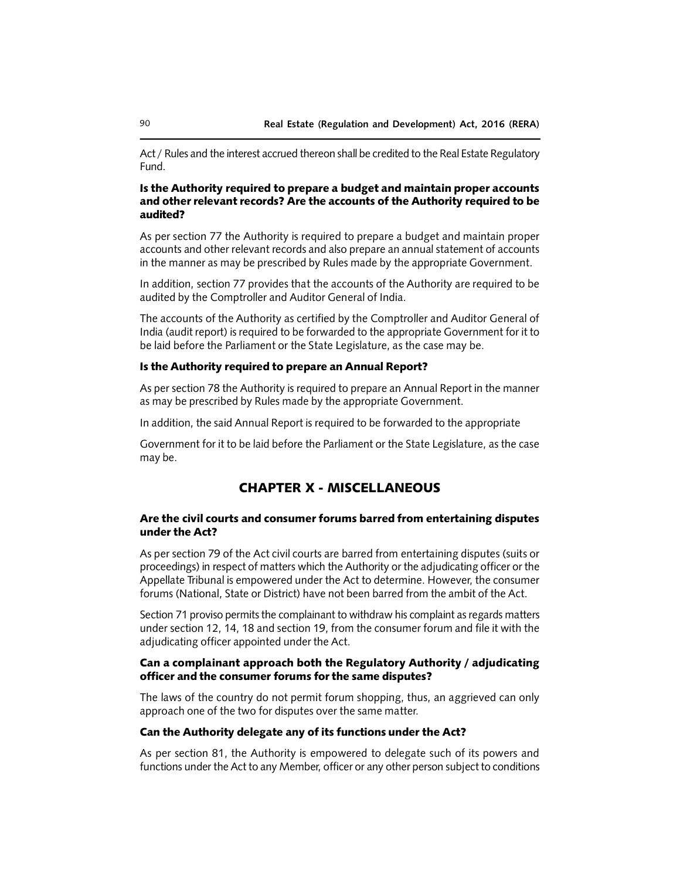Act / Rules and the interest accrued thereon shall be credited to the Real Estate Regulatory Fund.

### Is the Authority required to prepare a budget and maintain proper accounts and other relevant records? Are the accounts of the Authority required to be audited?

As per section 77 the Authority is required to prepare a budget and maintain proper accounts and other relevant records and also prepare an annual statement of accounts in the manner as may be prescribed by Rules made by the appropriate Government.

In addition, section 77 provides that the accounts of the Authority are required to be audited by the Comptroller and Auditor General of India.

The accounts of the Authority as certified by the Comptroller and Auditor General of India (audit report) is required to be forwarded to the appropriate Government for it to be laid before the Parliament or the State Legislature, as the case may be.

### Is the Authority required to prepare an Annual Report?

As per section 78 the Authority is required to prepare an Annual Report in the manner as may be prescribed by Rules made by the appropriate Government.

In addition, the said Annual Report is required to be forwarded to the appropriate

Government for it to be laid before the Parliament or the State Legislature, as the case may be.

## CHAPTER X - MISCELLANEOUS

### Are the civil courts and consumer forums barred from entertaining disputes under the Act?

As per section 79 of the Act civil courts are barred from entertaining disputes (suits or proceedings) in respect of matters which the Authority or the adjudicating officer or the Appellate Tribunal is empowered under the Act to determine. However, the consumer forums (National, State or District) have not been barred from the ambit of the Act.

Section 71 proviso permits the complainant to withdraw his complaint as regards matters under section 12, 14, 18 and section 19, from the consumer forum and file it with the adjudicating officer appointed under the Act.

### Can a complainant approach both the Regulatory Authority / adjudicating officer and the consumer forums for the same disputes?

The laws of the country do not permit forum shopping, thus, an aggrieved can only approach one of the two for disputes over the same matter.

### Can the Authority delegate any of its functions under the Act?

As per section 81, the Authority is empowered to delegate such of its powers and functions under the Act to any Member, officer or any other person subject to conditions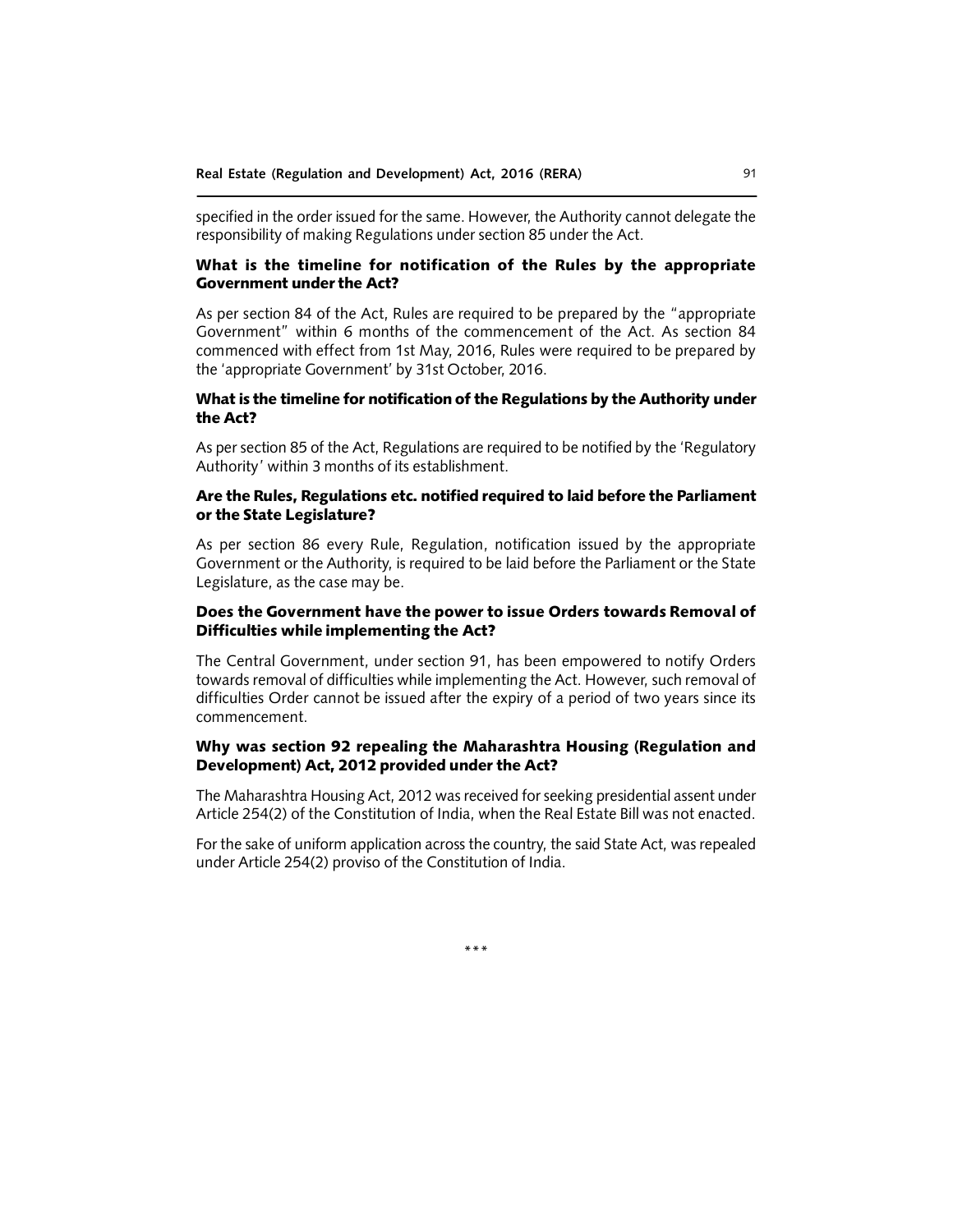specified in the order issued for the same. However, the Authority cannot delegate the responsibility of making Regulations under section 85 under the Act.

### What is the timeline for notification of the Rules by the appropriate Government under the Act?

As per section 84 of the Act, Rules are required to be prepared by the "appropriate Government" within 6 months of the commencement of the Act. As section 84 commenced with effect from 1st May, 2016, Rules were required to be prepared by the 'appropriate Government' by 31st October, 2016.

### What is the timeline for notification of the Regulations by the Authority under the Act?

As per section 85 of the Act, Regulations are required to be notified by the 'Regulatory Authority' within 3 months of its establishment.

### Are the Rules, Regulations etc. notified required to laid before the Parliament or the State Legislature?

As per section 86 every Rule, Regulation, notification issued by the appropriate Government or the Authority, is required to be laid before the Parliament or the State Legislature, as the case may be.

### Does the Government have the power to issue Orders towards Removal of Difficulties while implementing the Act?

The Central Government, under section 91, has been empowered to notify Orders towards removal of difficulties while implementing the Act. However, such removal of difficulties Order cannot be issued after the expiry of a period of two years since its commencement.

### Why was section 92 repealing the Maharashtra Housing (Regulation and Development) Act, 2012 provided under the Act?

The Maharashtra Housing Act, 2012 was received for seeking presidential assent under Article 254(2) of the Constitution of India, when the Real Estate Bill was not enacted.

For the sake of uniform application across the country, the said State Act, was repealed under Article 254(2) proviso of the Constitution of India.

***